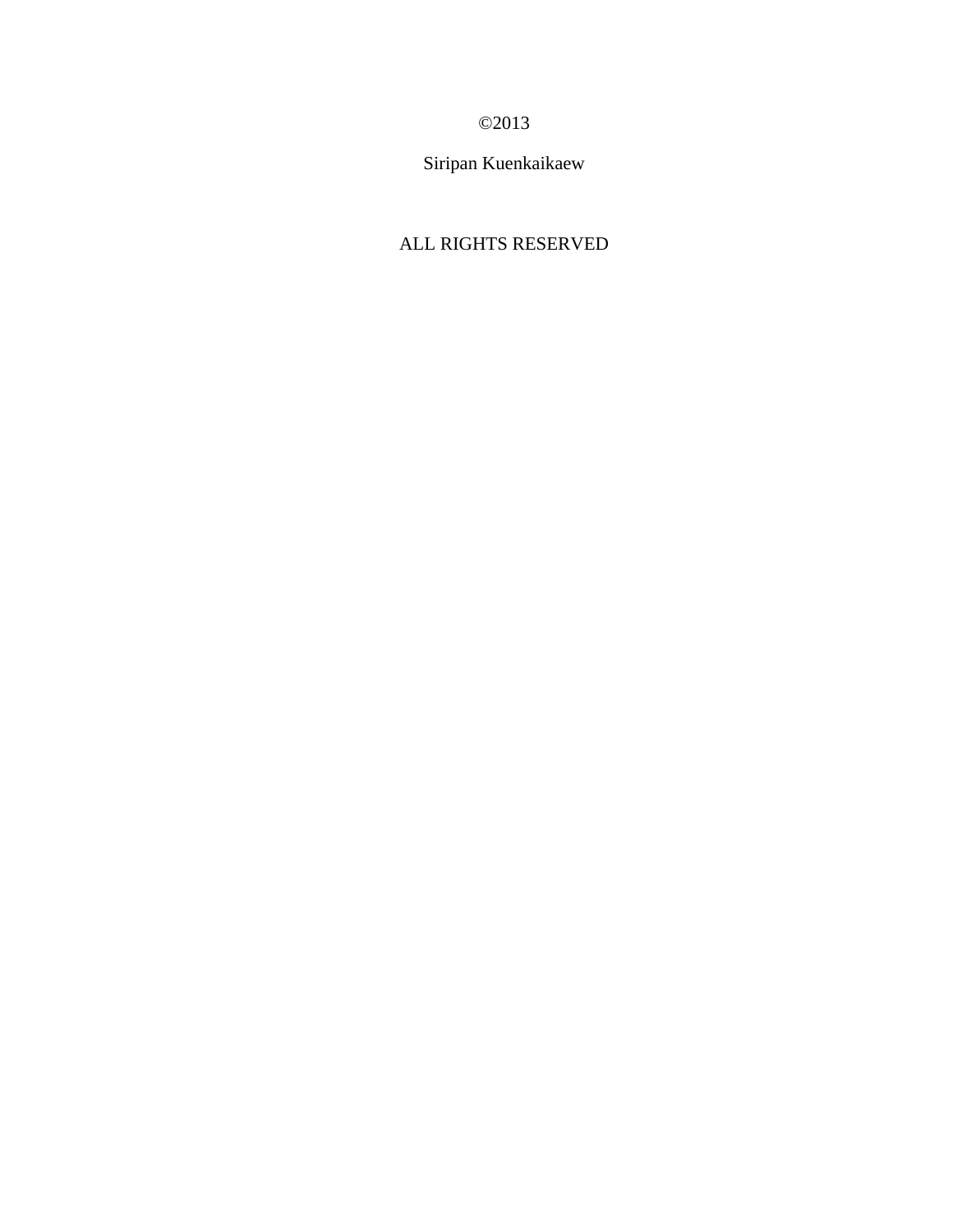©2013

Siripan Kuenkaikaew

ALL RIGHTS RESERVED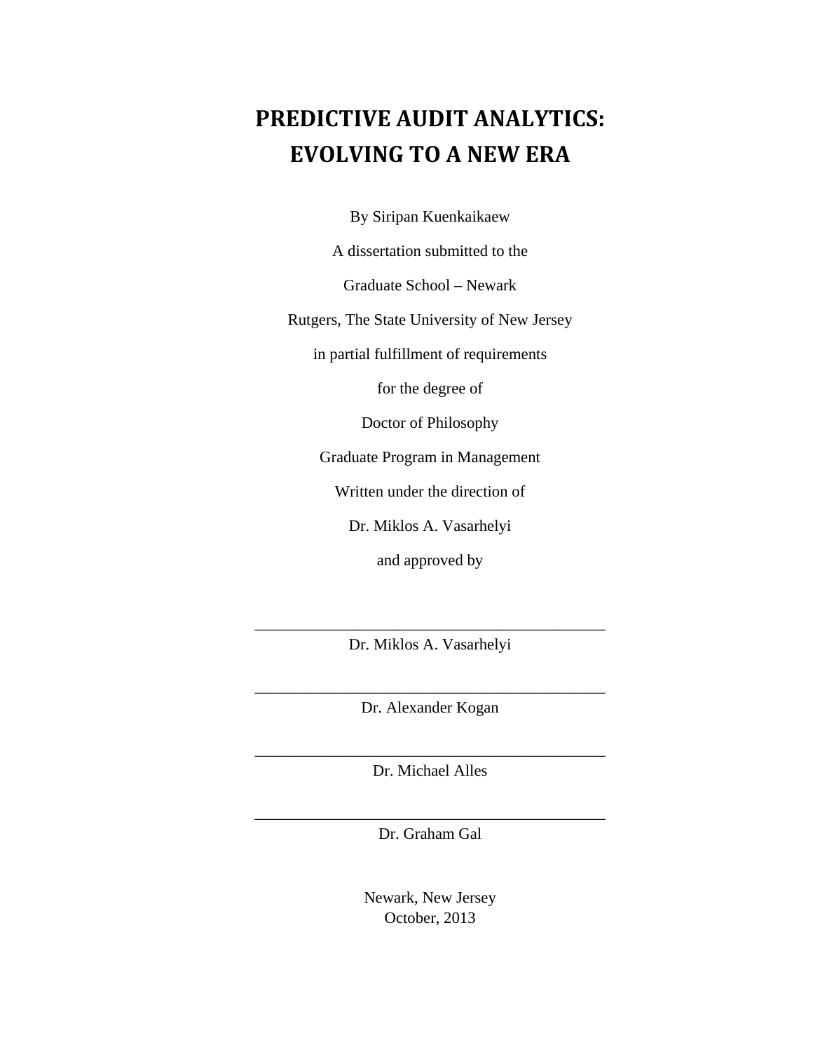# PREDICTIVE AUDIT ANALYTICS: EVOLVING TO A NEW ERA

By Siripan Kuenkaikaew

A dissertation submitted to the

Graduate School – Newark

Rutgers, The State University of New Jersey

in partial fulfillment of requirements

for the degree of

Doctor of Philosophy

Graduate Program in Management

Written under the direction of

Dr. Miklos A. Vasarhelyi

and approved by

\_\_\_\_\_\_\_\_\_\_\_\_\_\_\_\_\_\_\_\_\_\_\_\_\_\_\_\_\_\_\_\_\_\_\_\_\_\_\_\_\_\_\_\_

Dr. Miklos A. Vasarhelyi

\_\_\_\_\_\_\_\_\_\_\_\_\_\_\_\_\_\_\_\_\_\_\_\_\_\_\_\_\_\_\_\_\_\_\_\_\_\_\_\_\_\_\_\_

Dr. Alexander Kogan

\_\_\_\_\_\_\_\_\_\_\_\_\_\_\_\_\_\_\_\_\_\_\_\_\_\_\_\_\_\_\_\_\_\_\_\_\_\_\_\_\_\_\_\_

Dr. Michael Alles

\_\_\_\_\_\_\_\_\_\_\_\_\_\_\_\_\_\_\_\_\_\_\_\_\_\_\_\_\_\_\_\_\_\_\_\_\_\_\_\_\_\_\_\_

Dr. Graham Gal

Newark, New Jersey
October, 2013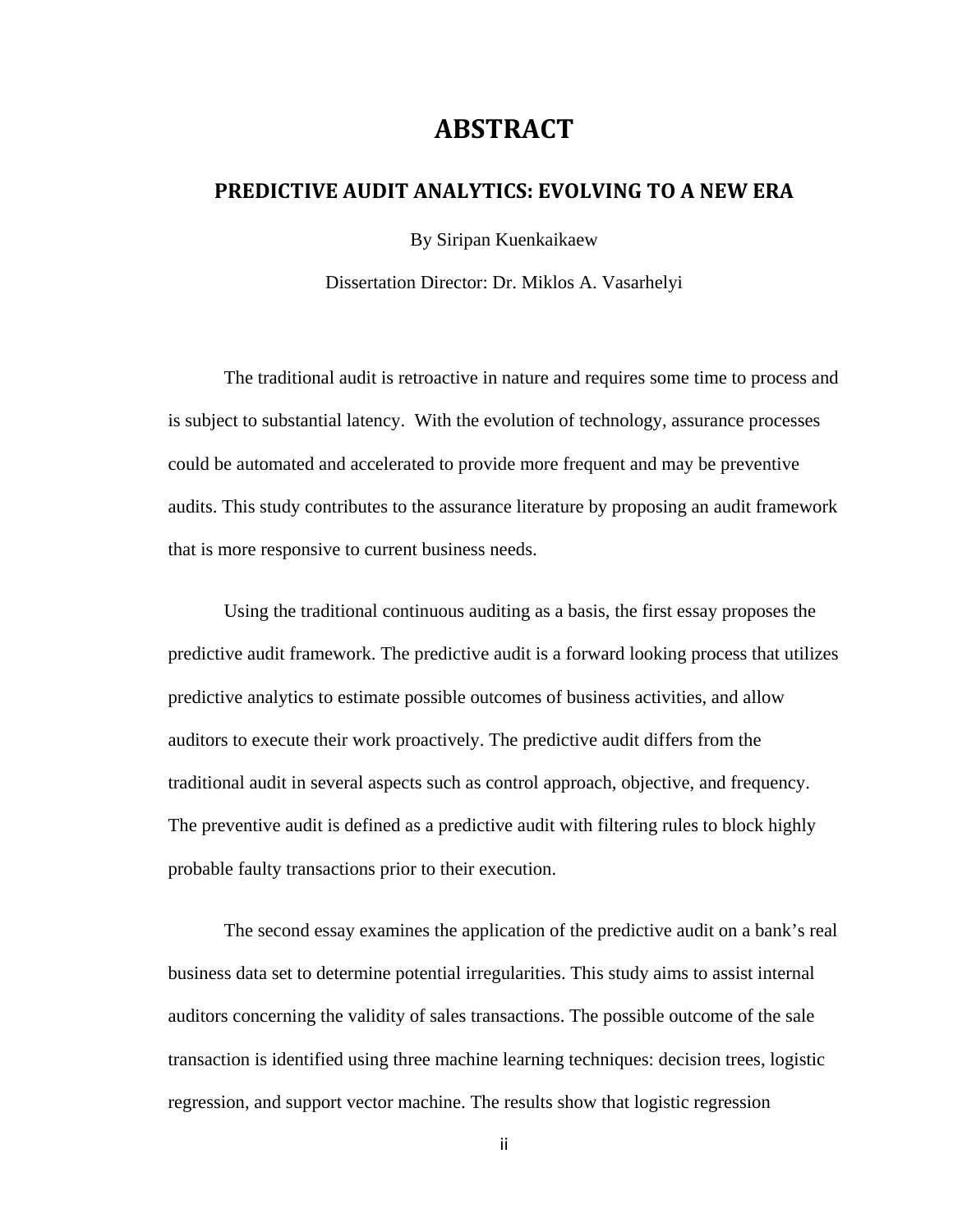# ABSTRACT

## PREDICTIVE AUDIT ANALYTICS: EVOLVING TO A NEW ERA

By Siripan Kuenkaikaew

Dissertation Director: Dr. Miklos A. Vasarhelyi

The traditional audit is retroactive in nature and requires some time to process and is subject to substantial latency. With the evolution of technology, assurance processes could be automated and accelerated to provide more frequent and may be preventive audits. This study contributes to the assurance literature by proposing an audit framework that is more responsive to current business needs.

Using the traditional continuous auditing as a basis, the first essay proposes the predictive audit framework. The predictive audit is a forward looking process that utilizes predictive analytics to estimate possible outcomes of business activities, and allow auditors to execute their work proactively. The predictive audit differs from the traditional audit in several aspects such as control approach, objective, and frequency. The preventive audit is defined as a predictive audit with filtering rules to block highly probable faulty transactions prior to their execution.

The second essay examines the application of the predictive audit on a bank's real business data set to determine potential irregularities. This study aims to assist internal auditors concerning the validity of sales transactions. The possible outcome of the sale transaction is identified using three machine learning techniques: decision trees, logistic regression, and support vector machine. The results show that logistic regression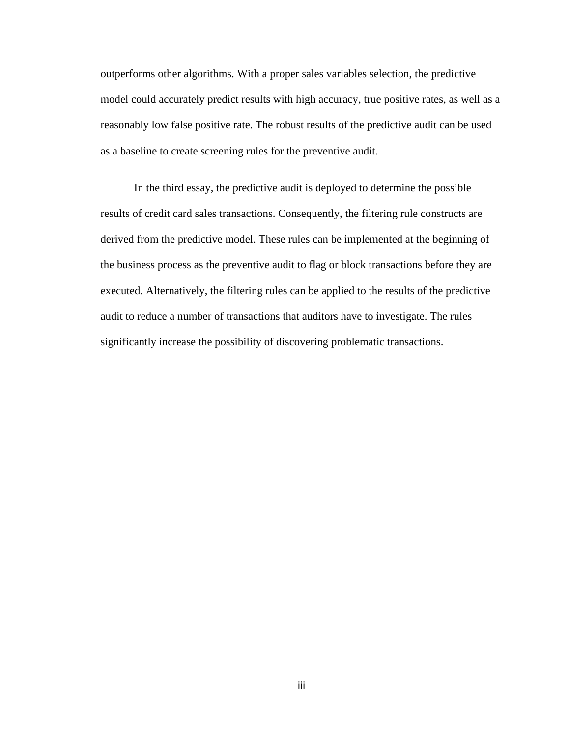outperforms other algorithms. With a proper sales variables selection, the predictive model could accurately predict results with high accuracy, true positive rates, as well as a reasonably low false positive rate. The robust results of the predictive audit can be used as a baseline to create screening rules for the preventive audit.

In the third essay, the predictive audit is deployed to determine the possible results of credit card sales transactions. Consequently, the filtering rule constructs are derived from the predictive model. These rules can be implemented at the beginning of the business process as the preventive audit to flag or block transactions before they are executed. Alternatively, the filtering rules can be applied to the results of the predictive audit to reduce a number of transactions that auditors have to investigate. The rules significantly increase the possibility of discovering problematic transactions.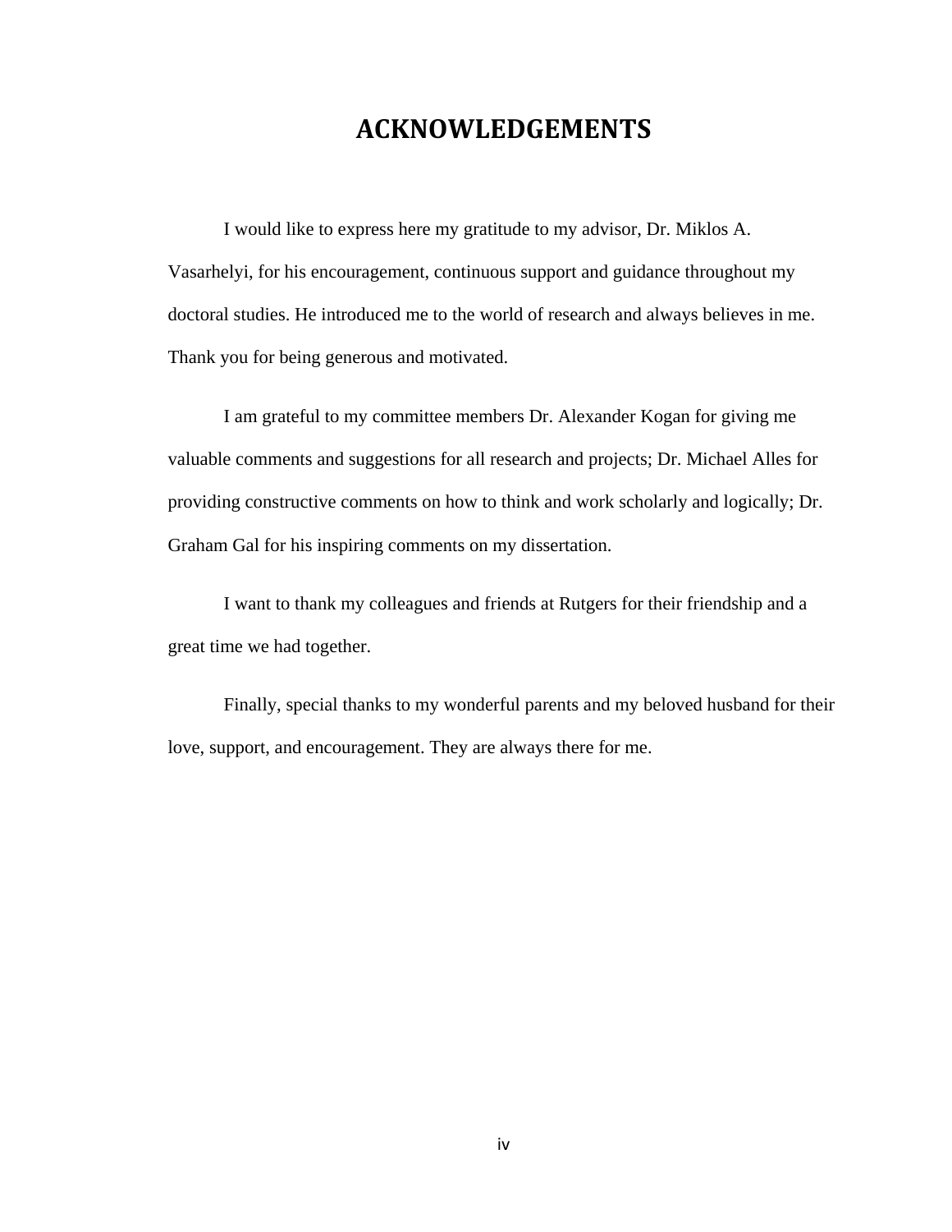# ACKNOWLEDGEMENTS

I would like to express here my gratitude to my advisor, Dr. Miklos A. Vasarhelyi, for his encouragement, continuous support and guidance throughout my doctoral studies. He introduced me to the world of research and always believes in me. Thank you for being generous and motivated.

I am grateful to my committee members Dr. Alexander Kogan for giving me valuable comments and suggestions for all research and projects; Dr. Michael Alles for providing constructive comments on how to think and work scholarly and logically; Dr. Graham Gal for his inspiring comments on my dissertation.

I want to thank my colleagues and friends at Rutgers for their friendship and a great time we had together.

Finally, special thanks to my wonderful parents and my beloved husband for their love, support, and encouragement. They are always there for me.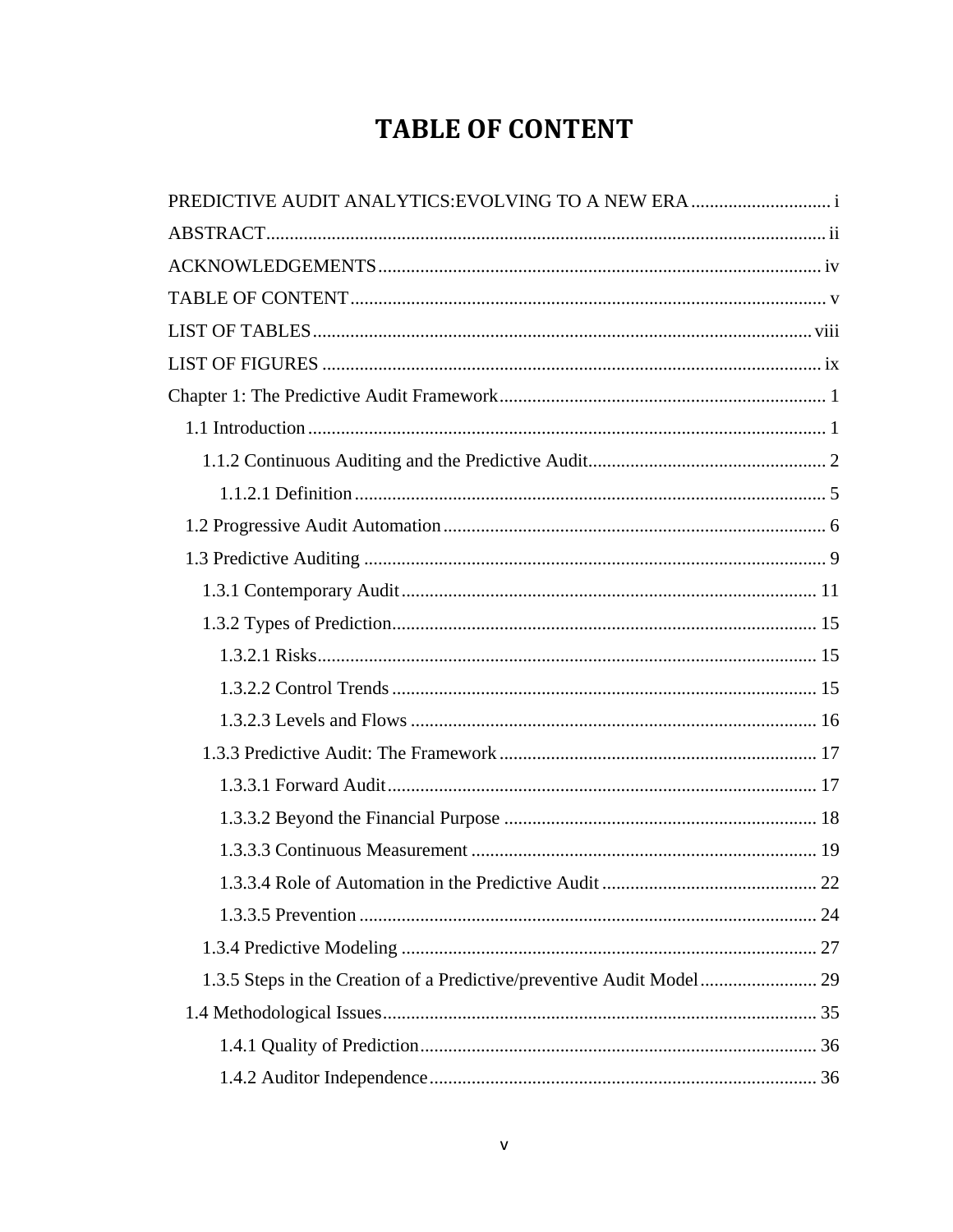# TABLE OF CONTENT

PREDICTIVE AUDIT ANALYTICS:EVOLVING TO A NEW ERA .............................. i

ABSTRACT........................................................................................................ ii

ACKNOWLEDGEMENTS .............................................................................. iv

TABLE OF CONTENT ..................................................................................... v

LIST OF TABLES ........................................................................................... viii

LIST OF FIGURES ........................................................................................... ix

Chapter 1: The Predictive Audit Framework ...................................................... 1

- 1.1 Introduction .............................................................................................. 1
  - 1.1.2 Continuous Auditing and the Predictive Audit .................................... 2
    - 1.1.2.1 Definition ........................................................................................ 5
- 1.2 Progressive Audit Automation .................................................................. 6
- 1.3 Predictive Auditing ................................................................................... 9
  - 1.3.1 Contemporary Audit ........................................................................... 11
  - 1.3.2 Types of Prediction ............................................................................ 15
    - 1.3.2.1 Risks ............................................................................................. 15
    - 1.3.2.2 Control Trends ............................................................................. 15
    - 1.3.2.3 Levels and Flows ......................................................................... 16
  - 1.3.3 Predictive Audit: The Framework ..................................................... 17
    - 1.3.3.1 Forward Audit .............................................................................. 17
    - 1.3.3.2 Beyond the Financial Purpose ..................................................... 18
    - 1.3.3.3 Continuous Measurement ............................................................ 19
    - 1.3.3.4 Role of Automation in the Predictive Audit ................................ 22
    - 1.3.3.5 Prevention .................................................................................... 24
  - 1.3.4 Predictive Modeling .......................................................................... 27
  - 1.3.5 Steps in the Creation of a Predictive/preventive Audit Model ......... 29
- 1.4 Methodological Issues ............................................................................. 35
    - 1.4.1 Quality of Prediction ..................................................................... 36
    - 1.4.2 Auditor Independence ................................................................... 36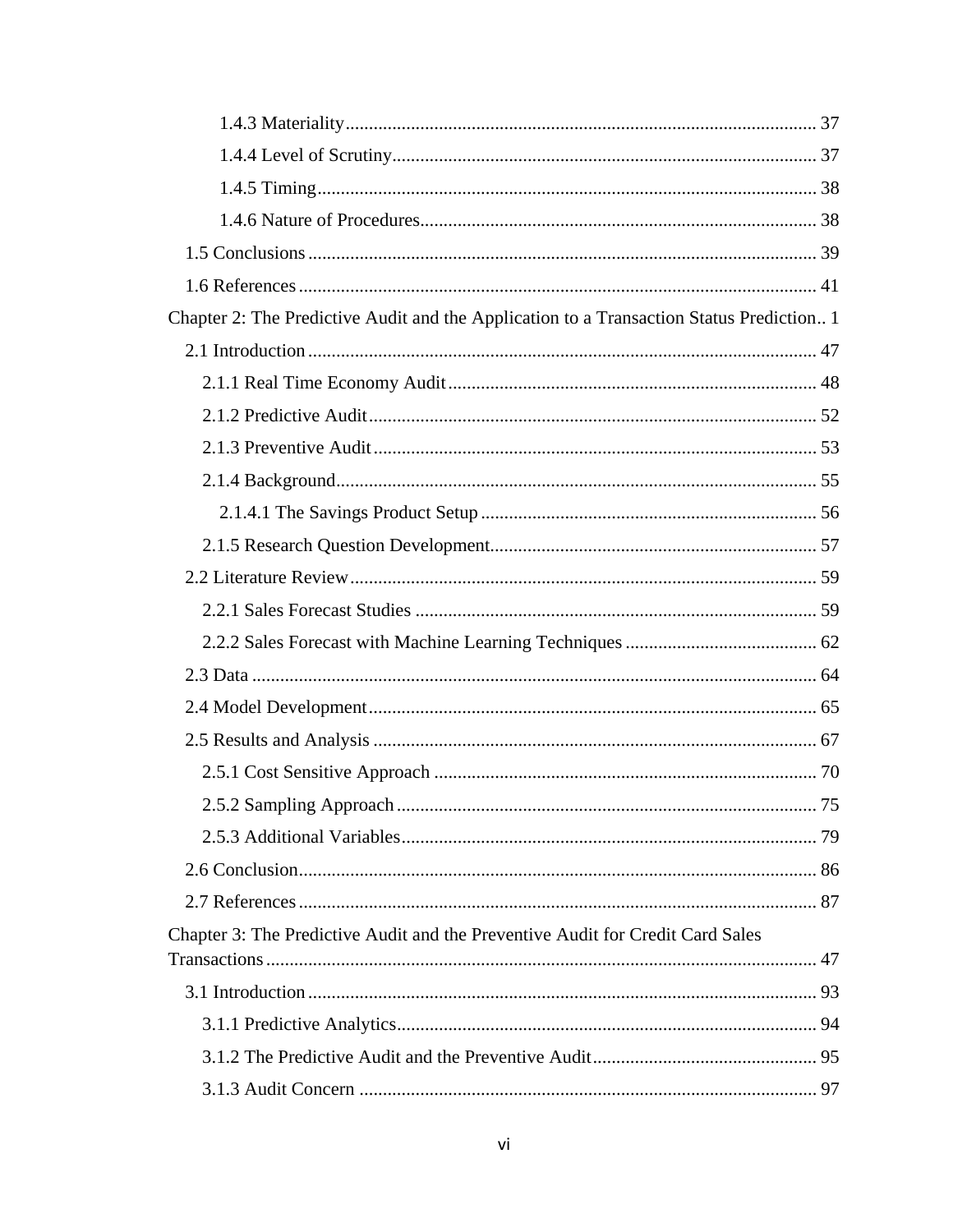1.4.3 Materiality ..................................................................................................... 37

1.4.4 Level of Scrutiny........................................................................................... 37

1.4.5 Timing........................................................................................................... 38

1.4.6 Nature of Procedures..................................................................................... 38

1.5 Conclusions ............................................................................................................ 39

1.6 References .............................................................................................................. 41

Chapter 2: The Predictive Audit and the Application to a Transaction Status Prediction.. 1

2.1 Introduction ............................................................................................................ 47

2.1.1 Real Time Economy Audit.............................................................................. 48

2.1.2 Predictive Audit............................................................................................... 52

2.1.3 Preventive Audit.............................................................................................. 53

2.1.4 Background...................................................................................................... 55

2.1.4.1 The Savings Product Setup ........................................................................ 56

2.1.5 Research Question Development..................................................................... 57

2.2 Literature Review................................................................................................... 59

2.2.1 Sales Forecast Studies ..................................................................................... 59

2.2.2 Sales Forecast with Machine Learning Techniques ......................................... 62

2.3 Data ........................................................................................................................ 64

2.4 Model Development............................................................................................... 65

2.5 Results and Analysis .............................................................................................. 67

2.5.1 Cost Sensitive Approach ................................................................................. 70

2.5.2 Sampling Approach ......................................................................................... 75

2.5.3 Additional Variables........................................................................................ 79

2.6 Conclusion.............................................................................................................. 86

2.7 References .............................................................................................................. 87

Chapter 3: The Predictive Audit and the Preventive Audit for Credit Card Sales Transactions ..................................................................................................................... 47

3.1 Introduction ............................................................................................................ 93

3.1.1 Predictive Analytics......................................................................................... 94

3.1.2 The Predictive Audit and the Preventive Audit................................................ 95

3.1.3 Audit Concern ................................................................................................. 97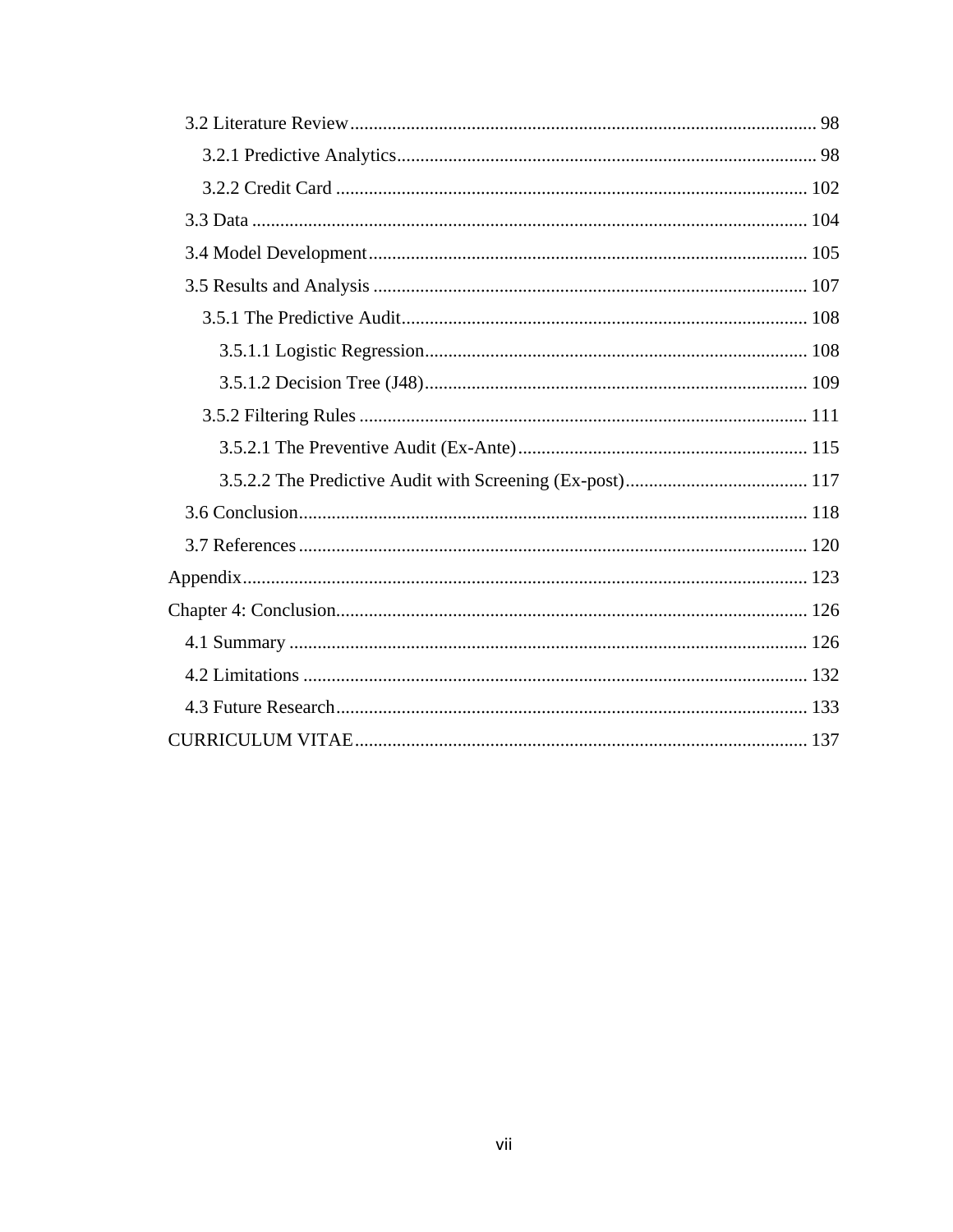3.2 Literature Review ........................................................................................................ 98

3.2.1 Predictive Analytics ......................................................................................... 98

3.2.2 Credit Card ..................................................................................................... 102

3.3 Data ...................................................................................................................... 104

3.4 Model Development ............................................................................................. 105

3.5 Results and Analysis ............................................................................................ 107

3.5.1 The Predictive Audit ....................................................................................... 108

3.5.1.1 Logistic Regression .................................................................................. 108

3.5.1.2 Decision Tree (J48) .................................................................................. 109

3.5.2 Filtering Rules ................................................................................................ 111

3.5.2.1 The Preventive Audit (Ex-Ante) .............................................................. 115

3.5.2.2 The Predictive Audit with Screening (Ex-post) ....................................... 117

3.6 Conclusion ............................................................................................................ 118

3.7 References ............................................................................................................ 120

Appendix ........................................................................................................................ 123

Chapter 4: Conclusion .................................................................................................... 126

4.1 Summary .............................................................................................................. 126

4.2 Limitations ........................................................................................................... 132

4.3 Future Research ................................................................................................... 133

CURRICULUM VITAE ................................................................................................. 137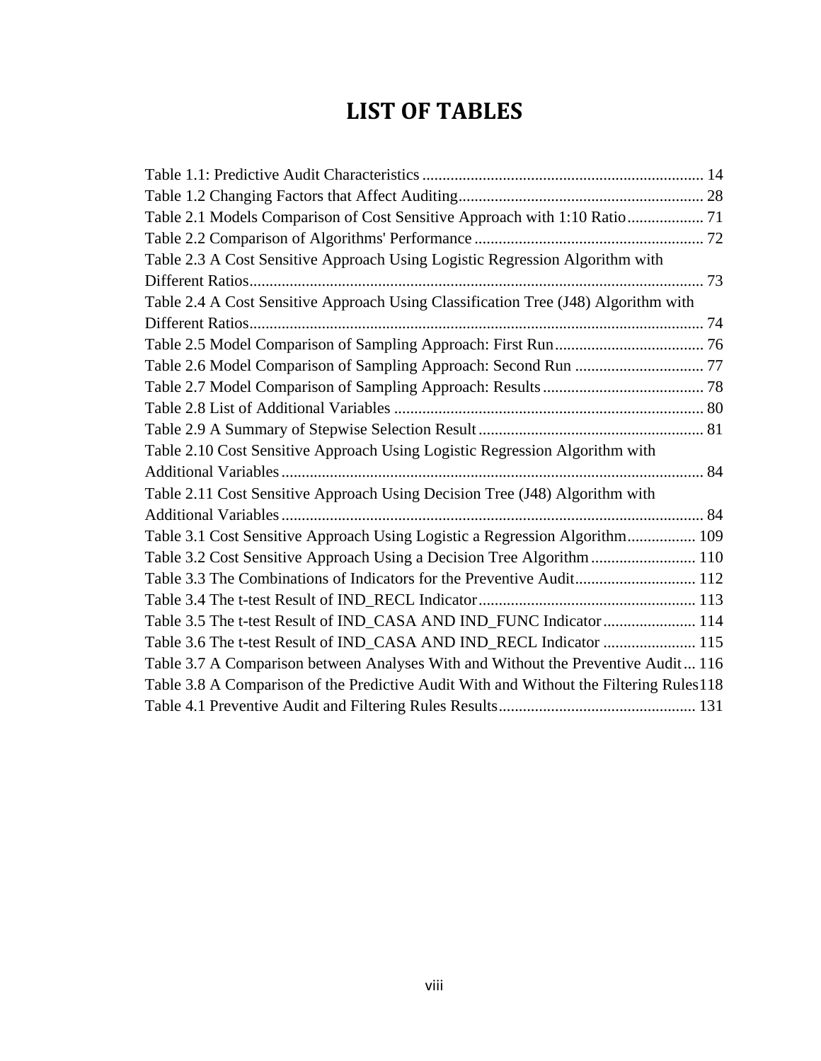# LIST OF TABLES

Table 1.1: Predictive Audit Characteristics ..................................................................... 14
Table 1.2 Changing Factors that Affect Auditing............................................................ 28
Table 2.1 Models Comparison of Cost Sensitive Approach with 1:10 Ratio.................. 71
Table 2.2 Comparison of Algorithms' Performance ........................................................ 72
Table 2.3 A Cost Sensitive Approach Using Logistic Regression Algorithm with Different Ratios................................................................................................................ 73
Table 2.4 A Cost Sensitive Approach Using Classification Tree (J48) Algorithm with Different Ratios................................................................................................................ 74
Table 2.5 Model Comparison of Sampling Approach: First Run..................................... 76
Table 2.6 Model Comparison of Sampling Approach: Second Run ................................ 77
Table 2.7 Model Comparison of Sampling Approach: Results........................................ 78
Table 2.8 List of Additional Variables ............................................................................ 80
Table 2.9 A Summary of Stepwise Selection Result........................................................ 81
Table 2.10 Cost Sensitive Approach Using Logistic Regression Algorithm with Additional Variables......................................................................................................... 84
Table 2.11 Cost Sensitive Approach Using Decision Tree (J48) Algorithm with Additional Variables......................................................................................................... 84
Table 3.1 Cost Sensitive Approach Using Logistic a Regression Algorithm................. 109
Table 3.2 Cost Sensitive Approach Using a Decision Tree Algorithm.......................... 110
Table 3.3 The Combinations of Indicators for the Preventive Audit.............................. 112
Table 3.4 The t-test Result of IND_RECL Indicator...................................................... 113
Table 3.5 The t-test Result of IND_CASA AND IND_FUNC Indicator....................... 114
Table 3.6 The t-test Result of IND_CASA AND IND_RECL Indicator ....................... 115
Table 3.7 A Comparison between Analyses With and Without the Preventive Audit... 116
Table 3.8 A Comparison of the Predictive Audit With and Without the Filtering Rules118
Table 4.1 Preventive Audit and Filtering Rules Results................................................. 131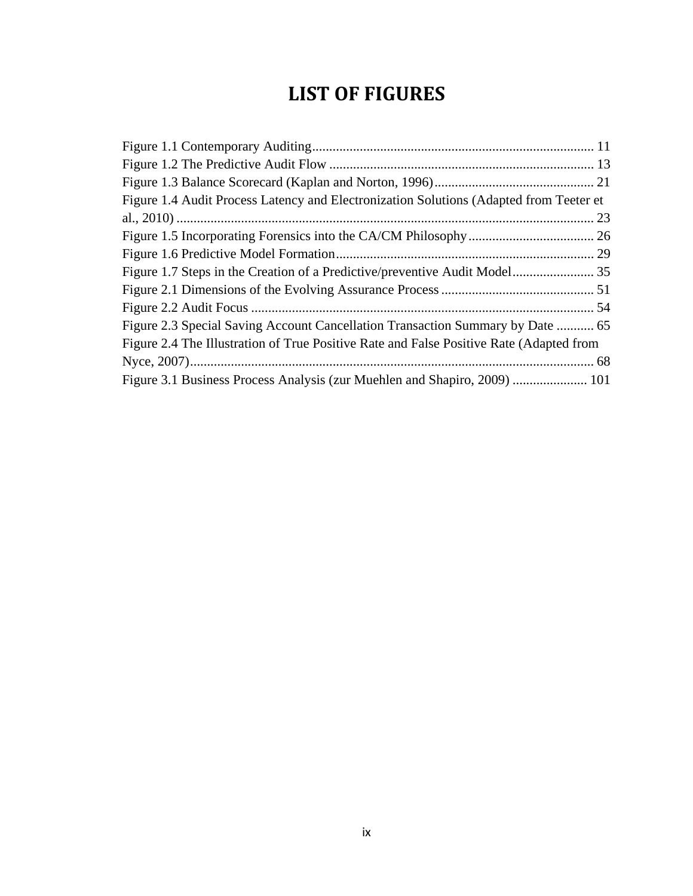# LIST OF FIGURES

Figure 1.1 Contemporary Auditing .................................................................................. 11
Figure 1.2 The Predictive Audit Flow ............................................................................. 13
Figure 1.3 Balance Scorecard (Kaplan and Norton, 1996) .............................................. 21
Figure 1.4 Audit Process Latency and Electronization Solutions (Adapted from Teeter et al., 2010) ........................................................................................................................ 23
Figure 1.5 Incorporating Forensics into the CA/CM Philosophy ..................................... 26
Figure 1.6 Predictive Model Formation ........................................................................... 29
Figure 1.7 Steps in the Creation of a Predictive/preventive Audit Model ........................ 35
Figure 2.1 Dimensions of the Evolving Assurance Process ............................................ 51
Figure 2.2 Audit Focus .................................................................................................... 54
Figure 2.3 Special Saving Account Cancellation Transaction Summary by Date ........... 65
Figure 2.4 The Illustration of True Positive Rate and False Positive Rate (Adapted from Nyce, 2007) ...................................................................................................................... 68
Figure 3.1 Business Process Analysis (zur Muehlen and Shapiro, 2009) ...................... 101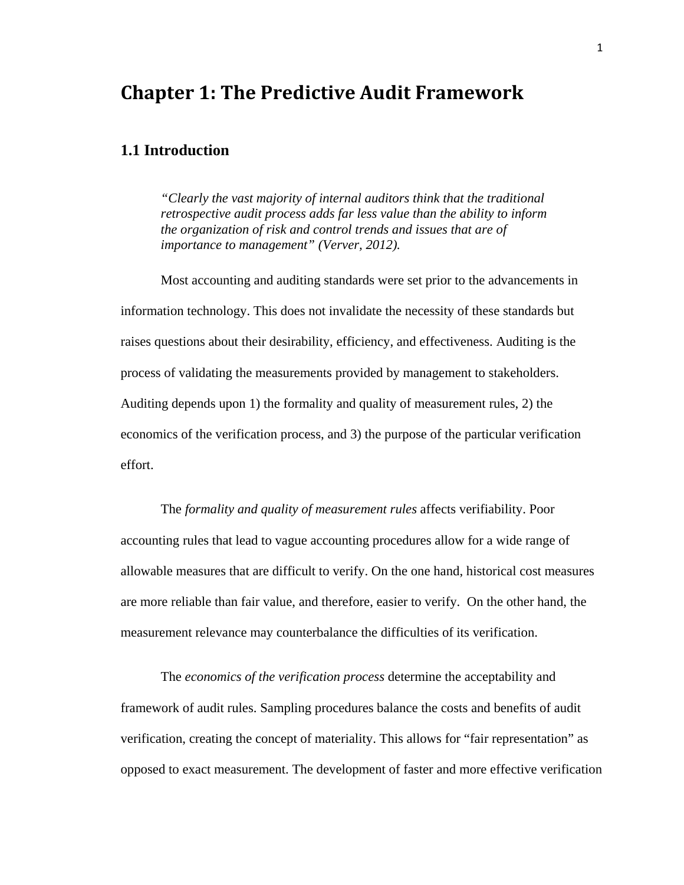# Chapter 1: The Predictive Audit Framework

## 1.1 Introduction

> *"Clearly the vast majority of internal auditors think that the traditional retrospective audit process adds far less value than the ability to inform the organization of risk and control trends and issues that are of importance to management" (Verver, 2012).*

Most accounting and auditing standards were set prior to the advancements in information technology. This does not invalidate the necessity of these standards but raises questions about their desirability, efficiency, and effectiveness. Auditing is the process of validating the measurements provided by management to stakeholders. Auditing depends upon 1) the formality and quality of measurement rules, 2) the economics of the verification process, and 3) the purpose of the particular verification effort.

The *formality and quality of measurement rules* affects verifiability. Poor accounting rules that lead to vague accounting procedures allow for a wide range of allowable measures that are difficult to verify. On the one hand, historical cost measures are more reliable than fair value, and therefore, easier to verify. On the other hand, the measurement relevance may counterbalance the difficulties of its verification.

The *economics of the verification process* determine the acceptability and framework of audit rules. Sampling procedures balance the costs and benefits of audit verification, creating the concept of materiality. This allows for "fair representation" as opposed to exact measurement. The development of faster and more effective verification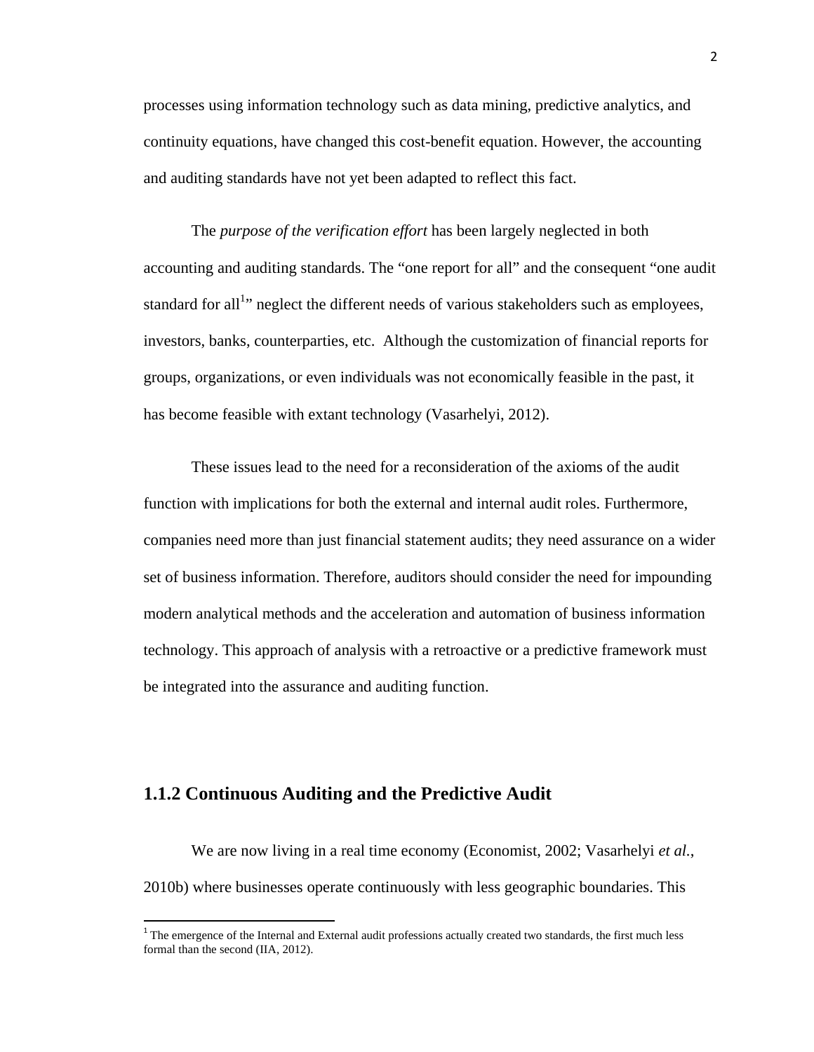processes using information technology such as data mining, predictive analytics, and continuity equations, have changed this cost-benefit equation. However, the accounting and auditing standards have not yet been adapted to reflect this fact.

The *purpose of the verification effort* has been largely neglected in both accounting and auditing standards. The "one report for all" and the consequent "one audit standard for all[1]" neglect the different needs of various stakeholders such as employees, investors, banks, counterparties, etc. Although the customization of financial reports for groups, organizations, or even individuals was not economically feasible in the past, it has become feasible with extant technology (Vasarhelyi, 2012).

These issues lead to the need for a reconsideration of the axioms of the audit function with implications for both the external and internal audit roles. Furthermore, companies need more than just financial statement audits; they need assurance on a wider set of business information. Therefore, auditors should consider the need for impounding modern analytical methods and the acceleration and automation of business information technology. This approach of analysis with a retroactive or a predictive framework must be integrated into the assurance and auditing function.

### 1.1.2 Continuous Auditing and the Predictive Audit

We are now living in a real time economy (Economist, 2002; Vasarhelyi *et al.*, 2010b) where businesses operate continuously with less geographic boundaries. This

[1] The emergence of the Internal and External audit professions actually created two standards, the first much less formal than the second (IIA, 2012).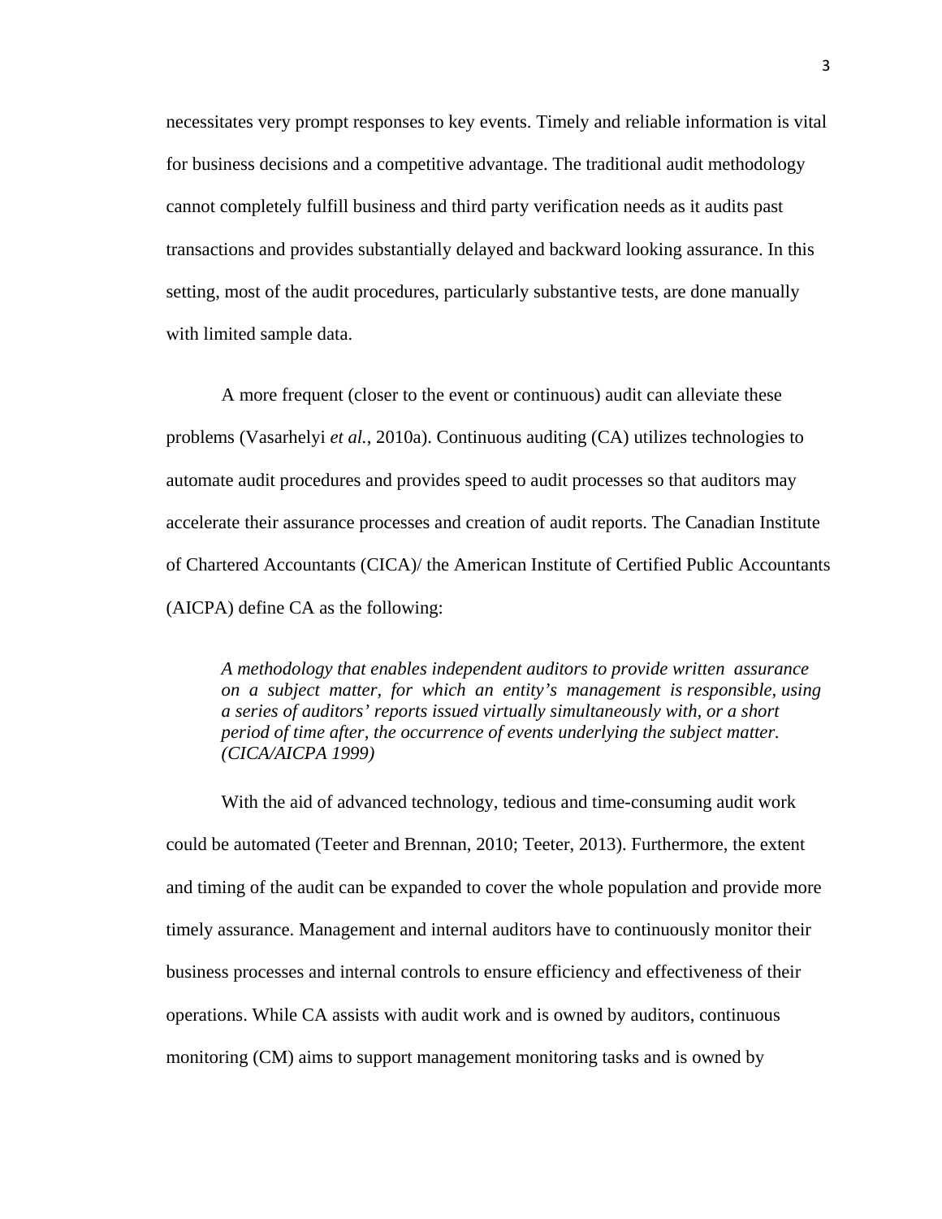necessitates very prompt responses to key events. Timely and reliable information is vital for business decisions and a competitive advantage. The traditional audit methodology cannot completely fulfill business and third party verification needs as it audits past transactions and provides substantially delayed and backward looking assurance. In this setting, most of the audit procedures, particularly substantive tests, are done manually with limited sample data.

A more frequent (closer to the event or continuous) audit can alleviate these problems (Vasarhelyi *et al.*, 2010a). Continuous auditing (CA) utilizes technologies to automate audit procedures and provides speed to audit processes so that auditors may accelerate their assurance processes and creation of audit reports. The Canadian Institute of Chartered Accountants (CICA)/ the American Institute of Certified Public Accountants (AICPA) define CA as the following:

> *A methodology that enables independent auditors to provide written assurance on a subject matter, for which an entity's management is responsible, using a series of auditors' reports issued virtually simultaneously with, or a short period of time after, the occurrence of events underlying the subject matter. (CICA/AICPA 1999)*

With the aid of advanced technology, tedious and time-consuming audit work could be automated (Teeter and Brennan, 2010; Teeter, 2013). Furthermore, the extent and timing of the audit can be expanded to cover the whole population and provide more timely assurance. Management and internal auditors have to continuously monitor their business processes and internal controls to ensure efficiency and effectiveness of their operations. While CA assists with audit work and is owned by auditors, continuous monitoring (CM) aims to support management monitoring tasks and is owned by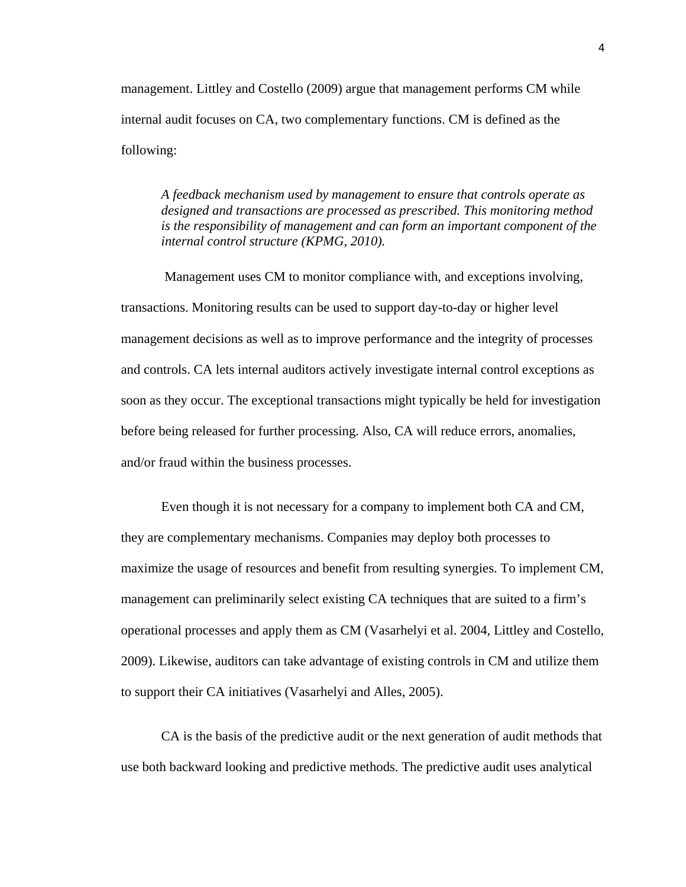management. Littley and Costello (2009) argue that management performs CM while internal audit focuses on CA, two complementary functions. CM is defined as the following:

> *A feedback mechanism used by management to ensure that controls operate as designed and transactions are processed as prescribed. This monitoring method is the responsibility of management and can form an important component of the internal control structure (KPMG, 2010).*

Management uses CM to monitor compliance with, and exceptions involving, transactions. Monitoring results can be used to support day-to-day or higher level management decisions as well as to improve performance and the integrity of processes and controls. CA lets internal auditors actively investigate internal control exceptions as soon as they occur. The exceptional transactions might typically be held for investigation before being released for further processing. Also, CA will reduce errors, anomalies, and/or fraud within the business processes.

Even though it is not necessary for a company to implement both CA and CM, they are complementary mechanisms. Companies may deploy both processes to maximize the usage of resources and benefit from resulting synergies. To implement CM, management can preliminarily select existing CA techniques that are suited to a firm's operational processes and apply them as CM (Vasarhelyi et al. 2004, Littley and Costello, 2009). Likewise, auditors can take advantage of existing controls in CM and utilize them to support their CA initiatives (Vasarhelyi and Alles, 2005).

CA is the basis of the predictive audit or the next generation of audit methods that use both backward looking and predictive methods. The predictive audit uses analytical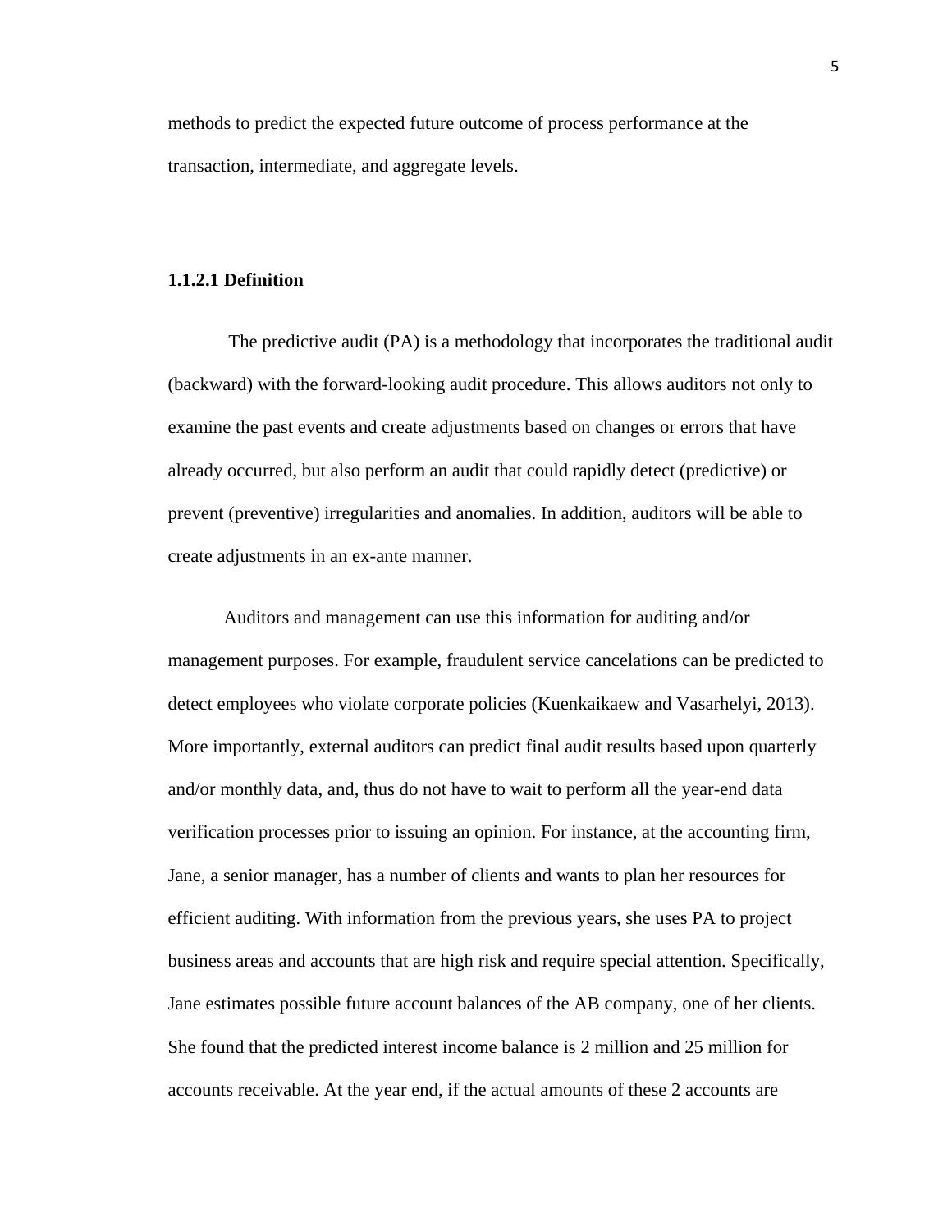methods to predict the expected future outcome of process performance at the transaction, intermediate, and aggregate levels.

#### 1.1.2.1 Definition

The predictive audit (PA) is a methodology that incorporates the traditional audit (backward) with the forward-looking audit procedure. This allows auditors not only to examine the past events and create adjustments based on changes or errors that have already occurred, but also perform an audit that could rapidly detect (predictive) or prevent (preventive) irregularities and anomalies. In addition, auditors will be able to create adjustments in an ex-ante manner.

Auditors and management can use this information for auditing and/or management purposes. For example, fraudulent service cancelations can be predicted to detect employees who violate corporate policies (Kuenkaikaew and Vasarhelyi, 2013). More importantly, external auditors can predict final audit results based upon quarterly and/or monthly data, and, thus do not have to wait to perform all the year-end data verification processes prior to issuing an opinion. For instance, at the accounting firm, Jane, a senior manager, has a number of clients and wants to plan her resources for efficient auditing. With information from the previous years, she uses PA to project business areas and accounts that are high risk and require special attention. Specifically, Jane estimates possible future account balances of the AB company, one of her clients. She found that the predicted interest income balance is 2 million and 25 million for accounts receivable. At the year end, if the actual amounts of these 2 accounts are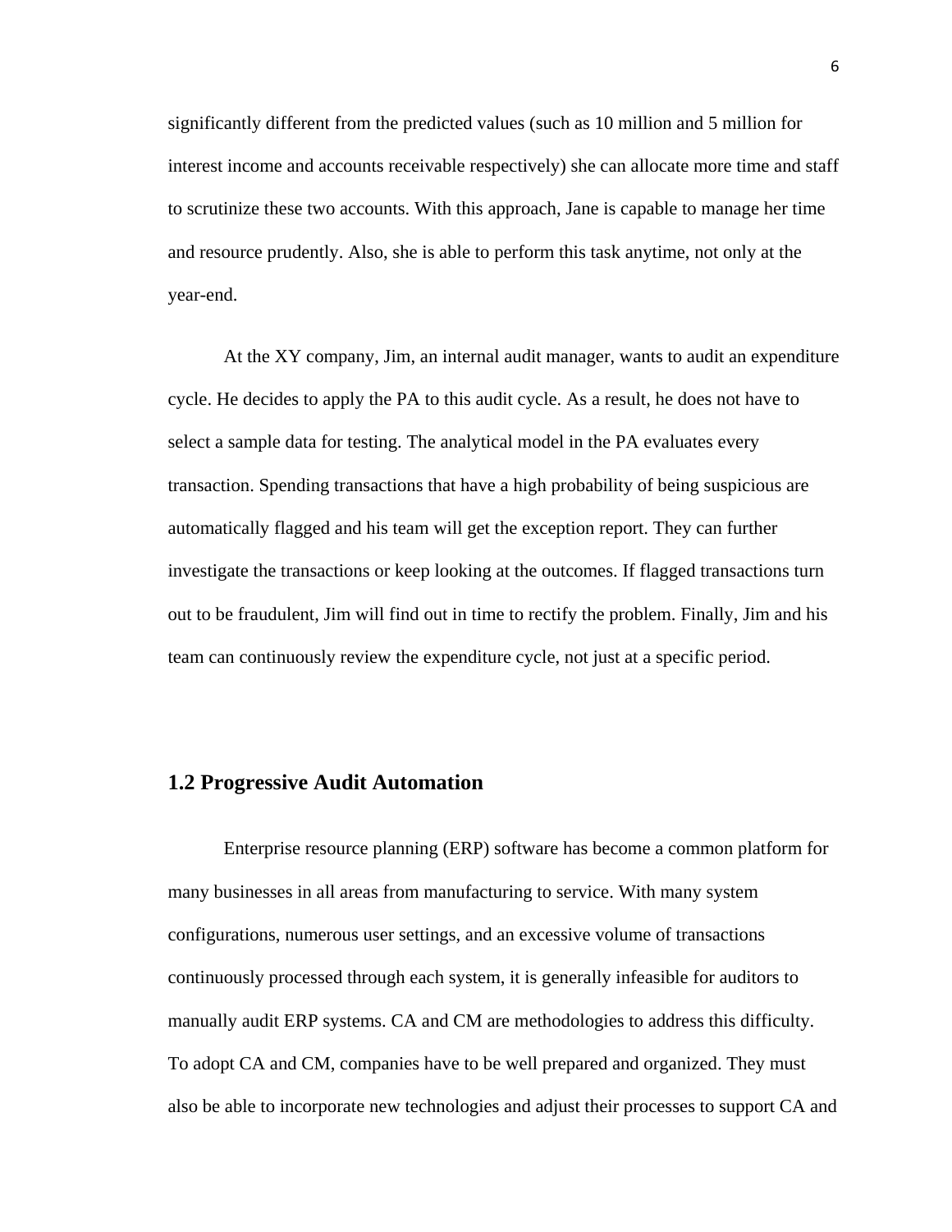significantly different from the predicted values (such as 10 million and 5 million for interest income and accounts receivable respectively) she can allocate more time and staff to scrutinize these two accounts. With this approach, Jane is capable to manage her time and resource prudently. Also, she is able to perform this task anytime, not only at the year-end.

At the XY company, Jim, an internal audit manager, wants to audit an expenditure cycle. He decides to apply the PA to this audit cycle. As a result, he does not have to select a sample data for testing. The analytical model in the PA evaluates every transaction. Spending transactions that have a high probability of being suspicious are automatically flagged and his team will get the exception report. They can further investigate the transactions or keep looking at the outcomes. If flagged transactions turn out to be fraudulent, Jim will find out in time to rectify the problem. Finally, Jim and his team can continuously review the expenditure cycle, not just at a specific period.

## 1.2 Progressive Audit Automation

Enterprise resource planning (ERP) software has become a common platform for many businesses in all areas from manufacturing to service. With many system configurations, numerous user settings, and an excessive volume of transactions continuously processed through each system, it is generally infeasible for auditors to manually audit ERP systems. CA and CM are methodologies to address this difficulty. To adopt CA and CM, companies have to be well prepared and organized. They must also be able to incorporate new technologies and adjust their processes to support CA and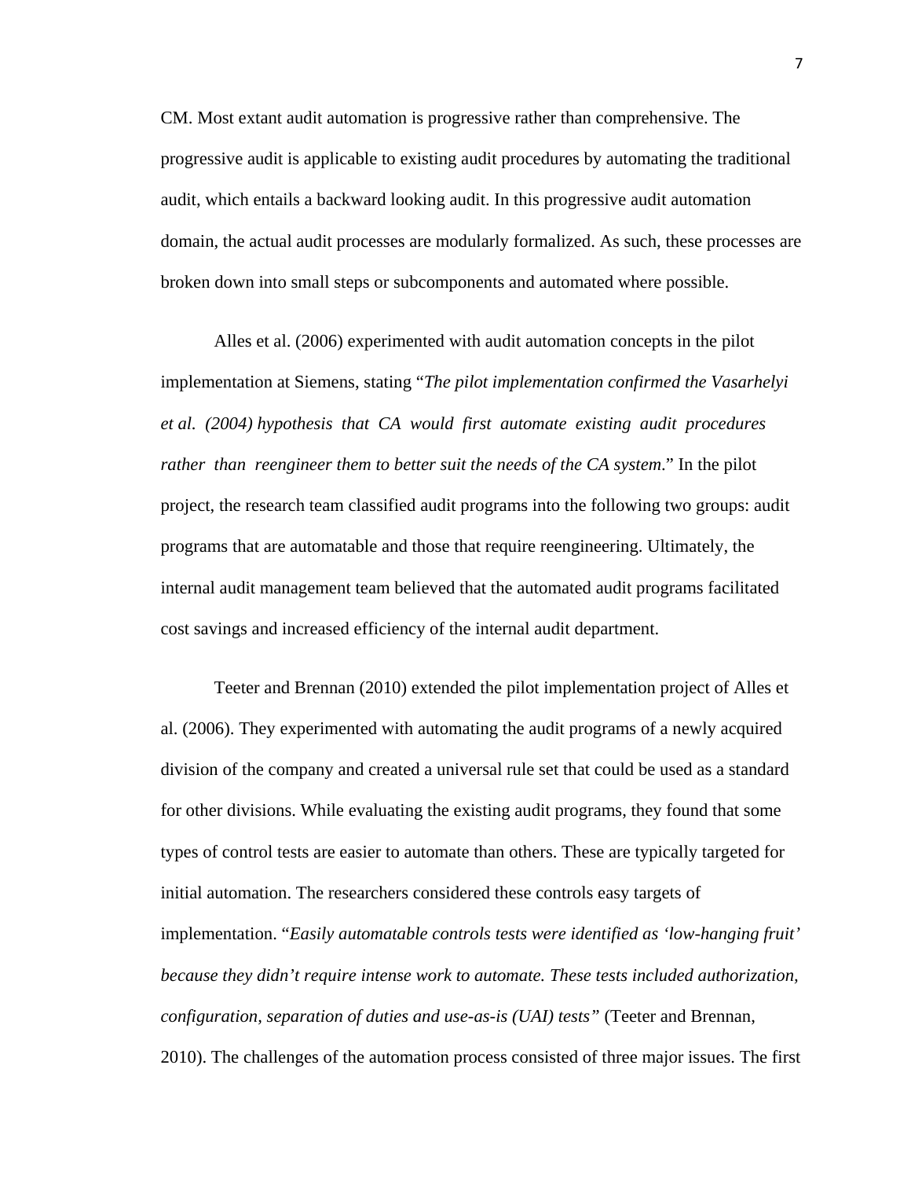CM. Most extant audit automation is progressive rather than comprehensive. The progressive audit is applicable to existing audit procedures by automating the traditional audit, which entails a backward looking audit. In this progressive audit automation domain, the actual audit processes are modularly formalized. As such, these processes are broken down into small steps or subcomponents and automated where possible.

Alles et al. (2006) experimented with audit automation concepts in the pilot implementation at Siemens, stating "*The pilot implementation confirmed the Vasarhelyi et al. (2004) hypothesis that CA would first automate existing audit procedures rather than reengineer them to better suit the needs of the CA system*." In the pilot project, the research team classified audit programs into the following two groups: audit programs that are automatable and those that require reengineering. Ultimately, the internal audit management team believed that the automated audit programs facilitated cost savings and increased efficiency of the internal audit department.

Teeter and Brennan (2010) extended the pilot implementation project of Alles et al. (2006). They experimented with automating the audit programs of a newly acquired division of the company and created a universal rule set that could be used as a standard for other divisions. While evaluating the existing audit programs, they found that some types of control tests are easier to automate than others. These are typically targeted for initial automation. The researchers considered these controls easy targets of implementation. "*Easily automatable controls tests were identified as 'low-hanging fruit' because they didn't require intense work to automate. These tests included authorization, configuration, separation of duties and use-as-is (UAI) tests"* (Teeter and Brennan, 2010). The challenges of the automation process consisted of three major issues. The first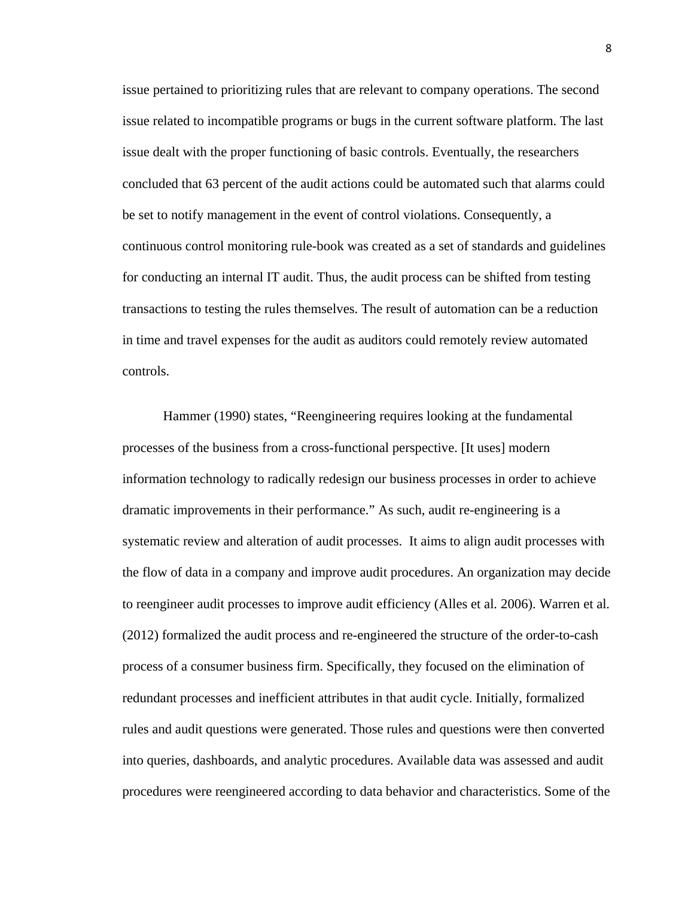issue pertained to prioritizing rules that are relevant to company operations. The second issue related to incompatible programs or bugs in the current software platform. The last issue dealt with the proper functioning of basic controls. Eventually, the researchers concluded that 63 percent of the audit actions could be automated such that alarms could be set to notify management in the event of control violations. Consequently, a continuous control monitoring rule-book was created as a set of standards and guidelines for conducting an internal IT audit. Thus, the audit process can be shifted from testing transactions to testing the rules themselves. The result of automation can be a reduction in time and travel expenses for the audit as auditors could remotely review automated controls.

Hammer (1990) states, "Reengineering requires looking at the fundamental processes of the business from a cross-functional perspective. [It uses] modern information technology to radically redesign our business processes in order to achieve dramatic improvements in their performance." As such, audit re-engineering is a systematic review and alteration of audit processes. It aims to align audit processes with the flow of data in a company and improve audit procedures. An organization may decide to reengineer audit processes to improve audit efficiency (Alles et al. 2006). Warren et al. (2012) formalized the audit process and re-engineered the structure of the order-to-cash process of a consumer business firm. Specifically, they focused on the elimination of redundant processes and inefficient attributes in that audit cycle. Initially, formalized rules and audit questions were generated. Those rules and questions were then converted into queries, dashboards, and analytic procedures. Available data was assessed and audit procedures were reengineered according to data behavior and characteristics. Some of the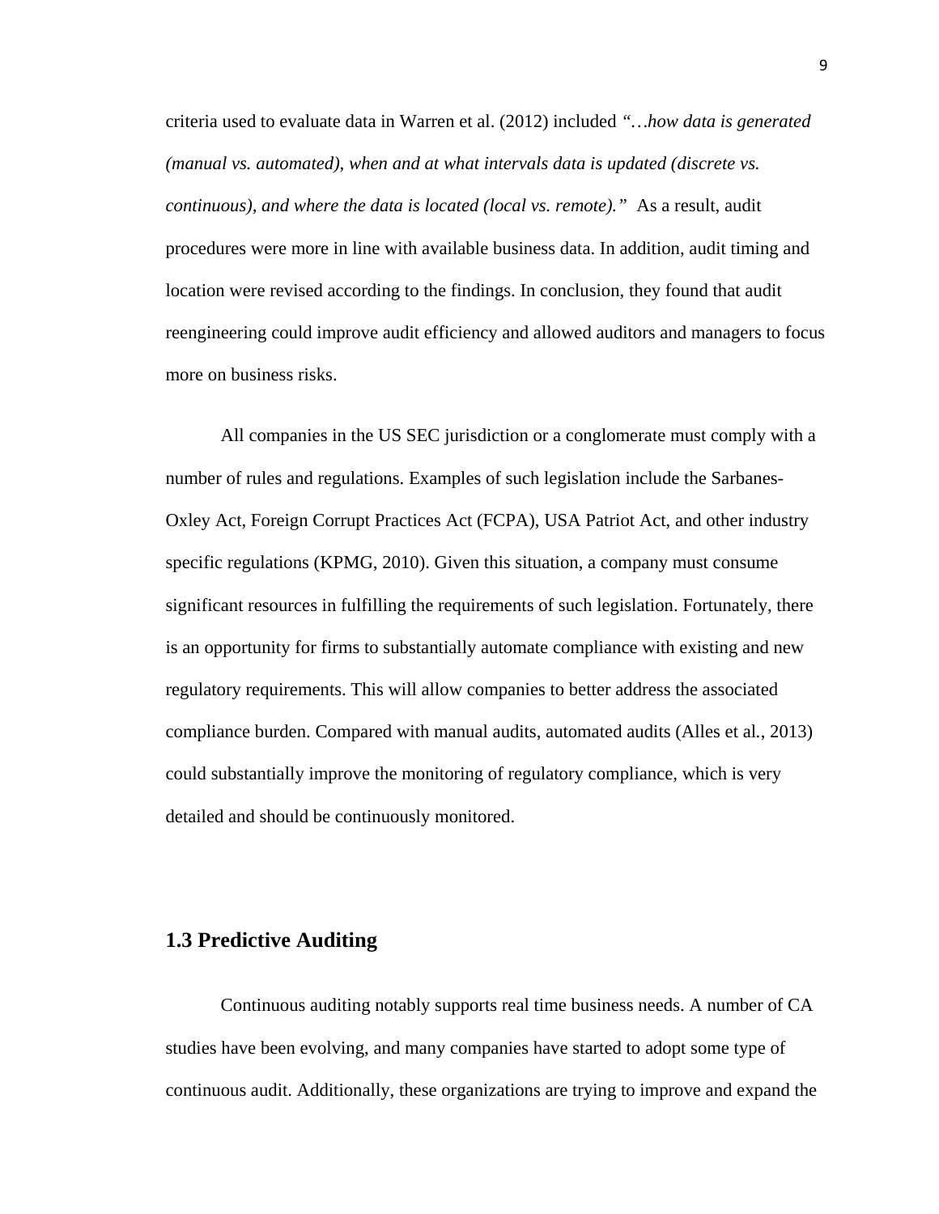criteria used to evaluate data in Warren et al. (2012) included *"…how data is generated (manual vs. automated), when and at what intervals data is updated (discrete vs. continuous), and where the data is located (local vs. remote)."* As a result, audit procedures were more in line with available business data. In addition, audit timing and location were revised according to the findings. In conclusion, they found that audit reengineering could improve audit efficiency and allowed auditors and managers to focus more on business risks.

All companies in the US SEC jurisdiction or a conglomerate must comply with a number of rules and regulations. Examples of such legislation include the Sarbanes-Oxley Act, Foreign Corrupt Practices Act (FCPA), USA Patriot Act, and other industry specific regulations (KPMG, 2010). Given this situation, a company must consume significant resources in fulfilling the requirements of such legislation. Fortunately, there is an opportunity for firms to substantially automate compliance with existing and new regulatory requirements. This will allow companies to better address the associated compliance burden. Compared with manual audits, automated audits (Alles et al., 2013) could substantially improve the monitoring of regulatory compliance, which is very detailed and should be continuously monitored.

## 1.3 Predictive Auditing

Continuous auditing notably supports real time business needs. A number of CA studies have been evolving, and many companies have started to adopt some type of continuous audit. Additionally, these organizations are trying to improve and expand the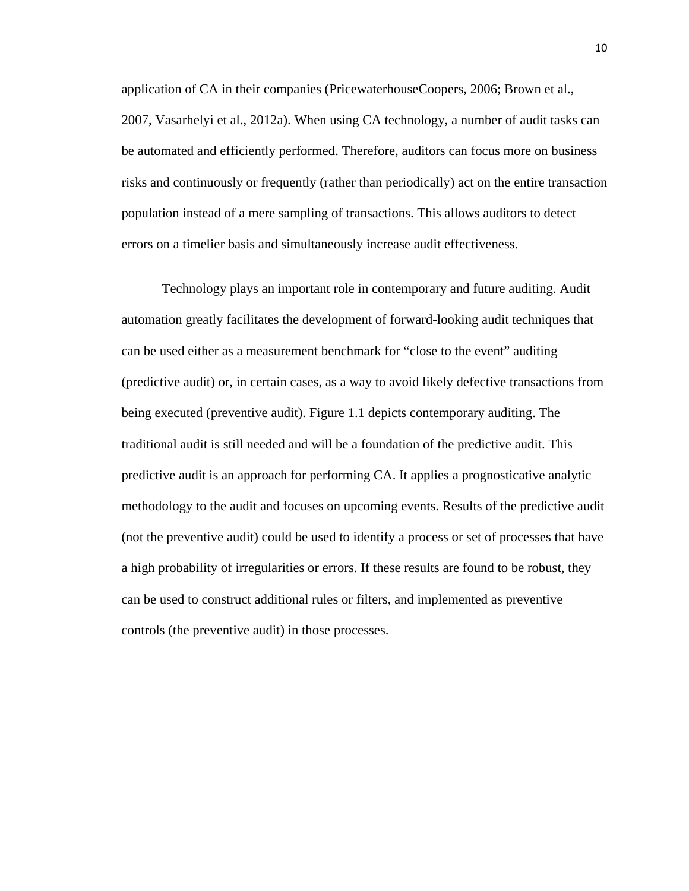application of CA in their companies (PricewaterhouseCoopers, 2006; Brown et al., 2007, Vasarhelyi et al., 2012a). When using CA technology, a number of audit tasks can be automated and efficiently performed. Therefore, auditors can focus more on business risks and continuously or frequently (rather than periodically) act on the entire transaction population instead of a mere sampling of transactions. This allows auditors to detect errors on a timelier basis and simultaneously increase audit effectiveness.

Technology plays an important role in contemporary and future auditing. Audit automation greatly facilitates the development of forward-looking audit techniques that can be used either as a measurement benchmark for "close to the event" auditing (predictive audit) or, in certain cases, as a way to avoid likely defective transactions from being executed (preventive audit). Figure 1.1 depicts contemporary auditing. The traditional audit is still needed and will be a foundation of the predictive audit. This predictive audit is an approach for performing CA. It applies a prognosticative analytic methodology to the audit and focuses on upcoming events. Results of the predictive audit (not the preventive audit) could be used to identify a process or set of processes that have a high probability of irregularities or errors. If these results are found to be robust, they can be used to construct additional rules or filters, and implemented as preventive controls (the preventive audit) in those processes.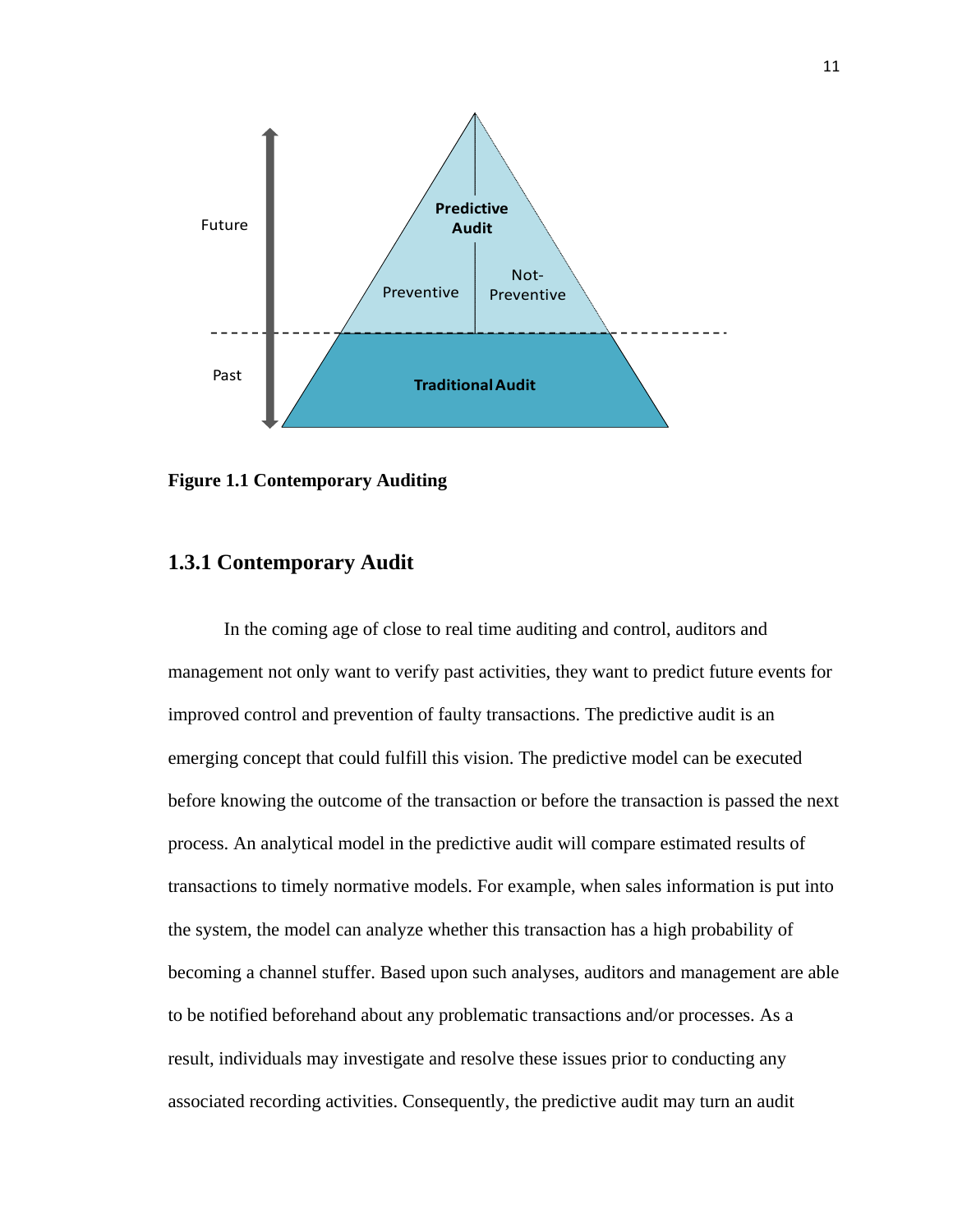**Figure 1.1 Contemporary Auditing**

### 1.3.1 Contemporary Audit

In the coming age of close to real time auditing and control, auditors and management not only want to verify past activities, they want to predict future events for improved control and prevention of faulty transactions. The predictive audit is an emerging concept that could fulfill this vision. The predictive model can be executed before knowing the outcome of the transaction or before the transaction is passed the next process. An analytical model in the predictive audit will compare estimated results of transactions to timely normative models. For example, when sales information is put into the system, the model can analyze whether this transaction has a high probability of becoming a channel stuffer. Based upon such analyses, auditors and management are able to be notified beforehand about any problematic transactions and/or processes. As a result, individuals may investigate and resolve these issues prior to conducting any associated recording activities. Consequently, the predictive audit may turn an audit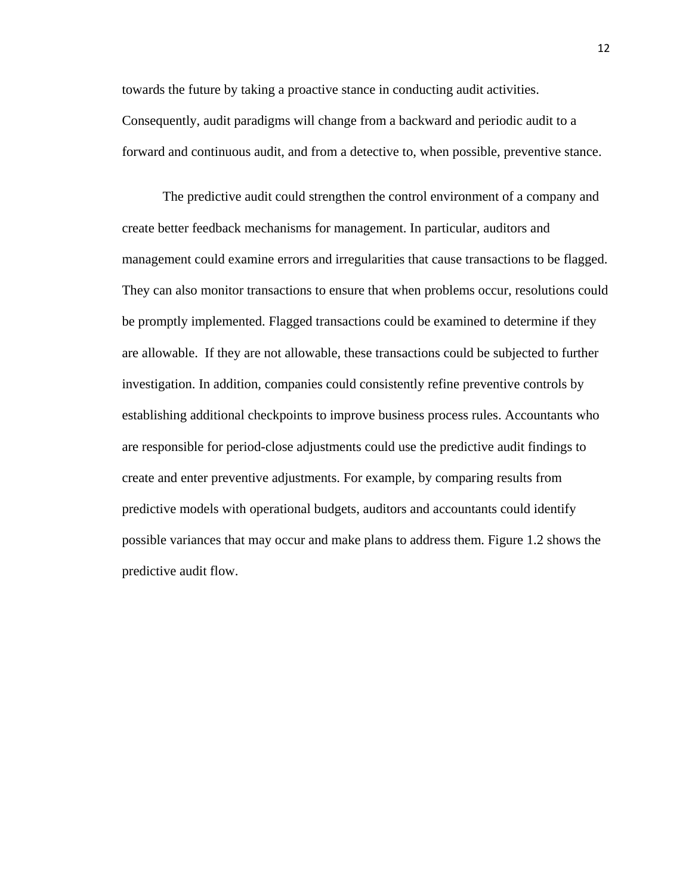towards the future by taking a proactive stance in conducting audit activities. Consequently, audit paradigms will change from a backward and periodic audit to a forward and continuous audit, and from a detective to, when possible, preventive stance.

The predictive audit could strengthen the control environment of a company and create better feedback mechanisms for management. In particular, auditors and management could examine errors and irregularities that cause transactions to be flagged. They can also monitor transactions to ensure that when problems occur, resolutions could be promptly implemented. Flagged transactions could be examined to determine if they are allowable. If they are not allowable, these transactions could be subjected to further investigation. In addition, companies could consistently refine preventive controls by establishing additional checkpoints to improve business process rules. Accountants who are responsible for period-close adjustments could use the predictive audit findings to create and enter preventive adjustments. For example, by comparing results from predictive models with operational budgets, auditors and accountants could identify possible variances that may occur and make plans to address them. Figure 1.2 shows the predictive audit flow.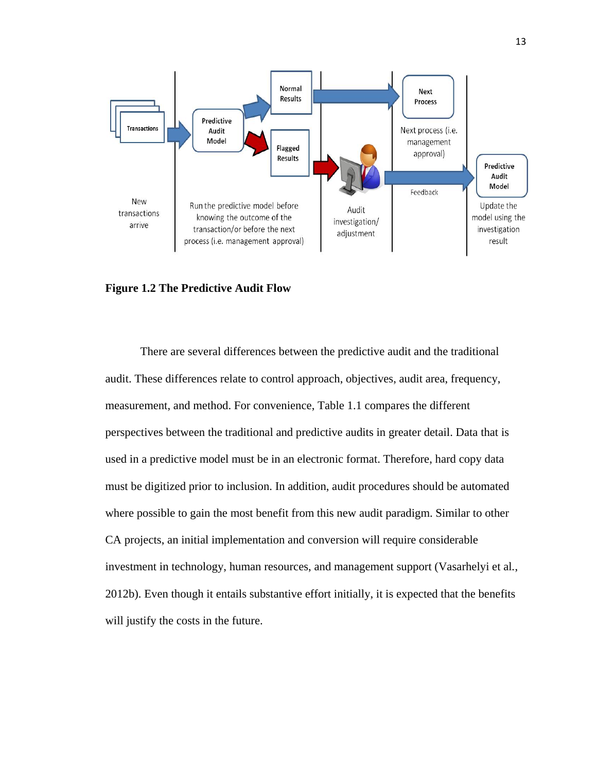**Figure 1.2 The Predictive Audit Flow**

There are several differences between the predictive audit and the traditional audit. These differences relate to control approach, objectives, audit area, frequency, measurement, and method. For convenience, Table 1.1 compares the different perspectives between the traditional and predictive audits in greater detail. Data that is used in a predictive model must be in an electronic format. Therefore, hard copy data must be digitized prior to inclusion. In addition, audit procedures should be automated where possible to gain the most benefit from this new audit paradigm. Similar to other CA projects, an initial implementation and conversion will require considerable investment in technology, human resources, and management support (Vasarhelyi et al., 2012b). Even though it entails substantive effort initially, it is expected that the benefits will justify the costs in the future.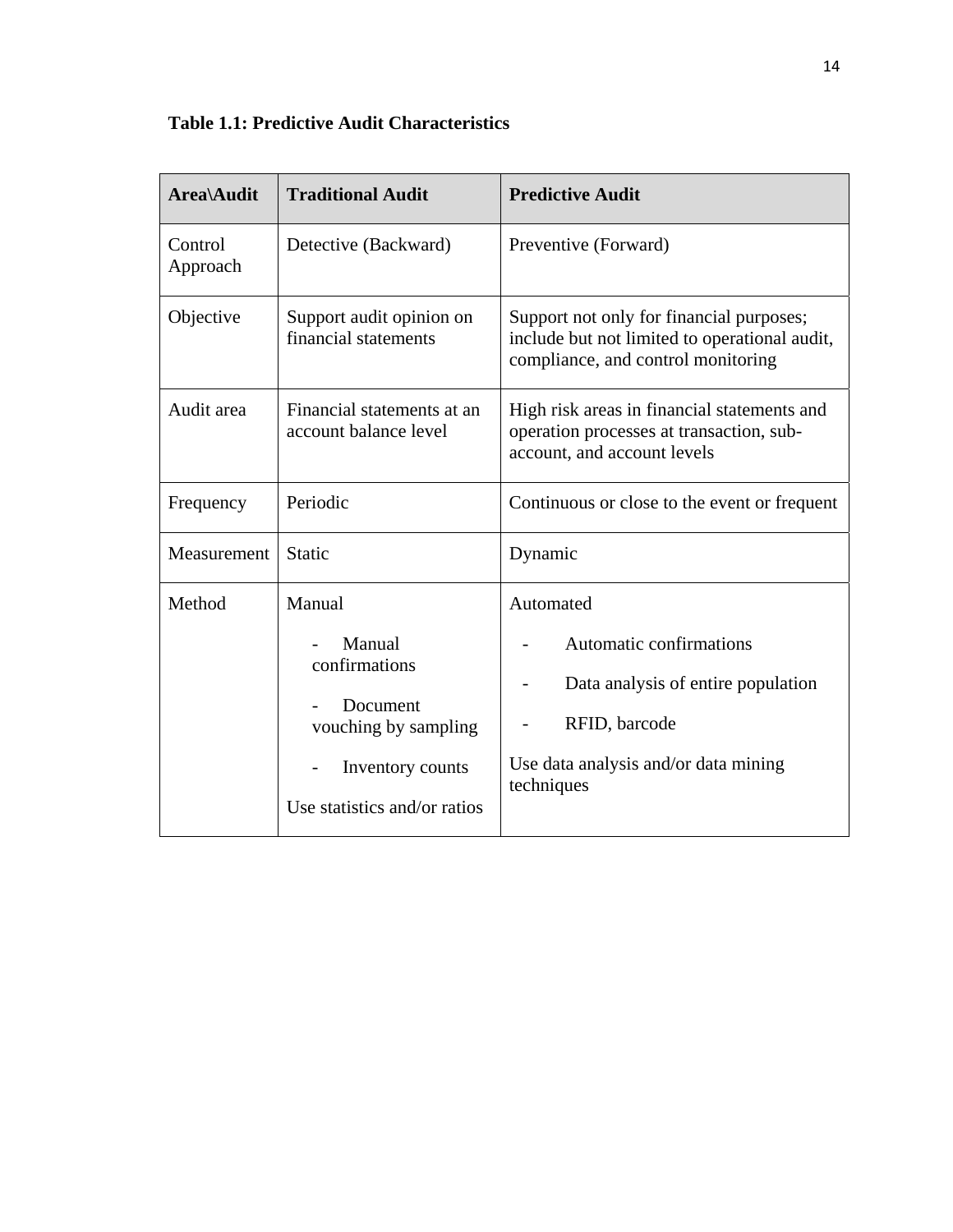**Table 1.1: Predictive Audit Characteristics**

| Area\Audit | Traditional Audit | Predictive Audit |
|---|---|---|
| Control Approach | Detective (Backward) | Preventive (Forward) |
| Objective | Support audit opinion on financial statements | Support not only for financial purposes; include but not limited to operational audit, compliance, and control monitoring |
| Audit area | Financial statements at an account balance level | High risk areas in financial statements and operation processes at transaction, sub-account, and account levels |
| Frequency | Periodic | Continuous or close to the event or frequent |
| Measurement | Static | Dynamic |
| Method | Manual<br>- Manual confirmations<br>- Document vouching by sampling<br>- Inventory counts<br>Use statistics and/or ratios | Automated<br>- Automatic confirmations<br>- Data analysis of entire population<br>- RFID, barcode<br>Use data analysis and/or data mining techniques |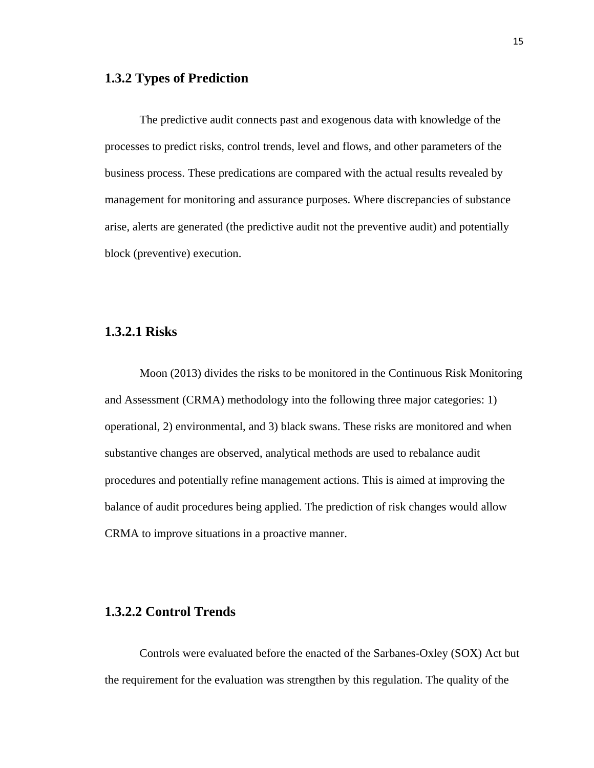### 1.3.2 Types of Prediction

The predictive audit connects past and exogenous data with knowledge of the processes to predict risks, control trends, level and flows, and other parameters of the business process. These predications are compared with the actual results revealed by management for monitoring and assurance purposes. Where discrepancies of substance arise, alerts are generated (the predictive audit not the preventive audit) and potentially block (preventive) execution.

#### 1.3.2.1 Risks

Moon (2013) divides the risks to be monitored in the Continuous Risk Monitoring and Assessment (CRMA) methodology into the following three major categories: 1) operational, 2) environmental, and 3) black swans. These risks are monitored and when substantive changes are observed, analytical methods are used to rebalance audit procedures and potentially refine management actions. This is aimed at improving the balance of audit procedures being applied. The prediction of risk changes would allow CRMA to improve situations in a proactive manner.

#### 1.3.2.2 Control Trends

Controls were evaluated before the enacted of the Sarbanes-Oxley (SOX) Act but the requirement for the evaluation was strengthen by this regulation. The quality of the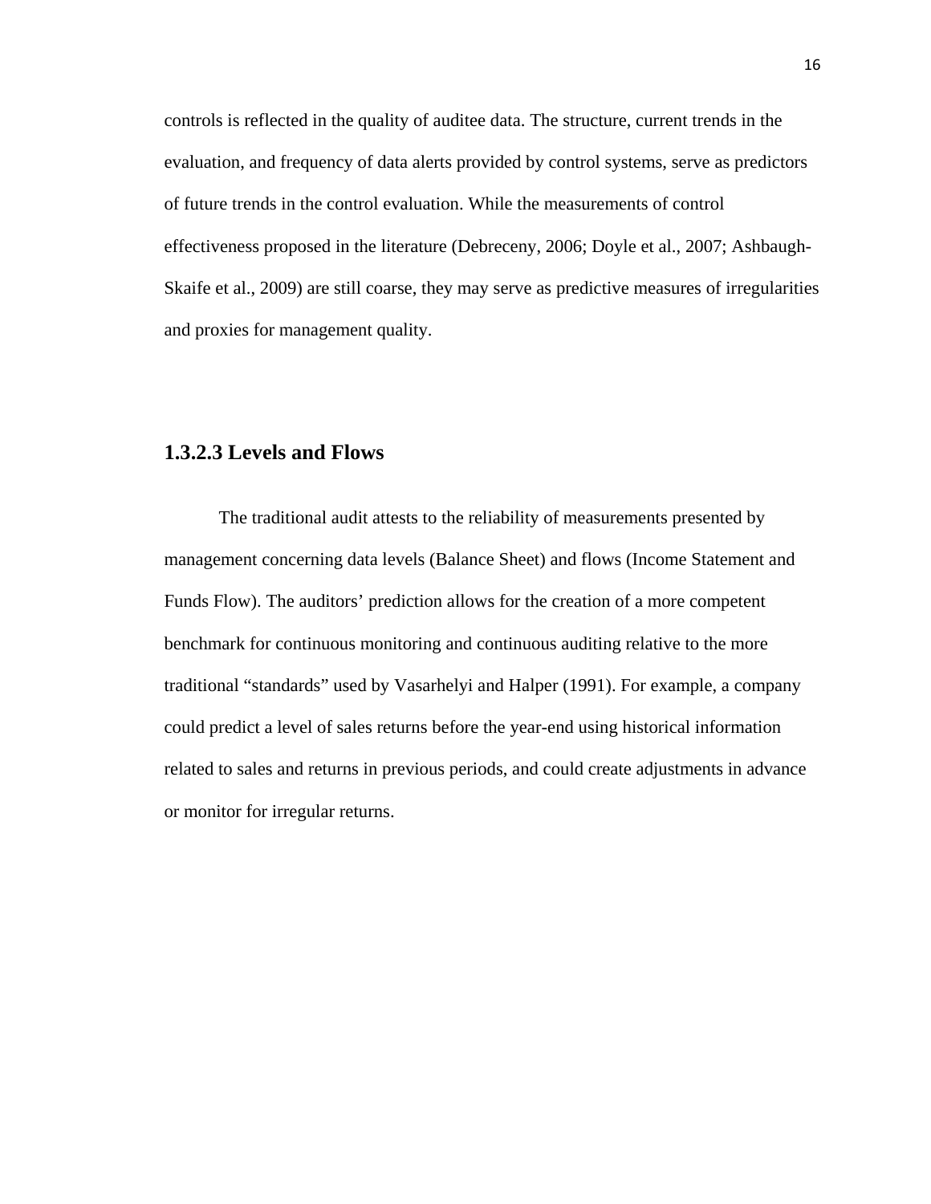controls is reflected in the quality of auditee data. The structure, current trends in the evaluation, and frequency of data alerts provided by control systems, serve as predictors of future trends in the control evaluation. While the measurements of control effectiveness proposed in the literature (Debreceny, 2006; Doyle et al., 2007; Ashbaugh-Skaife et al., 2009) are still coarse, they may serve as predictive measures of irregularities and proxies for management quality.

### 1.3.2.3 Levels and Flows

The traditional audit attests to the reliability of measurements presented by management concerning data levels (Balance Sheet) and flows (Income Statement and Funds Flow). The auditors' prediction allows for the creation of a more competent benchmark for continuous monitoring and continuous auditing relative to the more traditional "standards" used by Vasarhelyi and Halper (1991). For example, a company could predict a level of sales returns before the year-end using historical information related to sales and returns in previous periods, and could create adjustments in advance or monitor for irregular returns.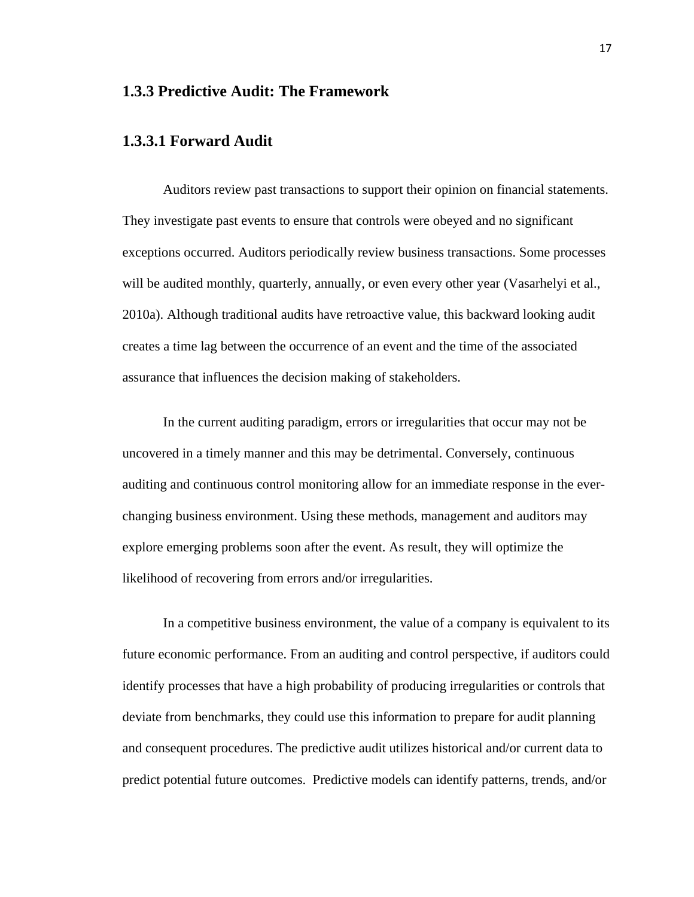### 1.3.3 Predictive Audit: The Framework

#### 1.3.3.1 Forward Audit

Auditors review past transactions to support their opinion on financial statements. They investigate past events to ensure that controls were obeyed and no significant exceptions occurred. Auditors periodically review business transactions. Some processes will be audited monthly, quarterly, annually, or even every other year (Vasarhelyi et al., 2010a). Although traditional audits have retroactive value, this backward looking audit creates a time lag between the occurrence of an event and the time of the associated assurance that influences the decision making of stakeholders.

In the current auditing paradigm, errors or irregularities that occur may not be uncovered in a timely manner and this may be detrimental. Conversely, continuous auditing and continuous control monitoring allow for an immediate response in the ever-changing business environment. Using these methods, management and auditors may explore emerging problems soon after the event. As result, they will optimize the likelihood of recovering from errors and/or irregularities.

In a competitive business environment, the value of a company is equivalent to its future economic performance. From an auditing and control perspective, if auditors could identify processes that have a high probability of producing irregularities or controls that deviate from benchmarks, they could use this information to prepare for audit planning and consequent procedures. The predictive audit utilizes historical and/or current data to predict potential future outcomes. Predictive models can identify patterns, trends, and/or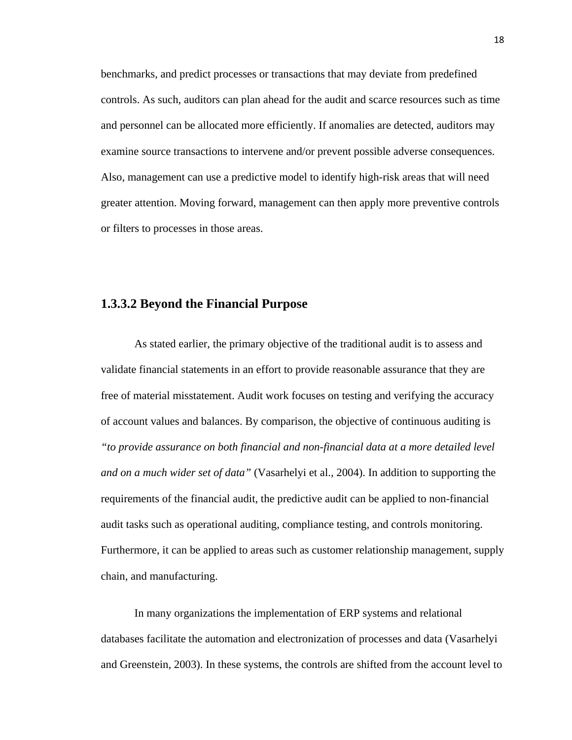benchmarks, and predict processes or transactions that may deviate from predefined controls. As such, auditors can plan ahead for the audit and scarce resources such as time and personnel can be allocated more efficiently. If anomalies are detected, auditors may examine source transactions to intervene and/or prevent possible adverse consequences. Also, management can use a predictive model to identify high-risk areas that will need greater attention. Moving forward, management can then apply more preventive controls or filters to processes in those areas.

### 1.3.3.2 Beyond the Financial Purpose

As stated earlier, the primary objective of the traditional audit is to assess and validate financial statements in an effort to provide reasonable assurance that they are free of material misstatement. Audit work focuses on testing and verifying the accuracy of account values and balances. By comparison, the objective of continuous auditing is *"to provide assurance on both financial and non-financial data at a more detailed level and on a much wider set of data"* (Vasarhelyi et al., 2004). In addition to supporting the requirements of the financial audit, the predictive audit can be applied to non-financial audit tasks such as operational auditing, compliance testing, and controls monitoring. Furthermore, it can be applied to areas such as customer relationship management, supply chain, and manufacturing.

In many organizations the implementation of ERP systems and relational databases facilitate the automation and electronization of processes and data (Vasarhelyi and Greenstein, 2003). In these systems, the controls are shifted from the account level to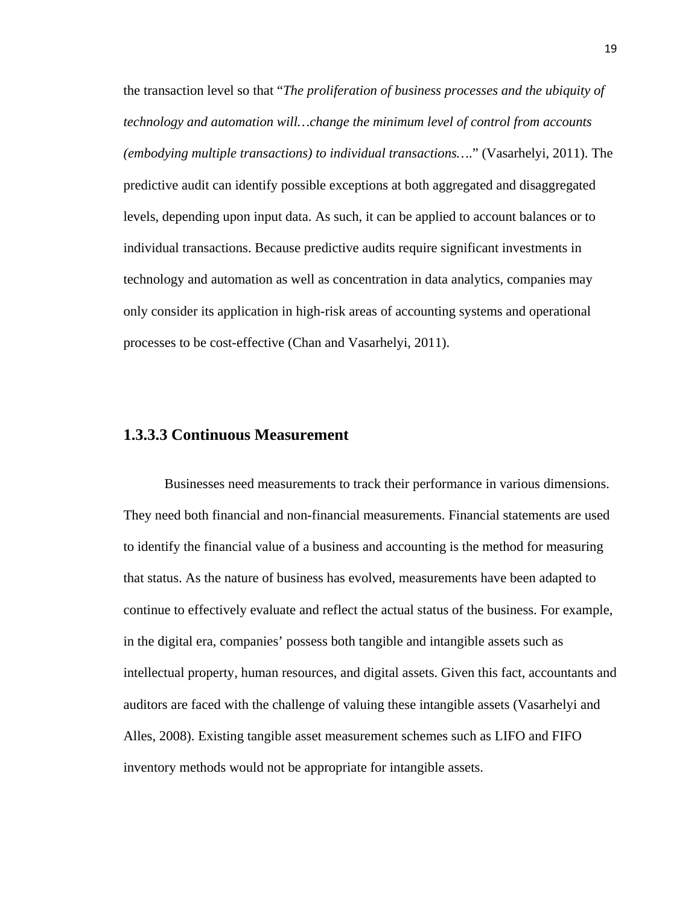the transcription level so that "*The proliferation of business processes and the ubiquity of technology and automation will…change the minimum level of control from accounts (embodying multiple transactions) to individual transactions….*" (Vasarhelyi, 2011). The predictive audit can identify possible exceptions at both aggregated and disaggregated levels, depending upon input data. As such, it can be applied to account balances or to individual transactions. Because predictive audits require significant investments in technology and automation as well as concentration in data analytics, companies may only consider its application in high-risk areas of accounting systems and operational processes to be cost-effective (Chan and Vasarhelyi, 2011).

#### 1.3.3.3 Continuous Measurement

Businesses need measurements to track their performance in various dimensions. They need both financial and non-financial measurements. Financial statements are used to identify the financial value of a business and accounting is the method for measuring that status. As the nature of business has evolved, measurements have been adapted to continue to effectively evaluate and reflect the actual status of the business. For example, in the digital era, companies' possess both tangible and intangible assets such as intellectual property, human resources, and digital assets. Given this fact, accountants and auditors are faced with the challenge of valuing these intangible assets (Vasarhelyi and Alles, 2008). Existing tangible asset measurement schemes such as LIFO and FIFO inventory methods would not be appropriate for intangible assets.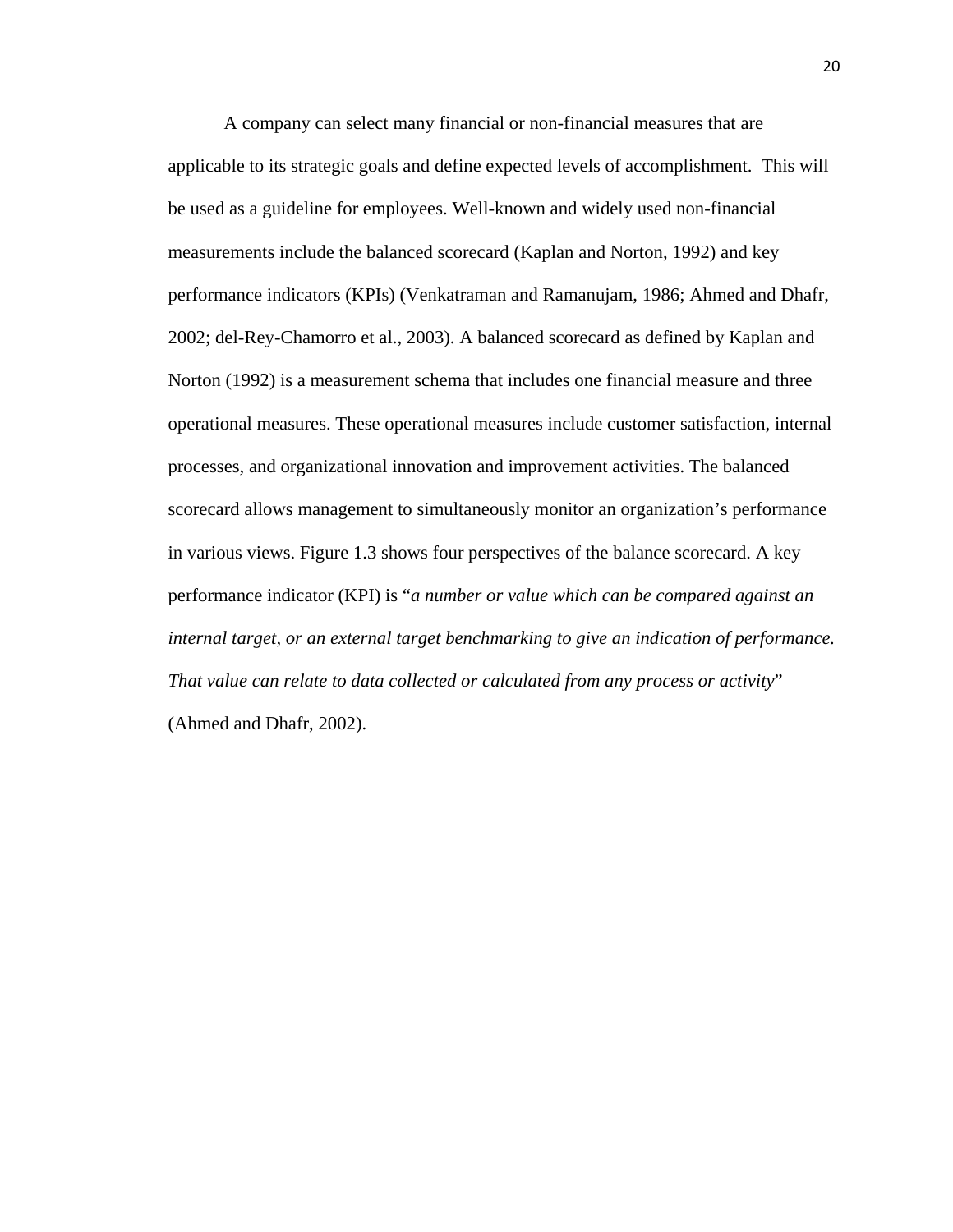A company can select many financial or non-financial measures that are applicable to its strategic goals and define expected levels of accomplishment.  This will be used as a guideline for employees. Well-known and widely used non-financial measurements include the balanced scorecard (Kaplan and Norton, 1992) and key performance indicators (KPIs) (Venkatraman and Ramanujam, 1986; Ahmed and Dhafr, 2002; del-Rey-Chamorro et al., 2003). A balanced scorecard as defined by Kaplan and Norton (1992) is a measurement schema that includes one financial measure and three operational measures. These operational measures include customer satisfaction, internal processes, and organizational innovation and improvement activities. The balanced scorecard allows management to simultaneously monitor an organization's performance in various views. Figure 1.3 shows four perspectives of the balance scorecard. A key performance indicator (KPI) is "*a number or value which can be compared against an internal target, or an external target benchmarking to give an indication of performance. That value can relate to data collected or calculated from any process or activity*" (Ahmed and Dhafr, 2002).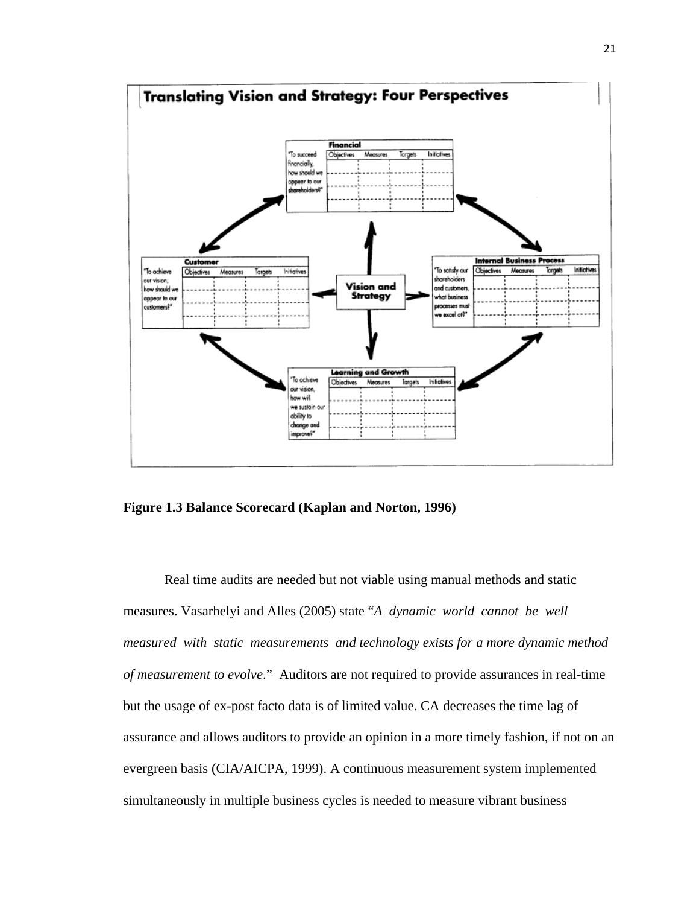**Translating Vision and Strategy: Four Perspectives**

**Financial**
"To succeed financially, how should we appear to our shareholders?"

| Objectives | Measures | Targets | Initiatives |
| --- | --- | --- | --- |
| | | | |

**Customer**
"To achieve our vision, how should we appear to our customers?"

| Objectives | Measures | Targets | Initiatives |
| --- | --- | --- | --- |
| | | | |

**Vision and Strategy**

**Internal Business Process**
"To satisfy our shareholders and customers, what business processes must we excel at?"

| Objectives | Measures | Targets | Initiatives |
| --- | --- | --- | --- |
| | | | |

**Learning and Growth**
"To achieve our vision, how will we sustain our ability to change and improve?"

| Objectives | Measures | Targets | Initiatives |
| --- | --- | --- | --- |
| | | | |

**Figure 1.3 Balance Scorecard (Kaplan and Norton, 1996)**

Real time audits are needed but not viable using manual methods and static measures. Vasarhelyi and Alles (2005) state "*A dynamic world cannot be well measured with static measurements and technology exists for a more dynamic method of measurement to evolve*." Auditors are not required to provide assurances in real-time but the usage of ex-post facto data is of limited value. CA decreases the time lag of assurance and allows auditors to provide an opinion in a more timely fashion, if not on an evergreen basis (CIA/AICPA, 1999). A continuous measurement system implemented simultaneously in multiple business cycles is needed to measure vibrant business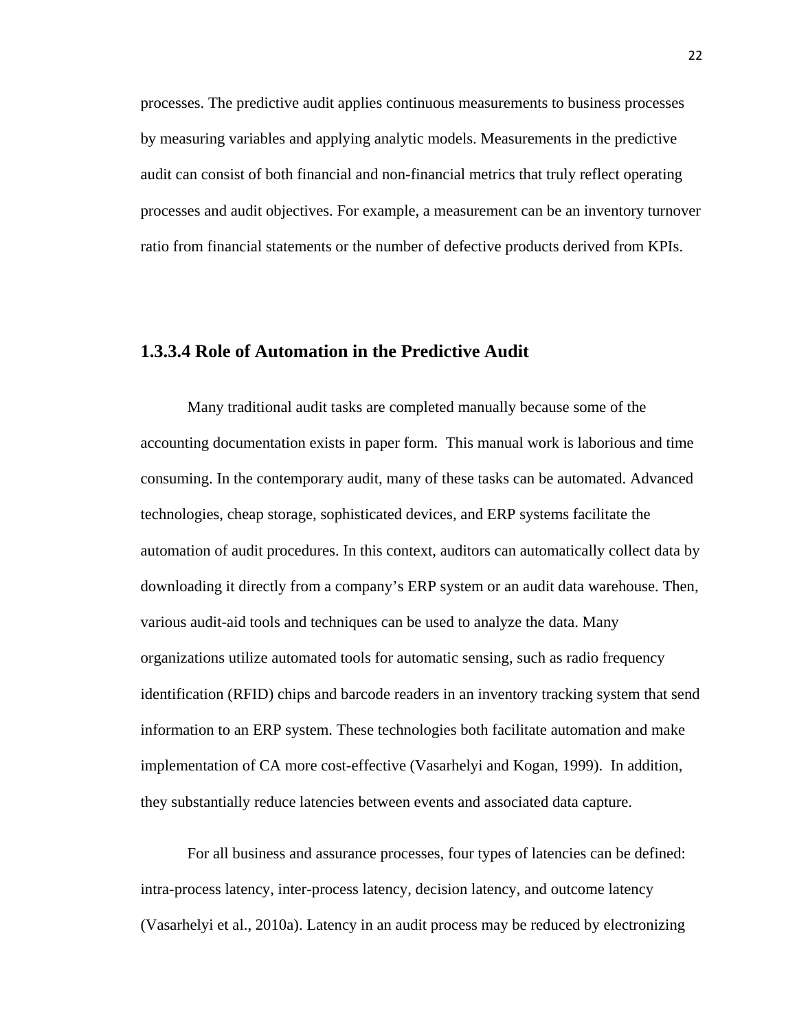processes. The predictive audit applies continuous measurements to business processes by measuring variables and applying analytic models. Measurements in the predictive audit can consist of both financial and non-financial metrics that truly reflect operating processes and audit objectives. For example, a measurement can be an inventory turnover ratio from financial statements or the number of defective products derived from KPIs.

### 1.3.3.4 Role of Automation in the Predictive Audit

Many traditional audit tasks are completed manually because some of the accounting documentation exists in paper form. This manual work is laborious and time consuming. In the contemporary audit, many of these tasks can be automated. Advanced technologies, cheap storage, sophisticated devices, and ERP systems facilitate the automation of audit procedures. In this context, auditors can automatically collect data by downloading it directly from a company's ERP system or an audit data warehouse. Then, various audit-aid tools and techniques can be used to analyze the data. Many organizations utilize automated tools for automatic sensing, such as radio frequency identification (RFID) chips and barcode readers in an inventory tracking system that send information to an ERP system. These technologies both facilitate automation and make implementation of CA more cost-effective (Vasarhelyi and Kogan, 1999). In addition, they substantially reduce latencies between events and associated data capture.

For all business and assurance processes, four types of latencies can be defined: intra-process latency, inter-process latency, decision latency, and outcome latency (Vasarhelyi et al., 2010a). Latency in an audit process may be reduced by electronizing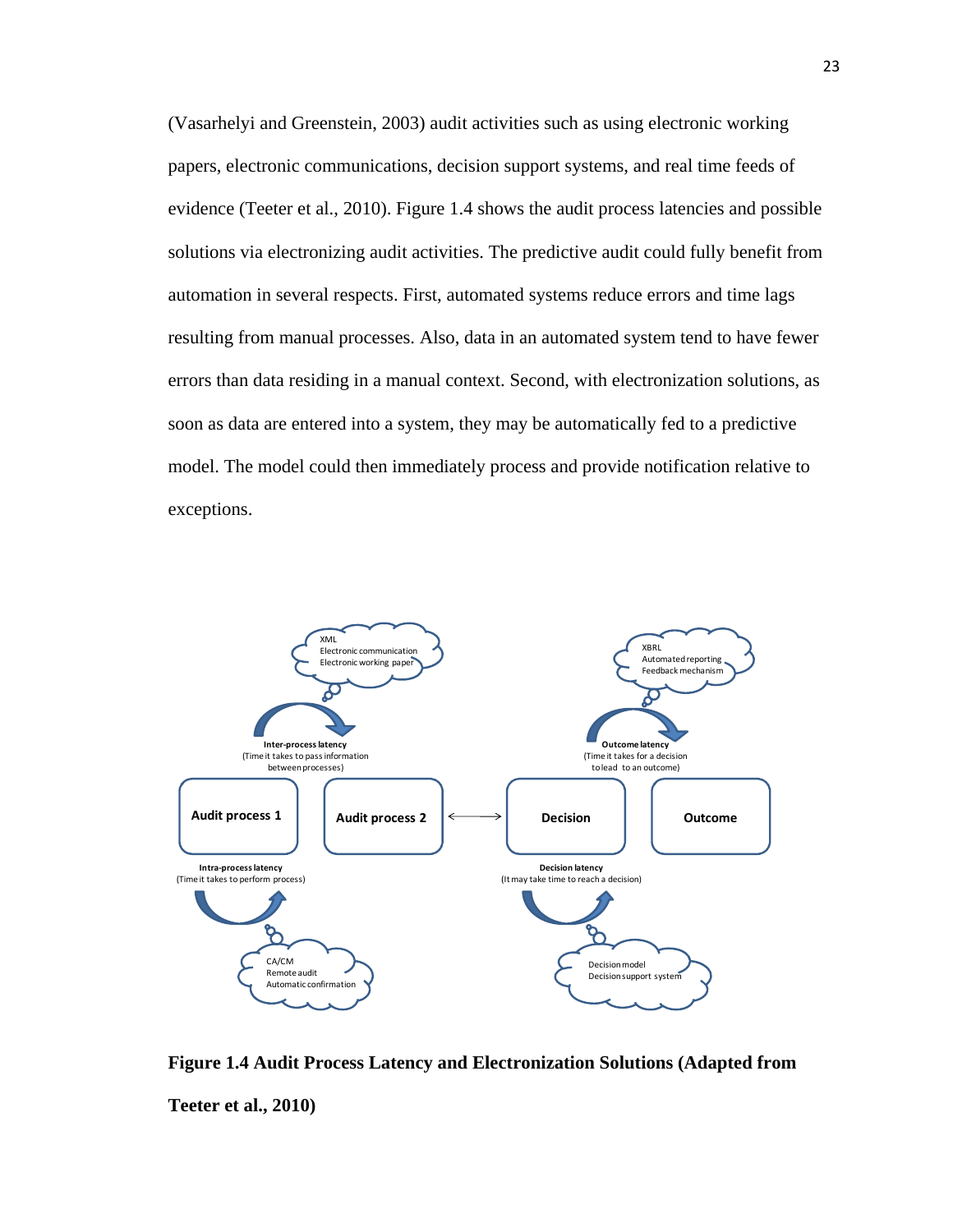(Vasarhelyi and Greenstein, 2003) audit activities such as using electronic working papers, electronic communications, decision support systems, and real time feeds of evidence (Teeter et al., 2010). Figure 1.4 shows the audit process latencies and possible solutions via electronizing audit activities. The predictive audit could fully benefit from automation in several respects. First, automated systems reduce errors and time lags resulting from manual processes. Also, data in an automated system tend to have fewer errors than data residing in a manual context. Second, with electronization solutions, as soon as data are entered into a system, they may be automatically fed to a predictive model. The model could then immediately process and provide notification relative to exceptions.

XML
Electronic communication
Electronic working paper

XBRL
Automated reporting
Feedback mechanism

**Inter-process latency**
(Time it takes to pass information between processes)

**Outcome latency**
(Time it takes for a decision to lead to an outcome)

**Audit process 1** | **Audit process 2** ↔ **Decision** | **Outcome**

**Intra-process latency**
(Time it takes to perform process)

**Decision latency**
(It may take time to reach a decision)

CA/CM
Remote audit
Automatic confirmation

Decision model
Decision support system

**Figure 1.4 Audit Process Latency and Electronization Solutions (Adapted from Teeter et al., 2010)**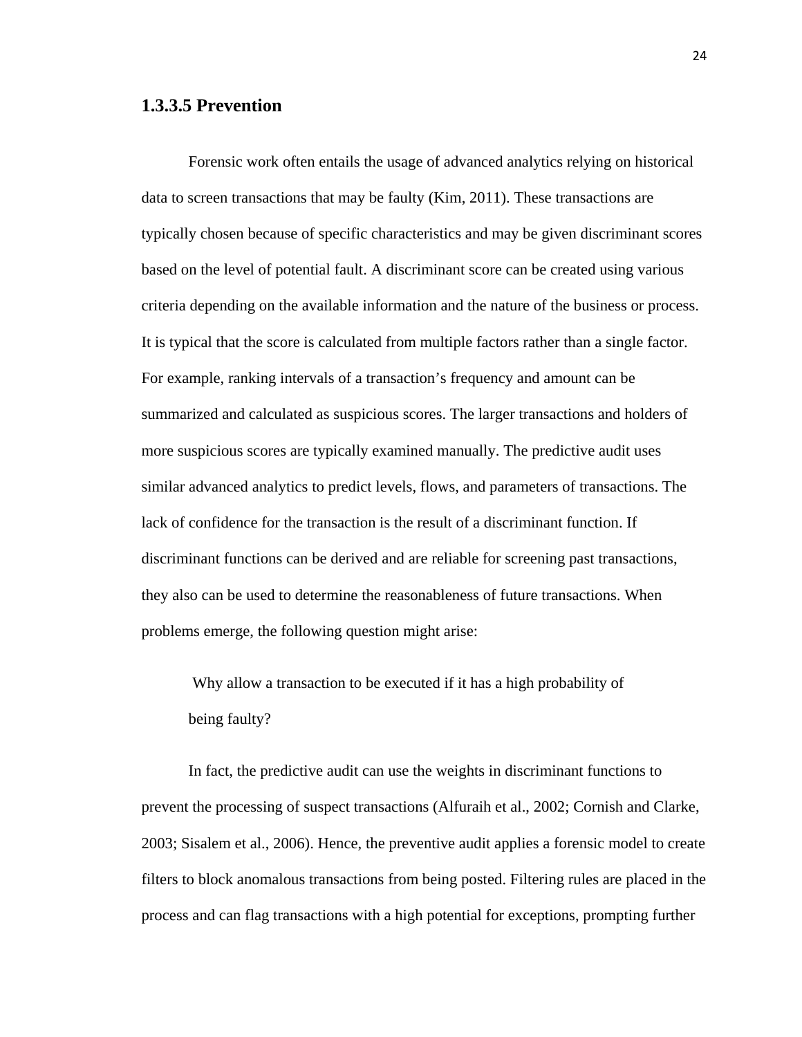### 1.3.3.5 Prevention

Forensic work often entails the usage of advanced analytics relying on historical data to screen transactions that may be faulty (Kim, 2011). These transactions are typically chosen because of specific characteristics and may be given discriminant scores based on the level of potential fault. A discriminant score can be created using various criteria depending on the available information and the nature of the business or process. It is typical that the score is calculated from multiple factors rather than a single factor. For example, ranking intervals of a transaction's frequency and amount can be summarized and calculated as suspicious scores. The larger transactions and holders of more suspicious scores are typically examined manually. The predictive audit uses similar advanced analytics to predict levels, flows, and parameters of transactions. The lack of confidence for the transaction is the result of a discriminant function. If discriminant functions can be derived and are reliable for screening past transactions, they also can be used to determine the reasonableness of future transactions. When problems emerge, the following question might arise:

> Why allow a transaction to be executed if it has a high probability of being faulty?

In fact, the predictive audit can use the weights in discriminant functions to prevent the processing of suspect transactions (Alfuraih et al., 2002; Cornish and Clarke, 2003; Sisalem et al., 2006). Hence, the preventive audit applies a forensic model to create filters to block anomalous transactions from being posted. Filtering rules are placed in the process and can flag transactions with a high potential for exceptions, prompting further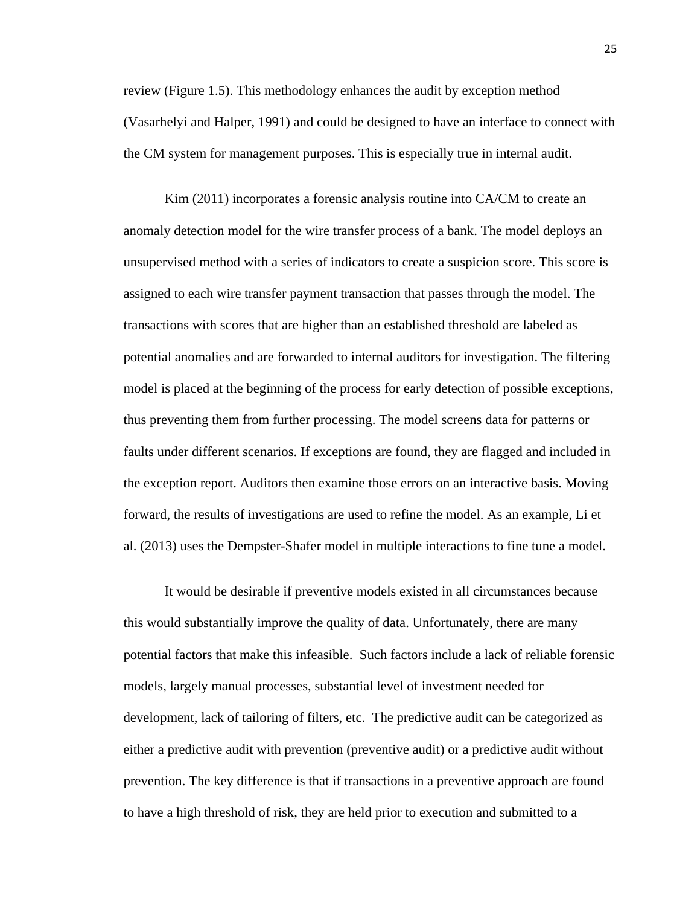review (Figure 1.5). This methodology enhances the audit by exception method (Vasarhelyi and Halper, 1991) and could be designed to have an interface to connect with the CM system for management purposes. This is especially true in internal audit.

Kim (2011) incorporates a forensic analysis routine into CA/CM to create an anomaly detection model for the wire transfer process of a bank. The model deploys an unsupervised method with a series of indicators to create a suspicion score. This score is assigned to each wire transfer payment transaction that passes through the model. The transactions with scores that are higher than an established threshold are labeled as potential anomalies and are forwarded to internal auditors for investigation. The filtering model is placed at the beginning of the process for early detection of possible exceptions, thus preventing them from further processing. The model screens data for patterns or faults under different scenarios. If exceptions are found, they are flagged and included in the exception report. Auditors then examine those errors on an interactive basis. Moving forward, the results of investigations are used to refine the model. As an example, Li et al. (2013) uses the Dempster-Shafer model in multiple interactions to fine tune a model.

It would be desirable if preventive models existed in all circumstances because this would substantially improve the quality of data. Unfortunately, there are many potential factors that make this infeasible. Such factors include a lack of reliable forensic models, largely manual processes, substantial level of investment needed for development, lack of tailoring of filters, etc. The predictive audit can be categorized as either a predictive audit with prevention (preventive audit) or a predictive audit without prevention. The key difference is that if transactions in a preventive approach are found to have a high threshold of risk, they are held prior to execution and submitted to a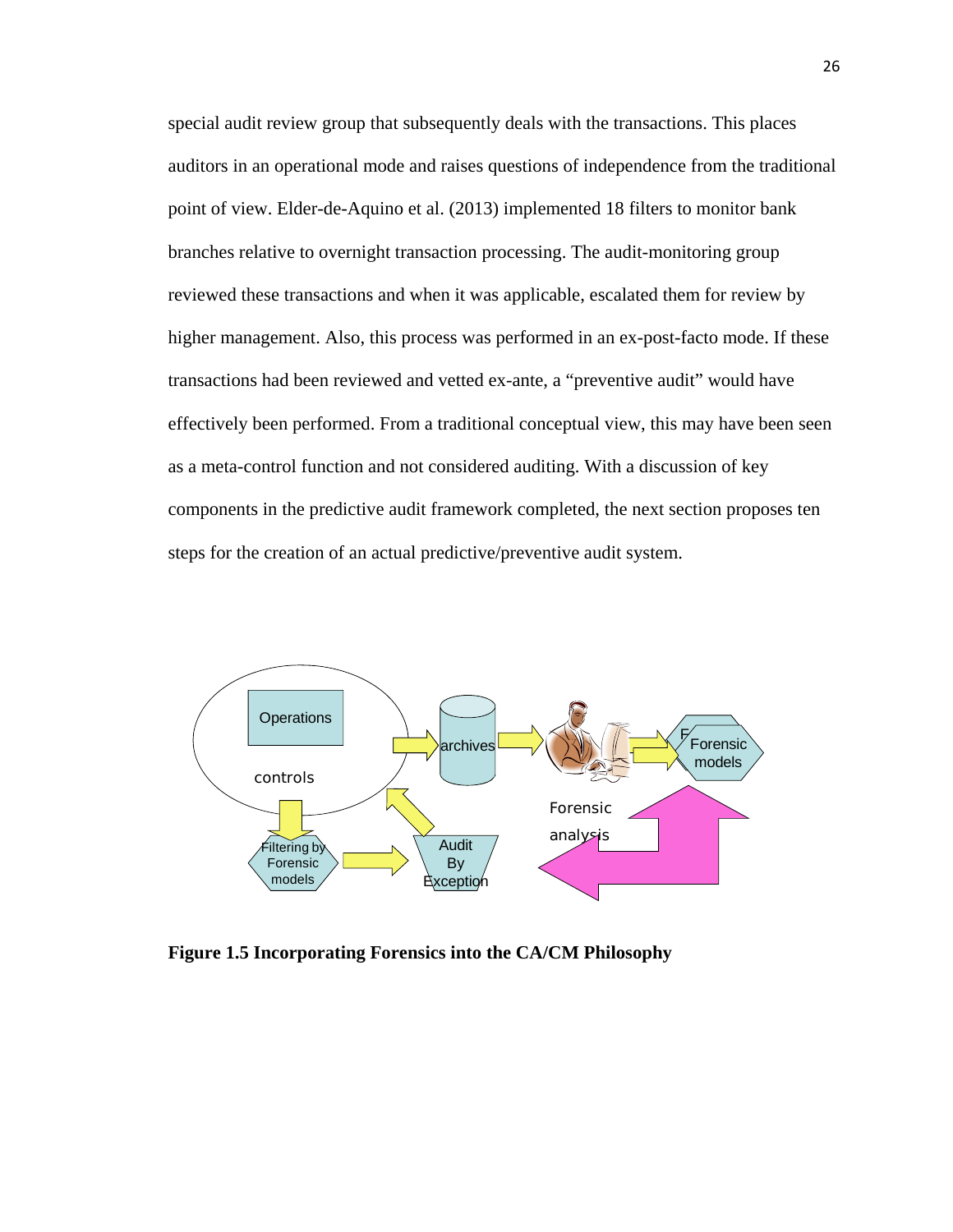special audit review group that subsequently deals with the transactions. This places auditors in an operational mode and raises questions of independence from the traditional point of view. Elder-de-Aquino et al. (2013) implemented 18 filters to monitor bank branches relative to overnight transaction processing. The audit-monitoring group reviewed these transactions and when it was applicable, escalated them for review by higher management. Also, this process was performed in an ex-post-facto mode. If these transactions had been reviewed and vetted ex-ante, a "preventive audit" would have effectively been performed. From a traditional conceptual view, this may have been seen as a meta-control function and not considered auditing. With a discussion of key components in the predictive audit framework completed, the next section proposes ten steps for the creation of an actual predictive/preventive audit system.

**Figure 1.5 Incorporating Forensics into the CA/CM Philosophy**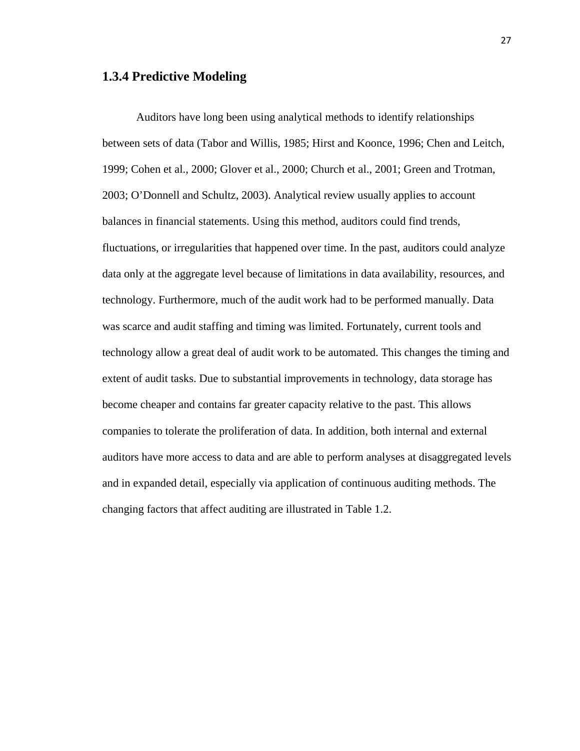### 1.3.4 Predictive Modeling

Auditors have long been using analytical methods to identify relationships between sets of data (Tabor and Willis, 1985; Hirst and Koonce, 1996; Chen and Leitch, 1999; Cohen et al., 2000; Glover et al., 2000; Church et al., 2001; Green and Trotman, 2003; O'Donnell and Schultz, 2003). Analytical review usually applies to account balances in financial statements. Using this method, auditors could find trends, fluctuations, or irregularities that happened over time. In the past, auditors could analyze data only at the aggregate level because of limitations in data availability, resources, and technology. Furthermore, much of the audit work had to be performed manually. Data was scarce and audit staffing and timing was limited. Fortunately, current tools and technology allow a great deal of audit work to be automated. This changes the timing and extent of audit tasks. Due to substantial improvements in technology, data storage has become cheaper and contains far greater capacity relative to the past. This allows companies to tolerate the proliferation of data. In addition, both internal and external auditors have more access to data and are able to perform analyses at disaggregated levels and in expanded detail, especially via application of continuous auditing methods. The changing factors that affect auditing are illustrated in Table 1.2.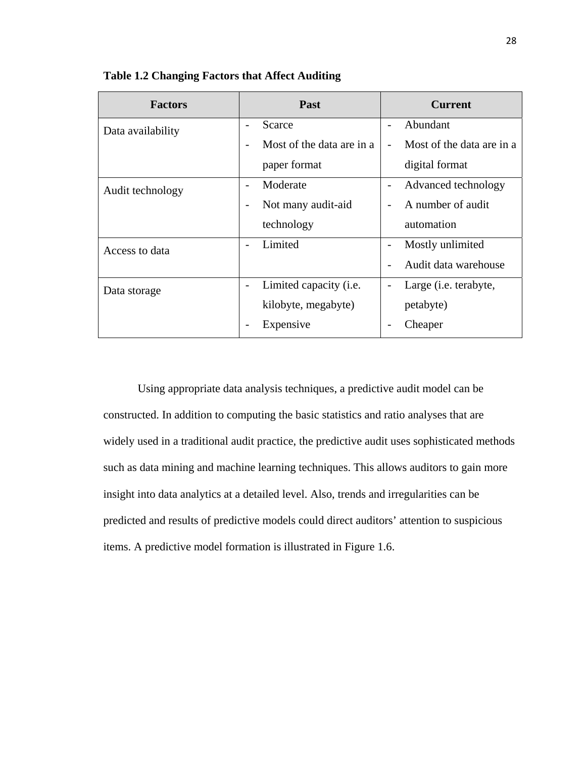**Table 1.2 Changing Factors that Affect Auditing**

| Factors | Past | Current |
|---|---|---|
| Data availability | - Scarce<br>- Most of the data are in a paper format | - Abundant<br>- Most of the data are in a digital format |
| Audit technology | - Moderate<br>- Not many audit-aid technology | - Advanced technology<br>- A number of audit automation |
| Access to data | - Limited | - Mostly unlimited<br>- Audit data warehouse |
| Data storage | - Limited capacity (i.e. kilobyte, megabyte)<br>- Expensive | - Large (i.e. terabyte, petabyte)<br>- Cheaper |

Using appropriate data analysis techniques, a predictive audit model can be constructed. In addition to computing the basic statistics and ratio analyses that are widely used in a traditional audit practice, the predictive audit uses sophisticated methods such as data mining and machine learning techniques. This allows auditors to gain more insight into data analytics at a detailed level. Also, trends and irregularities can be predicted and results of predictive models could direct auditors' attention to suspicious items. A predictive model formation is illustrated in Figure 1.6.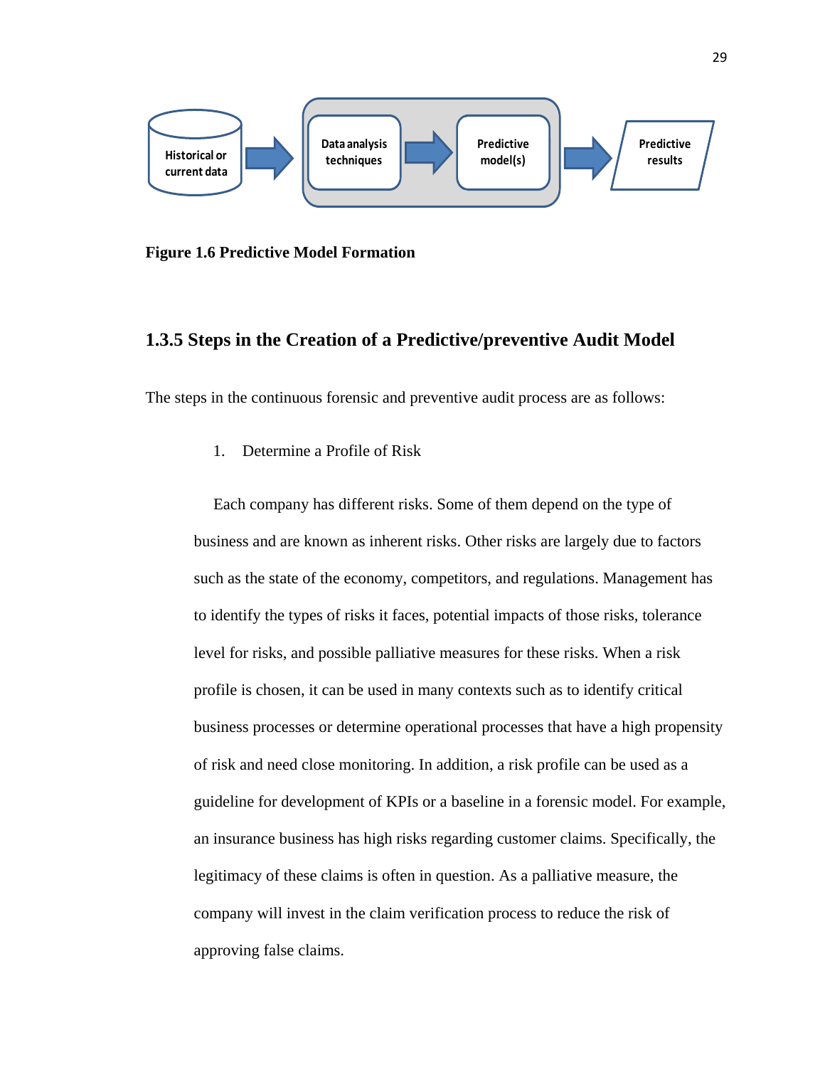Historical or current data → Data analysis techniques → Predictive model(s) → Predictive results

**Figure 1.6 Predictive Model Formation**

### 1.3.5 Steps in the Creation of a Predictive/preventive Audit Model

The steps in the continuous forensic and preventive audit process are as follows:

1. Determine a Profile of Risk

Each company has different risks. Some of them depend on the type of business and are known as inherent risks. Other risks are largely due to factors such as the state of the economy, competitors, and regulations. Management has to identify the types of risks it faces, potential impacts of those risks, tolerance level for risks, and possible palliative measures for these risks. When a risk profile is chosen, it can be used in many contexts such as to identify critical business processes or determine operational processes that have a high propensity of risk and need close monitoring. In addition, a risk profile can be used as a guideline for development of KPIs or a baseline in a forensic model. For example, an insurance business has high risks regarding customer claims. Specifically, the legitimacy of these claims is often in question. As a palliative measure, the company will invest in the claim verification process to reduce the risk of approving false claims.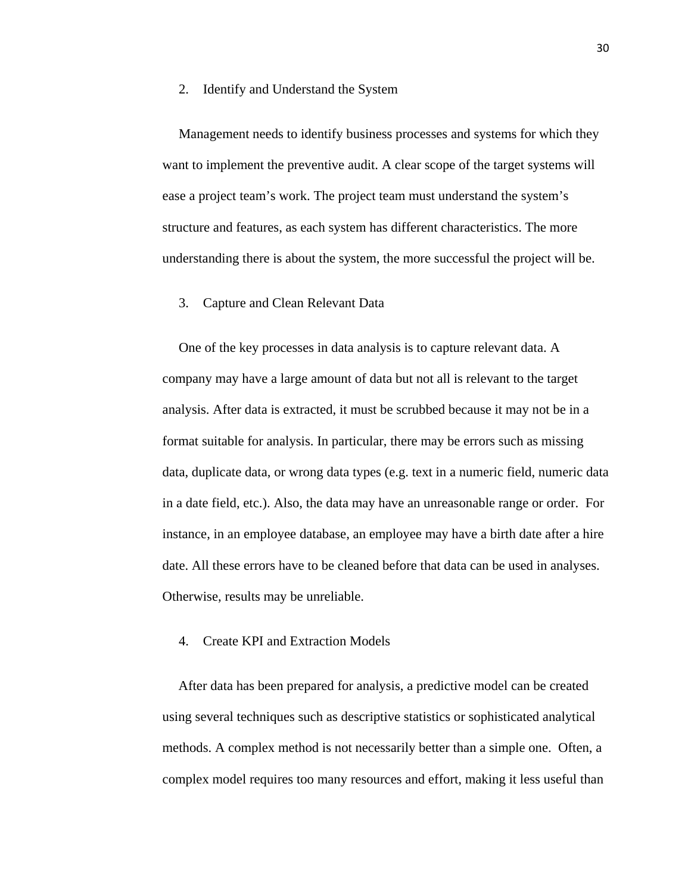2. Identify and Understand the System

Management needs to identify business processes and systems for which they want to implement the preventive audit. A clear scope of the target systems will ease a project team's work. The project team must understand the system's structure and features, as each system has different characteristics. The more understanding there is about the system, the more successful the project will be.

3. Capture and Clean Relevant Data

One of the key processes in data analysis is to capture relevant data. A company may have a large amount of data but not all is relevant to the target analysis. After data is extracted, it must be scrubbed because it may not be in a format suitable for analysis. In particular, there may be errors such as missing data, duplicate data, or wrong data types (e.g. text in a numeric field, numeric data in a date field, etc.). Also, the data may have an unreasonable range or order. For instance, in an employee database, an employee may have a birth date after a hire date. All these errors have to be cleaned before that data can be used in analyses. Otherwise, results may be unreliable.

4. Create KPI and Extraction Models

After data has been prepared for analysis, a predictive model can be created using several techniques such as descriptive statistics or sophisticated analytical methods. A complex method is not necessarily better than a simple one. Often, a complex model requires too many resources and effort, making it less useful than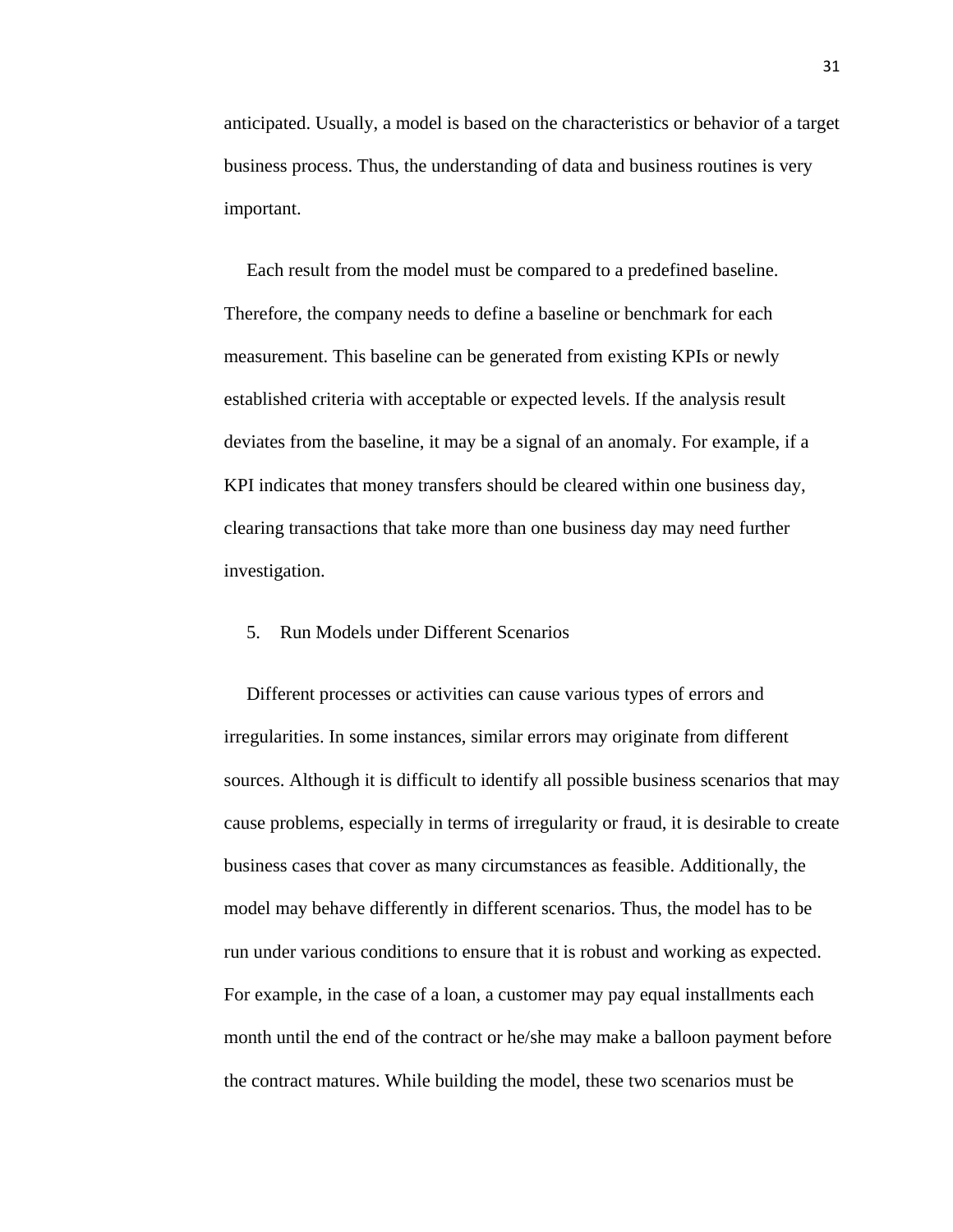anticipated. Usually, a model is based on the characteristics or behavior of a target business process. Thus, the understanding of data and business routines is very important.

Each result from the model must be compared to a predefined baseline. Therefore, the company needs to define a baseline or benchmark for each measurement. This baseline can be generated from existing KPIs or newly established criteria with acceptable or expected levels. If the analysis result deviates from the baseline, it may be a signal of an anomaly. For example, if a KPI indicates that money transfers should be cleared within one business day, clearing transactions that take more than one business day may need further investigation.

5. Run Models under Different Scenarios

Different processes or activities can cause various types of errors and irregularities. In some instances, similar errors may originate from different sources. Although it is difficult to identify all possible business scenarios that may cause problems, especially in terms of irregularity or fraud, it is desirable to create business cases that cover as many circumstances as feasible. Additionally, the model may behave differently in different scenarios. Thus, the model has to be run under various conditions to ensure that it is robust and working as expected. For example, in the case of a loan, a customer may pay equal installments each month until the end of the contract or he/she may make a balloon payment before the contract matures. While building the model, these two scenarios must be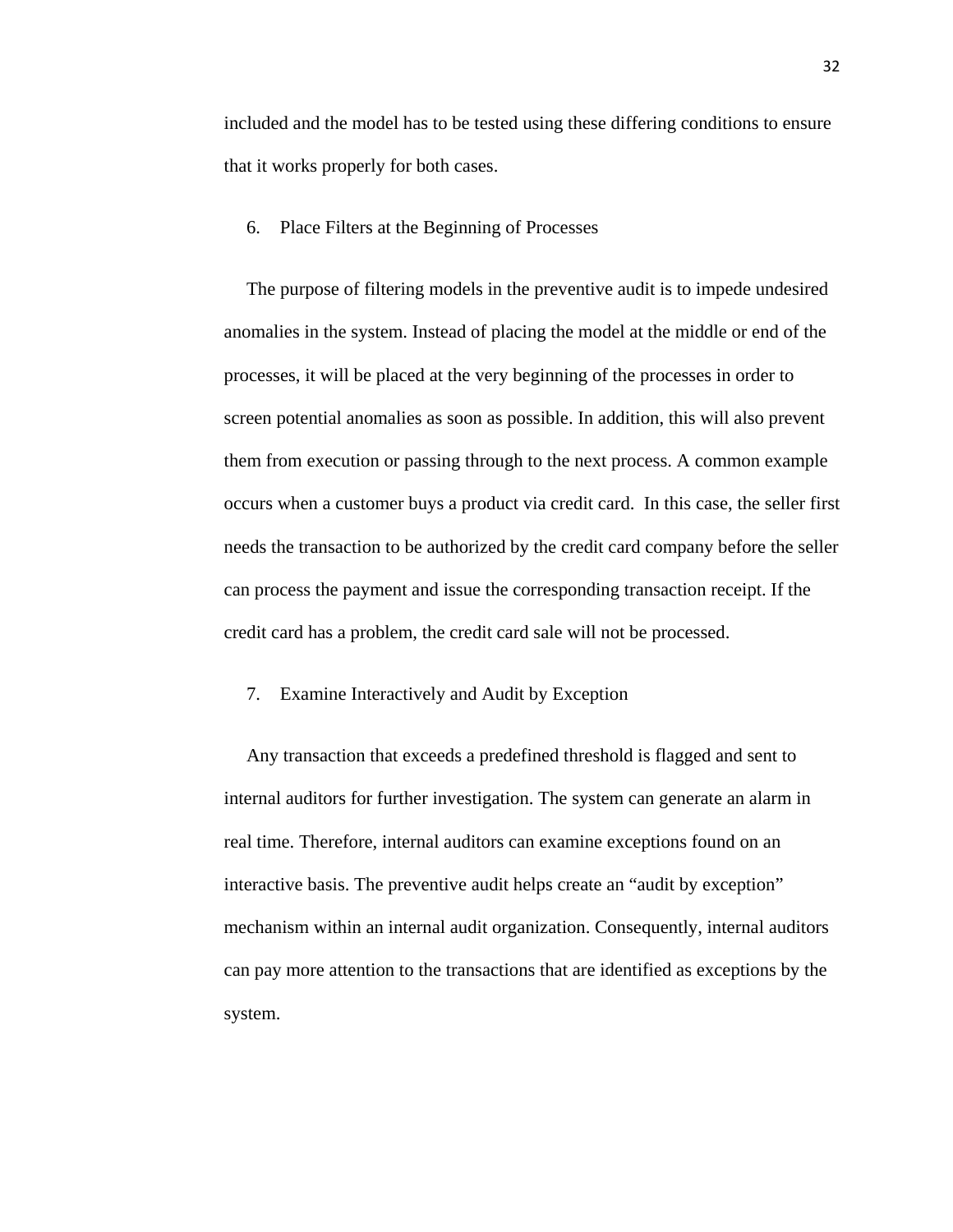included and the model has to be tested using these differing conditions to ensure that it works properly for both cases.

6. Place Filters at the Beginning of Processes

The purpose of filtering models in the preventive audit is to impede undesired anomalies in the system. Instead of placing the model at the middle or end of the processes, it will be placed at the very beginning of the processes in order to screen potential anomalies as soon as possible. In addition, this will also prevent them from execution or passing through to the next process. A common example occurs when a customer buys a product via credit card. In this case, the seller first needs the transaction to be authorized by the credit card company before the seller can process the payment and issue the corresponding transaction receipt. If the credit card has a problem, the credit card sale will not be processed.

7. Examine Interactively and Audit by Exception

Any transaction that exceeds a predefined threshold is flagged and sent to internal auditors for further investigation. The system can generate an alarm in real time. Therefore, internal auditors can examine exceptions found on an interactive basis. The preventive audit helps create an “audit by exception” mechanism within an internal audit organization. Consequently, internal auditors can pay more attention to the transactions that are identified as exceptions by the system.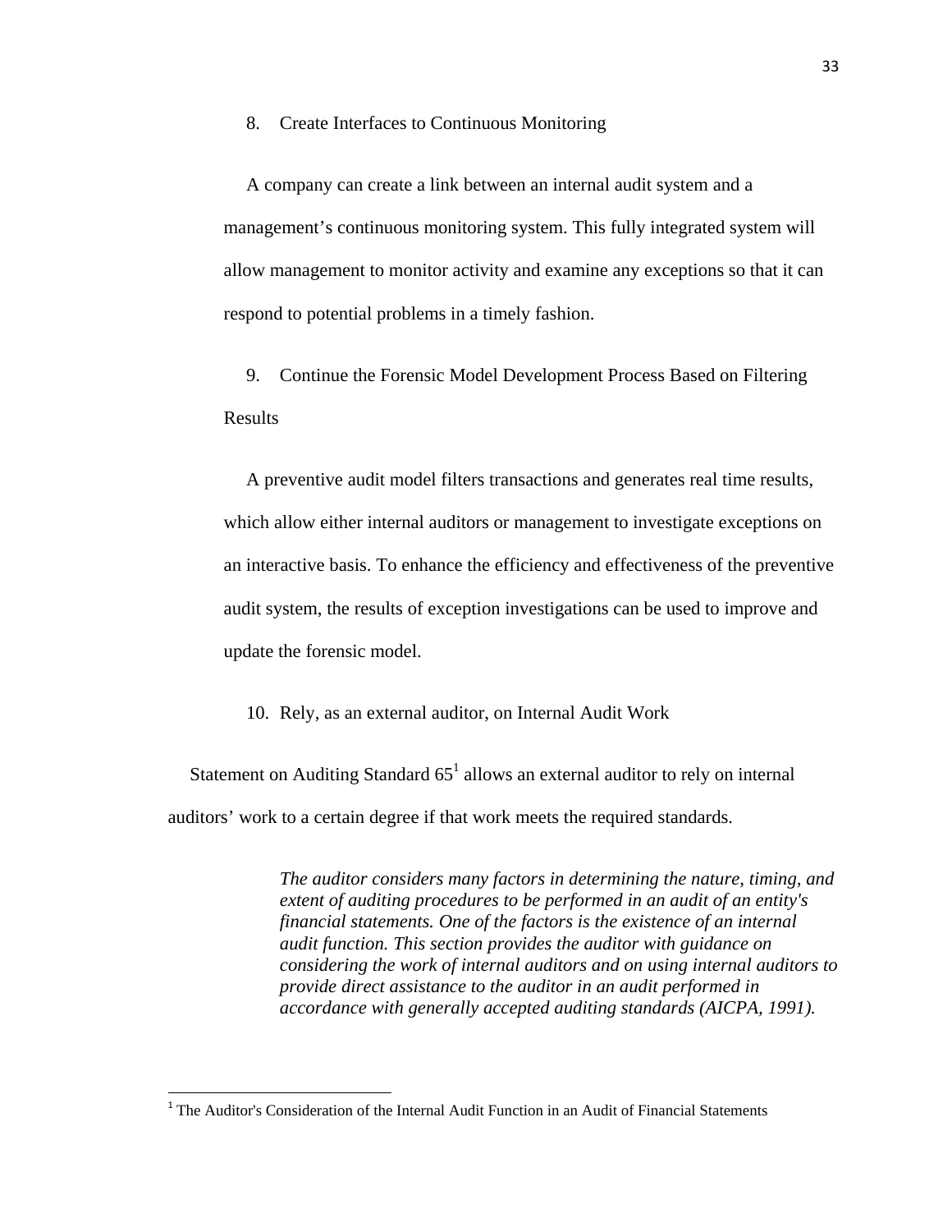8. Create Interfaces to Continuous Monitoring

A company can create a link between an internal audit system and a management's continuous monitoring system. This fully integrated system will allow management to monitor activity and examine any exceptions so that it can respond to potential problems in a timely fashion.

9. Continue the Forensic Model Development Process Based on Filtering Results

A preventive audit model filters transactions and generates real time results, which allow either internal auditors or management to investigate exceptions on an interactive basis. To enhance the efficiency and effectiveness of the preventive audit system, the results of exception investigations can be used to improve and update the forensic model.

10. Rely, as an external auditor, on Internal Audit Work

Statement on Auditing Standard 65[1] allows an external auditor to rely on internal auditors' work to a certain degree if that work meets the required standards.

> *The auditor considers many factors in determining the nature, timing, and extent of auditing procedures to be performed in an audit of an entity's financial statements. One of the factors is the existence of an internal audit function. This section provides the auditor with guidance on considering the work of internal auditors and on using internal auditors to provide direct assistance to the auditor in an audit performed in accordance with generally accepted auditing standards (AICPA, 1991).*

---

[1] The Auditor's Consideration of the Internal Audit Function in an Audit of Financial Statements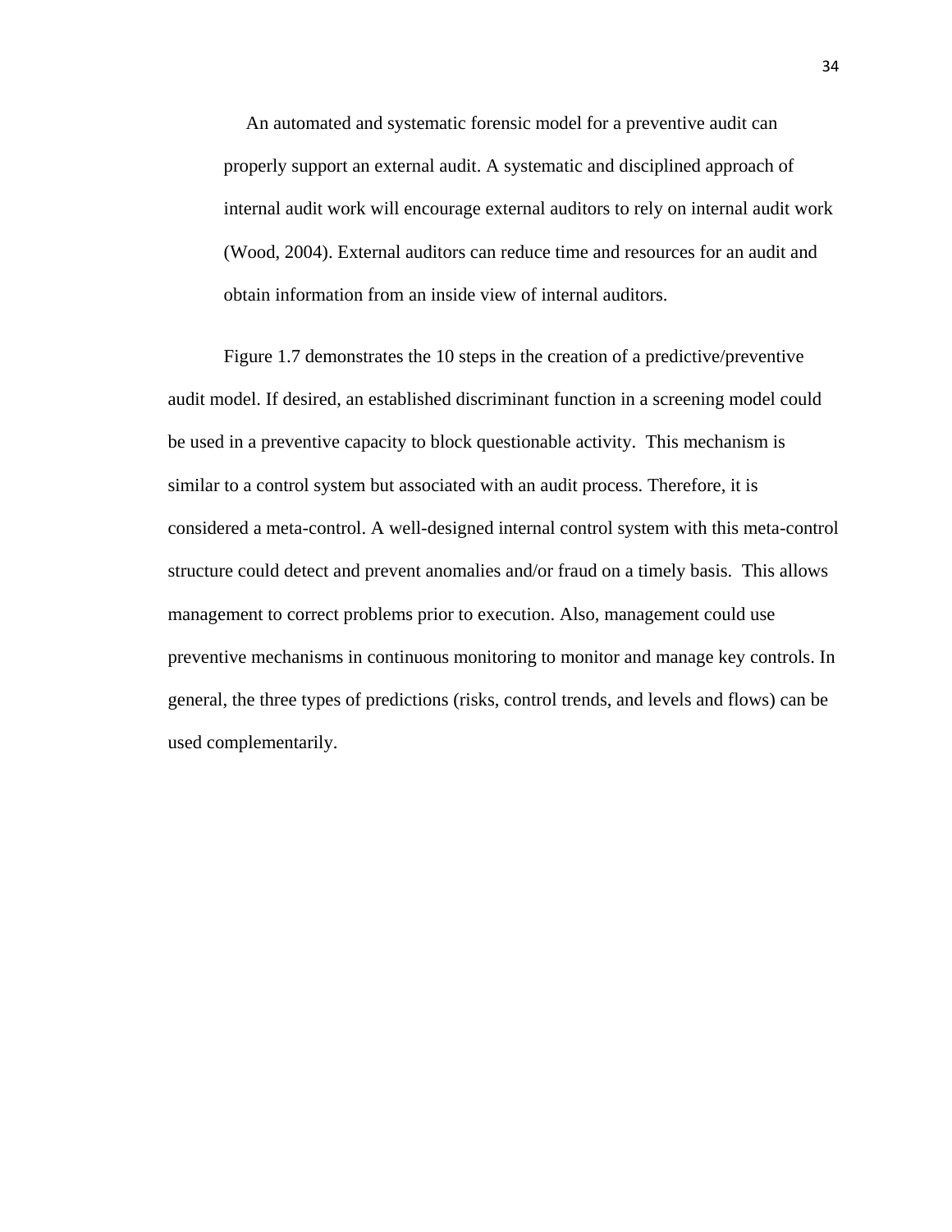An automated and systematic forensic model for a preventive audit can properly support an external audit. A systematic and disciplined approach of internal audit work will encourage external auditors to rely on internal audit work (Wood, 2004). External auditors can reduce time and resources for an audit and obtain information from an inside view of internal auditors.

Figure 1.7 demonstrates the 10 steps in the creation of a predictive/preventive audit model. If desired, an established discriminant function in a screening model could be used in a preventive capacity to block questionable activity. This mechanism is similar to a control system but associated with an audit process. Therefore, it is considered a meta-control. A well-designed internal control system with this meta-control structure could detect and prevent anomalies and/or fraud on a timely basis. This allows management to correct problems prior to execution. Also, management could use preventive mechanisms in continuous monitoring to monitor and manage key controls. In general, the three types of predictions (risks, control trends, and levels and flows) can be used complementarily.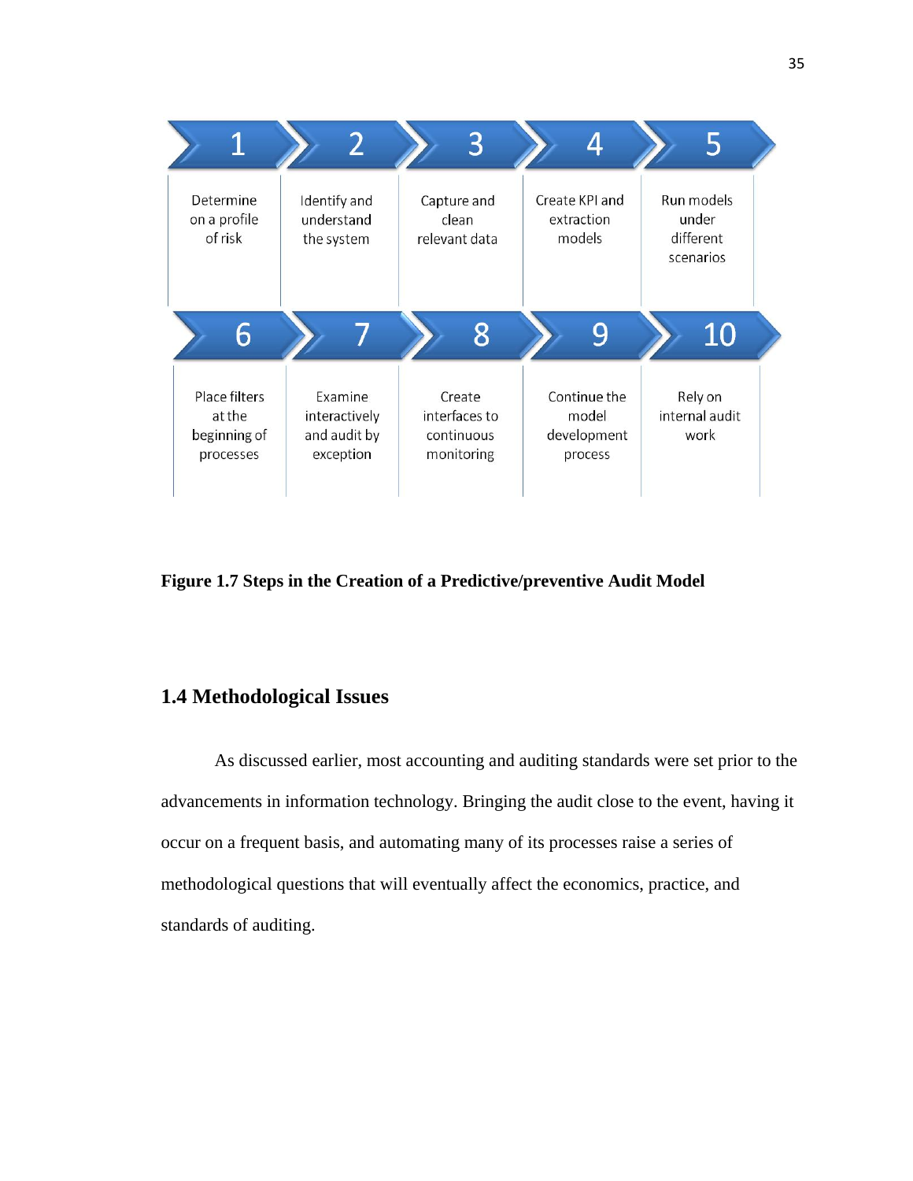| 1 | 2 | 3 | 4 | 5 |
| --- | --- | --- | --- | --- |
| Determine on a profile of risk | Identify and understand the system | Capture and clean relevant data | Create KPI and extraction models | Run models under different scenarios |

| 6 | 7 | 8 | 9 | 10 |
| --- | --- | --- | --- | --- |
| Place filters at the beginning of processes | Examine interactively and audit by exception | Create interfaces to continuous monitoring | Continue the model development process | Rely on internal audit work |

**Figure 1.7 Steps in the Creation of a Predictive/preventive Audit Model**

## 1.4 Methodological Issues

As discussed earlier, most accounting and auditing standards were set prior to the advancements in information technology. Bringing the audit close to the event, having it occur on a frequent basis, and automating many of its processes raise a series of methodological questions that will eventually affect the economics, practice, and standards of auditing.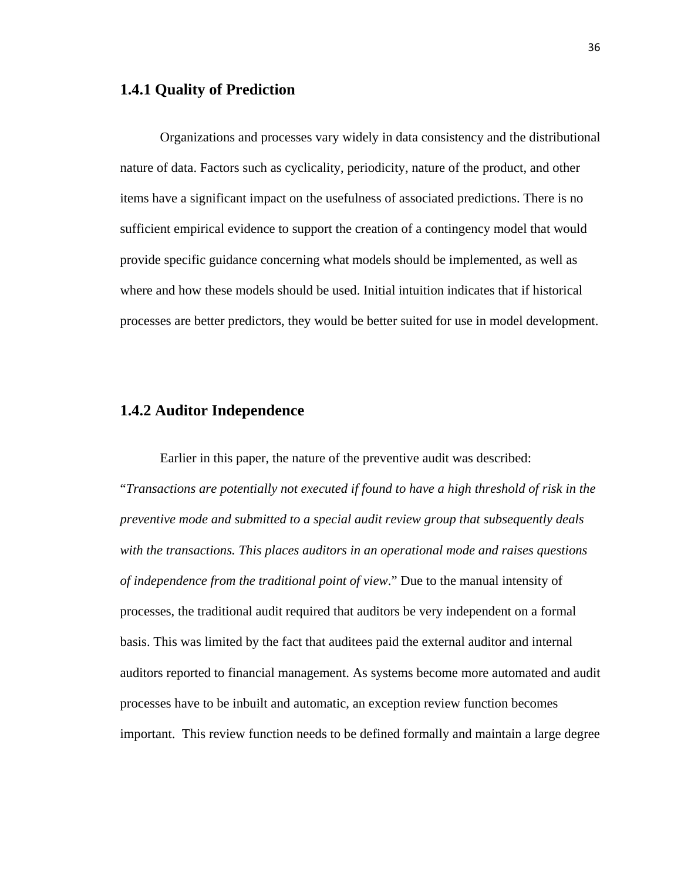### 1.4.1 Quality of Prediction

Organizations and processes vary widely in data consistency and the distributional nature of data. Factors such as cyclicality, periodicity, nature of the product, and other items have a significant impact on the usefulness of associated predictions. There is no sufficient empirical evidence to support the creation of a contingency model that would provide specific guidance concerning what models should be implemented, as well as where and how these models should be used. Initial intuition indicates that if historical processes are better predictors, they would be better suited for use in model development.

### 1.4.2 Auditor Independence

Earlier in this paper, the nature of the preventive audit was described: "*Transactions are potentially not executed if found to have a high threshold of risk in the preventive mode and submitted to a special audit review group that subsequently deals with the transactions. This places auditors in an operational mode and raises questions of independence from the traditional point of view*." Due to the manual intensity of processes, the traditional audit required that auditors be very independent on a formal basis. This was limited by the fact that auditees paid the external auditor and internal auditors reported to financial management. As systems become more automated and audit processes have to be inbuilt and automatic, an exception review function becomes important. This review function needs to be defined formally and maintain a large degree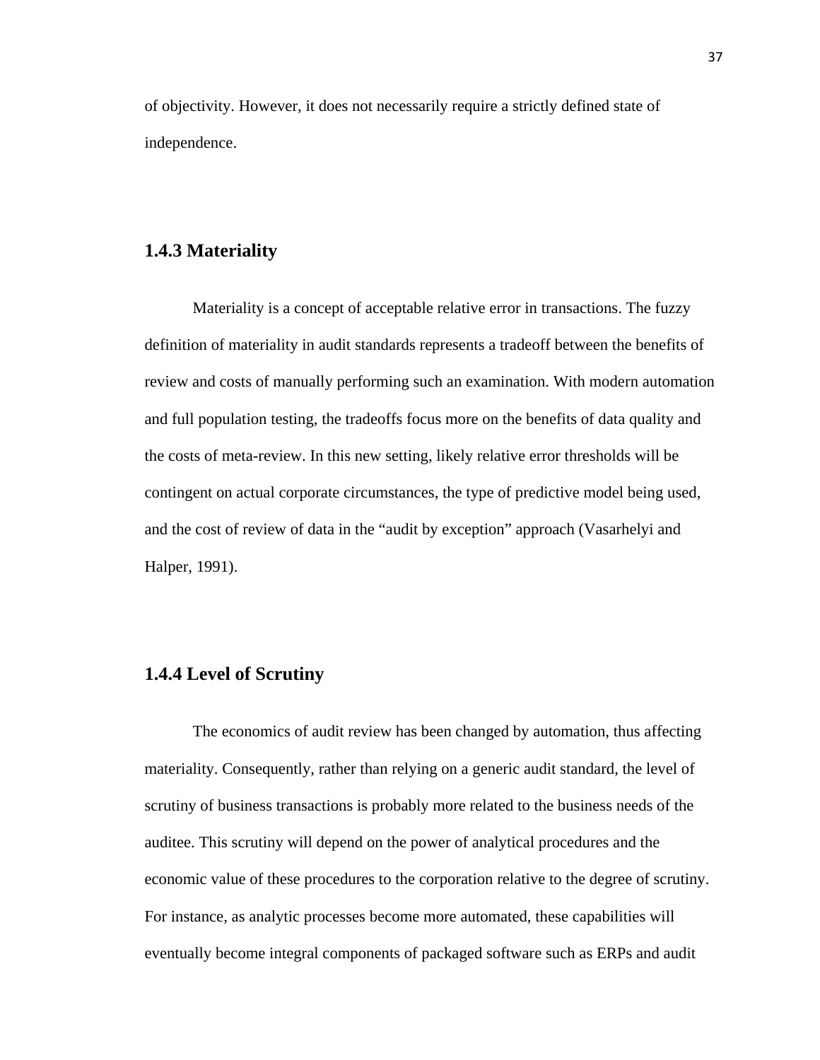of objectivity. However, it does not necessarily require a strictly defined state of independence.

### 1.4.3 Materiality

Materiality is a concept of acceptable relative error in transactions. The fuzzy definition of materiality in audit standards represents a tradeoff between the benefits of review and costs of manually performing such an examination. With modern automation and full population testing, the tradeoffs focus more on the benefits of data quality and the costs of meta-review. In this new setting, likely relative error thresholds will be contingent on actual corporate circumstances, the type of predictive model being used, and the cost of review of data in the "audit by exception" approach (Vasarhelyi and Halper, 1991).

### 1.4.4 Level of Scrutiny

The economics of audit review has been changed by automation, thus affecting materiality. Consequently, rather than relying on a generic audit standard, the level of scrutiny of business transactions is probably more related to the business needs of the auditee. This scrutiny will depend on the power of analytical procedures and the economic value of these procedures to the corporation relative to the degree of scrutiny. For instance, as analytic processes become more automated, these capabilities will eventually become integral components of packaged software such as ERPs and audit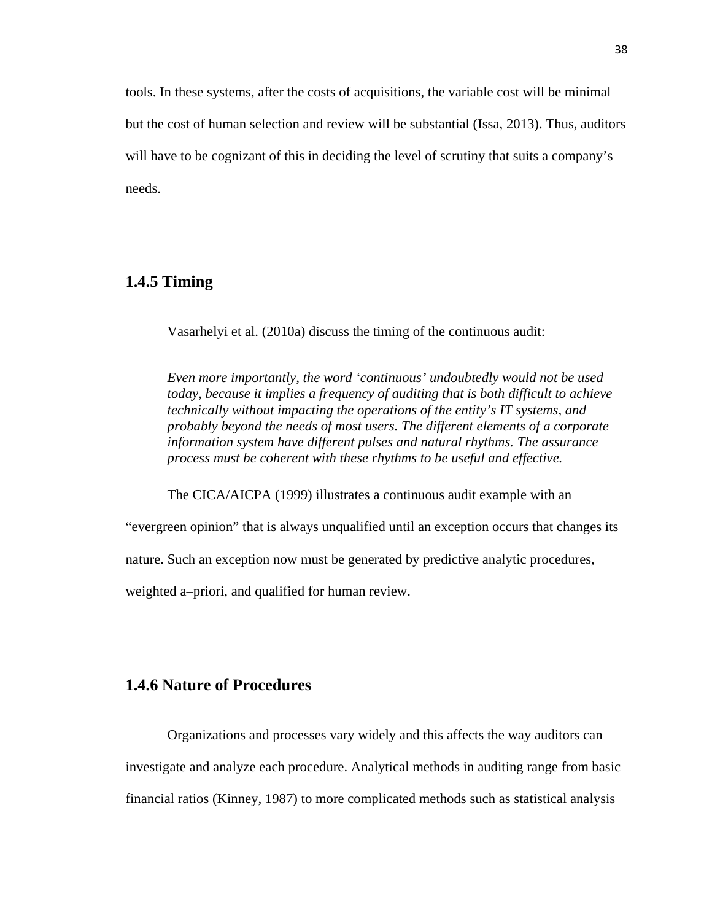tools. In these systems, after the costs of acquisitions, the variable cost will be minimal but the cost of human selection and review will be substantial (Issa, 2013). Thus, auditors will have to be cognizant of this in deciding the level of scrutiny that suits a company's needs.

### 1.4.5 Timing

Vasarhelyi et al. (2010a) discuss the timing of the continuous audit:

> *Even more importantly, the word 'continuous' undoubtedly would not be used today, because it implies a frequency of auditing that is both difficult to achieve technically without impacting the operations of the entity's IT systems, and probably beyond the needs of most users. The different elements of a corporate information system have different pulses and natural rhythms. The assurance process must be coherent with these rhythms to be useful and effective.*

The CICA/AICPA (1999) illustrates a continuous audit example with an "evergreen opinion" that is always unqualified until an exception occurs that changes its nature. Such an exception now must be generated by predictive analytic procedures, weighted a–priori, and qualified for human review.

### 1.4.6 Nature of Procedures

Organizations and processes vary widely and this affects the way auditors can investigate and analyze each procedure. Analytical methods in auditing range from basic financial ratios (Kinney, 1987) to more complicated methods such as statistical analysis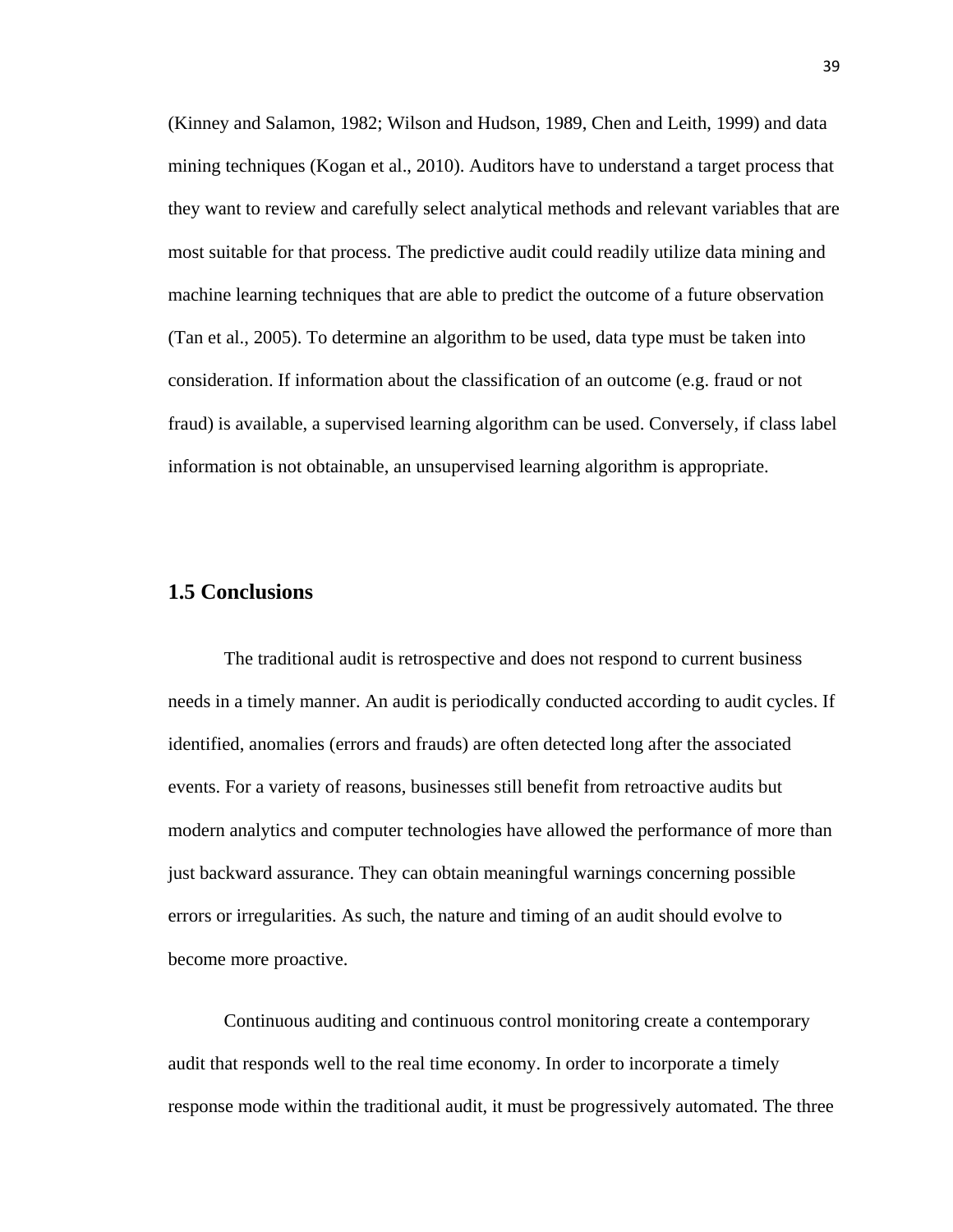(Kinney and Salamon, 1982; Wilson and Hudson, 1989, Chen and Leith, 1999) and data mining techniques (Kogan et al., 2010). Auditors have to understand a target process that they want to review and carefully select analytical methods and relevant variables that are most suitable for that process. The predictive audit could readily utilize data mining and machine learning techniques that are able to predict the outcome of a future observation (Tan et al., 2005). To determine an algorithm to be used, data type must be taken into consideration. If information about the classification of an outcome (e.g. fraud or not fraud) is available, a supervised learning algorithm can be used. Conversely, if class label information is not obtainable, an unsupervised learning algorithm is appropriate.

## 1.5 Conclusions

The traditional audit is retrospective and does not respond to current business needs in a timely manner. An audit is periodically conducted according to audit cycles. If identified, anomalies (errors and frauds) are often detected long after the associated events. For a variety of reasons, businesses still benefit from retroactive audits but modern analytics and computer technologies have allowed the performance of more than just backward assurance. They can obtain meaningful warnings concerning possible errors or irregularities. As such, the nature and timing of an audit should evolve to become more proactive.

Continuous auditing and continuous control monitoring create a contemporary audit that responds well to the real time economy. In order to incorporate a timely response mode within the traditional audit, it must be progressively automated. The three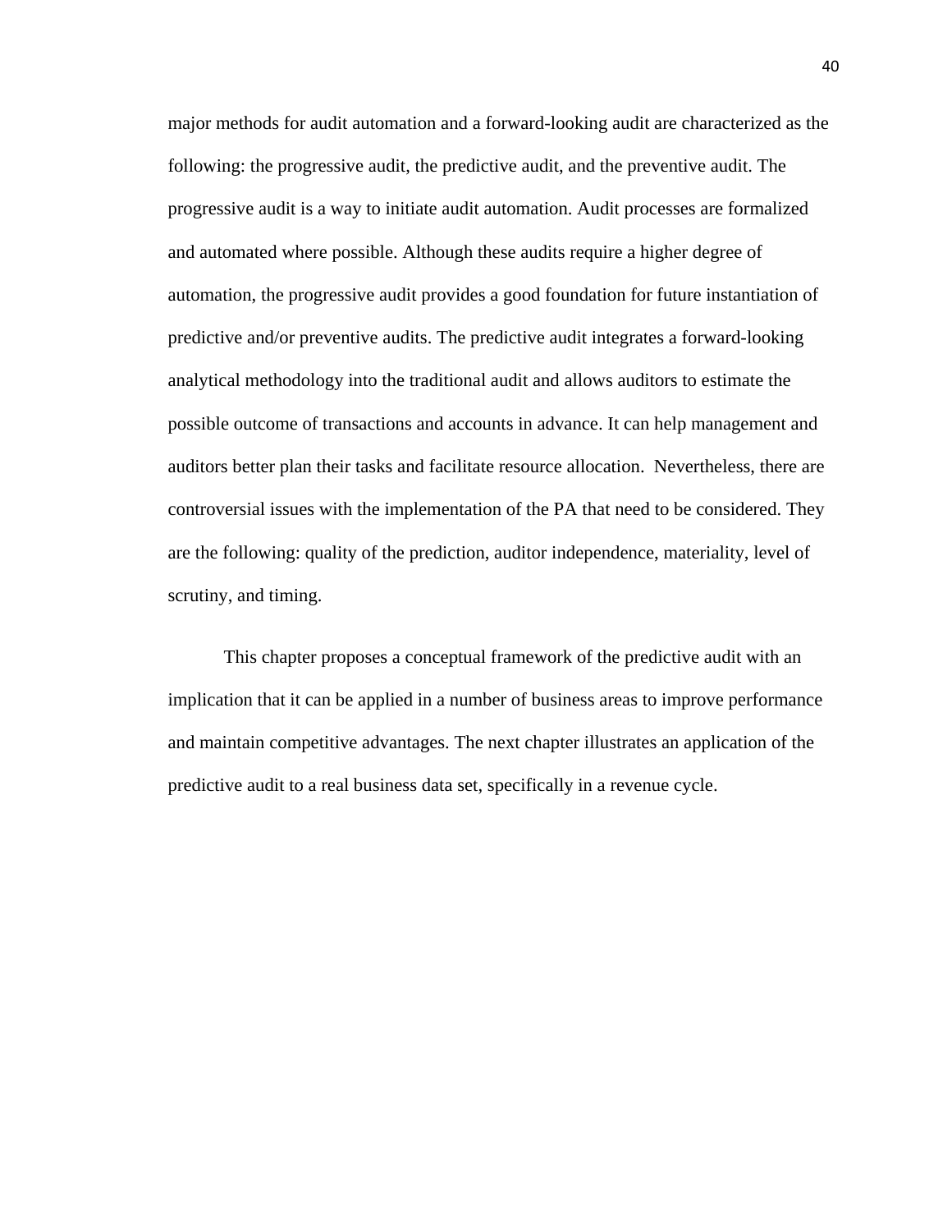major methods for audit automation and a forward-looking audit are characterized as the following: the progressive audit, the predictive audit, and the preventive audit. The progressive audit is a way to initiate audit automation. Audit processes are formalized and automated where possible. Although these audits require a higher degree of automation, the progressive audit provides a good foundation for future instantiation of predictive and/or preventive audits. The predictive audit integrates a forward-looking analytical methodology into the traditional audit and allows auditors to estimate the possible outcome of transactions and accounts in advance. It can help management and auditors better plan their tasks and facilitate resource allocation. Nevertheless, there are controversial issues with the implementation of the PA that need to be considered. They are the following: quality of the prediction, auditor independence, materiality, level of scrutiny, and timing.

This chapter proposes a conceptual framework of the predictive audit with an implication that it can be applied in a number of business areas to improve performance and maintain competitive advantages. The next chapter illustrates an application of the predictive audit to a real business data set, specifically in a revenue cycle.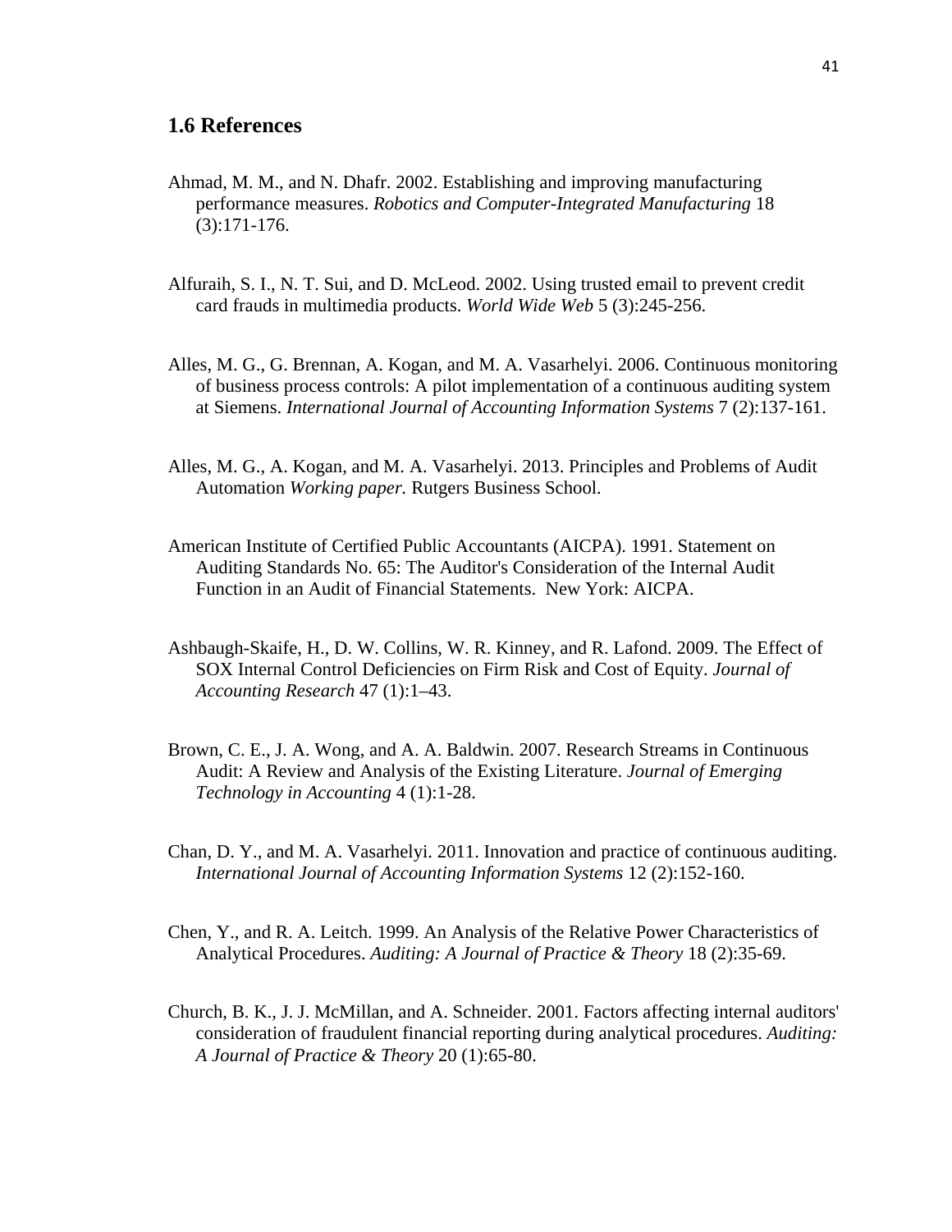## 1.6 References

Ahmad, M. M., and N. Dhafr. 2002. Establishing and improving manufacturing performance measures. *Robotics and Computer-Integrated Manufacturing* 18 (3):171-176.

Alfuraih, S. I., N. T. Sui, and D. McLeod. 2002. Using trusted email to prevent credit card frauds in multimedia products. *World Wide Web* 5 (3):245-256.

Alles, M. G., G. Brennan, A. Kogan, and M. A. Vasarhelyi. 2006. Continuous monitoring of business process controls: A pilot implementation of a continuous auditing system at Siemens. *International Journal of Accounting Information Systems* 7 (2):137-161.

Alles, M. G., A. Kogan, and M. A. Vasarhelyi. 2013. Principles and Problems of Audit Automation *Working paper.* Rutgers Business School.

American Institute of Certified Public Accountants (AICPA). 1991. Statement on Auditing Standards No. 65: The Auditor's Consideration of the Internal Audit Function in an Audit of Financial Statements. New York: AICPA.

Ashbaugh-Skaife, H., D. W. Collins, W. R. Kinney, and R. Lafond. 2009. The Effect of SOX Internal Control Deficiencies on Firm Risk and Cost of Equity. *Journal of Accounting Research* 47 (1):1–43.

Brown, C. E., J. A. Wong, and A. A. Baldwin. 2007. Research Streams in Continuous Audit: A Review and Analysis of the Existing Literature. *Journal of Emerging Technology in Accounting* 4 (1):1-28.

Chan, D. Y., and M. A. Vasarhelyi. 2011. Innovation and practice of continuous auditing. *International Journal of Accounting Information Systems* 12 (2):152-160.

Chen, Y., and R. A. Leitch. 1999. An Analysis of the Relative Power Characteristics of Analytical Procedures. *Auditing: A Journal of Practice & Theory* 18 (2):35-69.

Church, B. K., J. J. McMillan, and A. Schneider. 2001. Factors affecting internal auditors' consideration of fraudulent financial reporting during analytical procedures. *Auditing: A Journal of Practice & Theory* 20 (1):65-80.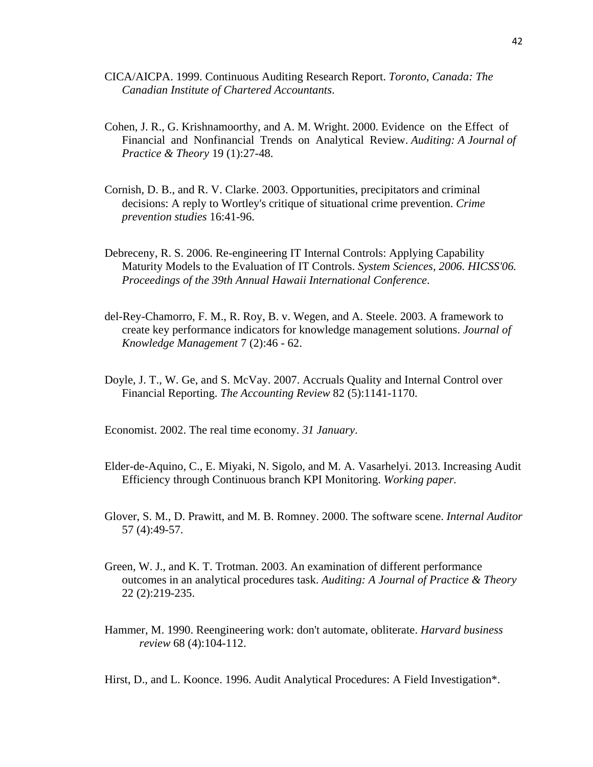CICA/AICPA. 1999. Continuous Auditing Research Report. *Toronto, Canada: The Canadian Institute of Chartered Accountants*.

Cohen, J. R., G. Krishnamoorthy, and A. M. Wright. 2000. Evidence on the Effect of Financial and Nonfinancial Trends on Analytical Review. *Auditing: A Journal of Practice & Theory* 19 (1):27-48.

Cornish, D. B., and R. V. Clarke. 2003. Opportunities, precipitators and criminal decisions: A reply to Wortley's critique of situational crime prevention. *Crime prevention studies* 16:41-96.

Debreceny, R. S. 2006. Re-engineering IT Internal Controls: Applying Capability Maturity Models to the Evaluation of IT Controls. *System Sciences, 2006. HICSS'06. Proceedings of the 39th Annual Hawaii International Conference*.

del-Rey-Chamorro, F. M., R. Roy, B. v. Wegen, and A. Steele. 2003. A framework to create key performance indicators for knowledge management solutions. *Journal of Knowledge Management* 7 (2):46 - 62.

Doyle, J. T., W. Ge, and S. McVay. 2007. Accruals Quality and Internal Control over Financial Reporting. *The Accounting Review* 82 (5):1141-1170.

Economist. 2002. The real time economy. *31 January*.

Elder-de-Aquino, C., E. Miyaki, N. Sigolo, and M. A. Vasarhelyi. 2013. Increasing Audit Efficiency through Continuous branch KPI Monitoring. *Working paper.*

Glover, S. M., D. Prawitt, and M. B. Romney. 2000. The software scene. *Internal Auditor* 57 (4):49-57.

Green, W. J., and K. T. Trotman. 2003. An examination of different performance outcomes in an analytical procedures task. *Auditing: A Journal of Practice & Theory* 22 (2):219-235.

Hammer, M. 1990. Reengineering work: don't automate, obliterate. *Harvard business review* 68 (4):104-112.

Hirst, D., and L. Koonce. 1996. Audit Analytical Procedures: A Field Investigation*.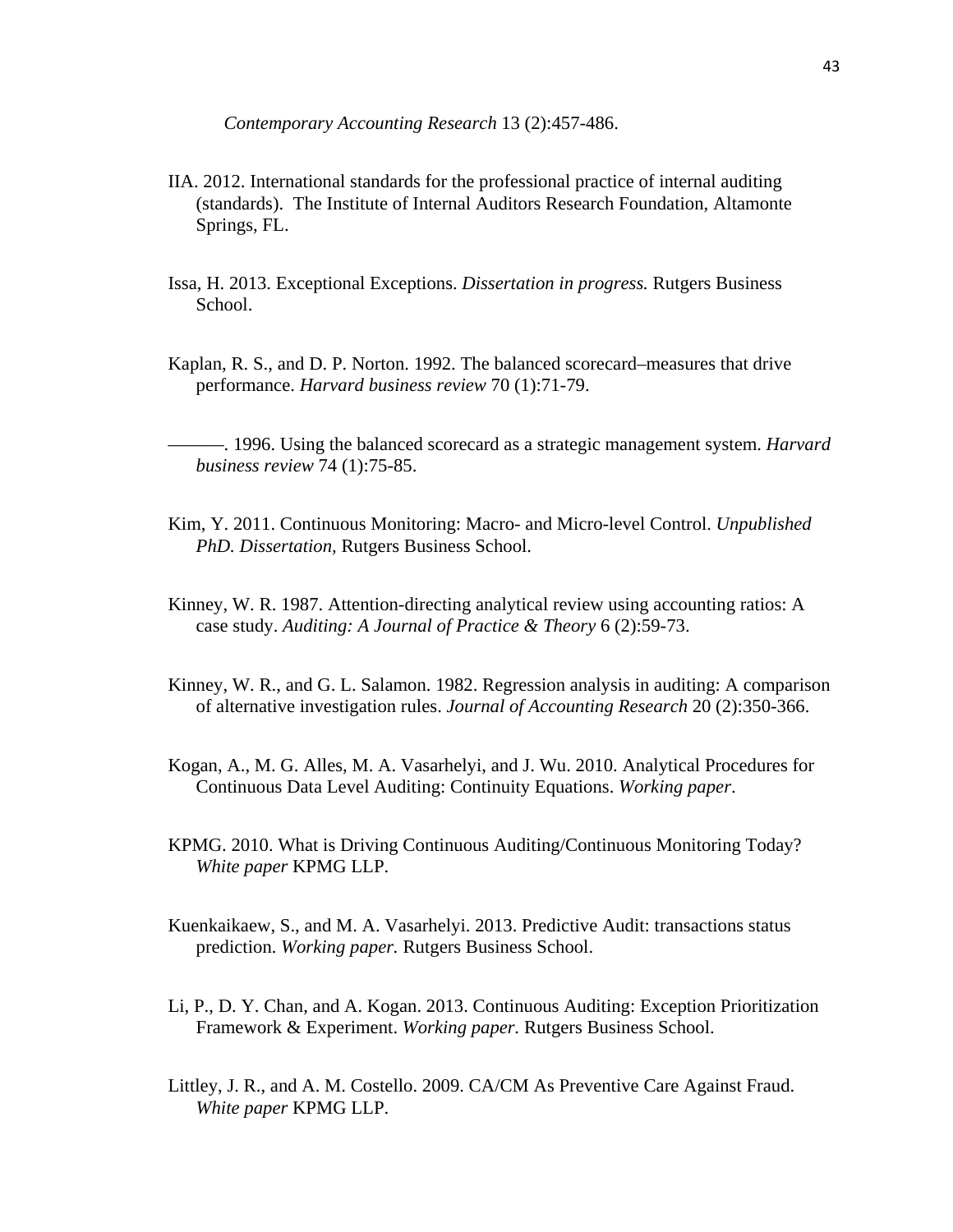*Contemporary Accounting Research* 13 (2):457-486.

IIA. 2012. International standards for the professional practice of internal auditing (standards). The Institute of Internal Auditors Research Foundation, Altamonte Springs, FL.

Issa, H. 2013. Exceptional Exceptions. *Dissertation in progress.* Rutgers Business School.

Kaplan, R. S., and D. P. Norton. 1992. The balanced scorecard–measures that drive performance. *Harvard business review* 70 (1):71-79.

———. 1996. Using the balanced scorecard as a strategic management system. *Harvard business review* 74 (1):75-85.

Kim, Y. 2011. Continuous Monitoring: Macro- and Micro-level Control. *Unpublished PhD. Dissertation,* Rutgers Business School.

Kinney, W. R. 1987. Attention-directing analytical review using accounting ratios: A case study. *Auditing: A Journal of Practice & Theory* 6 (2):59-73.

Kinney, W. R., and G. L. Salamon. 1982. Regression analysis in auditing: A comparison of alternative investigation rules. *Journal of Accounting Research* 20 (2):350-366.

Kogan, A., M. G. Alles, M. A. Vasarhelyi, and J. Wu. 2010. Analytical Procedures for Continuous Data Level Auditing: Continuity Equations. *Working paper*.

KPMG. 2010. What is Driving Continuous Auditing/Continuous Monitoring Today? *White paper* KPMG LLP.

Kuenkaikaew, S., and M. A. Vasarhelyi. 2013. Predictive Audit: transactions status prediction. *Working paper.* Rutgers Business School.

Li, P., D. Y. Chan, and A. Kogan. 2013. Continuous Auditing: Exception Prioritization Framework & Experiment. *Working paper.* Rutgers Business School.

Littley, J. R., and A. M. Costello. 2009. CA/CM As Preventive Care Against Fraud. *White paper* KPMG LLP.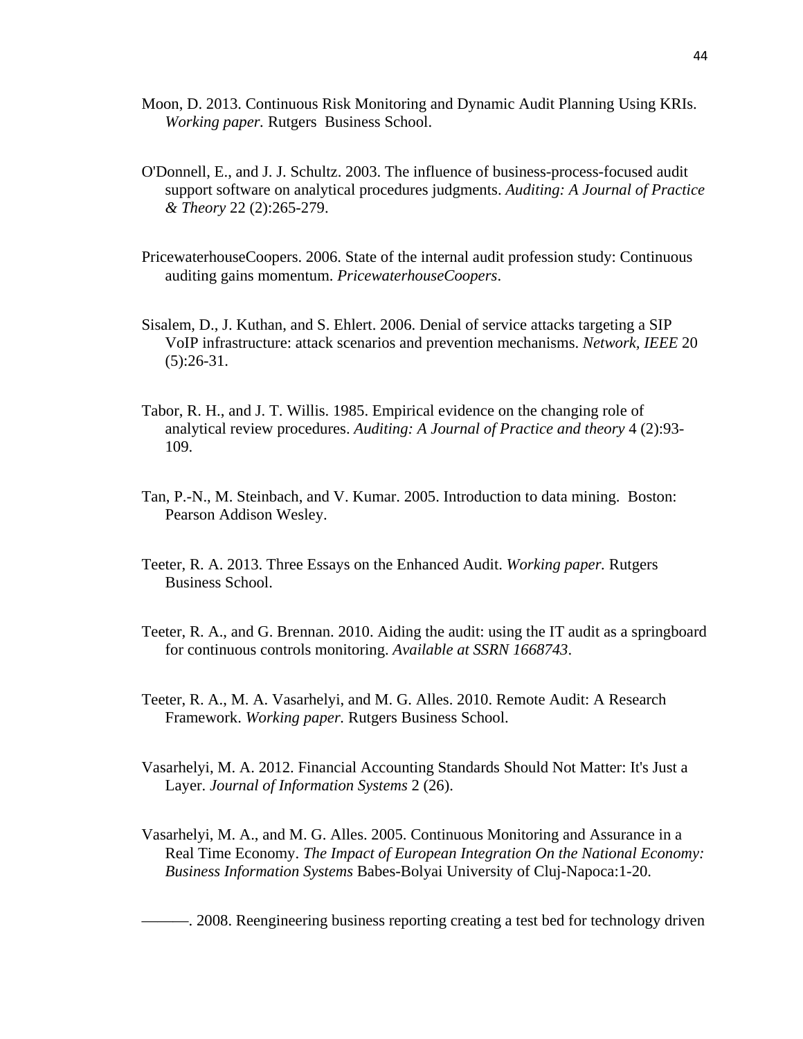Moon, D. 2013. Continuous Risk Monitoring and Dynamic Audit Planning Using KRIs. *Working paper.* Rutgers Business School.

O'Donnell, E., and J. J. Schultz. 2003. The influence of business-process-focused audit support software on analytical procedures judgments. *Auditing: A Journal of Practice & Theory* 22 (2):265-279.

PricewaterhouseCoopers. 2006. State of the internal audit profession study: Continuous auditing gains momentum. *PricewaterhouseCoopers*.

Sisalem, D., J. Kuthan, and S. Ehlert. 2006. Denial of service attacks targeting a SIP VoIP infrastructure: attack scenarios and prevention mechanisms. *Network, IEEE* 20 (5):26-31.

Tabor, R. H., and J. T. Willis. 1985. Empirical evidence on the changing role of analytical review procedures. *Auditing: A Journal of Practice and theory* 4 (2):93-109.

Tan, P.-N., M. Steinbach, and V. Kumar. 2005. Introduction to data mining. Boston: Pearson Addison Wesley.

Teeter, R. A. 2013. Three Essays on the Enhanced Audit. *Working paper.* Rutgers Business School.

Teeter, R. A., and G. Brennan. 2010. Aiding the audit: using the IT audit as a springboard for continuous controls monitoring. *Available at SSRN 1668743*.

Teeter, R. A., M. A. Vasarhelyi, and M. G. Alles. 2010. Remote Audit: A Research Framework. *Working paper.* Rutgers Business School.

Vasarhelyi, M. A. 2012. Financial Accounting Standards Should Not Matter: It's Just a Layer. *Journal of Information Systems* 2 (26).

Vasarhelyi, M. A., and M. G. Alles. 2005. Continuous Monitoring and Assurance in a Real Time Economy. *The Impact of European Integration On the National Economy: Business Information Systems* Babes-Bolyai University of Cluj-Napoca:1-20.

———. 2008. Reengineering business reporting creating a test bed for technology driven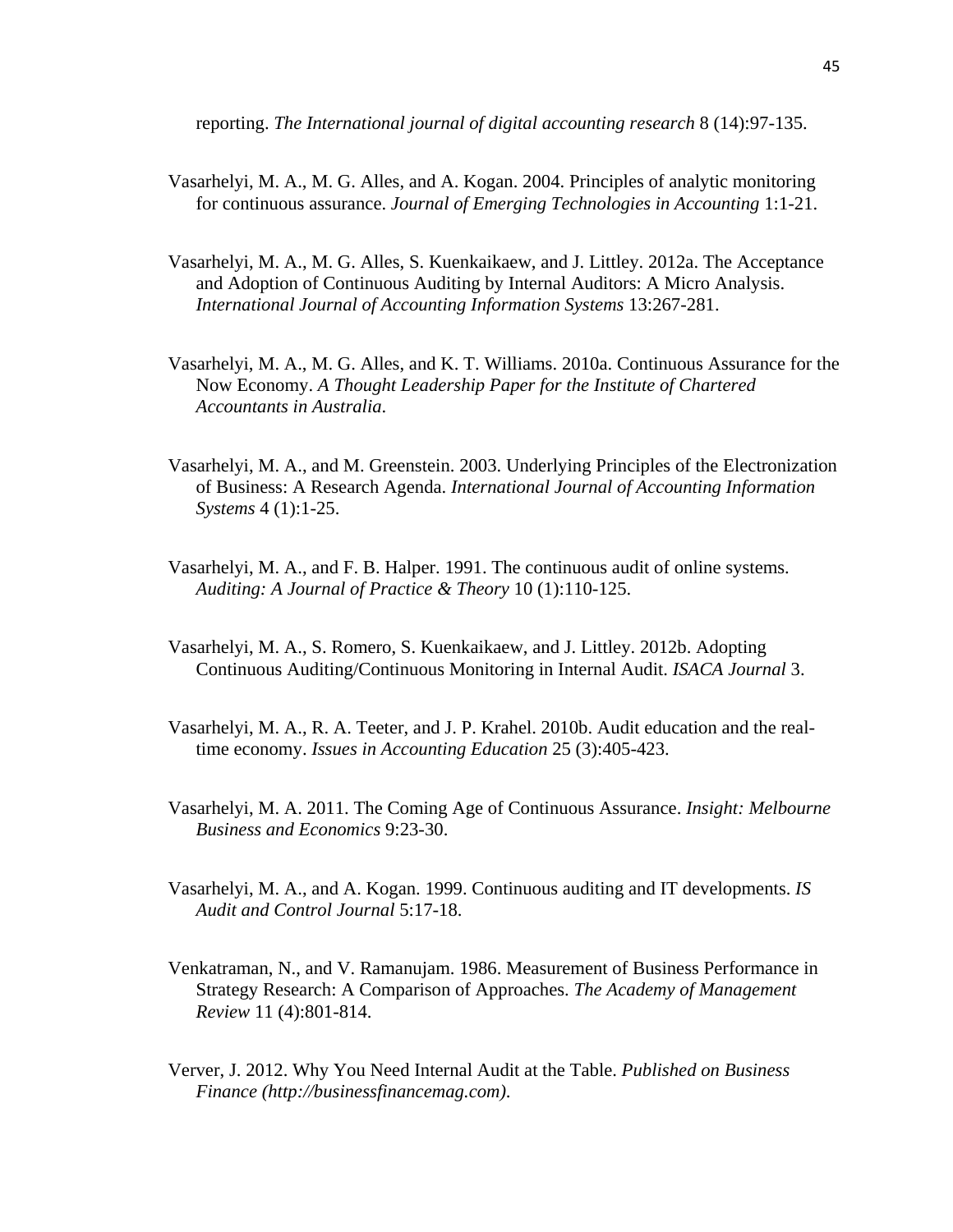reporting. *The International journal of digital accounting research* 8 (14):97-135.

Vasarhelyi, M. A., M. G. Alles, and A. Kogan. 2004. Principles of analytic monitoring for continuous assurance. *Journal of Emerging Technologies in Accounting* 1:1-21.

Vasarhelyi, M. A., M. G. Alles, S. Kuenkaikaew, and J. Littley. 2012a. The Acceptance and Adoption of Continuous Auditing by Internal Auditors: A Micro Analysis. *International Journal of Accounting Information Systems* 13:267-281.

Vasarhelyi, M. A., M. G. Alles, and K. T. Williams. 2010a. Continuous Assurance for the Now Economy. *A Thought Leadership Paper for the Institute of Chartered Accountants in Australia*.

Vasarhelyi, M. A., and M. Greenstein. 2003. Underlying Principles of the Electronization of Business: A Research Agenda. *International Journal of Accounting Information Systems* 4 (1):1-25.

Vasarhelyi, M. A., and F. B. Halper. 1991. The continuous audit of online systems. *Auditing: A Journal of Practice & Theory* 10 (1):110-125.

Vasarhelyi, M. A., S. Romero, S. Kuenkaikaew, and J. Littley. 2012b. Adopting Continuous Auditing/Continuous Monitoring in Internal Audit. *ISACA Journal* 3.

Vasarhelyi, M. A., R. A. Teeter, and J. P. Krahel. 2010b. Audit education and the real-time economy. *Issues in Accounting Education* 25 (3):405-423.

Vasarhelyi, M. A. 2011. The Coming Age of Continuous Assurance. *Insight: Melbourne Business and Economics* 9:23-30.

Vasarhelyi, M. A., and A. Kogan. 1999. Continuous auditing and IT developments. *IS Audit and Control Journal* 5:17-18.

Venkatraman, N., and V. Ramanujam. 1986. Measurement of Business Performance in Strategy Research: A Comparison of Approaches. *The Academy of Management Review* 11 (4):801-814.

Verver, J. 2012. Why You Need Internal Audit at the Table. *Published on Business Finance (http://businessfinancemag.com)*.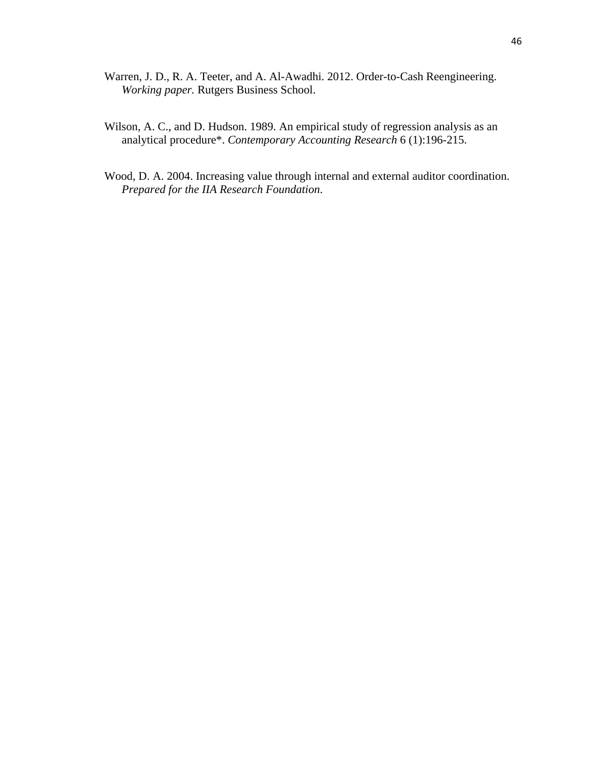Warren, J. D., R. A. Teeter, and A. Al-Awadhi. 2012. Order-to-Cash Reengineering. *Working paper.* Rutgers Business School.

Wilson, A. C., and D. Hudson. 1989. An empirical study of regression analysis as an analytical procedure*. *Contemporary Accounting Research* 6 (1):196-215.

Wood, D. A. 2004. Increasing value through internal and external auditor coordination. *Prepared for the IIA Research Foundation*.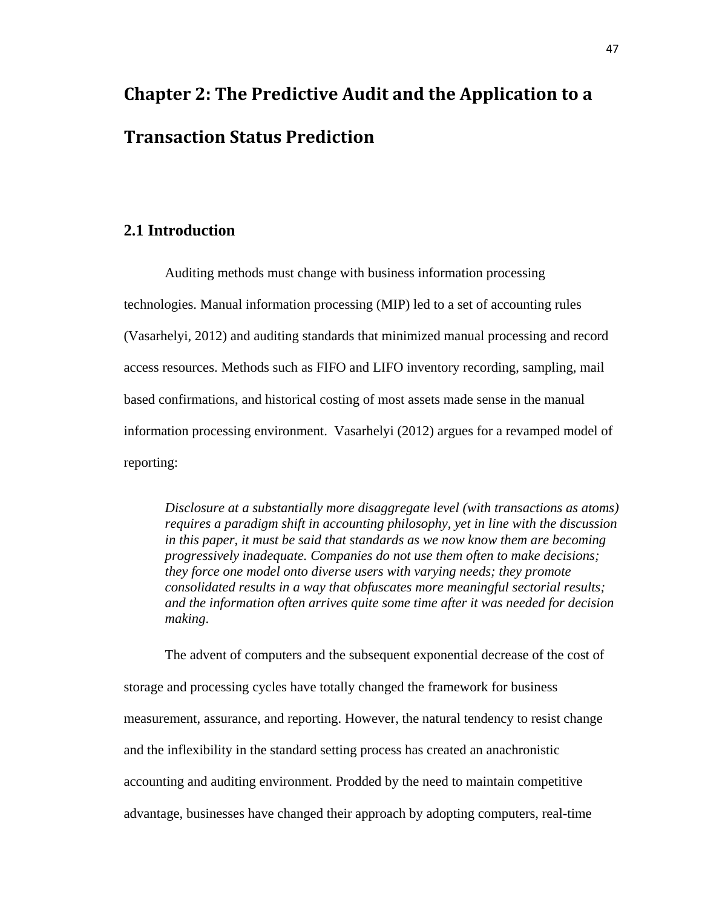# Chapter 2: The Predictive Audit and the Application to a Transaction Status Prediction

## 2.1 Introduction

Auditing methods must change with business information processing technologies. Manual information processing (MIP) led to a set of accounting rules (Vasarhelyi, 2012) and auditing standards that minimized manual processing and record access resources. Methods such as FIFO and LIFO inventory recording, sampling, mail based confirmations, and historical costing of most assets made sense in the manual information processing environment. Vasarhelyi (2012) argues for a revamped model of reporting:

> *Disclosure at a substantially more disaggregate level (with transactions as atoms) requires a paradigm shift in accounting philosophy, yet in line with the discussion in this paper, it must be said that standards as we now know them are becoming progressively inadequate. Companies do not use them often to make decisions; they force one model onto diverse users with varying needs; they promote consolidated results in a way that obfuscates more meaningful sectorial results; and the information often arrives quite some time after it was needed for decision making.*

The advent of computers and the subsequent exponential decrease of the cost of storage and processing cycles have totally changed the framework for business measurement, assurance, and reporting. However, the natural tendency to resist change and the inflexibility in the standard setting process has created an anachronistic accounting and auditing environment. Prodded by the need to maintain competitive advantage, businesses have changed their approach by adopting computers, real-time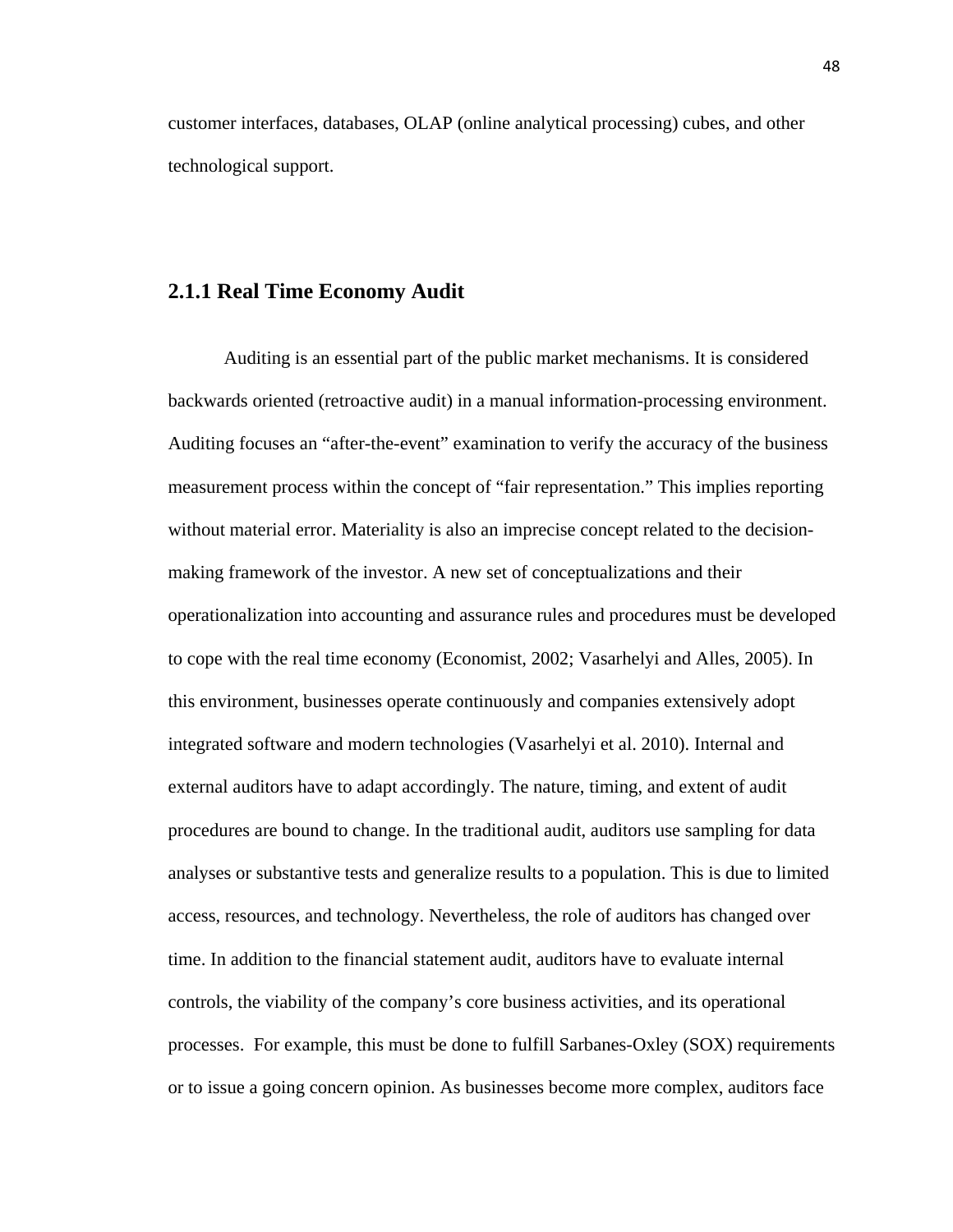customer interfaces, databases, OLAP (online analytical processing) cubes, and other technological support.

### 2.1.1 Real Time Economy Audit

Auditing is an essential part of the public market mechanisms. It is considered backwards oriented (retroactive audit) in a manual information-processing environment. Auditing focuses an "after-the-event" examination to verify the accuracy of the business measurement process within the concept of "fair representation." This implies reporting without material error. Materiality is also an imprecise concept related to the decision-making framework of the investor. A new set of conceptualizations and their operationalization into accounting and assurance rules and procedures must be developed to cope with the real time economy (Economist, 2002; Vasarhelyi and Alles, 2005). In this environment, businesses operate continuously and companies extensively adopt integrated software and modern technologies (Vasarhelyi et al. 2010). Internal and external auditors have to adapt accordingly. The nature, timing, and extent of audit procedures are bound to change. In the traditional audit, auditors use sampling for data analyses or substantive tests and generalize results to a population. This is due to limited access, resources, and technology. Nevertheless, the role of auditors has changed over time. In addition to the financial statement audit, auditors have to evaluate internal controls, the viability of the company's core business activities, and its operational processes. For example, this must be done to fulfill Sarbanes-Oxley (SOX) requirements or to issue a going concern opinion. As businesses become more complex, auditors face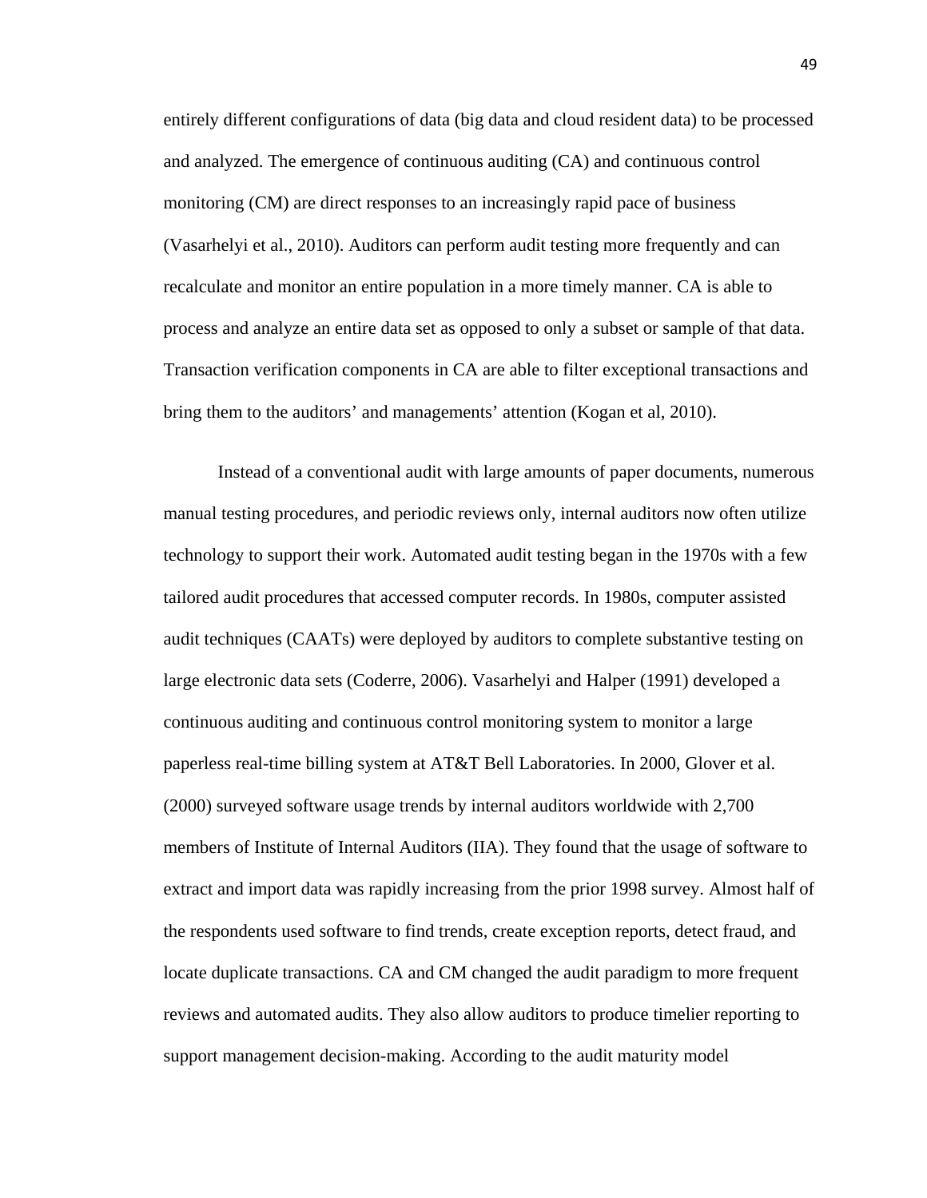entirely different configurations of data (big data and cloud resident data) to be processed and analyzed. The emergence of continuous auditing (CA) and continuous control monitoring (CM) are direct responses to an increasingly rapid pace of business (Vasarhelyi et al., 2010). Auditors can perform audit testing more frequently and can recalculate and monitor an entire population in a more timely manner. CA is able to process and analyze an entire data set as opposed to only a subset or sample of that data. Transaction verification components in CA are able to filter exceptional transactions and bring them to the auditors' and managements' attention (Kogan et al, 2010).

Instead of a conventional audit with large amounts of paper documents, numerous manual testing procedures, and periodic reviews only, internal auditors now often utilize technology to support their work. Automated audit testing began in the 1970s with a few tailored audit procedures that accessed computer records. In 1980s, computer assisted audit techniques (CAATs) were deployed by auditors to complete substantive testing on large electronic data sets (Coderre, 2006). Vasarhelyi and Halper (1991) developed a continuous auditing and continuous control monitoring system to monitor a large paperless real-time billing system at AT&T Bell Laboratories. In 2000, Glover et al. (2000) surveyed software usage trends by internal auditors worldwide with 2,700 members of Institute of Internal Auditors (IIA). They found that the usage of software to extract and import data was rapidly increasing from the prior 1998 survey. Almost half of the respondents used software to find trends, create exception reports, detect fraud, and locate duplicate transactions. CA and CM changed the audit paradigm to more frequent reviews and automated audits. They also allow auditors to produce timelier reporting to support management decision-making. According to the audit maturity model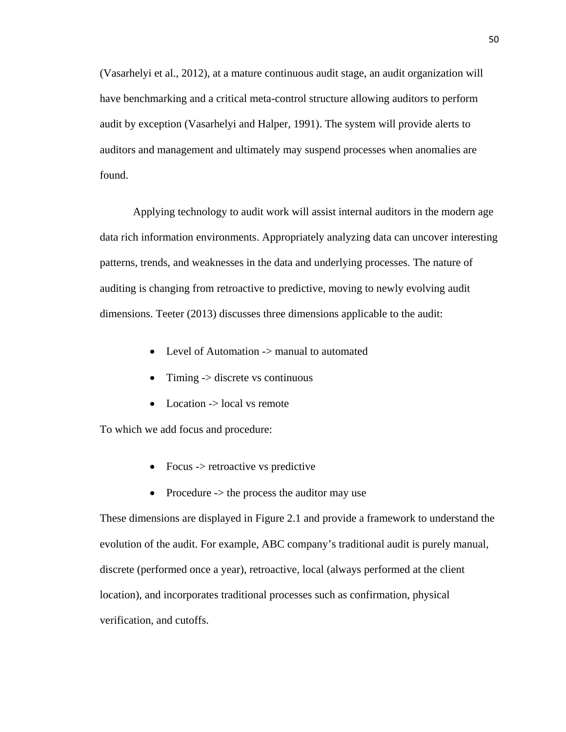(Vasarhelyi et al., 2012), at a mature continuous audit stage, an audit organization will have benchmarking and a critical meta-control structure allowing auditors to perform audit by exception (Vasarhelyi and Halper, 1991). The system will provide alerts to auditors and management and ultimately may suspend processes when anomalies are found.

Applying technology to audit work will assist internal auditors in the modern age data rich information environments. Appropriately analyzing data can uncover interesting patterns, trends, and weaknesses in the data and underlying processes. The nature of auditing is changing from retroactive to predictive, moving to newly evolving audit dimensions. Teeter (2013) discusses three dimensions applicable to the audit:

- Level of Automation -> manual to automated
- Timing -> discrete vs continuous
- Location -> local vs remote

To which we add focus and procedure:

- Focus -> retroactive vs predictive
- Procedure -> the process the auditor may use

These dimensions are displayed in Figure 2.1 and provide a framework to understand the evolution of the audit. For example, ABC company's traditional audit is purely manual, discrete (performed once a year), retroactive, local (always performed at the client location), and incorporates traditional processes such as confirmation, physical verification, and cutoffs.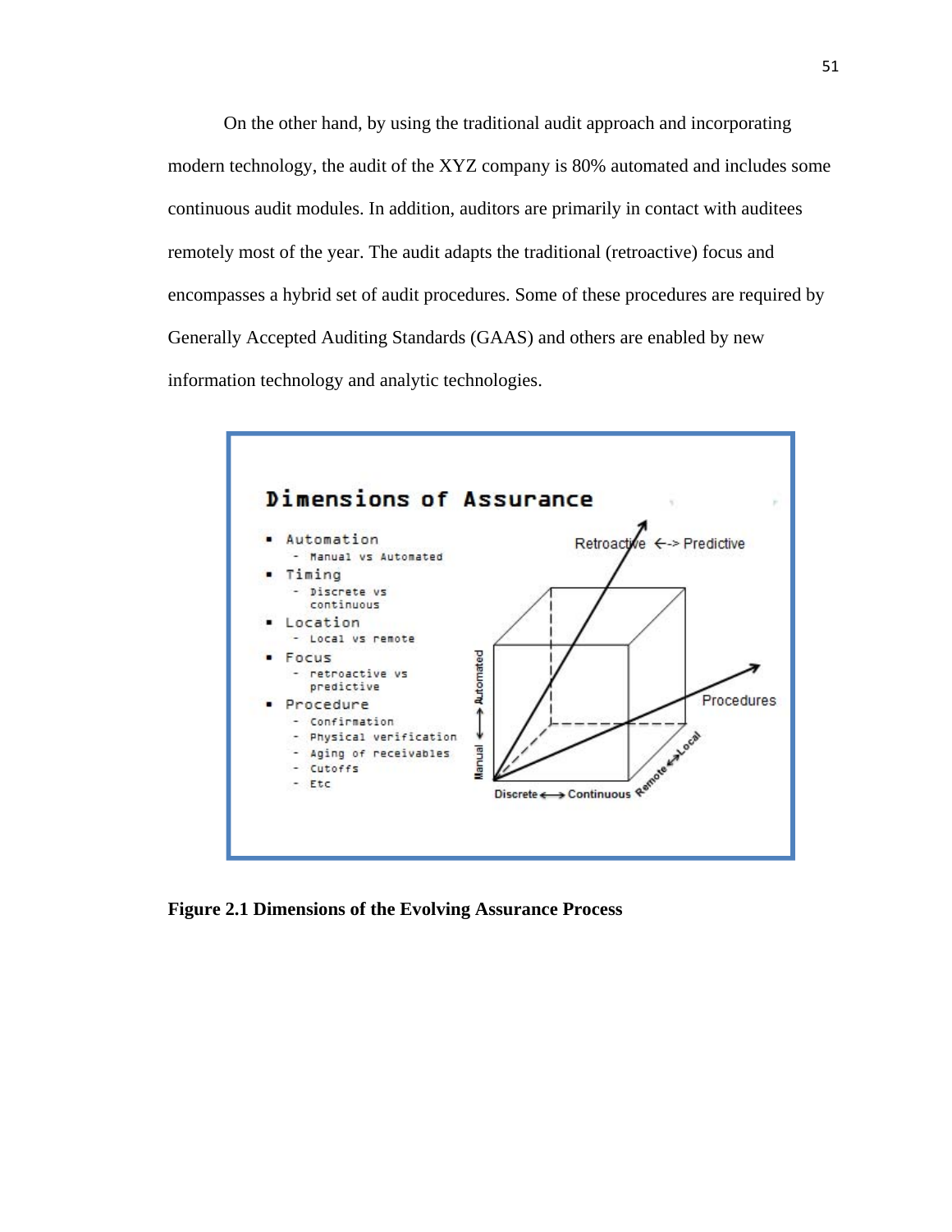On the other hand, by using the traditional audit approach and incorporating modern technology, the audit of the XYZ company is 80% automated and includes some continuous audit modules. In addition, auditors are primarily in contact with auditees remotely most of the year. The audit adapts the traditional (retroactive) focus and encompasses a hybrid set of audit procedures. Some of these procedures are required by Generally Accepted Auditing Standards (GAAS) and others are enabled by new information technology and analytic technologies.

**Dimensions of Assurance**

- Automation
  - Manual vs Automated
- Timing
  - Discrete vs continuous
- Location
  - Local vs remote
- Focus
  - retroactive vs predictive
- Procedure
  - Confirmation
  - Physical verification
  - Aging of receivables
  - Cutoffs
  - Etc

**Figure 2.1 Dimensions of the Evolving Assurance Process**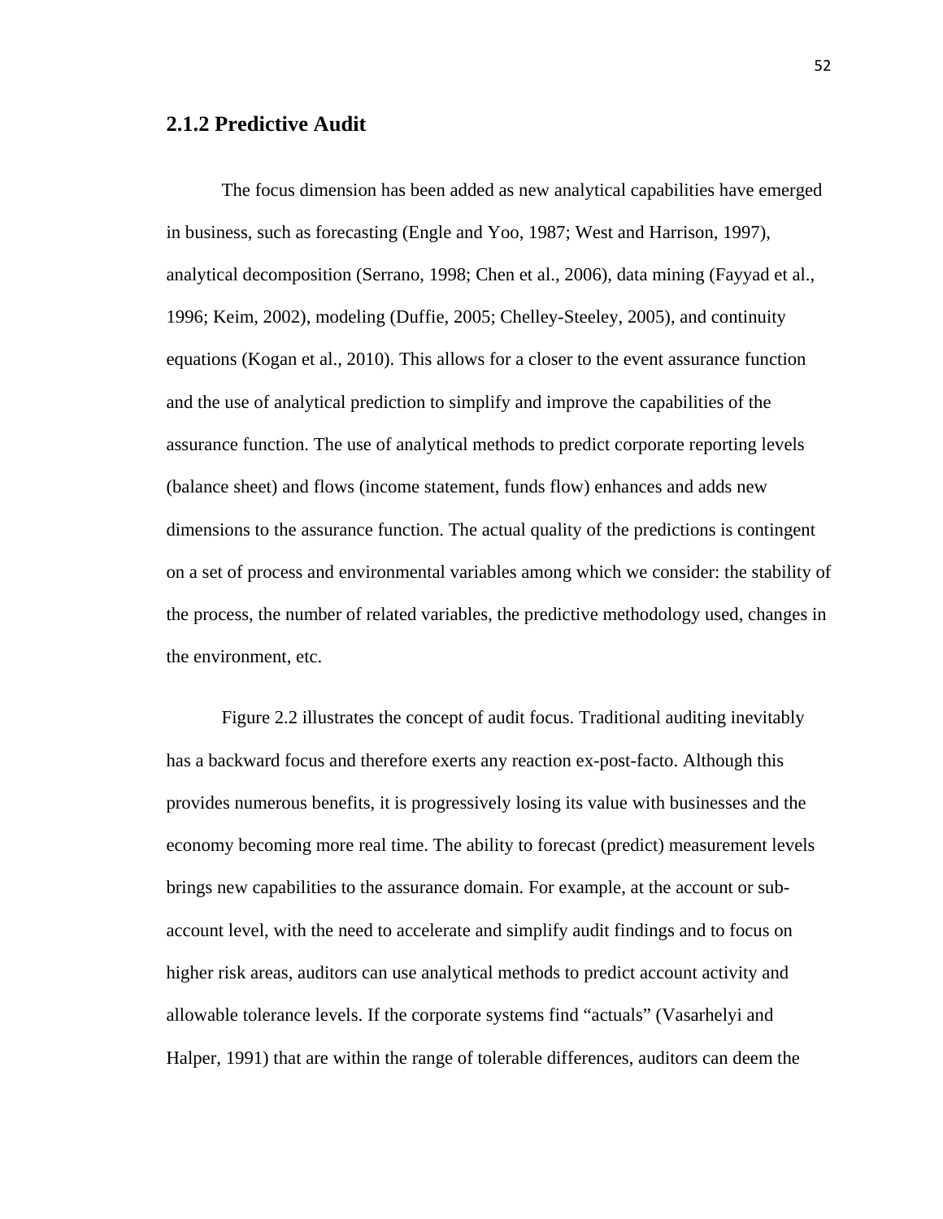### 2.1.2 Predictive Audit

The focus dimension has been added as new analytical capabilities have emerged in business, such as forecasting (Engle and Yoo, 1987; West and Harrison, 1997), analytical decomposition (Serrano, 1998; Chen et al., 2006), data mining (Fayyad et al., 1996; Keim, 2002), modeling (Duffie, 2005; Chelley-Steeley, 2005), and continuity equations (Kogan et al., 2010). This allows for a closer to the event assurance function and the use of analytical prediction to simplify and improve the capabilities of the assurance function. The use of analytical methods to predict corporate reporting levels (balance sheet) and flows (income statement, funds flow) enhances and adds new dimensions to the assurance function. The actual quality of the predictions is contingent on a set of process and environmental variables among which we consider: the stability of the process, the number of related variables, the predictive methodology used, changes in the environment, etc.

Figure 2.2 illustrates the concept of audit focus. Traditional auditing inevitably has a backward focus and therefore exerts any reaction ex-post-facto. Although this provides numerous benefits, it is progressively losing its value with businesses and the economy becoming more real time. The ability to forecast (predict) measurement levels brings new capabilities to the assurance domain. For example, at the account or sub-account level, with the need to accelerate and simplify audit findings and to focus on higher risk areas, auditors can use analytical methods to predict account activity and allowable tolerance levels. If the corporate systems find "actuals" (Vasarhelyi and Halper, 1991) that are within the range of tolerable differences, auditors can deem the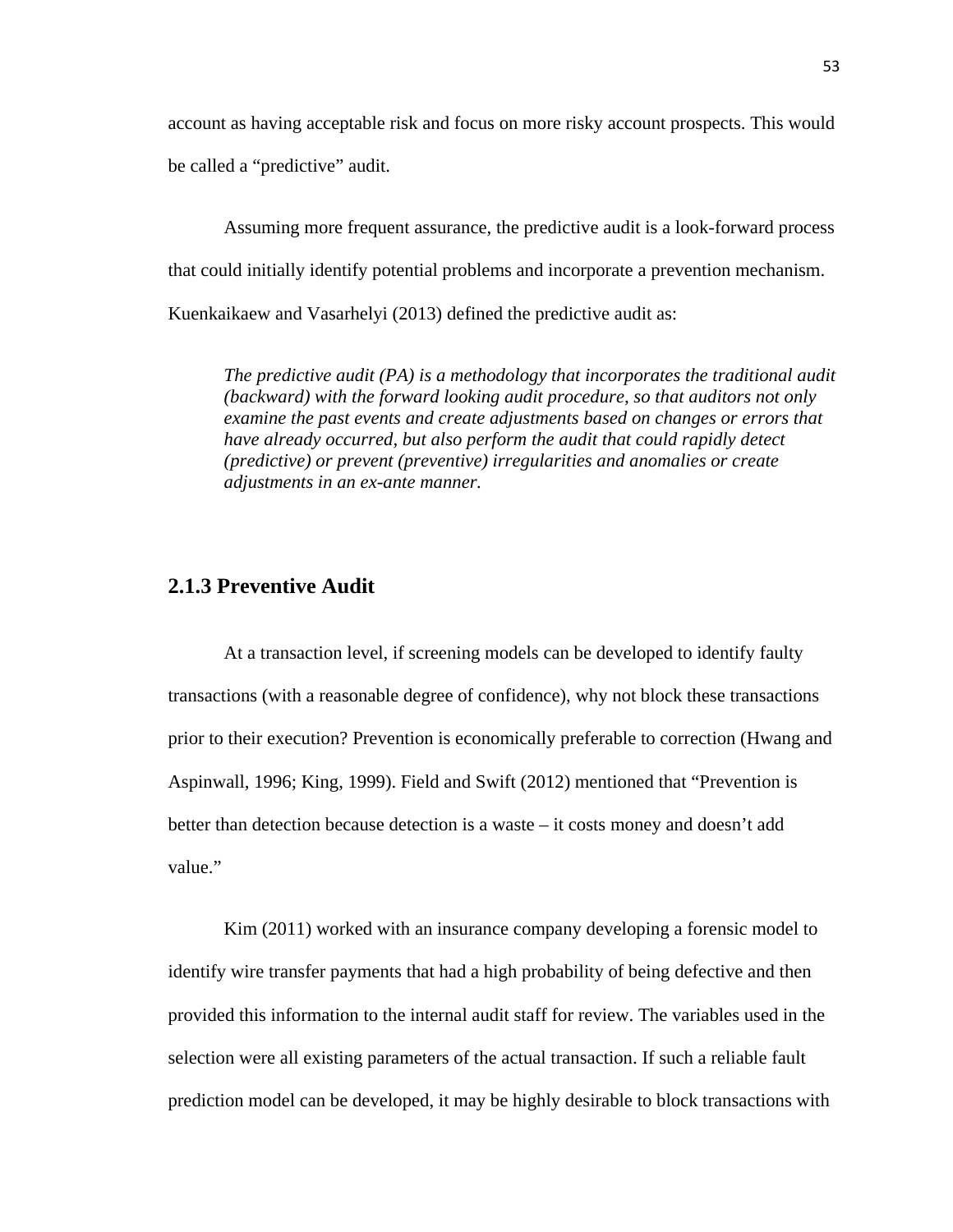account as having acceptable risk and focus on more risky account prospects. This would be called a "predictive" audit.

Assuming more frequent assurance, the predictive audit is a look-forward process that could initially identify potential problems and incorporate a prevention mechanism. Kuenkaikaew and Vasarhelyi (2013) defined the predictive audit as:

> *The predictive audit (PA) is a methodology that incorporates the traditional audit (backward) with the forward looking audit procedure, so that auditors not only examine the past events and create adjustments based on changes or errors that have already occurred, but also perform the audit that could rapidly detect (predictive) or prevent (preventive) irregularities and anomalies or create adjustments in an ex-ante manner.*

### 2.1.3 Preventive Audit

At a transaction level, if screening models can be developed to identify faulty transactions (with a reasonable degree of confidence), why not block these transactions prior to their execution? Prevention is economically preferable to correction (Hwang and Aspinwall, 1996; King, 1999). Field and Swift (2012) mentioned that "Prevention is better than detection because detection is a waste – it costs money and doesn't add value."

Kim (2011) worked with an insurance company developing a forensic model to identify wire transfer payments that had a high probability of being defective and then provided this information to the internal audit staff for review. The variables used in the selection were all existing parameters of the actual transaction. If such a reliable fault prediction model can be developed, it may be highly desirable to block transactions with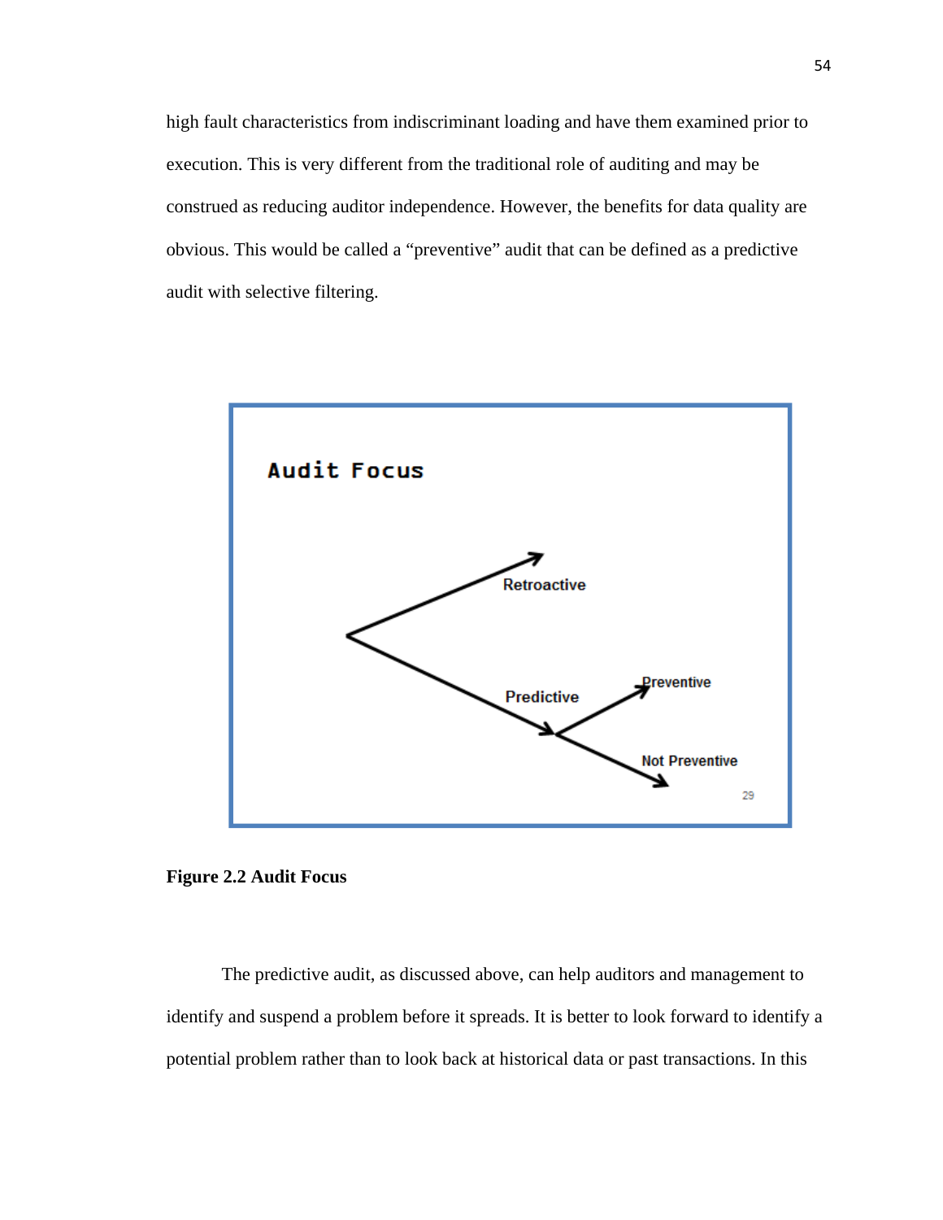high fault characteristics from indiscriminant loading and have them examined prior to execution. This is very different from the traditional role of auditing and may be construed as reducing auditor independence. However, the benefits for data quality are obvious. This would be called a “preventive” audit that can be defined as a predictive audit with selective filtering.

**Figure 2.2 Audit Focus**

The predictive audit, as discussed above, can help auditors and management to identify and suspend a problem before it spreads. It is better to look forward to identify a potential problem rather than to look back at historical data or past transactions. In this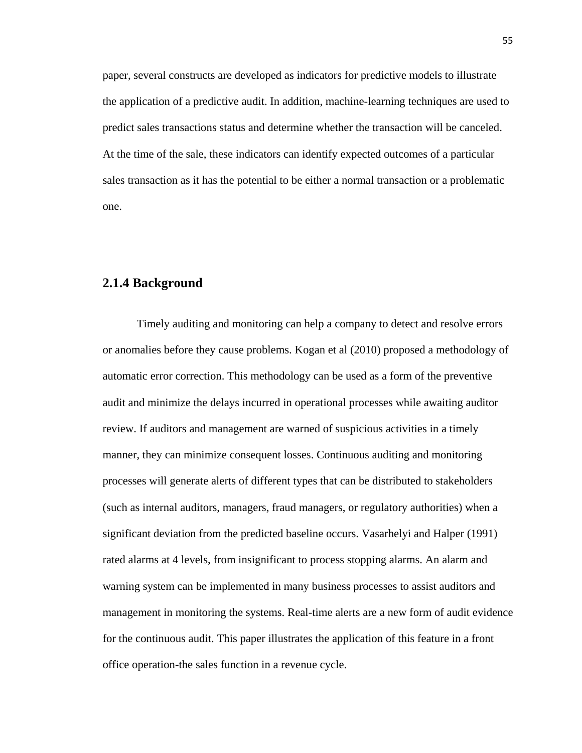paper, several constructs are developed as indicators for predictive models to illustrate the application of a predictive audit. In addition, machine-learning techniques are used to predict sales transactions status and determine whether the transaction will be canceled. At the time of the sale, these indicators can identify expected outcomes of a particular sales transaction as it has the potential to be either a normal transaction or a problematic one.

### 2.1.4 Background

Timely auditing and monitoring can help a company to detect and resolve errors or anomalies before they cause problems. Kogan et al (2010) proposed a methodology of automatic error correction. This methodology can be used as a form of the preventive audit and minimize the delays incurred in operational processes while awaiting auditor review. If auditors and management are warned of suspicious activities in a timely manner, they can minimize consequent losses. Continuous auditing and monitoring processes will generate alerts of different types that can be distributed to stakeholders (such as internal auditors, managers, fraud managers, or regulatory authorities) when a significant deviation from the predicted baseline occurs. Vasarhelyi and Halper (1991) rated alarms at 4 levels, from insignificant to process stopping alarms. An alarm and warning system can be implemented in many business processes to assist auditors and management in monitoring the systems. Real-time alerts are a new form of audit evidence for the continuous audit. This paper illustrates the application of this feature in a front office operation-the sales function in a revenue cycle.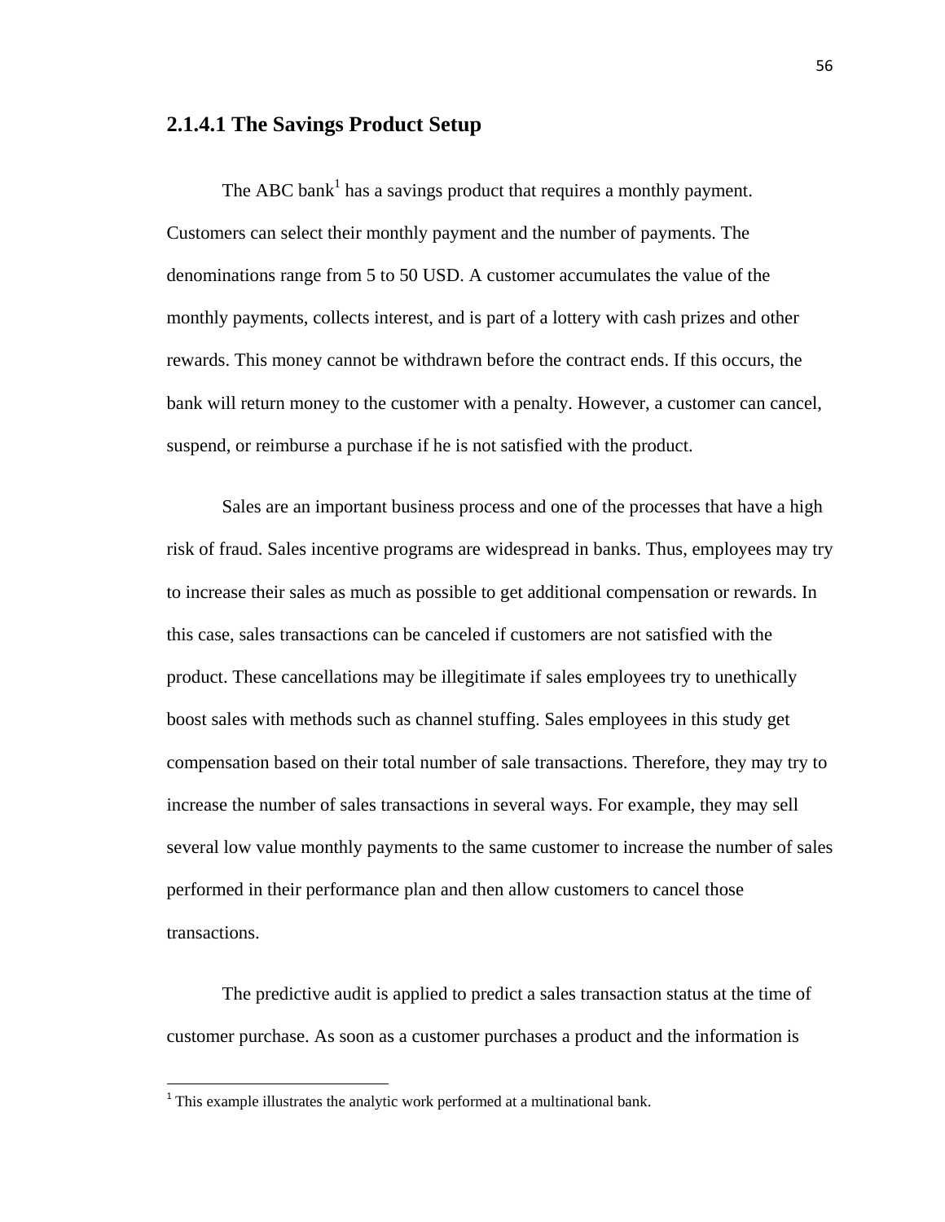#### 2.1.4.1 The Savings Product Setup

The ABC bank[1] has a savings product that requires a monthly payment. Customers can select their monthly payment and the number of payments. The denominations range from 5 to 50 USD. A customer accumulates the value of the monthly payments, collects interest, and is part of a lottery with cash prizes and other rewards. This money cannot be withdrawn before the contract ends. If this occurs, the bank will return money to the customer with a penalty. However, a customer can cancel, suspend, or reimburse a purchase if he is not satisfied with the product.

Sales are an important business process and one of the processes that have a high risk of fraud. Sales incentive programs are widespread in banks. Thus, employees may try to increase their sales as much as possible to get additional compensation or rewards. In this case, sales transactions can be canceled if customers are not satisfied with the product. These cancellations may be illegitimate if sales employees try to unethically boost sales with methods such as channel stuffing. Sales employees in this study get compensation based on their total number of sale transactions. Therefore, they may try to increase the number of sales transactions in several ways. For example, they may sell several low value monthly payments to the same customer to increase the number of sales performed in their performance plan and then allow customers to cancel those transactions.

The predictive audit is applied to predict a sales transaction status at the time of customer purchase. As soon as a customer purchases a product and the information is

[1] This example illustrates the analytic work performed at a multinational bank.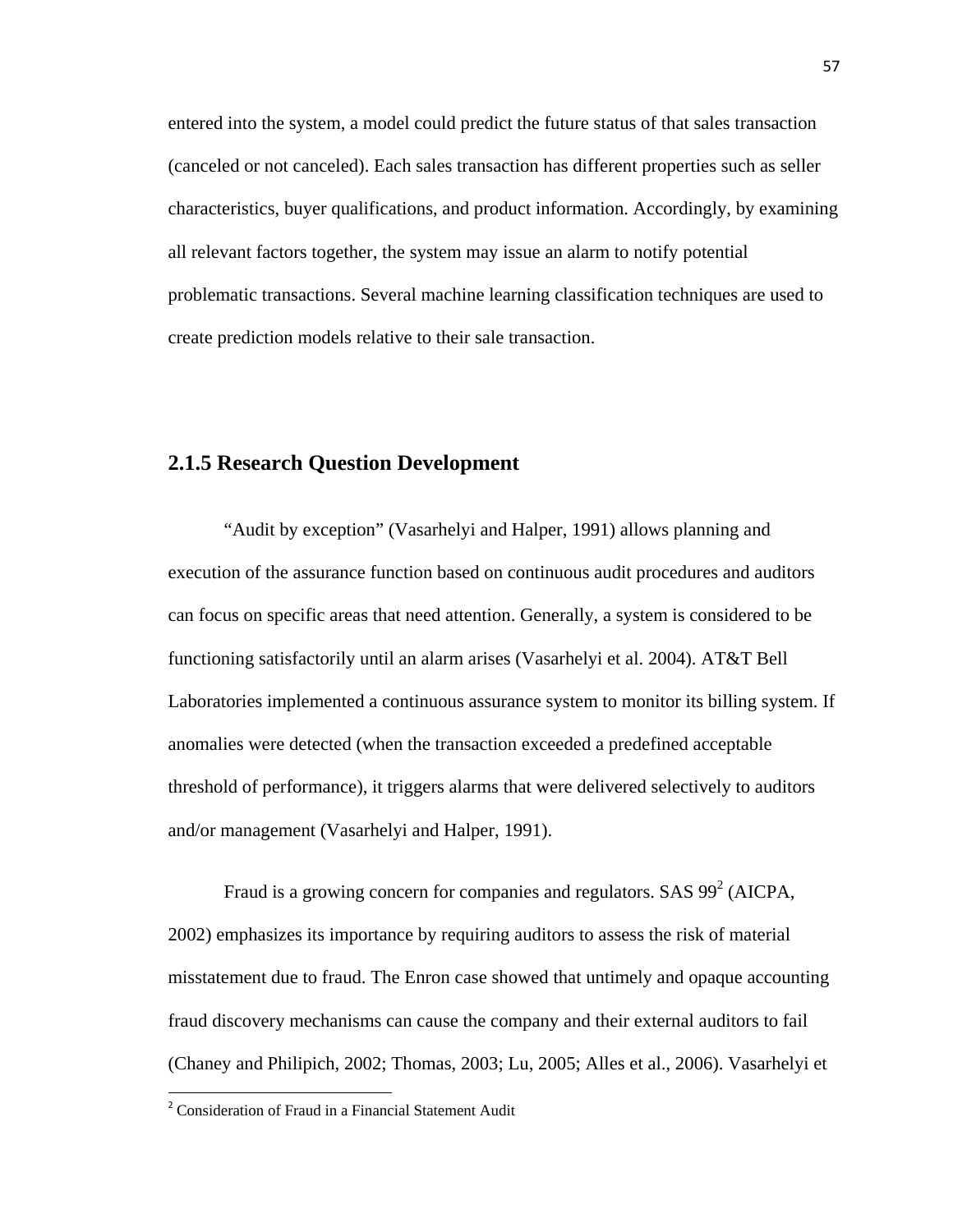entered into the system, a model could predict the future status of that sales transaction (canceled or not canceled). Each sales transaction has different properties such as seller characteristics, buyer qualifications, and product information. Accordingly, by examining all relevant factors together, the system may issue an alarm to notify potential problematic transactions. Several machine learning classification techniques are used to create prediction models relative to their sale transaction.

### 2.1.5 Research Question Development

"Audit by exception" (Vasarhelyi and Halper, 1991) allows planning and execution of the assurance function based on continuous audit procedures and auditors can focus on specific areas that need attention. Generally, a system is considered to be functioning satisfactorily until an alarm arises (Vasarhelyi et al. 2004). AT&T Bell Laboratories implemented a continuous assurance system to monitor its billing system. If anomalies were detected (when the transaction exceeded a predefined acceptable threshold of performance), it triggers alarms that were delivered selectively to auditors and/or management (Vasarhelyi and Halper, 1991).

Fraud is a growing concern for companies and regulators. SAS 99[2] (AICPA, 2002) emphasizes its importance by requiring auditors to assess the risk of material misstatement due to fraud. The Enron case showed that untimely and opaque accounting fraud discovery mechanisms can cause the company and their external auditors to fail (Chaney and Philipich, 2002; Thomas, 2003; Lu, 2005; Alles et al., 2006). Vasarhelyi et

[2] Consideration of Fraud in a Financial Statement Audit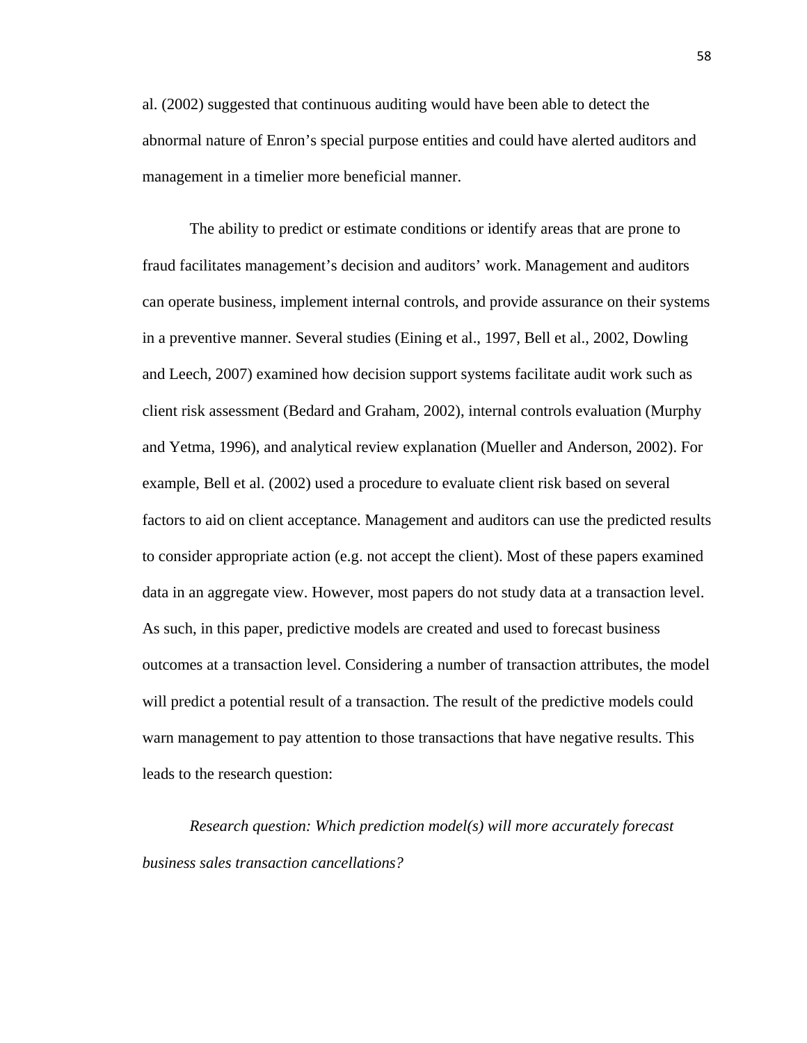al. (2002) suggested that continuous auditing would have been able to detect the abnormal nature of Enron's special purpose entities and could have alerted auditors and management in a timelier more beneficial manner.

The ability to predict or estimate conditions or identify areas that are prone to fraud facilitates management's decision and auditors' work. Management and auditors can operate business, implement internal controls, and provide assurance on their systems in a preventive manner. Several studies (Eining et al., 1997, Bell et al., 2002, Dowling and Leech, 2007) examined how decision support systems facilitate audit work such as client risk assessment (Bedard and Graham, 2002), internal controls evaluation (Murphy and Yetma, 1996), and analytical review explanation (Mueller and Anderson, 2002). For example, Bell et al. (2002) used a procedure to evaluate client risk based on several factors to aid on client acceptance. Management and auditors can use the predicted results to consider appropriate action (e.g. not accept the client). Most of these papers examined data in an aggregate view. However, most papers do not study data at a transaction level. As such, in this paper, predictive models are created and used to forecast business outcomes at a transaction level. Considering a number of transaction attributes, the model will predict a potential result of a transaction. The result of the predictive models could warn management to pay attention to those transactions that have negative results. This leads to the research question:

*Research question: Which prediction model(s) will more accurately forecast business sales transaction cancellations?*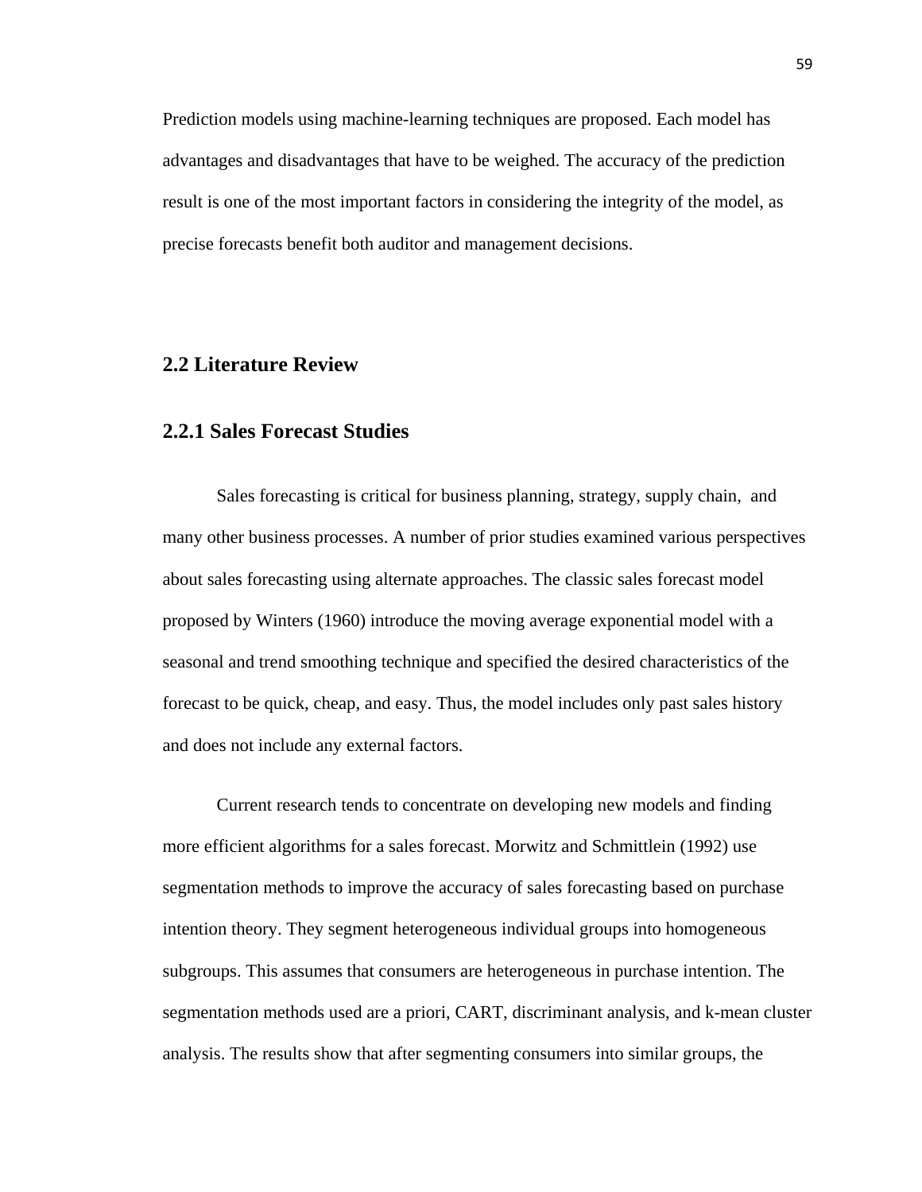Prediction models using machine-learning techniques are proposed. Each model has advantages and disadvantages that have to be weighed. The accuracy of the prediction result is one of the most important factors in considering the integrity of the model, as precise forecasts benefit both auditor and management decisions.

## 2.2 Literature Review

### 2.2.1 Sales Forecast Studies

Sales forecasting is critical for business planning, strategy, supply chain, and many other business processes. A number of prior studies examined various perspectives about sales forecasting using alternate approaches. The classic sales forecast model proposed by Winters (1960) introduce the moving average exponential model with a seasonal and trend smoothing technique and specified the desired characteristics of the forecast to be quick, cheap, and easy. Thus, the model includes only past sales history and does not include any external factors.

Current research tends to concentrate on developing new models and finding more efficient algorithms for a sales forecast. Morwitz and Schmittlein (1992) use segmentation methods to improve the accuracy of sales forecasting based on purchase intention theory. They segment heterogeneous individual groups into homogeneous subgroups. This assumes that consumers are heterogeneous in purchase intention. The segmentation methods used are a priori, CART, discriminant analysis, and k-mean cluster analysis. The results show that after segmenting consumers into similar groups, the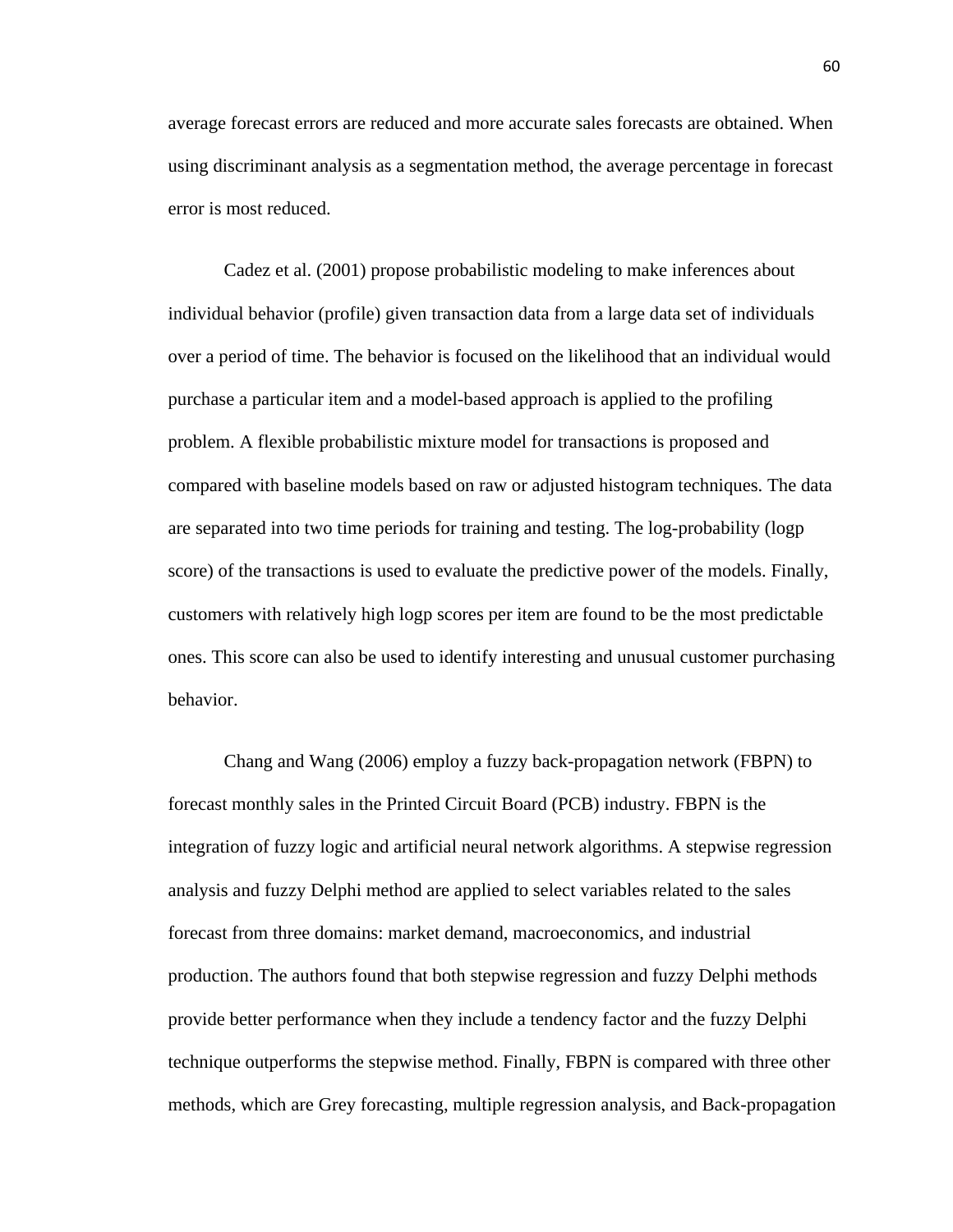average forecast errors are reduced and more accurate sales forecasts are obtained. When using discriminant analysis as a segmentation method, the average percentage in forecast error is most reduced.

Cadez et al. (2001) propose probabilistic modeling to make inferences about individual behavior (profile) given transaction data from a large data set of individuals over a period of time. The behavior is focused on the likelihood that an individual would purchase a particular item and a model-based approach is applied to the profiling problem. A flexible probabilistic mixture model for transactions is proposed and compared with baseline models based on raw or adjusted histogram techniques. The data are separated into two time periods for training and testing. The log-probability (logp score) of the transactions is used to evaluate the predictive power of the models. Finally, customers with relatively high logp scores per item are found to be the most predictable ones. This score can also be used to identify interesting and unusual customer purchasing behavior.

Chang and Wang (2006) employ a fuzzy back-propagation network (FBPN) to forecast monthly sales in the Printed Circuit Board (PCB) industry. FBPN is the integration of fuzzy logic and artificial neural network algorithms. A stepwise regression analysis and fuzzy Delphi method are applied to select variables related to the sales forecast from three domains: market demand, macroeconomics, and industrial production. The authors found that both stepwise regression and fuzzy Delphi methods provide better performance when they include a tendency factor and the fuzzy Delphi technique outperforms the stepwise method. Finally, FBPN is compared with three other methods, which are Grey forecasting, multiple regression analysis, and Back-propagation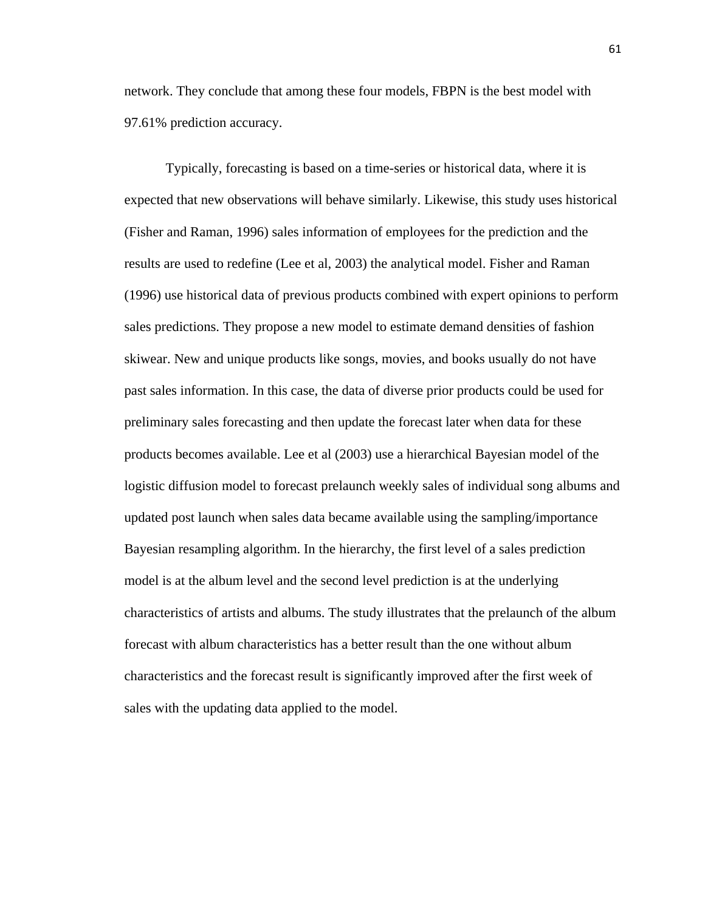network. They conclude that among these four models, FBPN is the best model with 97.61% prediction accuracy.

Typically, forecasting is based on a time-series or historical data, where it is expected that new observations will behave similarly. Likewise, this study uses historical (Fisher and Raman, 1996) sales information of employees for the prediction and the results are used to redefine (Lee et al, 2003) the analytical model. Fisher and Raman (1996) use historical data of previous products combined with expert opinions to perform sales predictions. They propose a new model to estimate demand densities of fashion skiwear. New and unique products like songs, movies, and books usually do not have past sales information. In this case, the data of diverse prior products could be used for preliminary sales forecasting and then update the forecast later when data for these products becomes available. Lee et al (2003) use a hierarchical Bayesian model of the logistic diffusion model to forecast prelaunch weekly sales of individual song albums and updated post launch when sales data became available using the sampling/importance Bayesian resampling algorithm. In the hierarchy, the first level of a sales prediction model is at the album level and the second level prediction is at the underlying characteristics of artists and albums. The study illustrates that the prelaunch of the album forecast with album characteristics has a better result than the one without album characteristics and the forecast result is significantly improved after the first week of sales with the updating data applied to the model.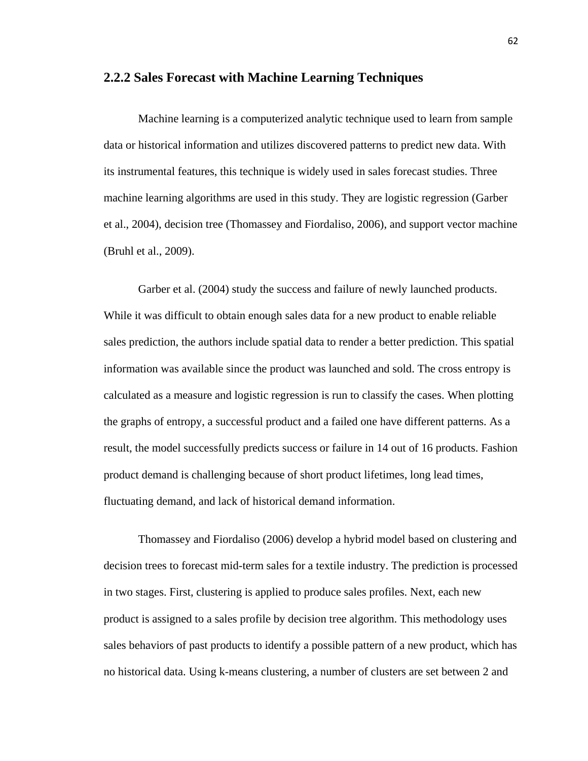### 2.2.2 Sales Forecast with Machine Learning Techniques

Machine learning is a computerized analytic technique used to learn from sample data or historical information and utilizes discovered patterns to predict new data. With its instrumental features, this technique is widely used in sales forecast studies. Three machine learning algorithms are used in this study. They are logistic regression (Garber et al., 2004), decision tree (Thomassey and Fiordaliso, 2006), and support vector machine (Bruhl et al., 2009).

Garber et al. (2004) study the success and failure of newly launched products. While it was difficult to obtain enough sales data for a new product to enable reliable sales prediction, the authors include spatial data to render a better prediction. This spatial information was available since the product was launched and sold. The cross entropy is calculated as a measure and logistic regression is run to classify the cases. When plotting the graphs of entropy, a successful product and a failed one have different patterns. As a result, the model successfully predicts success or failure in 14 out of 16 products. Fashion product demand is challenging because of short product lifetimes, long lead times, fluctuating demand, and lack of historical demand information.

Thomassey and Fiordaliso (2006) develop a hybrid model based on clustering and decision trees to forecast mid-term sales for a textile industry. The prediction is processed in two stages. First, clustering is applied to produce sales profiles. Next, each new product is assigned to a sales profile by decision tree algorithm. This methodology uses sales behaviors of past products to identify a possible pattern of a new product, which has no historical data. Using k-means clustering, a number of clusters are set between 2 and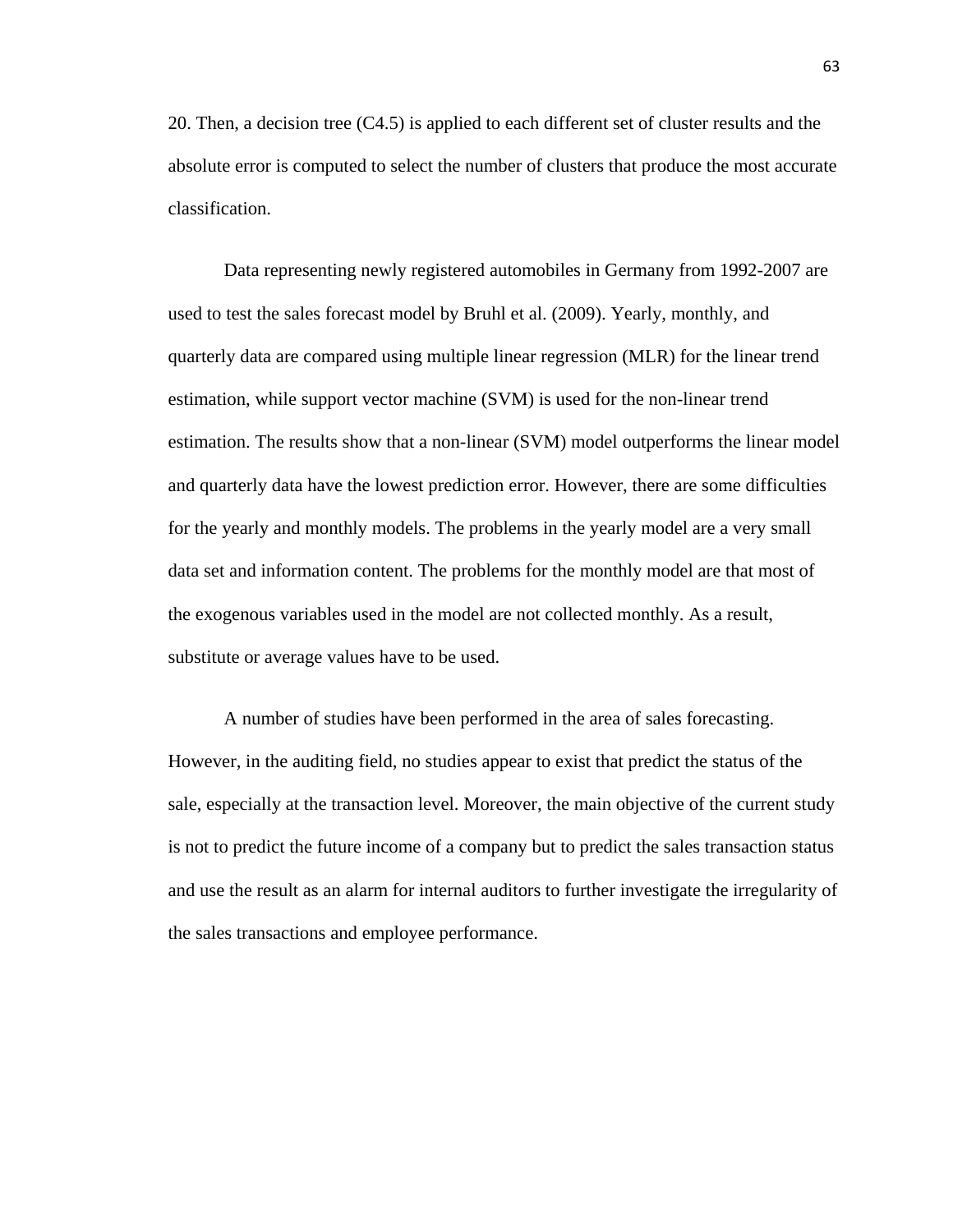20. Then, a decision tree (C4.5) is applied to each different set of cluster results and the absolute error is computed to select the number of clusters that produce the most accurate classification.

Data representing newly registered automobiles in Germany from 1992-2007 are used to test the sales forecast model by Bruhl et al. (2009). Yearly, monthly, and quarterly data are compared using multiple linear regression (MLR) for the linear trend estimation, while support vector machine (SVM) is used for the non-linear trend estimation. The results show that a non-linear (SVM) model outperforms the linear model and quarterly data have the lowest prediction error. However, there are some difficulties for the yearly and monthly models. The problems in the yearly model are a very small data set and information content. The problems for the monthly model are that most of the exogenous variables used in the model are not collected monthly. As a result, substitute or average values have to be used.

A number of studies have been performed in the area of sales forecasting. However, in the auditing field, no studies appear to exist that predict the status of the sale, especially at the transaction level. Moreover, the main objective of the current study is not to predict the future income of a company but to predict the sales transaction status and use the result as an alarm for internal auditors to further investigate the irregularity of the sales transactions and employee performance.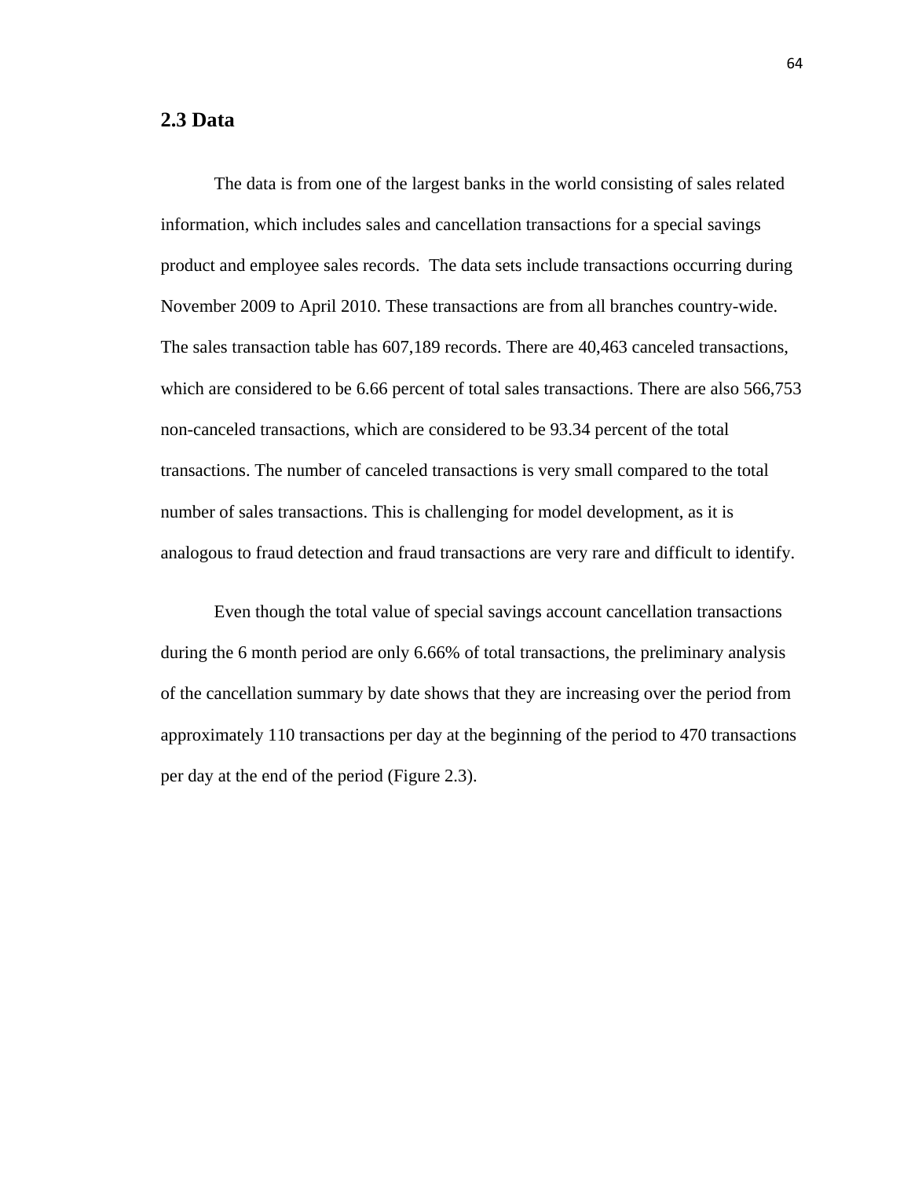## 2.3 Data

The data is from one of the largest banks in the world consisting of sales related information, which includes sales and cancellation transactions for a special savings product and employee sales records. The data sets include transactions occurring during November 2009 to April 2010. These transactions are from all branches country-wide. The sales transaction table has 607,189 records. There are 40,463 canceled transactions, which are considered to be 6.66 percent of total sales transactions. There are also 566,753 non-canceled transactions, which are considered to be 93.34 percent of the total transactions. The number of canceled transactions is very small compared to the total number of sales transactions. This is challenging for model development, as it is analogous to fraud detection and fraud transactions are very rare and difficult to identify.

Even though the total value of special savings account cancellation transactions during the 6 month period are only 6.66% of total transactions, the preliminary analysis of the cancellation summary by date shows that they are increasing over the period from approximately 110 transactions per day at the beginning of the period to 470 transactions per day at the end of the period (Figure 2.3).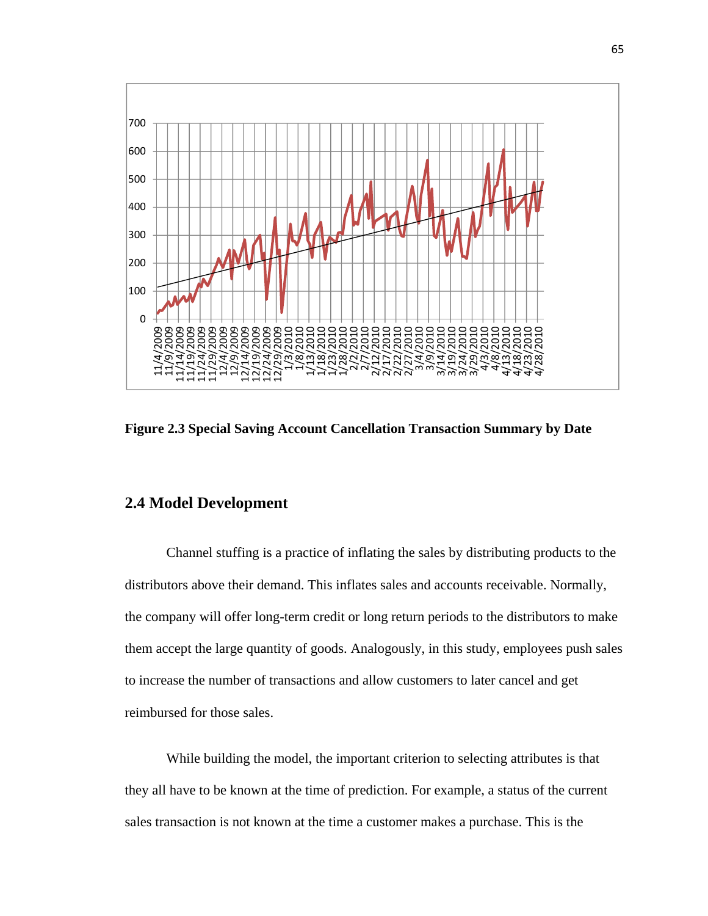Figure 2.3 Special Saving Account Cancellation Transaction Summary by Date

## 2.4 Model Development

Channel stuffing is a practice of inflating the sales by distributing products to the distributors above their demand. This inflates sales and accounts receivable. Normally, the company will offer long-term credit or long return periods to the distributors to make them accept the large quantity of goods. Analogously, in this study, employees push sales to increase the number of transactions and allow customers to later cancel and get reimbursed for those sales.

While building the model, the important criterion to selecting attributes is that they all have to be known at the time of prediction. For example, a status of the current sales transaction is not known at the time a customer makes a purchase. This is the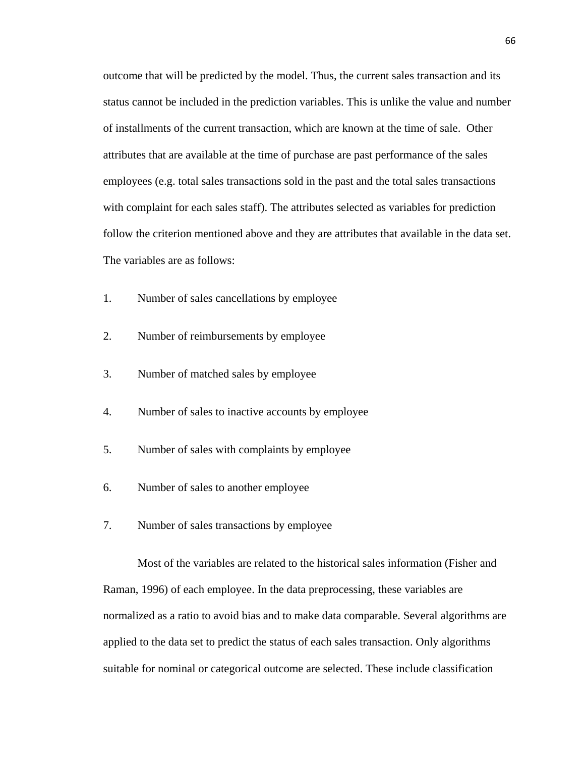outcome that will be predicted by the model. Thus, the current sales transaction and its status cannot be included in the prediction variables. This is unlike the value and number of installments of the current transaction, which are known at the time of sale. Other attributes that are available at the time of purchase are past performance of the sales employees (e.g. total sales transactions sold in the past and the total sales transactions with complaint for each sales staff). The attributes selected as variables for prediction follow the criterion mentioned above and they are attributes that available in the data set. The variables are as follows:

1. Number of sales cancellations by employee
2. Number of reimbursements by employee
3. Number of matched sales by employee
4. Number of sales to inactive accounts by employee
5. Number of sales with complaints by employee
6. Number of sales to another employee
7. Number of sales transactions by employee

Most of the variables are related to the historical sales information (Fisher and Raman, 1996) of each employee. In the data preprocessing, these variables are normalized as a ratio to avoid bias and to make data comparable. Several algorithms are applied to the data set to predict the status of each sales transaction. Only algorithms suitable for nominal or categorical outcome are selected. These include classification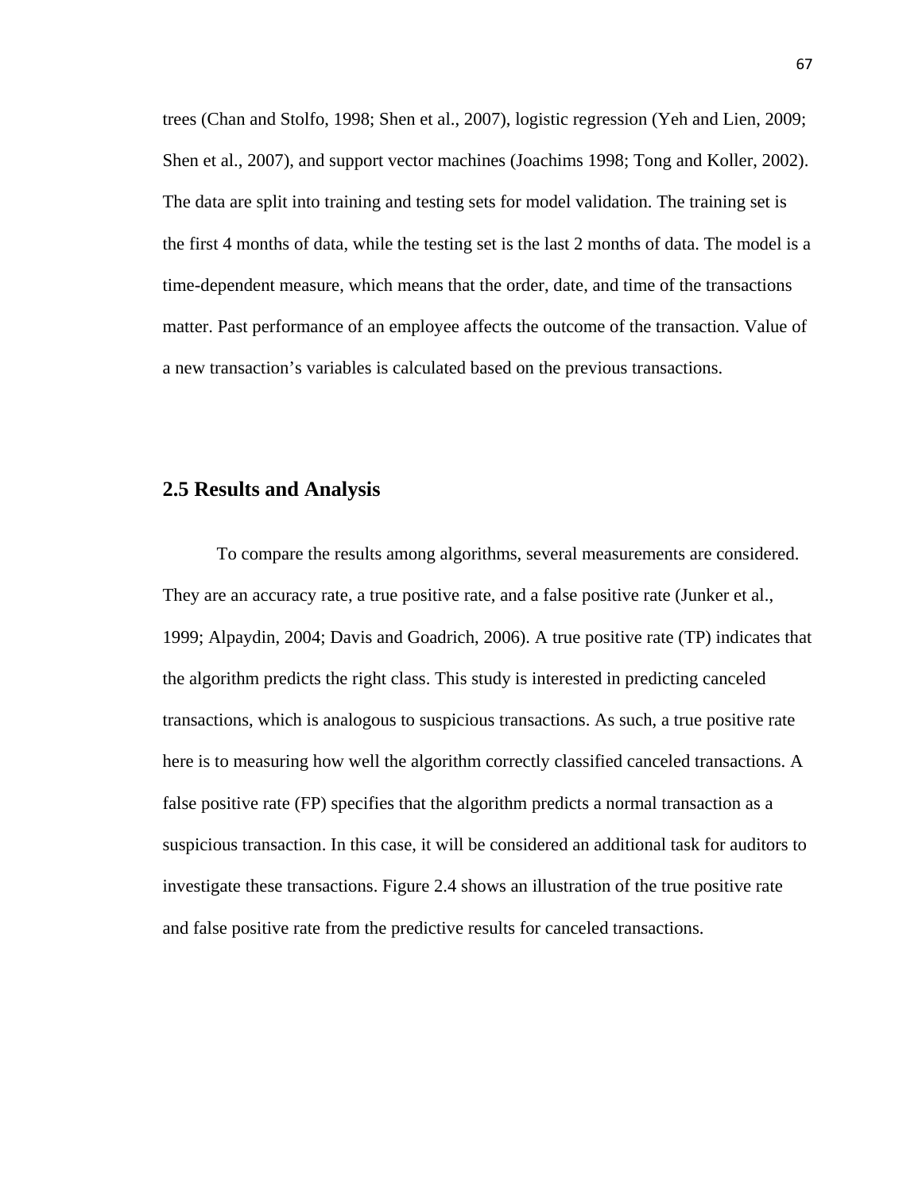trees (Chan and Stolfo, 1998; Shen et al., 2007), logistic regression (Yeh and Lien, 2009; Shen et al., 2007), and support vector machines (Joachims 1998; Tong and Koller, 2002). The data are split into training and testing sets for model validation. The training set is the first 4 months of data, while the testing set is the last 2 months of data. The model is a time-dependent measure, which means that the order, date, and time of the transactions matter. Past performance of an employee affects the outcome of the transaction. Value of a new transaction's variables is calculated based on the previous transactions.

## 2.5 Results and Analysis

To compare the results among algorithms, several measurements are considered. They are an accuracy rate, a true positive rate, and a false positive rate (Junker et al., 1999; Alpaydin, 2004; Davis and Goadrich, 2006). A true positive rate (TP) indicates that the algorithm predicts the right class. This study is interested in predicting canceled transactions, which is analogous to suspicious transactions. As such, a true positive rate here is to measuring how well the algorithm correctly classified canceled transactions. A false positive rate (FP) specifies that the algorithm predicts a normal transaction as a suspicious transaction. In this case, it will be considered an additional task for auditors to investigate these transactions. Figure 2.4 shows an illustration of the true positive rate and false positive rate from the predictive results for canceled transactions.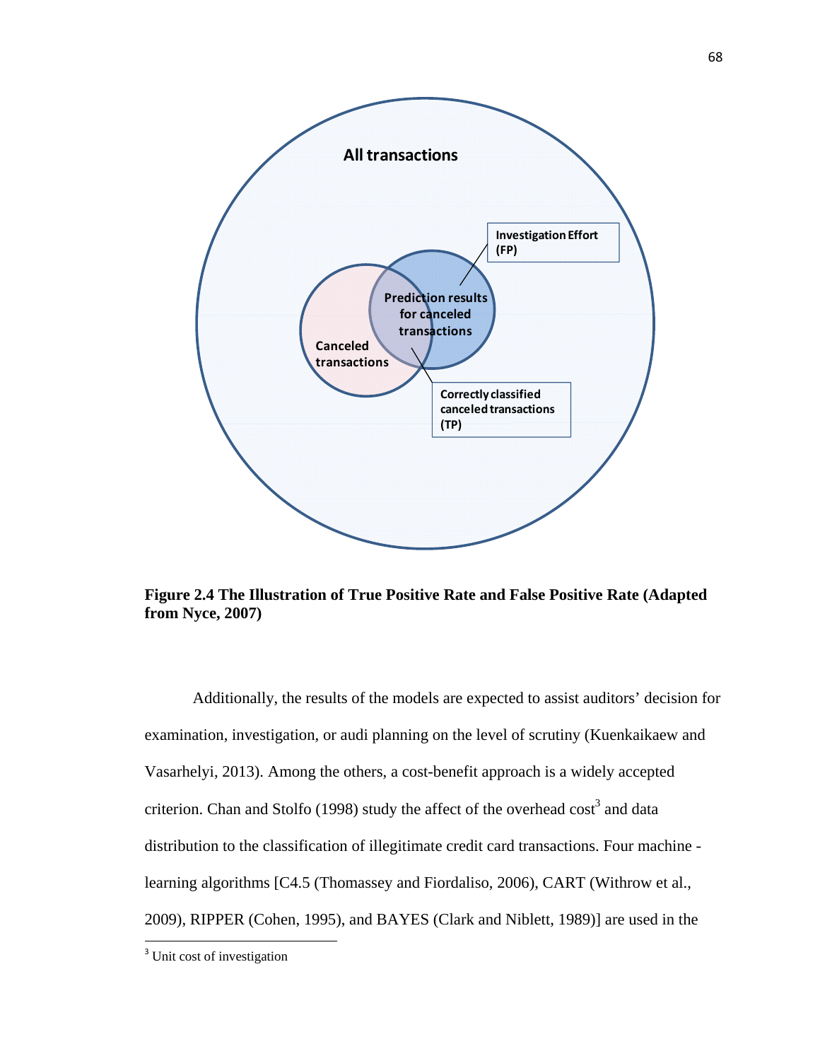All transactions

Investigation Effort (FP)

Prediction results for canceled transactions

Canceled transactions

Correctly classified canceled transactions (TP)

**Figure 2.4 The Illustration of True Positive Rate and False Positive Rate (Adapted from Nyce, 2007)**

Additionally, the results of the models are expected to assist auditors' decision for examination, investigation, or audi planning on the level of scrutiny (Kuenkaikaew and Vasarhelyi, 2013). Among the others, a cost-benefit approach is a widely accepted criterion. Chan and Stolfo (1998) study the affect of the overhead cost[3] and data distribution to the classification of illegitimate credit card transactions. Four machine - learning algorithms [C4.5 (Thomassey and Fiordaliso, 2006), CART (Withrow et al., 2009), RIPPER (Cohen, 1995), and BAYES (Clark and Niblett, 1989)] are used in the

[3] Unit cost of investigation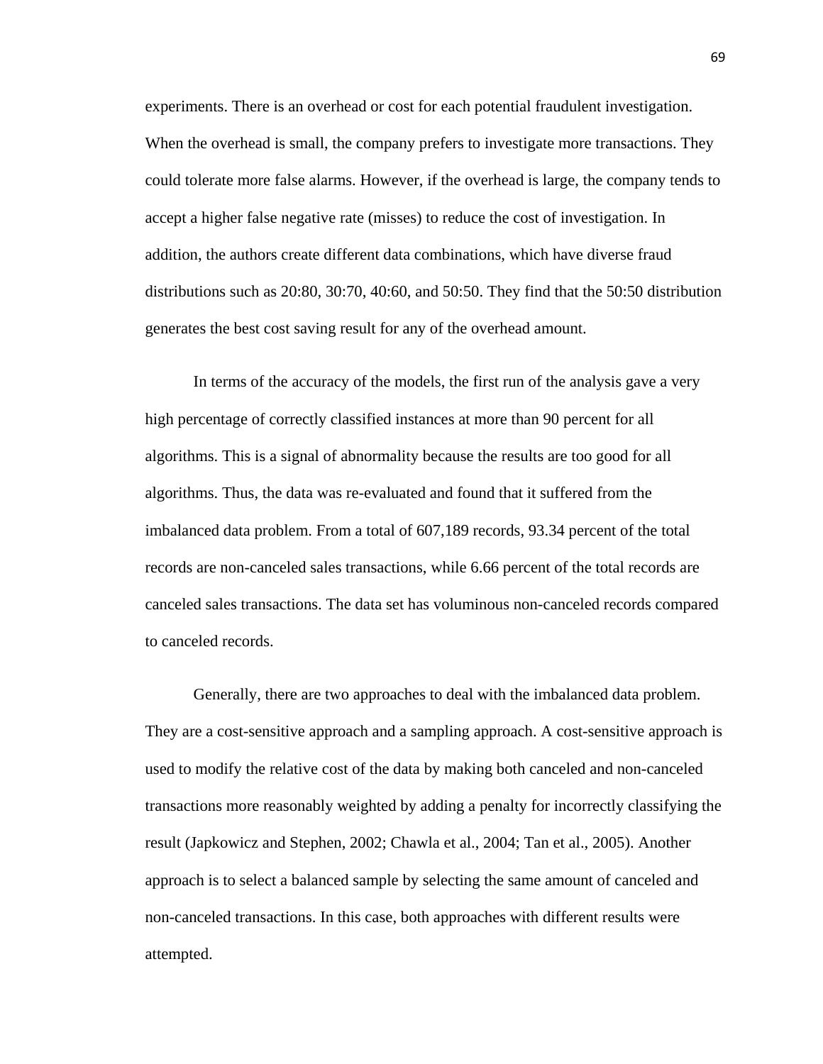experiments. There is an overhead or cost for each potential fraudulent investigation. When the overhead is small, the company prefers to investigate more transactions. They could tolerate more false alarms. However, if the overhead is large, the company tends to accept a higher false negative rate (misses) to reduce the cost of investigation. In addition, the authors create different data combinations, which have diverse fraud distributions such as 20:80, 30:70, 40:60, and 50:50. They find that the 50:50 distribution generates the best cost saving result for any of the overhead amount.

In terms of the accuracy of the models, the first run of the analysis gave a very high percentage of correctly classified instances at more than 90 percent for all algorithms. This is a signal of abnormality because the results are too good for all algorithms. Thus, the data was re-evaluated and found that it suffered from the imbalanced data problem. From a total of 607,189 records, 93.34 percent of the total records are non-canceled sales transactions, while 6.66 percent of the total records are canceled sales transactions. The data set has voluminous non-canceled records compared to canceled records.

Generally, there are two approaches to deal with the imbalanced data problem. They are a cost-sensitive approach and a sampling approach. A cost-sensitive approach is used to modify the relative cost of the data by making both canceled and non-canceled transactions more reasonably weighted by adding a penalty for incorrectly classifying the result (Japkowicz and Stephen, 2002; Chawla et al., 2004; Tan et al., 2005). Another approach is to select a balanced sample by selecting the same amount of canceled and non-canceled transactions. In this case, both approaches with different results were attempted.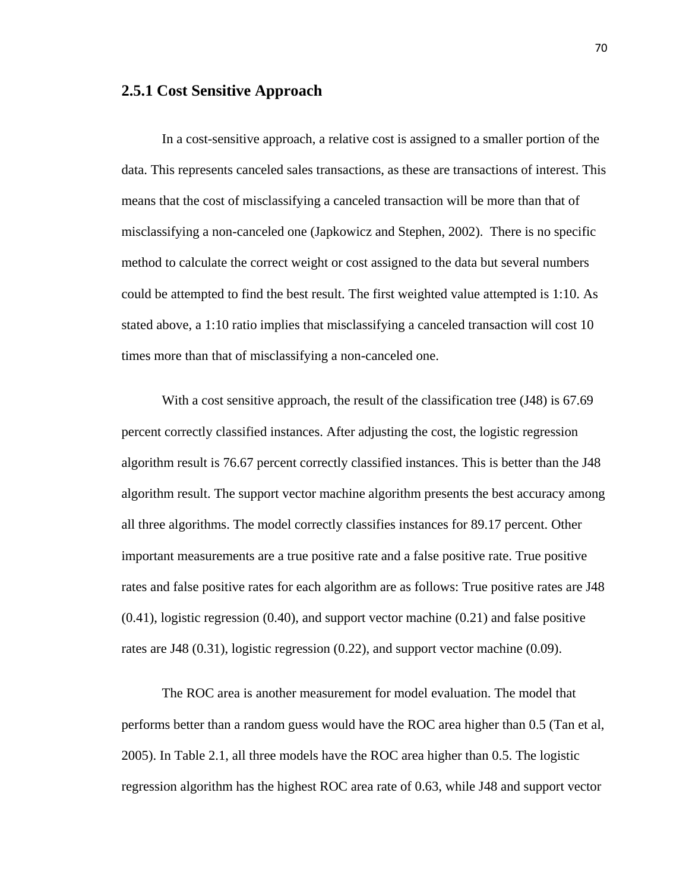### 2.5.1 Cost Sensitive Approach

In a cost-sensitive approach, a relative cost is assigned to a smaller portion of the data. This represents canceled sales transactions, as these are transactions of interest. This means that the cost of misclassifying a canceled transaction will be more than that of misclassifying a non-canceled one (Japkowicz and Stephen, 2002). There is no specific method to calculate the correct weight or cost assigned to the data but several numbers could be attempted to find the best result. The first weighted value attempted is 1:10. As stated above, a 1:10 ratio implies that misclassifying a canceled transaction will cost 10 times more than that of misclassifying a non-canceled one.

With a cost sensitive approach, the result of the classification tree (J48) is 67.69 percent correctly classified instances. After adjusting the cost, the logistic regression algorithm result is 76.67 percent correctly classified instances. This is better than the J48 algorithm result. The support vector machine algorithm presents the best accuracy among all three algorithms. The model correctly classifies instances for 89.17 percent. Other important measurements are a true positive rate and a false positive rate. True positive rates and false positive rates for each algorithm are as follows: True positive rates are J48 (0.41), logistic regression (0.40), and support vector machine (0.21) and false positive rates are J48 (0.31), logistic regression (0.22), and support vector machine (0.09).

The ROC area is another measurement for model evaluation. The model that performs better than a random guess would have the ROC area higher than 0.5 (Tan et al, 2005). In Table 2.1, all three models have the ROC area higher than 0.5. The logistic regression algorithm has the highest ROC area rate of 0.63, while J48 and support vector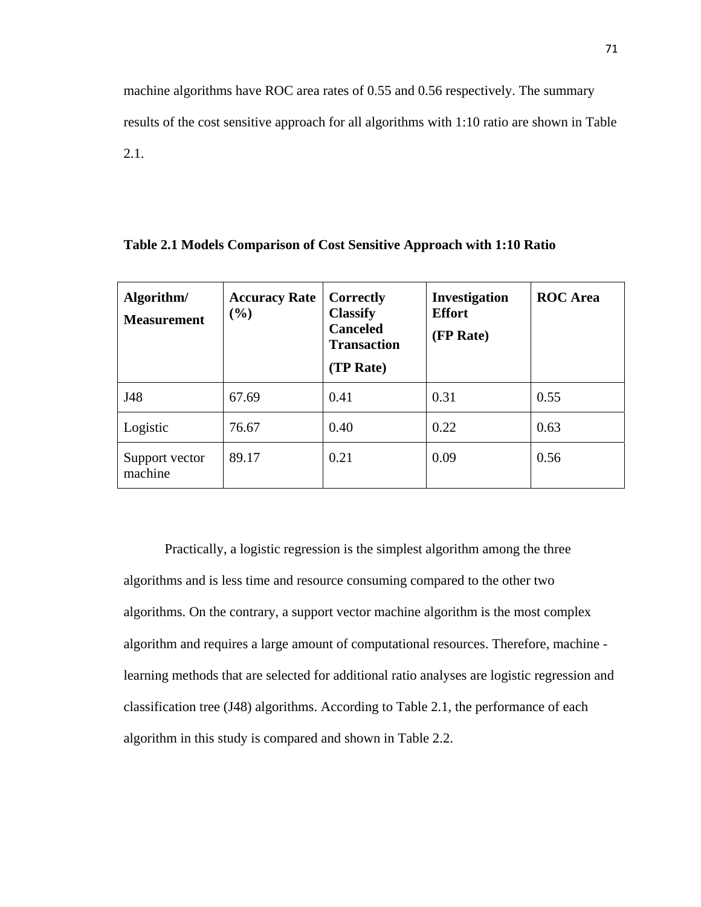machine algorithms have ROC area rates of 0.55 and 0.56 respectively. The summary results of the cost sensitive approach for all algorithms with 1:10 ratio are shown in Table 2.1.

**Table 2.1 Models Comparison of Cost Sensitive Approach with 1:10 Ratio**

| **Algorithm/ Measurement** | **Accuracy Rate (%)** | **Correctly Classify Canceled Transaction (TP Rate)** | **Investigation Effort (FP Rate)** | **ROC Area** |
|---|---|---|---|---|
| J48 | 67.69 | 0.41 | 0.31 | 0.55 |
| Logistic | 76.67 | 0.40 | 0.22 | 0.63 |
| Support vector machine | 89.17 | 0.21 | 0.09 | 0.56 |

Practically, a logistic regression is the simplest algorithm among the three algorithms and is less time and resource consuming compared to the other two algorithms. On the contrary, a support vector machine algorithm is the most complex algorithm and requires a large amount of computational resources. Therefore, machine - learning methods that are selected for additional ratio analyses are logistic regression and classification tree (J48) algorithms. According to Table 2.1, the performance of each algorithm in this study is compared and shown in Table 2.2.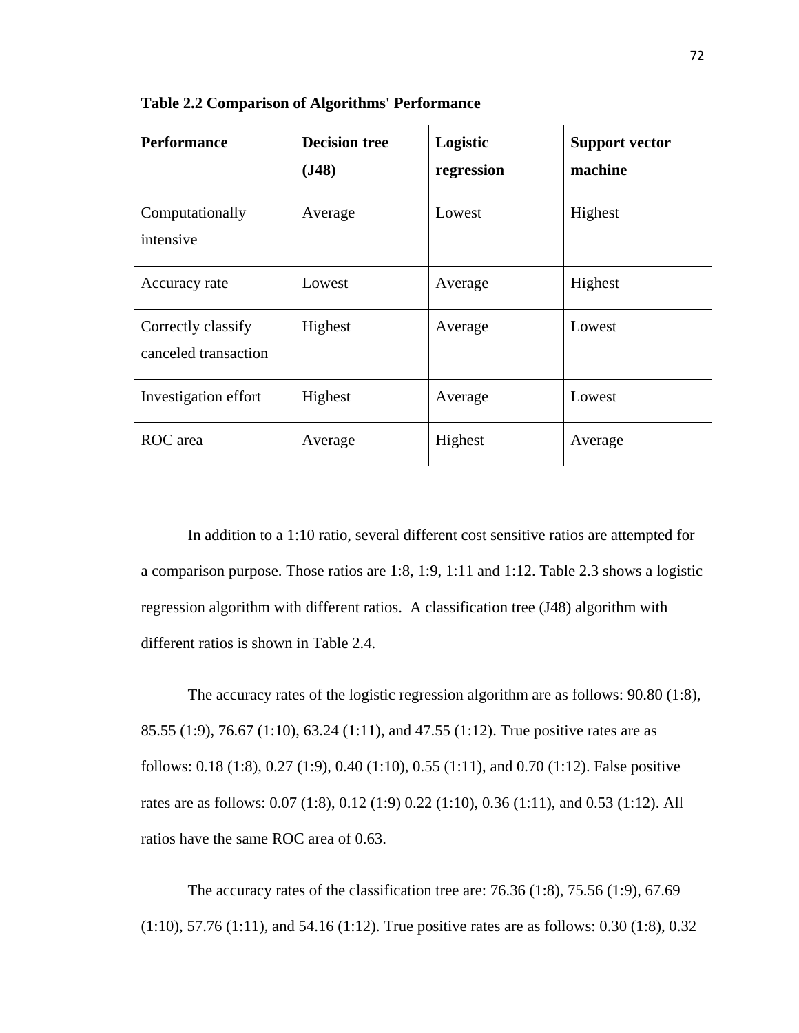**Table 2.2 Comparison of Algorithms' Performance**

| Performance | Decision tree (J48) | Logistic regression | Support vector machine |
|---|---|---|---|
| Computationally intensive | Average | Lowest | Highest |
| Accuracy rate | Lowest | Average | Highest |
| Correctly classify canceled transaction | Highest | Average | Lowest |
| Investigation effort | Highest | Average | Lowest |
| ROC area | Average | Highest | Average |

In addition to a 1:10 ratio, several different cost sensitive ratios are attempted for a comparison purpose. Those ratios are 1:8, 1:9, 1:11 and 1:12. Table 2.3 shows a logistic regression algorithm with different ratios. A classification tree (J48) algorithm with different ratios is shown in Table 2.4.

The accuracy rates of the logistic regression algorithm are as follows: 90.80 (1:8), 85.55 (1:9), 76.67 (1:10), 63.24 (1:11), and 47.55 (1:12). True positive rates are as follows: 0.18 (1:8), 0.27 (1:9), 0.40 (1:10), 0.55 (1:11), and 0.70 (1:12). False positive rates are as follows: 0.07 (1:8), 0.12 (1:9) 0.22 (1:10), 0.36 (1:11), and 0.53 (1:12). All ratios have the same ROC area of 0.63.

The accuracy rates of the classification tree are: 76.36 (1:8), 75.56 (1:9), 67.69 (1:10), 57.76 (1:11), and 54.16 (1:12). True positive rates are as follows: 0.30 (1:8), 0.32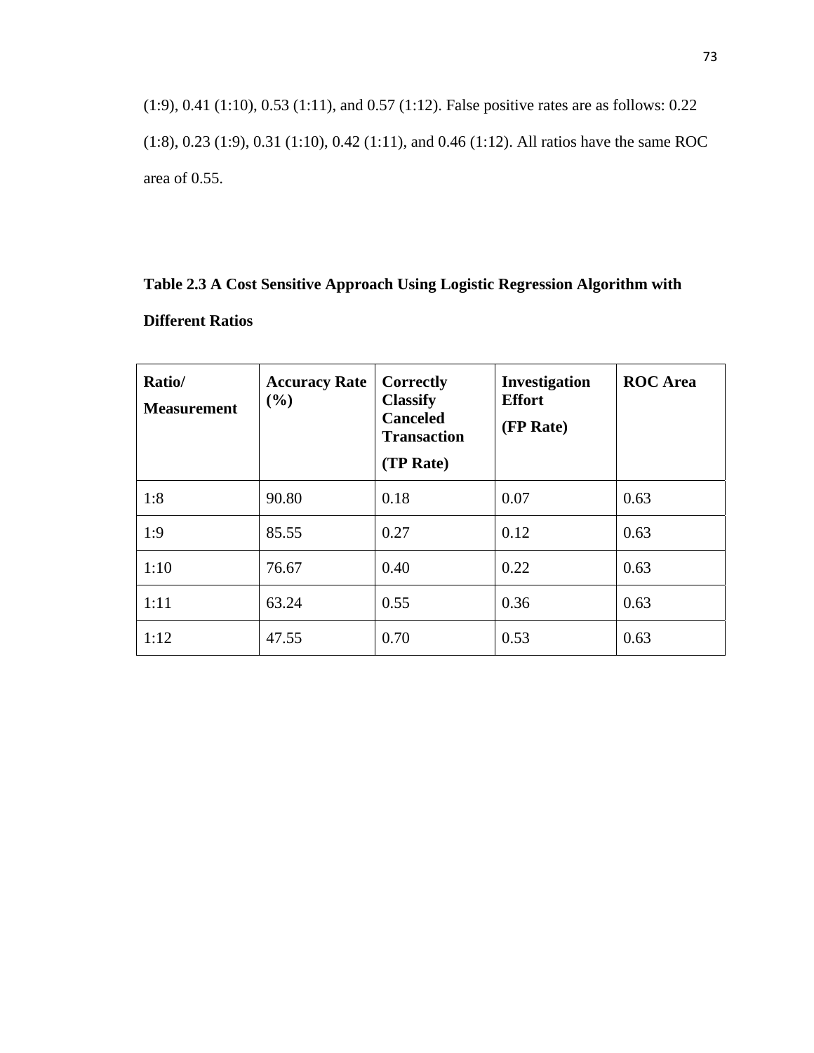(1:9), 0.41 (1:10), 0.53 (1:11), and 0.57 (1:12). False positive rates are as follows: 0.22 (1:8), 0.23 (1:9), 0.31 (1:10), 0.42 (1:11), and 0.46 (1:12). All ratios have the same ROC area of 0.55.

**Table 2.3 A Cost Sensitive Approach Using Logistic Regression Algorithm with Different Ratios**

| Ratio/ Measurement | Accuracy Rate (%) | Correctly Classify Canceled Transaction (TP Rate) | Investigation Effort (FP Rate) | ROC Area |
|---|---|---|---|---|
| 1:8 | 90.80 | 0.18 | 0.07 | 0.63 |
| 1:9 | 85.55 | 0.27 | 0.12 | 0.63 |
| 1:10 | 76.67 | 0.40 | 0.22 | 0.63 |
| 1:11 | 63.24 | 0.55 | 0.36 | 0.63 |
| 1:12 | 47.55 | 0.70 | 0.53 | 0.63 |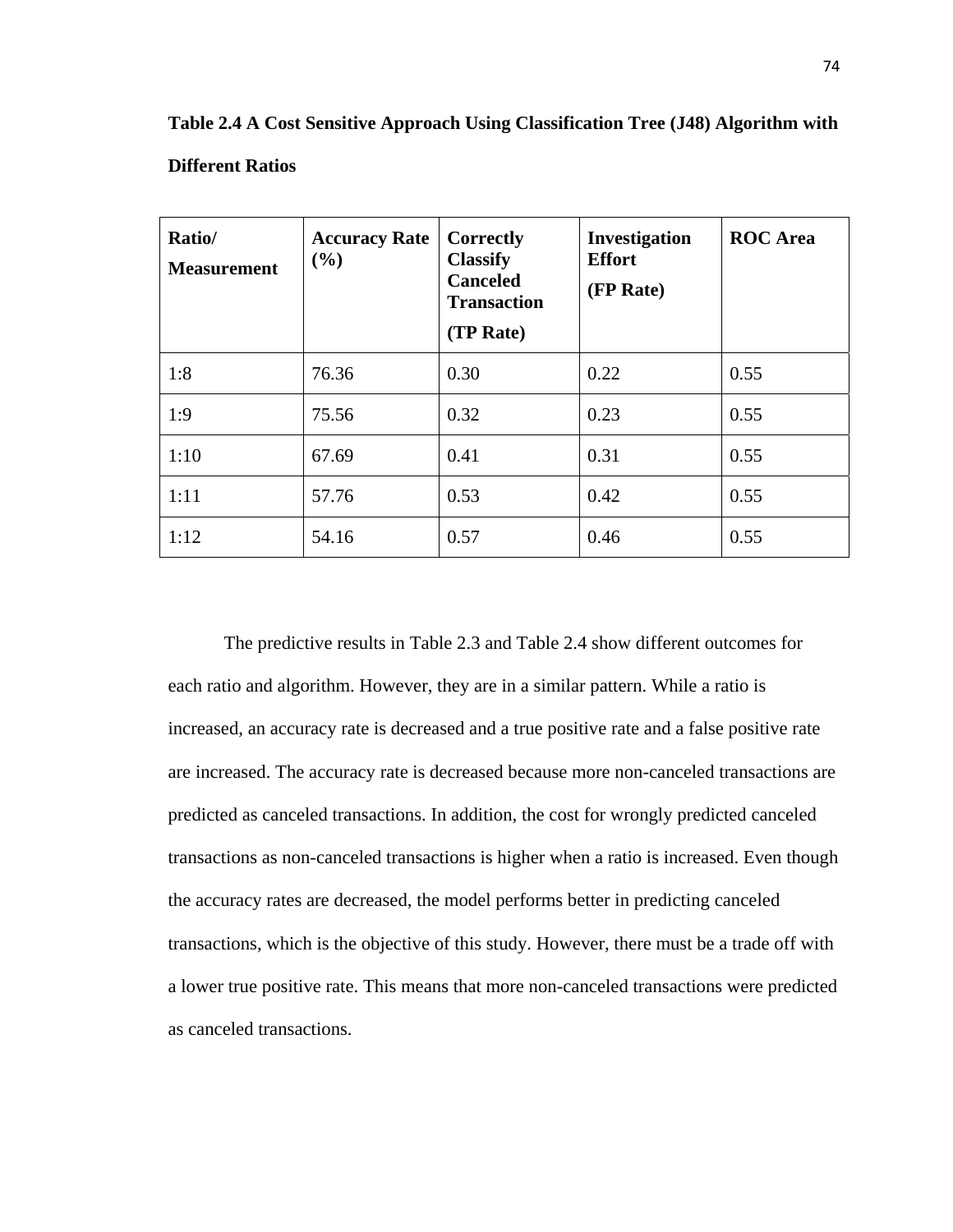**Table 2.4 A Cost Sensitive Approach Using Classification Tree (J48) Algorithm with Different Ratios**

| Ratio/ Measurement | Accuracy Rate (%) | Correctly Classify Canceled Transaction (TP Rate) | Investigation Effort (FP Rate) | ROC Area |
|---|---|---|---|---|
| 1:8 | 76.36 | 0.30 | 0.22 | 0.55 |
| 1:9 | 75.56 | 0.32 | 0.23 | 0.55 |
| 1:10 | 67.69 | 0.41 | 0.31 | 0.55 |
| 1:11 | 57.76 | 0.53 | 0.42 | 0.55 |
| 1:12 | 54.16 | 0.57 | 0.46 | 0.55 |

The predictive results in Table 2.3 and Table 2.4 show different outcomes for each ratio and algorithm. However, they are in a similar pattern. While a ratio is increased, an accuracy rate is decreased and a true positive rate and a false positive rate are increased. The accuracy rate is decreased because more non-canceled transactions are predicted as canceled transactions. In addition, the cost for wrongly predicted canceled transactions as non-canceled transactions is higher when a ratio is increased. Even though the accuracy rates are decreased, the model performs better in predicting canceled transactions, which is the objective of this study. However, there must be a trade off with a lower true positive rate. This means that more non-canceled transactions were predicted as canceled transactions.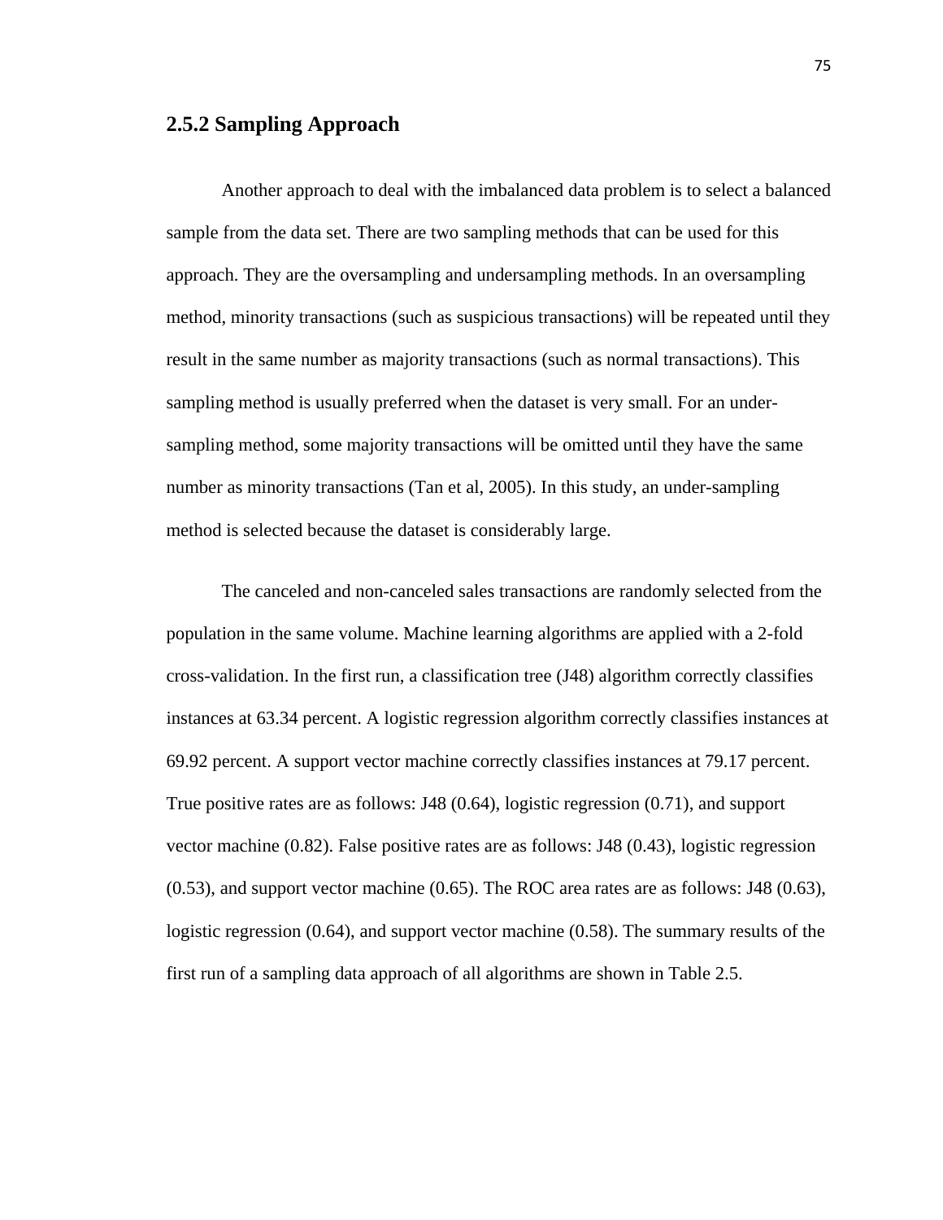### 2.5.2 Sampling Approach

Another approach to deal with the imbalanced data problem is to select a balanced sample from the data set. There are two sampling methods that can be used for this approach. They are the oversampling and undersampling methods. In an oversampling method, minority transactions (such as suspicious transactions) will be repeated until they result in the same number as majority transactions (such as normal transactions). This sampling method is usually preferred when the dataset is very small. For an under-sampling method, some majority transactions will be omitted until they have the same number as minority transactions (Tan et al, 2005). In this study, an under-sampling method is selected because the dataset is considerably large.

The canceled and non-canceled sales transactions are randomly selected from the population in the same volume. Machine learning algorithms are applied with a 2-fold cross-validation. In the first run, a classification tree (J48) algorithm correctly classifies instances at 63.34 percent. A logistic regression algorithm correctly classifies instances at 69.92 percent. A support vector machine correctly classifies instances at 79.17 percent. True positive rates are as follows: J48 (0.64), logistic regression (0.71), and support vector machine (0.82). False positive rates are as follows: J48 (0.43), logistic regression (0.53), and support vector machine (0.65). The ROC area rates are as follows: J48 (0.63), logistic regression (0.64), and support vector machine (0.58). The summary results of the first run of a sampling data approach of all algorithms are shown in Table 2.5.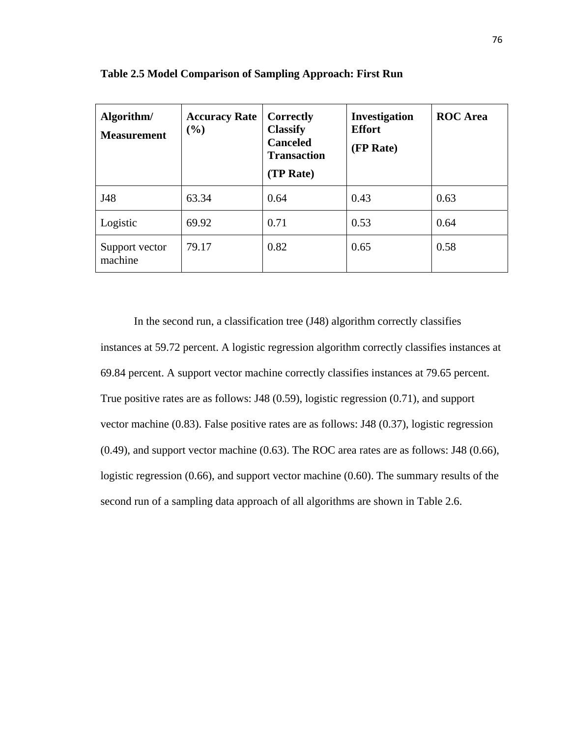**Table 2.5 Model Comparison of Sampling Approach: First Run**

| Algorithm/ Measurement | Accuracy Rate (%) | Correctly Classify Canceled Transaction (TP Rate) | Investigation Effort (FP Rate) | ROC Area |
|---|---|---|---|---|
| J48 | 63.34 | 0.64 | 0.43 | 0.63 |
| Logistic | 69.92 | 0.71 | 0.53 | 0.64 |
| Support vector machine | 79.17 | 0.82 | 0.65 | 0.58 |

In the second run, a classification tree (J48) algorithm correctly classifies instances at 59.72 percent. A logistic regression algorithm correctly classifies instances at 69.84 percent. A support vector machine correctly classifies instances at 79.65 percent. True positive rates are as follows: J48 (0.59), logistic regression (0.71), and support vector machine (0.83). False positive rates are as follows: J48 (0.37), logistic regression (0.49), and support vector machine (0.63). The ROC area rates are as follows: J48 (0.66), logistic regression (0.66), and support vector machine (0.60). The summary results of the second run of a sampling data approach of all algorithms are shown in Table 2.6.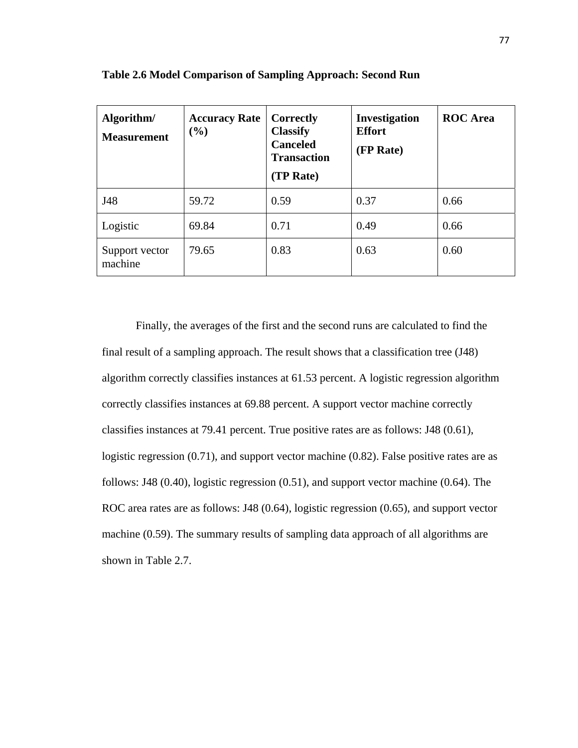**Table 2.6 Model Comparison of Sampling Approach: Second Run**

| Algorithm/ Measurement | Accuracy Rate (%) | Correctly Classify Canceled Transaction (TP Rate) | Investigation Effort (FP Rate) | ROC Area |
|---|---|---|---|---|
| J48 | 59.72 | 0.59 | 0.37 | 0.66 |
| Logistic | 69.84 | 0.71 | 0.49 | 0.66 |
| Support vector machine | 79.65 | 0.83 | 0.63 | 0.60 |

Finally, the averages of the first and the second runs are calculated to find the final result of a sampling approach. The result shows that a classification tree (J48) algorithm correctly classifies instances at 61.53 percent. A logistic regression algorithm correctly classifies instances at 69.88 percent. A support vector machine correctly classifies instances at 79.41 percent. True positive rates are as follows: J48 (0.61), logistic regression (0.71), and support vector machine (0.82). False positive rates are as follows: J48 (0.40), logistic regression (0.51), and support vector machine (0.64). The ROC area rates are as follows: J48 (0.64), logistic regression (0.65), and support vector machine (0.59). The summary results of sampling data approach of all algorithms are shown in Table 2.7.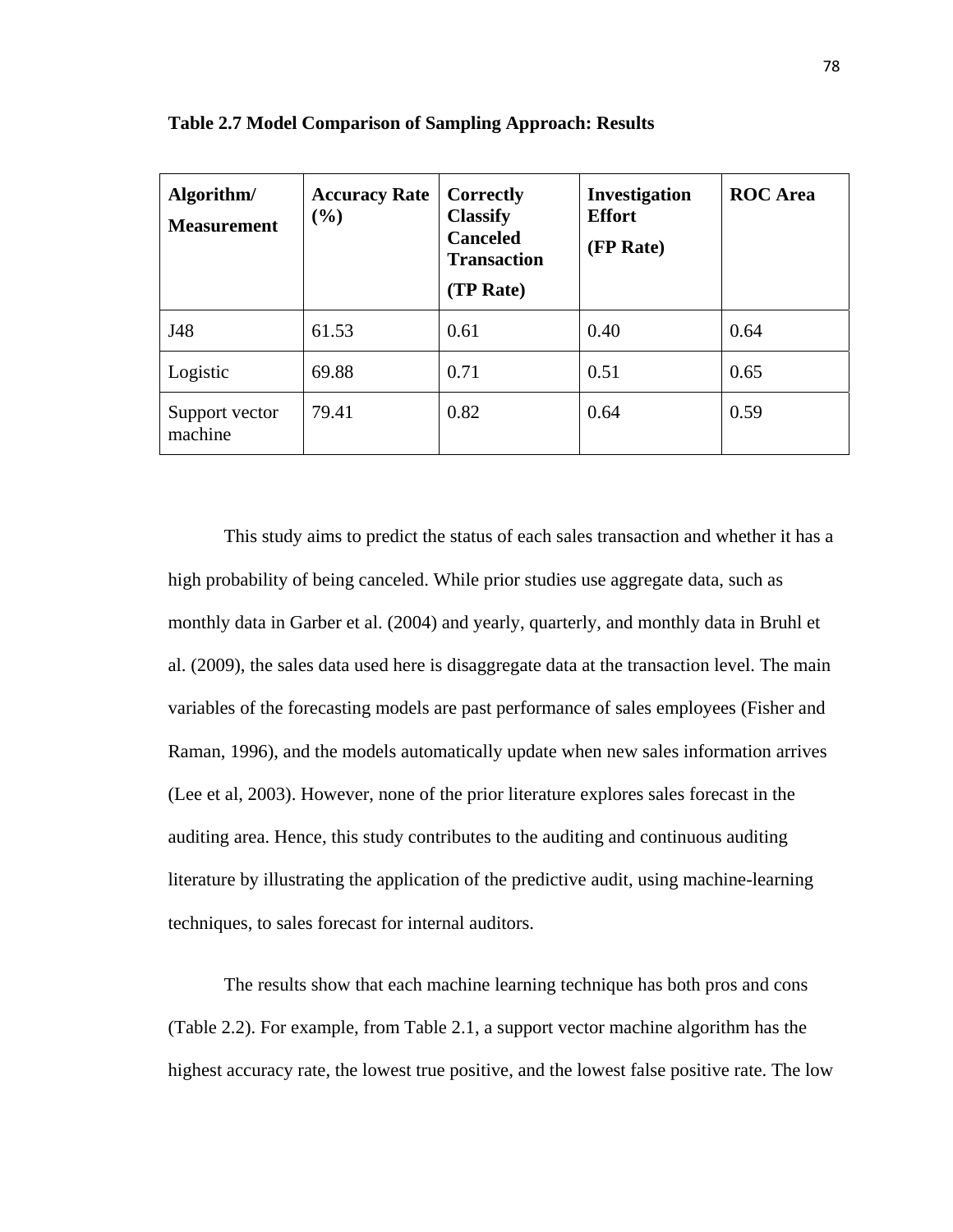**Table 2.7 Model Comparison of Sampling Approach: Results**

| Algorithm/ Measurement | Accuracy Rate (%) | Correctly Classify Canceled Transaction (TP Rate) | Investigation Effort (FP Rate) | ROC Area |
|---|---|---|---|---|
| J48 | 61.53 | 0.61 | 0.40 | 0.64 |
| Logistic | 69.88 | 0.71 | 0.51 | 0.65 |
| Support vector machine | 79.41 | 0.82 | 0.64 | 0.59 |

This study aims to predict the status of each sales transaction and whether it has a high probability of being canceled. While prior studies use aggregate data, such as monthly data in Garber et al. (2004) and yearly, quarterly, and monthly data in Bruhl et al. (2009), the sales data used here is disaggregate data at the transaction level. The main variables of the forecasting models are past performance of sales employees (Fisher and Raman, 1996), and the models automatically update when new sales information arrives (Lee et al, 2003). However, none of the prior literature explores sales forecast in the auditing area. Hence, this study contributes to the auditing and continuous auditing literature by illustrating the application of the predictive audit, using machine-learning techniques, to sales forecast for internal auditors.

The results show that each machine learning technique has both pros and cons (Table 2.2). For example, from Table 2.1, a support vector machine algorithm has the highest accuracy rate, the lowest true positive, and the lowest false positive rate. The low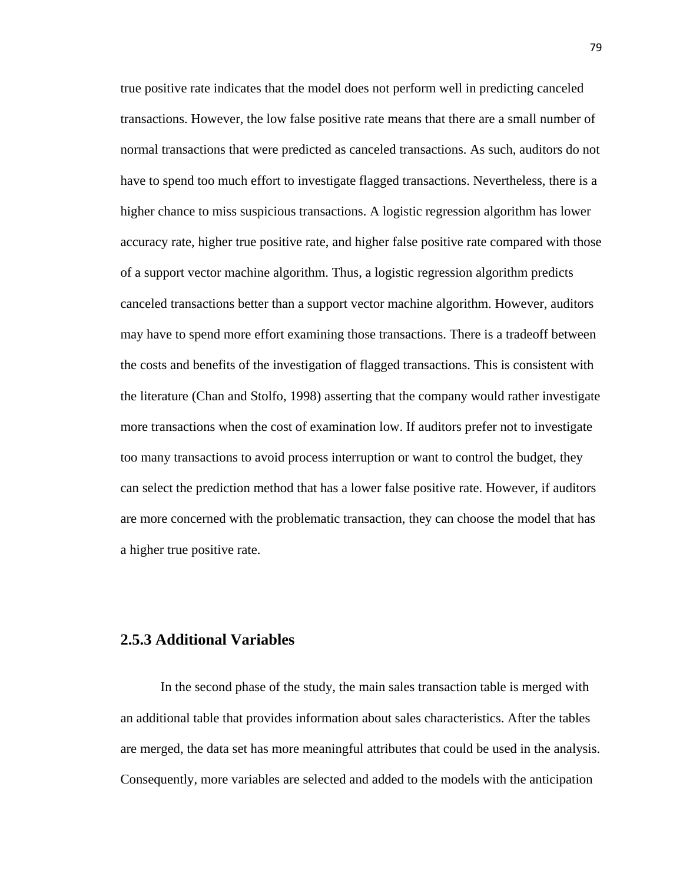true positive rate indicates that the model does not perform well in predicting canceled transactions. However, the low false positive rate means that there are a small number of normal transactions that were predicted as canceled transactions. As such, auditors do not have to spend too much effort to investigate flagged transactions. Nevertheless, there is a higher chance to miss suspicious transactions. A logistic regression algorithm has lower accuracy rate, higher true positive rate, and higher false positive rate compared with those of a support vector machine algorithm. Thus, a logistic regression algorithm predicts canceled transactions better than a support vector machine algorithm. However, auditors may have to spend more effort examining those transactions. There is a tradeoff between the costs and benefits of the investigation of flagged transactions. This is consistent with the literature (Chan and Stolfo, 1998) asserting that the company would rather investigate more transactions when the cost of examination low. If auditors prefer not to investigate too many transactions to avoid process interruption or want to control the budget, they can select the prediction method that has a lower false positive rate. However, if auditors are more concerned with the problematic transaction, they can choose the model that has a higher true positive rate.

### 2.5.3 Additional Variables

In the second phase of the study, the main sales transaction table is merged with an additional table that provides information about sales characteristics. After the tables are merged, the data set has more meaningful attributes that could be used in the analysis. Consequently, more variables are selected and added to the models with the anticipation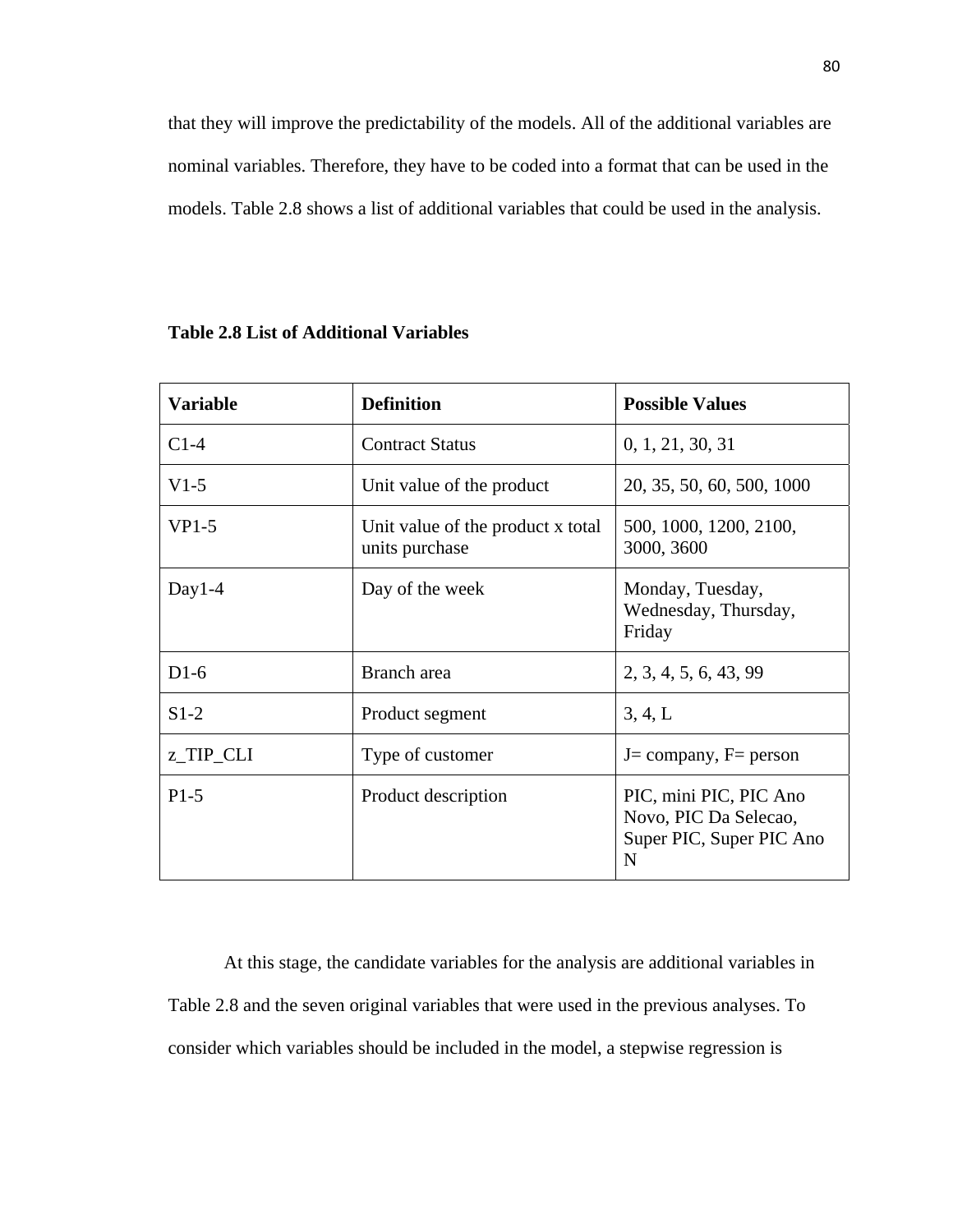that they will improve the predictability of the models. All of the additional variables are nominal variables. Therefore, they have to be coded into a format that can be used in the models. Table 2.8 shows a list of additional variables that could be used in the analysis.

**Table 2.8 List of Additional Variables**

| Variable | Definition | Possible Values |
|---|---|---|
| C1-4 | Contract Status | 0, 1, 21, 30, 31 |
| V1-5 | Unit value of the product | 20, 35, 50, 60, 500, 1000 |
| VP1-5 | Unit value of the product x total units purchase | 500, 1000, 1200, 2100, 3000, 3600 |
| Day1-4 | Day of the week | Monday, Tuesday, Wednesday, Thursday, Friday |
| D1-6 | Branch area | 2, 3, 4, 5, 6, 43, 99 |
| S1-2 | Product segment | 3, 4, L |
| z_TIP_CLI | Type of customer | J= company, F= person |
| P1-5 | Product description | PIC, mini PIC, PIC Ano Novo, PIC Da Selecao, Super PIC, Super PIC Ano N |

At this stage, the candidate variables for the analysis are additional variables in Table 2.8 and the seven original variables that were used in the previous analyses. To consider which variables should be included in the model, a stepwise regression is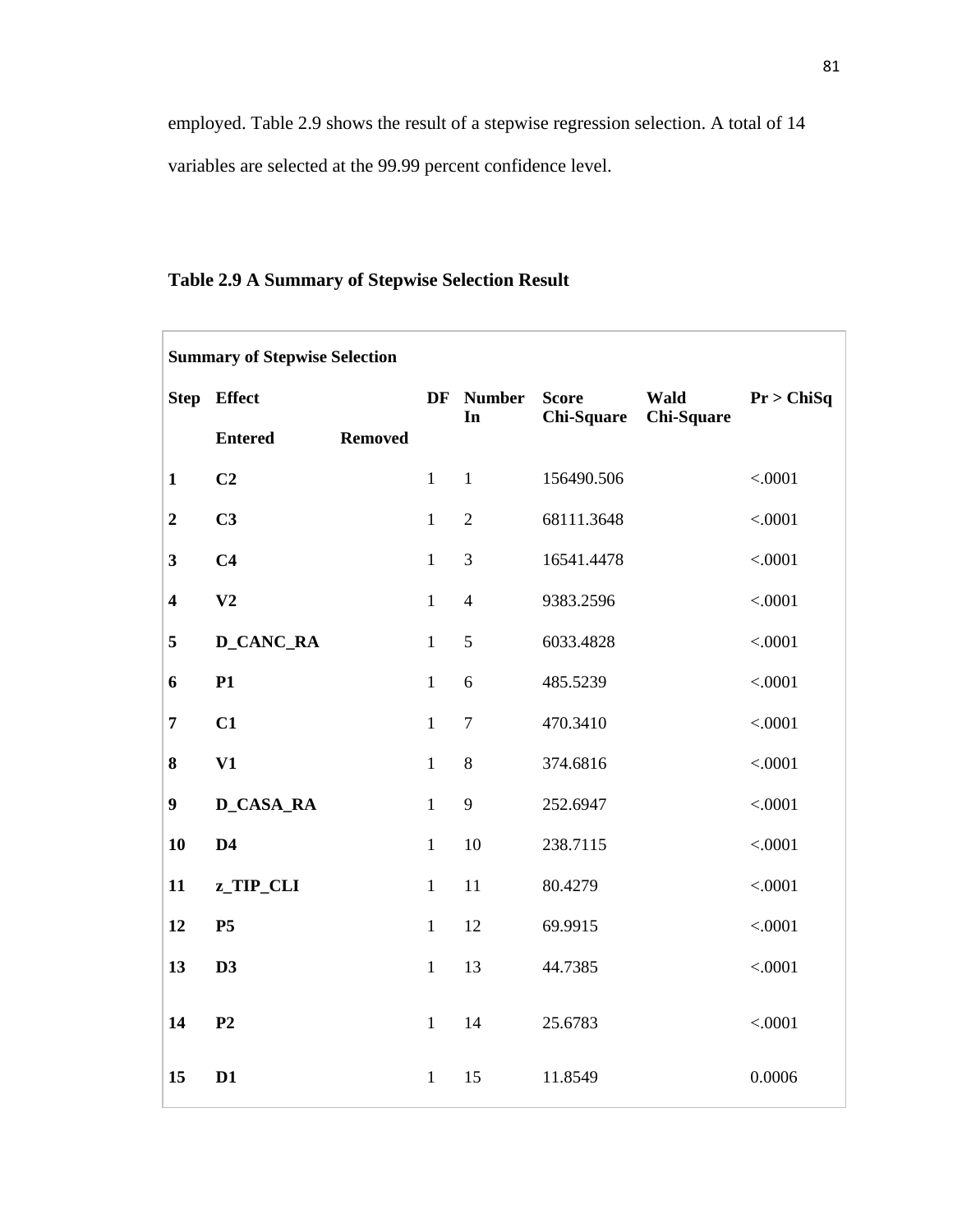employed. Table 2.9 shows the result of a stepwise regression selection. A total of 14 variables are selected at the 99.99 percent confidence level.

**Table 2.9 A Summary of Stepwise Selection Result**

| **Summary of Stepwise Selection** | | | | | | | |
|---|---|---|---|---|---|---|---|
| **Step** | **Effect** | | **DF** | **Number In** | **Score Chi-Square** | **Wald Chi-Square** | **Pr > ChiSq** |
| | **Entered** | **Removed** | | | | | |
| **1** | **C2** | | 1 | 1 | 156490.506 | | <.0001 |
| **2** | **C3** | | 1 | 2 | 68111.3648 | | <.0001 |
| **3** | **C4** | | 1 | 3 | 16541.4478 | | <.0001 |
| **4** | **V2** | | 1 | 4 | 9383.2596 | | <.0001 |
| **5** | **D_CANC_RA** | | 1 | 5 | 6033.4828 | | <.0001 |
| **6** | **P1** | | 1 | 6 | 485.5239 | | <.0001 |
| **7** | **C1** | | 1 | 7 | 470.3410 | | <.0001 |
| **8** | **V1** | | 1 | 8 | 374.6816 | | <.0001 |
| **9** | **D_CASA_RA** | | 1 | 9 | 252.6947 | | <.0001 |
| **10** | **D4** | | 1 | 10 | 238.7115 | | <.0001 |
| **11** | **z_TIP_CLI** | | 1 | 11 | 80.4279 | | <.0001 |
| **12** | **P5** | | 1 | 12 | 69.9915 | | <.0001 |
| **13** | **D3** | | 1 | 13 | 44.7385 | | <.0001 |
| **14** | **P2** | | 1 | 14 | 25.6783 | | <.0001 |
| **15** | **D1** | | 1 | 15 | 11.8549 | | 0.0006 |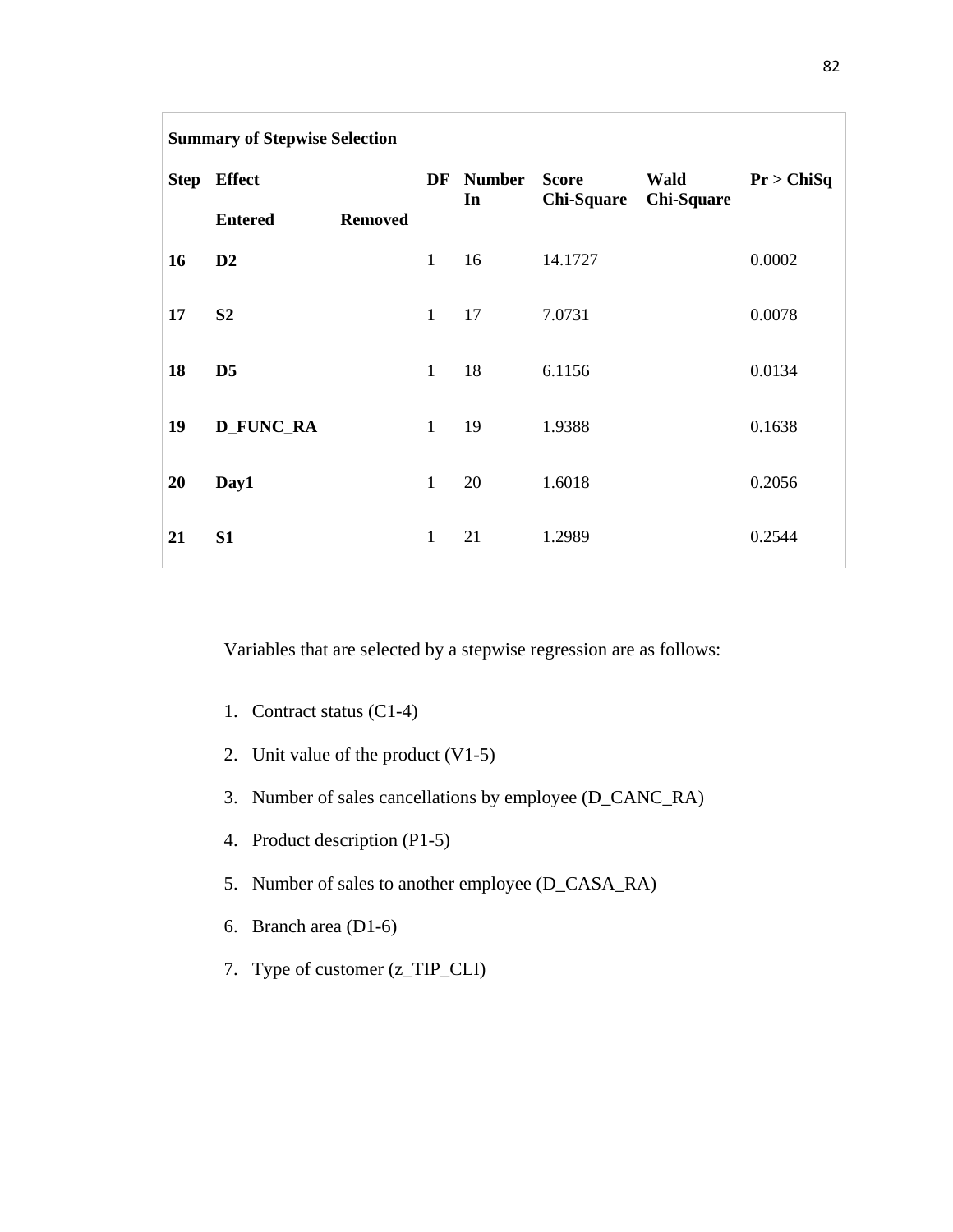| **Summary of Stepwise Selection** | | | | | | | |
|---|---|---|---|---|---|---|---|
| **Step** | **Effect** | | **DF** | **Number In** | **Score Chi-Square** | **Wald Chi-Square** | **Pr > ChiSq** |
| | **Entered** | **Removed** | | | | | |
| **16** | **D2** | | 1 | 16 | 14.1727 | | 0.0002 |
| **17** | **S2** | | 1 | 17 | 7.0731 | | 0.0078 |
| **18** | **D5** | | 1 | 18 | 6.1156 | | 0.0134 |
| **19** | **D_FUNC_RA** | | 1 | 19 | 1.9388 | | 0.1638 |
| **20** | **Day1** | | 1 | 20 | 1.6018 | | 0.2056 |
| **21** | **S1** | | 1 | 21 | 1.2989 | | 0.2544 |

Variables that are selected by a stepwise regression are as follows:

1. Contract status (C1-4)
2. Unit value of the product (V1-5)
3. Number of sales cancellations by employee (D_CANC_RA)
4. Product description (P1-5)
5. Number of sales to another employee (D_CASA_RA)
6. Branch area (D1-6)
7. Type of customer (z_TIP_CLI)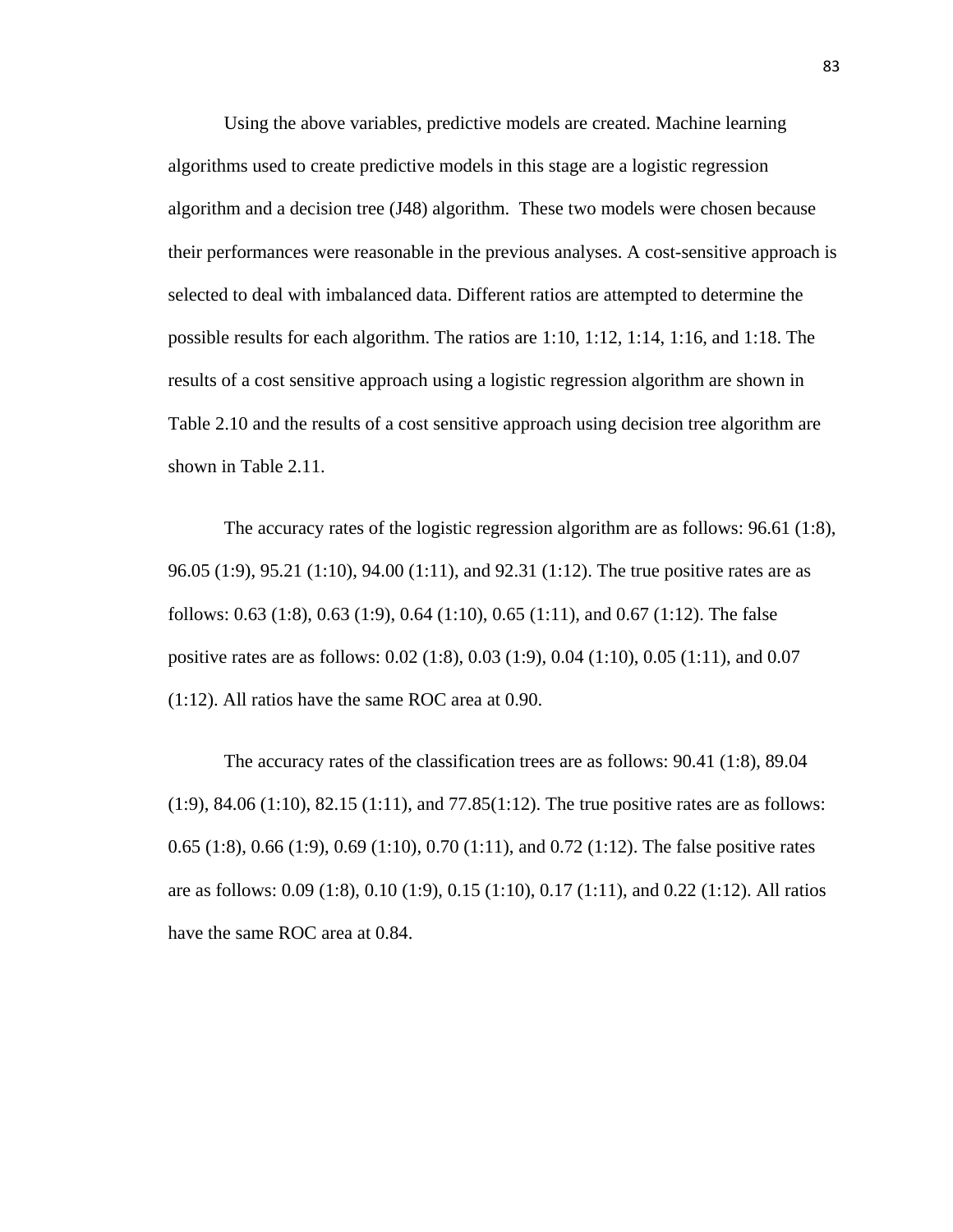Using the above variables, predictive models are created. Machine learning algorithms used to create predictive models in this stage are a logistic regression algorithm and a decision tree (J48) algorithm. These two models were chosen because their performances were reasonable in the previous analyses. A cost-sensitive approach is selected to deal with imbalanced data. Different ratios are attempted to determine the possible results for each algorithm. The ratios are 1:10, 1:12, 1:14, 1:16, and 1:18. The results of a cost sensitive approach using a logistic regression algorithm are shown in Table 2.10 and the results of a cost sensitive approach using decision tree algorithm are shown in Table 2.11.

The accuracy rates of the logistic regression algorithm are as follows: 96.61 (1:8), 96.05 (1:9), 95.21 (1:10), 94.00 (1:11), and 92.31 (1:12). The true positive rates are as follows: 0.63 (1:8), 0.63 (1:9), 0.64 (1:10), 0.65 (1:11), and 0.67 (1:12). The false positive rates are as follows: 0.02 (1:8), 0.03 (1:9), 0.04 (1:10), 0.05 (1:11), and 0.07 (1:12). All ratios have the same ROC area at 0.90.

The accuracy rates of the classification trees are as follows: 90.41 (1:8), 89.04 (1:9), 84.06 (1:10), 82.15 (1:11), and 77.85(1:12). The true positive rates are as follows: 0.65 (1:8), 0.66 (1:9), 0.69 (1:10), 0.70 (1:11), and 0.72 (1:12). The false positive rates are as follows: 0.09 (1:8), 0.10 (1:9), 0.15 (1:10), 0.17 (1:11), and 0.22 (1:12). All ratios have the same ROC area at 0.84.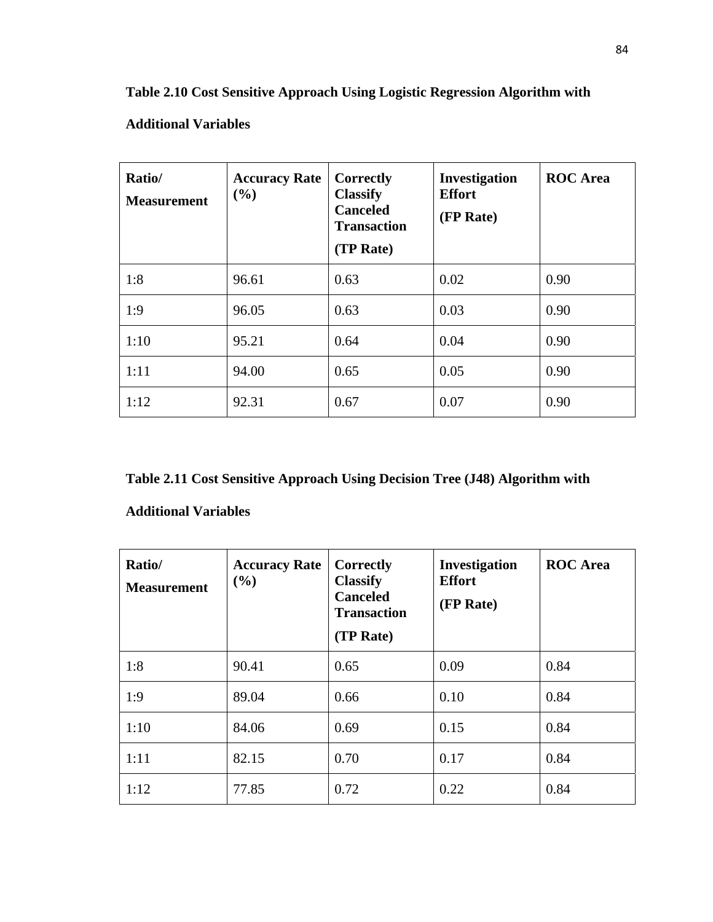**Table 2.10 Cost Sensitive Approach Using Logistic Regression Algorithm with Additional Variables**

| Ratio/ Measurement | Accuracy Rate (%) | Correctly Classify Canceled Transaction (TP Rate) | Investigation Effort (FP Rate) | ROC Area |
|---|---|---|---|---|
| 1:8 | 96.61 | 0.63 | 0.02 | 0.90 |
| 1:9 | 96.05 | 0.63 | 0.03 | 0.90 |
| 1:10 | 95.21 | 0.64 | 0.04 | 0.90 |
| 1:11 | 94.00 | 0.65 | 0.05 | 0.90 |
| 1:12 | 92.31 | 0.67 | 0.07 | 0.90 |

**Table 2.11 Cost Sensitive Approach Using Decision Tree (J48) Algorithm with Additional Variables**

| Ratio/ Measurement | Accuracy Rate (%) | Correctly Classify Canceled Transaction (TP Rate) | Investigation Effort (FP Rate) | ROC Area |
|---|---|---|---|---|
| 1:8 | 90.41 | 0.65 | 0.09 | 0.84 |
| 1:9 | 89.04 | 0.66 | 0.10 | 0.84 |
| 1:10 | 84.06 | 0.69 | 0.15 | 0.84 |
| 1:11 | 82.15 | 0.70 | 0.17 | 0.84 |
| 1:12 | 77.85 | 0.72 | 0.22 | 0.84 |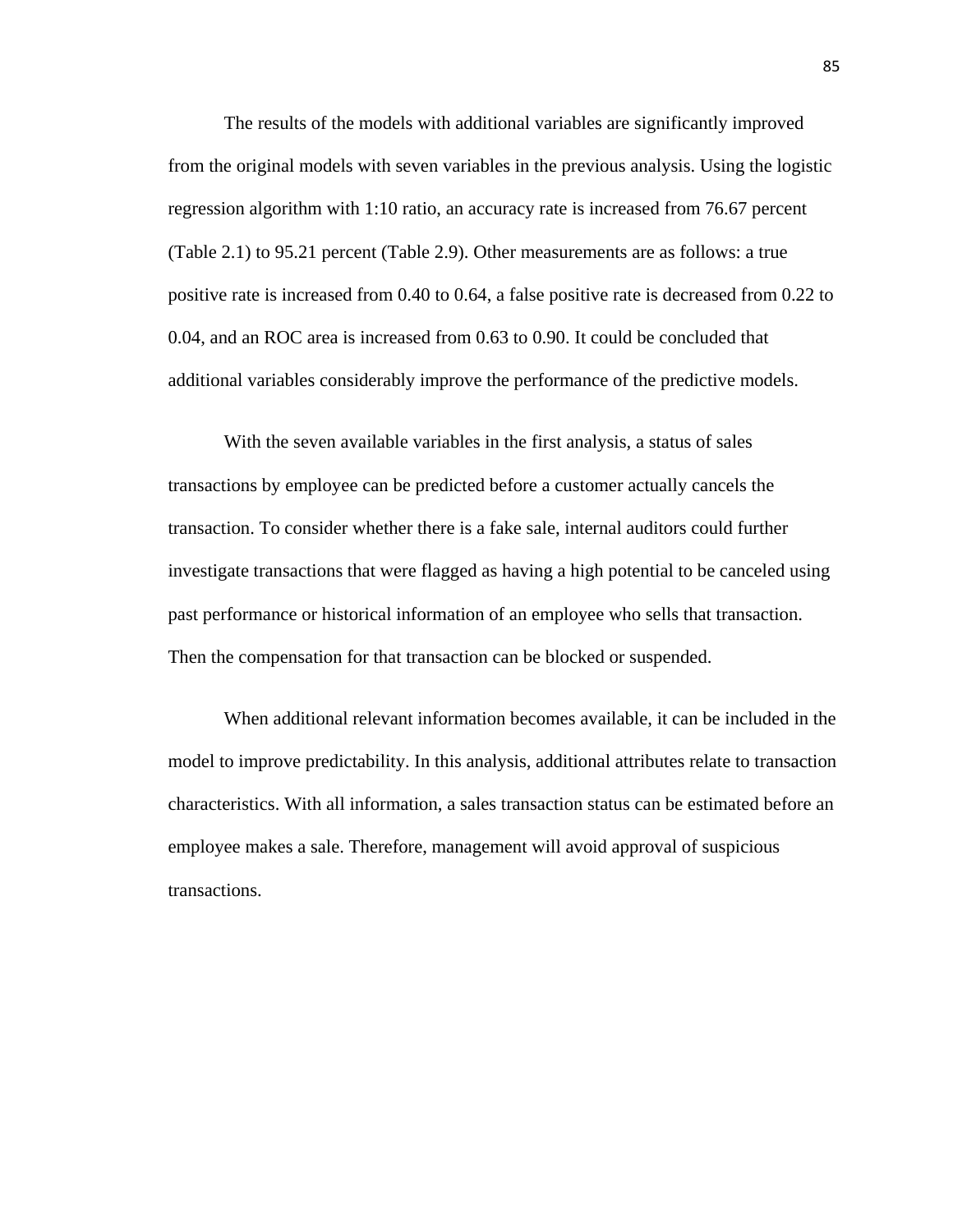The results of the models with additional variables are significantly improved from the original models with seven variables in the previous analysis. Using the logistic regression algorithm with 1:10 ratio, an accuracy rate is increased from 76.67 percent (Table 2.1) to 95.21 percent (Table 2.9). Other measurements are as follows: a true positive rate is increased from 0.40 to 0.64, a false positive rate is decreased from 0.22 to 0.04, and an ROC area is increased from 0.63 to 0.90. It could be concluded that additional variables considerably improve the performance of the predictive models.

With the seven available variables in the first analysis, a status of sales transactions by employee can be predicted before a customer actually cancels the transaction. To consider whether there is a fake sale, internal auditors could further investigate transactions that were flagged as having a high potential to be canceled using past performance or historical information of an employee who sells that transaction. Then the compensation for that transaction can be blocked or suspended.

When additional relevant information becomes available, it can be included in the model to improve predictability. In this analysis, additional attributes relate to transaction characteristics. With all information, a sales transaction status can be estimated before an employee makes a sale. Therefore, management will avoid approval of suspicious transactions.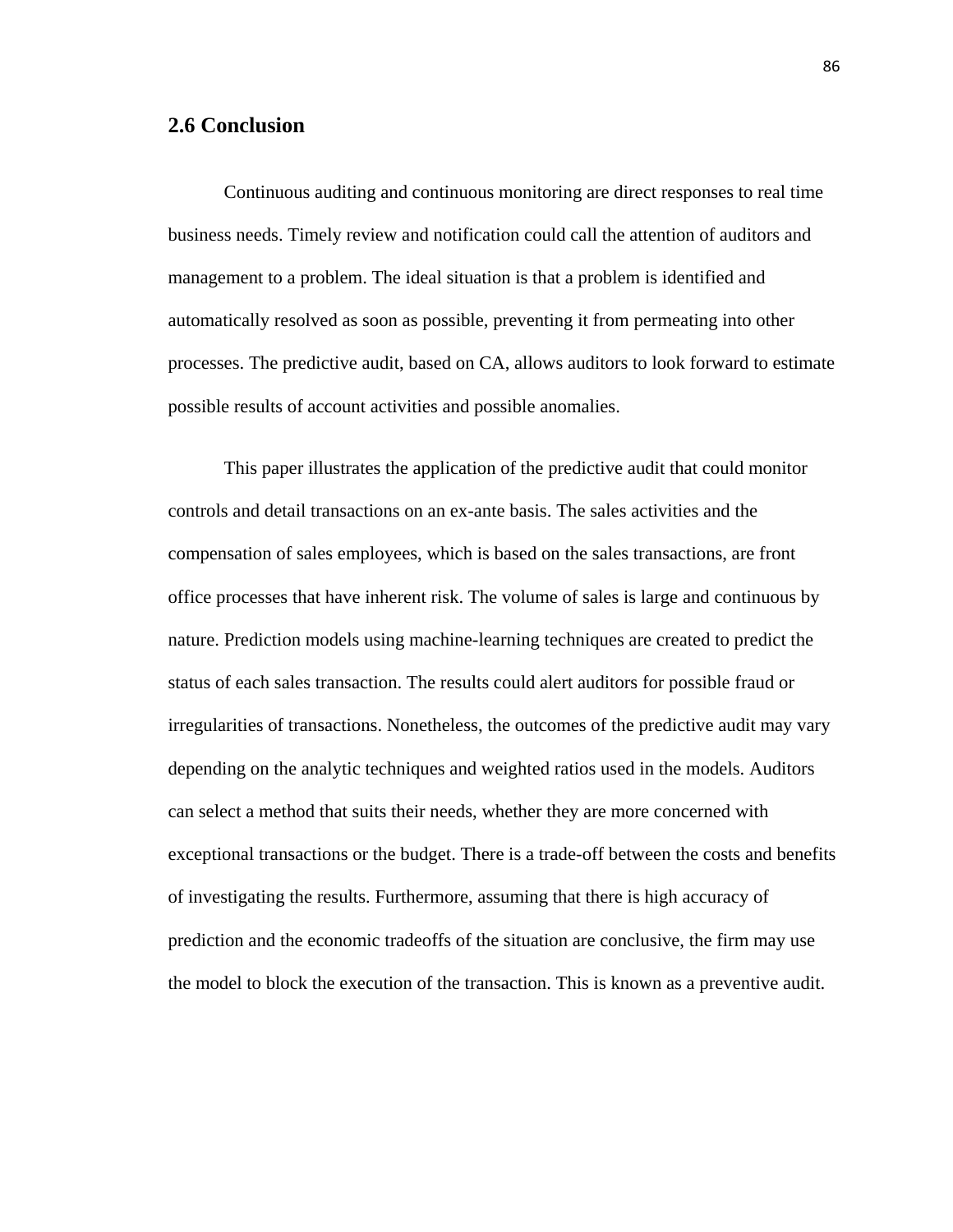## 2.6 Conclusion

Continuous auditing and continuous monitoring are direct responses to real time business needs. Timely review and notification could call the attention of auditors and management to a problem. The ideal situation is that a problem is identified and automatically resolved as soon as possible, preventing it from permeating into other processes. The predictive audit, based on CA, allows auditors to look forward to estimate possible results of account activities and possible anomalies.

This paper illustrates the application of the predictive audit that could monitor controls and detail transactions on an ex-ante basis. The sales activities and the compensation of sales employees, which is based on the sales transactions, are front office processes that have inherent risk. The volume of sales is large and continuous by nature. Prediction models using machine-learning techniques are created to predict the status of each sales transaction. The results could alert auditors for possible fraud or irregularities of transactions. Nonetheless, the outcomes of the predictive audit may vary depending on the analytic techniques and weighted ratios used in the models. Auditors can select a method that suits their needs, whether they are more concerned with exceptional transactions or the budget. There is a trade-off between the costs and benefits of investigating the results. Furthermore, assuming that there is high accuracy of prediction and the economic tradeoffs of the situation are conclusive, the firm may use the model to block the execution of the transaction. This is known as a preventive audit.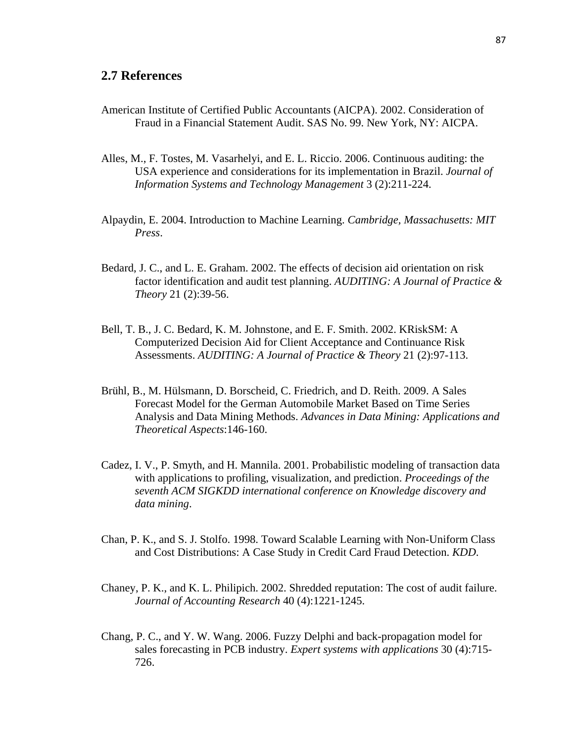## 2.7 References

American Institute of Certified Public Accountants (AICPA). 2002. Consideration of Fraud in a Financial Statement Audit. SAS No. 99. New York, NY: AICPA.

Alles, M., F. Tostes, M. Vasarhelyi, and E. L. Riccio. 2006. Continuous auditing: the USA experience and considerations for its implementation in Brazil. *Journal of Information Systems and Technology Management* 3 (2):211-224.

Alpaydin, E. 2004. Introduction to Machine Learning. *Cambridge, Massachusetts: MIT Press*.

Bedard, J. C., and L. E. Graham. 2002. The effects of decision aid orientation on risk factor identification and audit test planning. *AUDITING: A Journal of Practice & Theory* 21 (2):39-56.

Bell, T. B., J. C. Bedard, K. M. Johnstone, and E. F. Smith. 2002. KRiskSM: A Computerized Decision Aid for Client Acceptance and Continuance Risk Assessments. *AUDITING: A Journal of Practice & Theory* 21 (2):97-113.

Brühl, B., M. Hülsmann, D. Borscheid, C. Friedrich, and D. Reith. 2009. A Sales Forecast Model for the German Automobile Market Based on Time Series Analysis and Data Mining Methods. *Advances in Data Mining: Applications and Theoretical Aspects*:146-160.

Cadez, I. V., P. Smyth, and H. Mannila. 2001. Probabilistic modeling of transaction data with applications to profiling, visualization, and prediction. *Proceedings of the seventh ACM SIGKDD international conference on Knowledge discovery and data mining*.

Chan, P. K., and S. J. Stolfo. 1998. Toward Scalable Learning with Non-Uniform Class and Cost Distributions: A Case Study in Credit Card Fraud Detection. *KDD*.

Chaney, P. K., and K. L. Philipich. 2002. Shredded reputation: The cost of audit failure. *Journal of Accounting Research* 40 (4):1221-1245.

Chang, P. C., and Y. W. Wang. 2006. Fuzzy Delphi and back-propagation model for sales forecasting in PCB industry. *Expert systems with applications* 30 (4):715-726.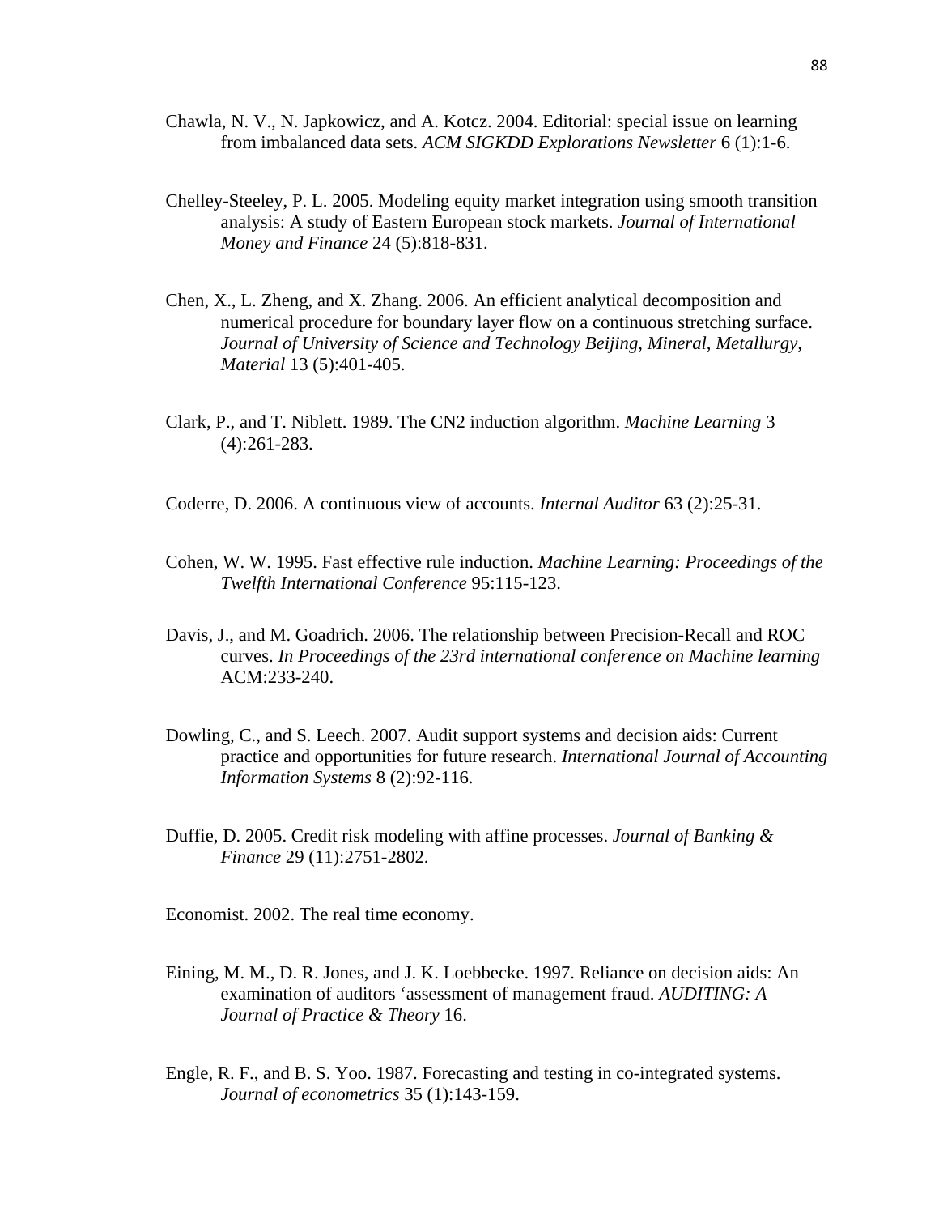Chawla, N. V., N. Japkowicz, and A. Kotcz. 2004. Editorial: special issue on learning from imbalanced data sets. *ACM SIGKDD Explorations Newsletter* 6 (1):1-6.

Chelley-Steeley, P. L. 2005. Modeling equity market integration using smooth transition analysis: A study of Eastern European stock markets. *Journal of International Money and Finance* 24 (5):818-831.

Chen, X., L. Zheng, and X. Zhang. 2006. An efficient analytical decomposition and numerical procedure for boundary layer flow on a continuous stretching surface. *Journal of University of Science and Technology Beijing, Mineral, Metallurgy, Material* 13 (5):401-405.

Clark, P., and T. Niblett. 1989. The CN2 induction algorithm. *Machine Learning* 3 (4):261-283.

Coderre, D. 2006. A continuous view of accounts. *Internal Auditor* 63 (2):25-31.

Cohen, W. W. 1995. Fast effective rule induction. *Machine Learning: Proceedings of the Twelfth International Conference* 95:115-123.

Davis, J., and M. Goadrich. 2006. The relationship between Precision-Recall and ROC curves. *In Proceedings of the 23rd international conference on Machine learning* ACM:233-240.

Dowling, C., and S. Leech. 2007. Audit support systems and decision aids: Current practice and opportunities for future research. *International Journal of Accounting Information Systems* 8 (2):92-116.

Duffie, D. 2005. Credit risk modeling with affine processes. *Journal of Banking & Finance* 29 (11):2751-2802.

Economist. 2002. The real time economy.

Eining, M. M., D. R. Jones, and J. K. Loebbecke. 1997. Reliance on decision aids: An examination of auditors 'assessment of management fraud. *AUDITING: A Journal of Practice & Theory* 16.

Engle, R. F., and B. S. Yoo. 1987. Forecasting and testing in co-integrated systems. *Journal of econometrics* 35 (1):143-159.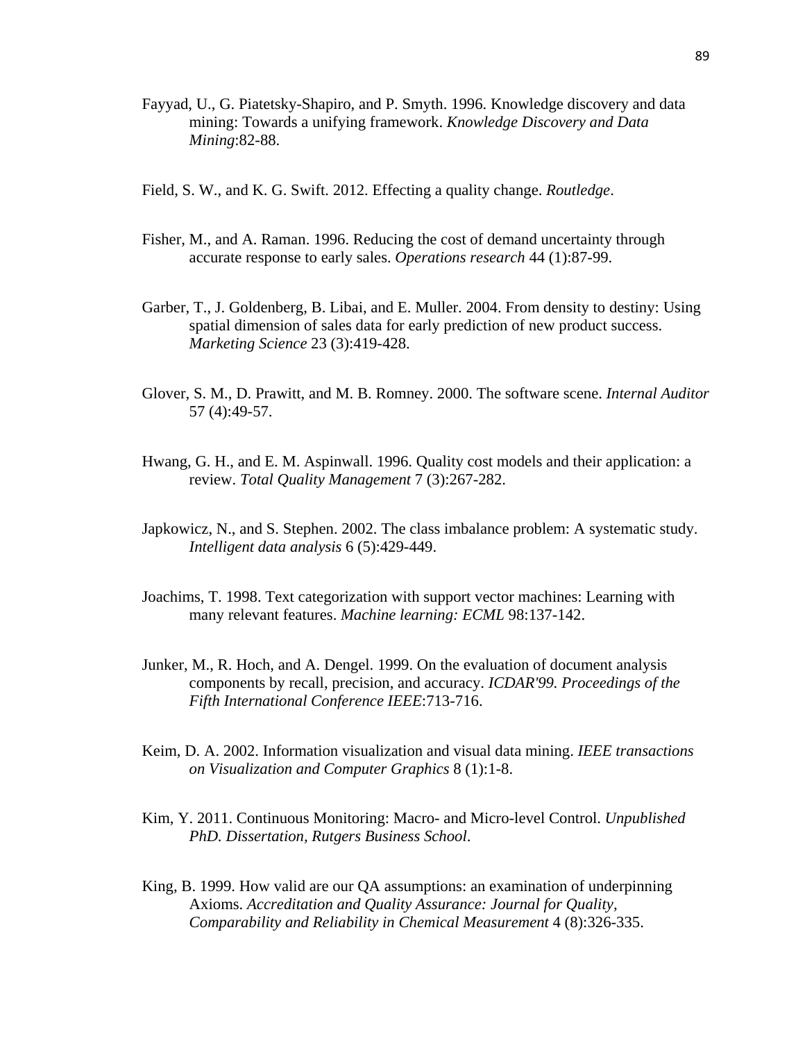Fayyad, U., G. Piatetsky-Shapiro, and P. Smyth. 1996. Knowledge discovery and data mining: Towards a unifying framework. *Knowledge Discovery and Data Mining*:82-88.

Field, S. W., and K. G. Swift. 2012. Effecting a quality change. *Routledge*.

Fisher, M., and A. Raman. 1996. Reducing the cost of demand uncertainty through accurate response to early sales. *Operations research* 44 (1):87-99.

Garber, T., J. Goldenberg, B. Libai, and E. Muller. 2004. From density to destiny: Using spatial dimension of sales data for early prediction of new product success. *Marketing Science* 23 (3):419-428.

Glover, S. M., D. Prawitt, and M. B. Romney. 2000. The software scene. *Internal Auditor* 57 (4):49-57.

Hwang, G. H., and E. M. Aspinwall. 1996. Quality cost models and their application: a review. *Total Quality Management* 7 (3):267-282.

Japkowicz, N., and S. Stephen. 2002. The class imbalance problem: A systematic study. *Intelligent data analysis* 6 (5):429-449.

Joachims, T. 1998. Text categorization with support vector machines: Learning with many relevant features. *Machine learning: ECML* 98:137-142.

Junker, M., R. Hoch, and A. Dengel. 1999. On the evaluation of document analysis components by recall, precision, and accuracy. *ICDAR'99. Proceedings of the Fifth International Conference IEEE*:713-716.

Keim, D. A. 2002. Information visualization and visual data mining. *IEEE transactions on Visualization and Computer Graphics* 8 (1):1-8.

Kim, Y. 2011. Continuous Monitoring: Macro- and Micro-level Control. *Unpublished PhD. Dissertation, Rutgers Business School*.

King, B. 1999. How valid are our QA assumptions: an examination of underpinning Axioms. *Accreditation and Quality Assurance: Journal for Quality, Comparability and Reliability in Chemical Measurement* 4 (8):326-335.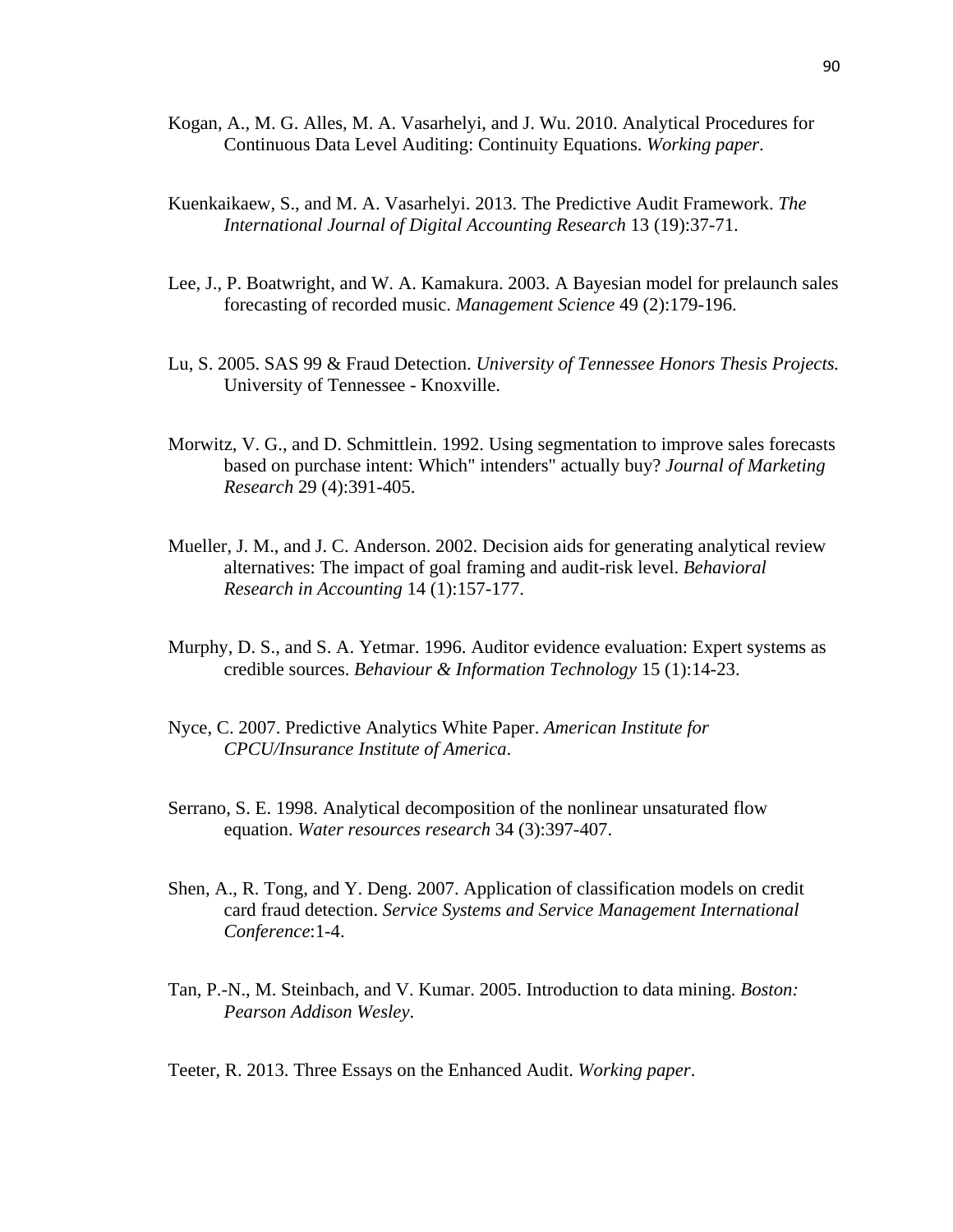Kogan, A., M. G. Alles, M. A. Vasarhelyi, and J. Wu. 2010. Analytical Procedures for Continuous Data Level Auditing: Continuity Equations. *Working paper*.

Kuenkaikaew, S., and M. A. Vasarhelyi. 2013. The Predictive Audit Framework. *The International Journal of Digital Accounting Research* 13 (19):37-71.

Lee, J., P. Boatwright, and W. A. Kamakura. 2003. A Bayesian model for prelaunch sales forecasting of recorded music. *Management Science* 49 (2):179-196.

Lu, S. 2005. SAS 99 & Fraud Detection. *University of Tennessee Honors Thesis Projects.* University of Tennessee - Knoxville.

Morwitz, V. G., and D. Schmittlein. 1992. Using segmentation to improve sales forecasts based on purchase intent: Which" intenders" actually buy? *Journal of Marketing Research* 29 (4):391-405.

Mueller, J. M., and J. C. Anderson. 2002. Decision aids for generating analytical review alternatives: The impact of goal framing and audit-risk level. *Behavioral Research in Accounting* 14 (1):157-177.

Murphy, D. S., and S. A. Yetmar. 1996. Auditor evidence evaluation: Expert systems as credible sources. *Behaviour & Information Technology* 15 (1):14-23.

Nyce, C. 2007. Predictive Analytics White Paper. *American Institute for CPCU/Insurance Institute of America*.

Serrano, S. E. 1998. Analytical decomposition of the nonlinear unsaturated flow equation. *Water resources research* 34 (3):397-407.

Shen, A., R. Tong, and Y. Deng. 2007. Application of classification models on credit card fraud detection. *Service Systems and Service Management International Conference*:1-4.

Tan, P.-N., M. Steinbach, and V. Kumar. 2005. Introduction to data mining. *Boston: Pearson Addison Wesley*.

Teeter, R. 2013. Three Essays on the Enhanced Audit. *Working paper*.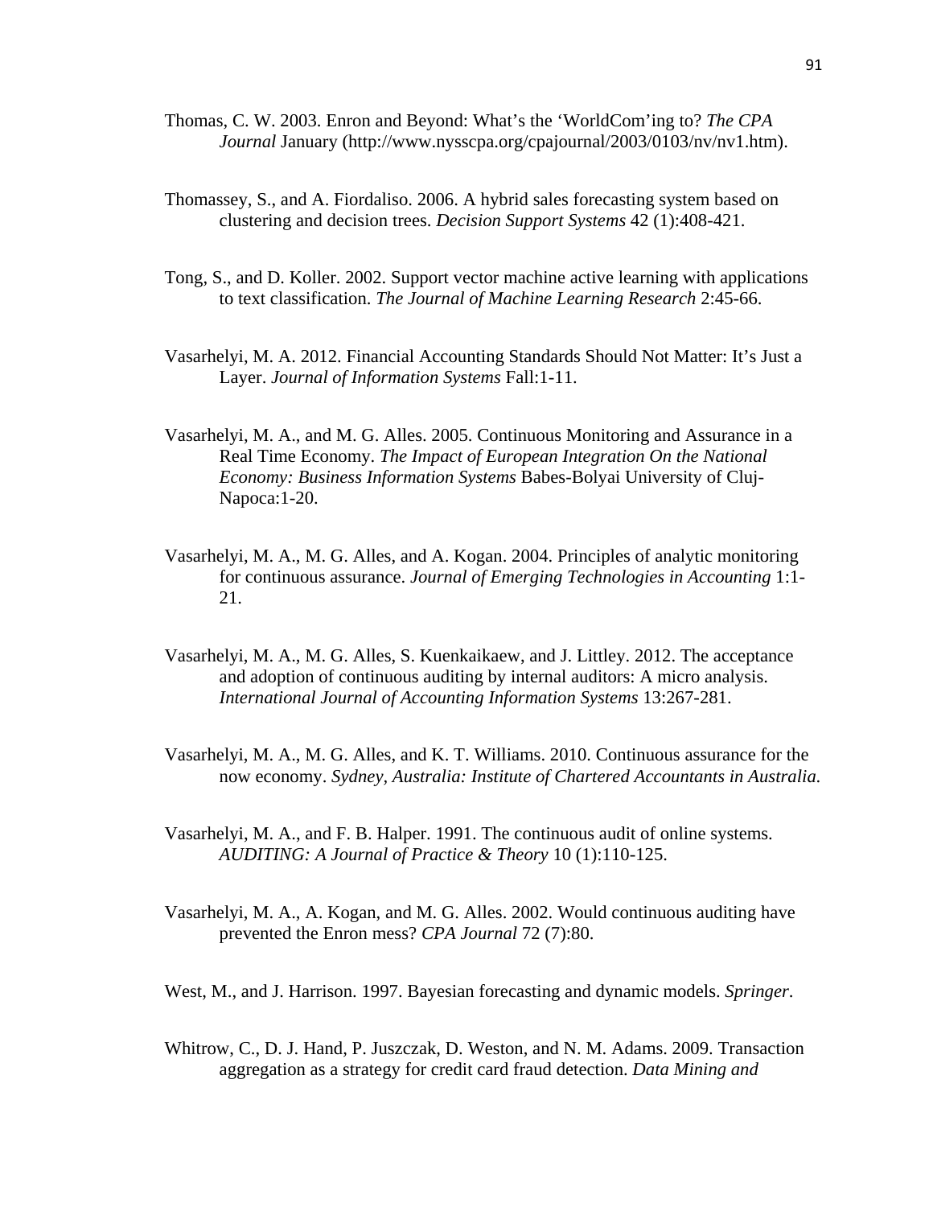Thomas, C. W. 2003. Enron and Beyond: What's the 'WorldCom'ing to? *The CPA Journal* January (http://www.nysscpa.org/cpajournal/2003/0103/nv/nv1.htm).

Thomassey, S., and A. Fiordaliso. 2006. A hybrid sales forecasting system based on clustering and decision trees. *Decision Support Systems* 42 (1):408-421.

Tong, S., and D. Koller. 2002. Support vector machine active learning with applications to text classification. *The Journal of Machine Learning Research* 2:45-66.

Vasarhelyi, M. A. 2012. Financial Accounting Standards Should Not Matter: It's Just a Layer. *Journal of Information Systems* Fall:1-11.

Vasarhelyi, M. A., and M. G. Alles. 2005. Continuous Monitoring and Assurance in a Real Time Economy. *The Impact of European Integration On the National Economy: Business Information Systems* Babes-Bolyai University of Cluj-Napoca:1-20.

Vasarhelyi, M. A., M. G. Alles, and A. Kogan. 2004. Principles of analytic monitoring for continuous assurance. *Journal of Emerging Technologies in Accounting* 1:1-21.

Vasarhelyi, M. A., M. G. Alles, S. Kuenkaikaew, and J. Littley. 2012. The acceptance and adoption of continuous auditing by internal auditors: A micro analysis. *International Journal of Accounting Information Systems* 13:267-281.

Vasarhelyi, M. A., M. G. Alles, and K. T. Williams. 2010. Continuous assurance for the now economy. *Sydney, Australia: Institute of Chartered Accountants in Australia*.

Vasarhelyi, M. A., and F. B. Halper. 1991. The continuous audit of online systems. *AUDITING: A Journal of Practice & Theory* 10 (1):110-125.

Vasarhelyi, M. A., A. Kogan, and M. G. Alles. 2002. Would continuous auditing have prevented the Enron mess? *CPA Journal* 72 (7):80.

West, M., and J. Harrison. 1997. Bayesian forecasting and dynamic models. *Springer*.

Whitrow, C., D. J. Hand, P. Juszczak, D. Weston, and N. M. Adams. 2009. Transaction aggregation as a strategy for credit card fraud detection. *Data Mining and*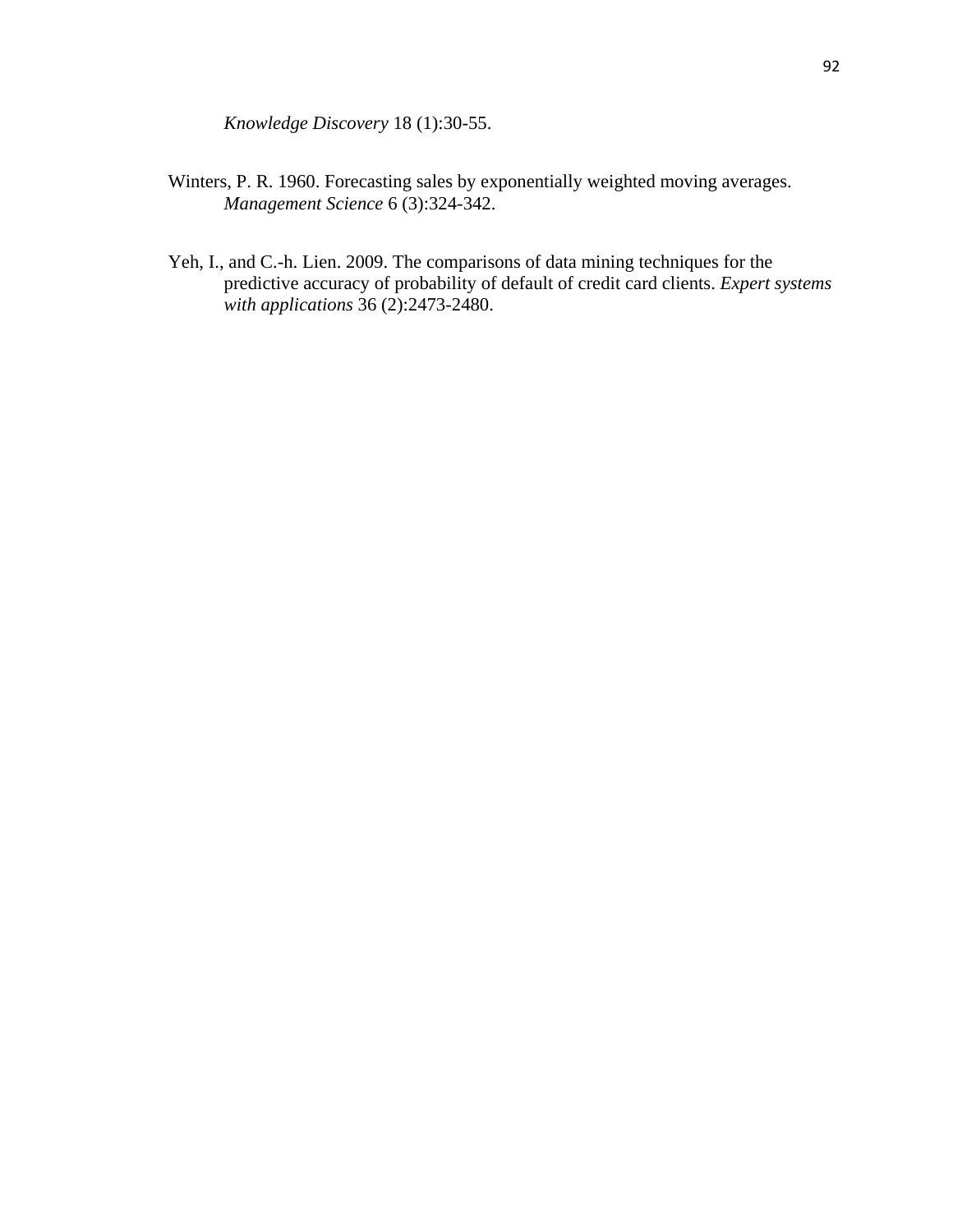*Knowledge Discovery* 18 (1):30-55.

Winters, P. R. 1960. Forecasting sales by exponentially weighted moving averages. *Management Science* 6 (3):324-342.

Yeh, I., and C.-h. Lien. 2009. The comparisons of data mining techniques for the predictive accuracy of probability of default of credit card clients. *Expert systems with applications* 36 (2):2473-2480.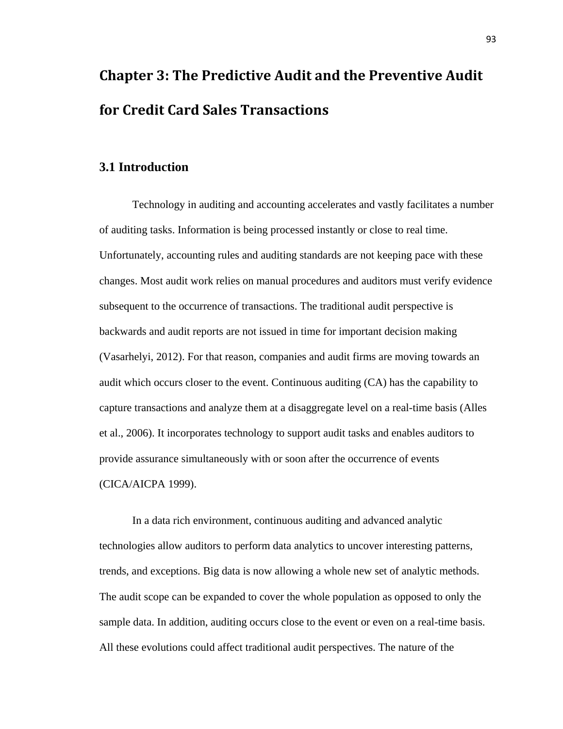# Chapter 3: The Predictive Audit and the Preventive Audit for Credit Card Sales Transactions

## 3.1 Introduction

Technology in auditing and accounting accelerates and vastly facilitates a number of auditing tasks. Information is being processed instantly or close to real time. Unfortunately, accounting rules and auditing standards are not keeping pace with these changes. Most audit work relies on manual procedures and auditors must verify evidence subsequent to the occurrence of transactions. The traditional audit perspective is backwards and audit reports are not issued in time for important decision making (Vasarhelyi, 2012). For that reason, companies and audit firms are moving towards an audit which occurs closer to the event. Continuous auditing (CA) has the capability to capture transactions and analyze them at a disaggregate level on a real-time basis (Alles et al., 2006). It incorporates technology to support audit tasks and enables auditors to provide assurance simultaneously with or soon after the occurrence of events (CICA/AICPA 1999).

In a data rich environment, continuous auditing and advanced analytic technologies allow auditors to perform data analytics to uncover interesting patterns, trends, and exceptions. Big data is now allowing a whole new set of analytic methods. The audit scope can be expanded to cover the whole population as opposed to only the sample data. In addition, auditing occurs close to the event or even on a real-time basis. All these evolutions could affect traditional audit perspectives. The nature of the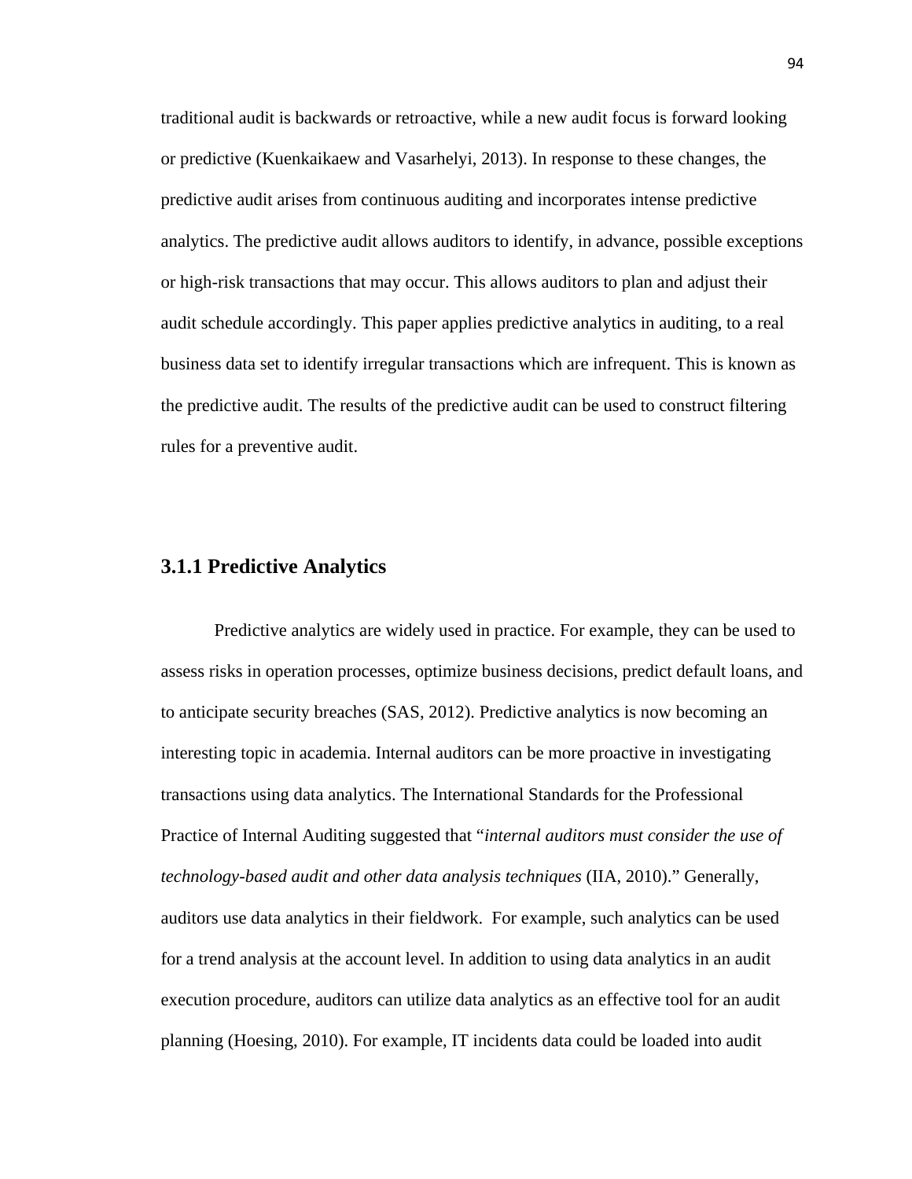traditional audit is backwards or retroactive, while a new audit focus is forward looking or predictive (Kuenkaikaew and Vasarhelyi, 2013). In response to these changes, the predictive audit arises from continuous auditing and incorporates intense predictive analytics. The predictive audit allows auditors to identify, in advance, possible exceptions or high-risk transactions that may occur. This allows auditors to plan and adjust their audit schedule accordingly. This paper applies predictive analytics in auditing, to a real business data set to identify irregular transactions which are infrequent. This is known as the predictive audit. The results of the predictive audit can be used to construct filtering rules for a preventive audit.

### 3.1.1 Predictive Analytics

Predictive analytics are widely used in practice. For example, they can be used to assess risks in operation processes, optimize business decisions, predict default loans, and to anticipate security breaches (SAS, 2012). Predictive analytics is now becoming an interesting topic in academia. Internal auditors can be more proactive in investigating transactions using data analytics. The International Standards for the Professional Practice of Internal Auditing suggested that "*internal auditors must consider the use of technology-based audit and other data analysis techniques* (IIA, 2010)." Generally, auditors use data analytics in their fieldwork. For example, such analytics can be used for a trend analysis at the account level. In addition to using data analytics in an audit execution procedure, auditors can utilize data analytics as an effective tool for an audit planning (Hoesing, 2010). For example, IT incidents data could be loaded into audit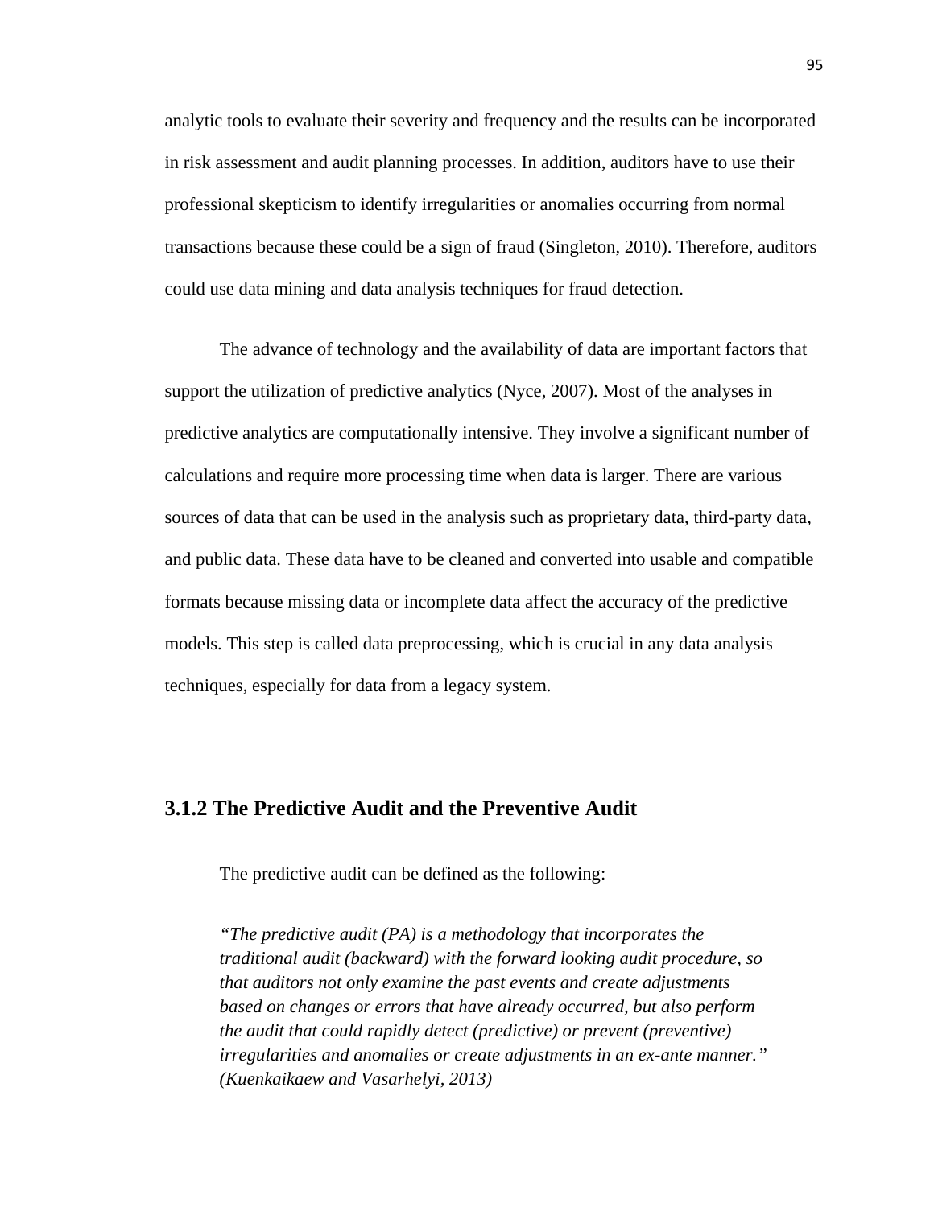analytic tools to evaluate their severity and frequency and the results can be incorporated in risk assessment and audit planning processes. In addition, auditors have to use their professional skepticism to identify irregularities or anomalies occurring from normal transactions because these could be a sign of fraud (Singleton, 2010). Therefore, auditors could use data mining and data analysis techniques for fraud detection.

The advance of technology and the availability of data are important factors that support the utilization of predictive analytics (Nyce, 2007). Most of the analyses in predictive analytics are computationally intensive. They involve a significant number of calculations and require more processing time when data is larger. There are various sources of data that can be used in the analysis such as proprietary data, third-party data, and public data. These data have to be cleaned and converted into usable and compatible formats because missing data or incomplete data affect the accuracy of the predictive models. This step is called data preprocessing, which is crucial in any data analysis techniques, especially for data from a legacy system.

### 3.1.2 The Predictive Audit and the Preventive Audit

The predictive audit can be defined as the following:

> *"The predictive audit (PA) is a methodology that incorporates the traditional audit (backward) with the forward looking audit procedure, so that auditors not only examine the past events and create adjustments based on changes or errors that have already occurred, but also perform the audit that could rapidly detect (predictive) or prevent (preventive) irregularities and anomalies or create adjustments in an ex-ante manner." (Kuenkaikaew and Vasarhelyi, 2013)*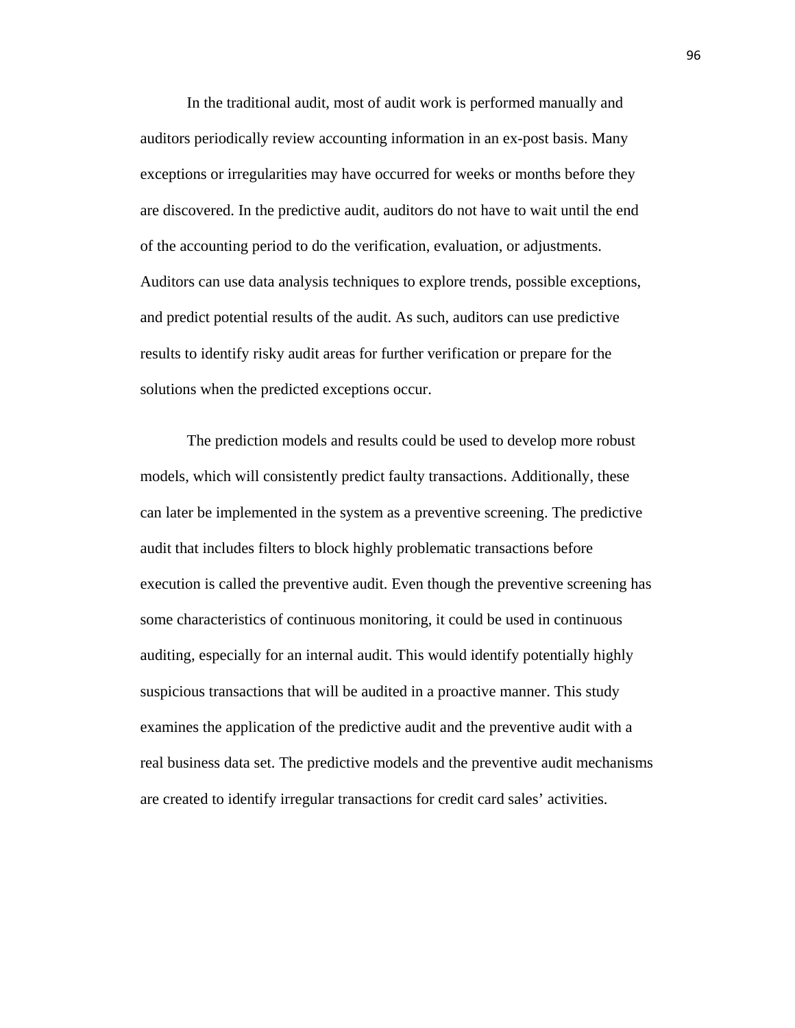In the traditional audit, most of audit work is performed manually and auditors periodically review accounting information in an ex-post basis. Many exceptions or irregularities may have occurred for weeks or months before they are discovered. In the predictive audit, auditors do not have to wait until the end of the accounting period to do the verification, evaluation, or adjustments. Auditors can use data analysis techniques to explore trends, possible exceptions, and predict potential results of the audit. As such, auditors can use predictive results to identify risky audit areas for further verification or prepare for the solutions when the predicted exceptions occur.

The prediction models and results could be used to develop more robust models, which will consistently predict faulty transactions. Additionally, these can later be implemented in the system as a preventive screening. The predictive audit that includes filters to block highly problematic transactions before execution is called the preventive audit. Even though the preventive screening has some characteristics of continuous monitoring, it could be used in continuous auditing, especially for an internal audit. This would identify potentially highly suspicious transactions that will be audited in a proactive manner. This study examines the application of the predictive audit and the preventive audit with a real business data set. The predictive models and the preventive audit mechanisms are created to identify irregular transactions for credit card sales' activities.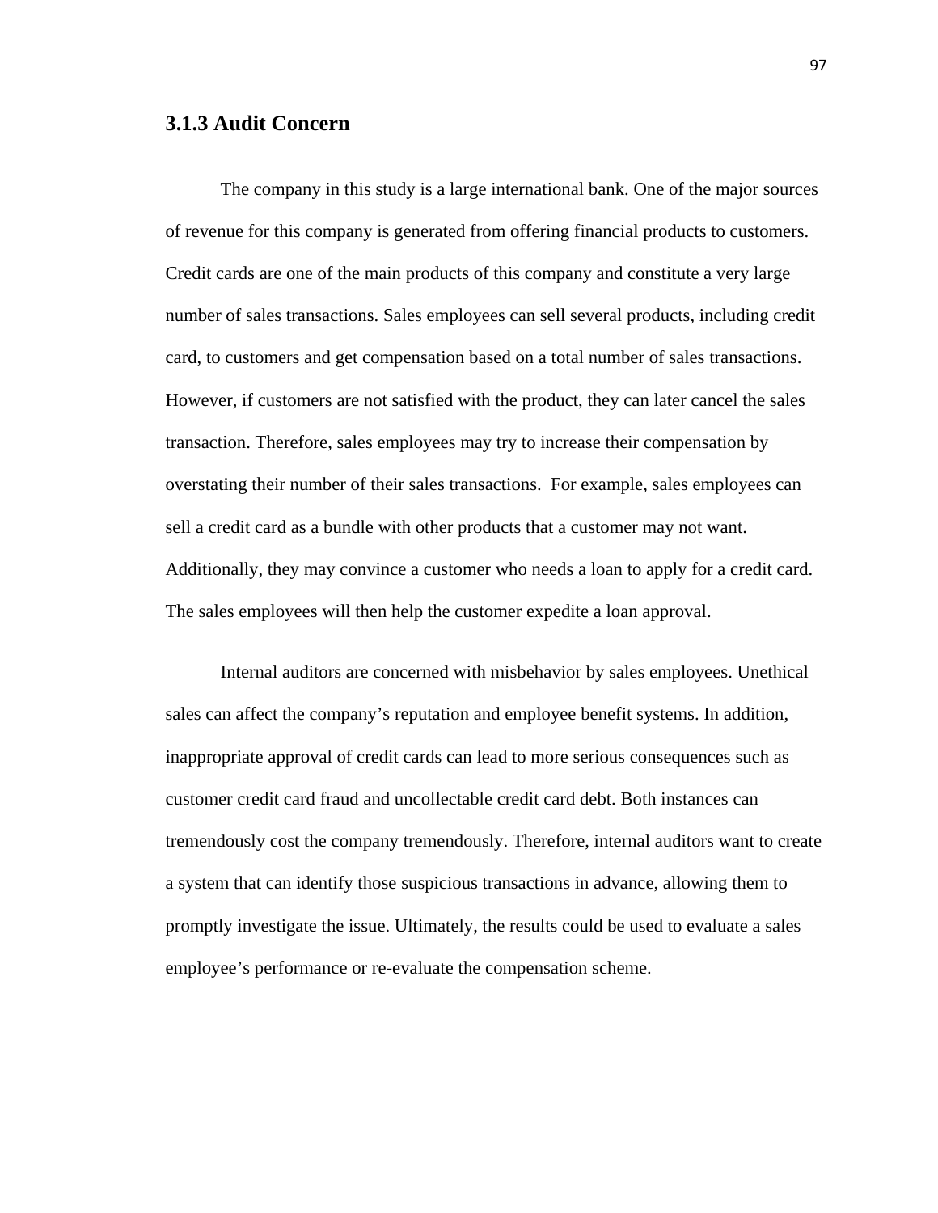### 3.1.3 Audit Concern

The company in this study is a large international bank. One of the major sources of revenue for this company is generated from offering financial products to customers. Credit cards are one of the main products of this company and constitute a very large number of sales transactions. Sales employees can sell several products, including credit card, to customers and get compensation based on a total number of sales transactions. However, if customers are not satisfied with the product, they can later cancel the sales transaction. Therefore, sales employees may try to increase their compensation by overstating their number of their sales transactions.  For example, sales employees can sell a credit card as a bundle with other products that a customer may not want. Additionally, they may convince a customer who needs a loan to apply for a credit card. The sales employees will then help the customer expedite a loan approval.

Internal auditors are concerned with misbehavior by sales employees. Unethical sales can affect the company's reputation and employee benefit systems. In addition, inappropriate approval of credit cards can lead to more serious consequences such as customer credit card fraud and uncollectable credit card debt. Both instances can tremendously cost the company tremendously. Therefore, internal auditors want to create a system that can identify those suspicious transactions in advance, allowing them to promptly investigate the issue. Ultimately, the results could be used to evaluate a sales employee's performance or re-evaluate the compensation scheme.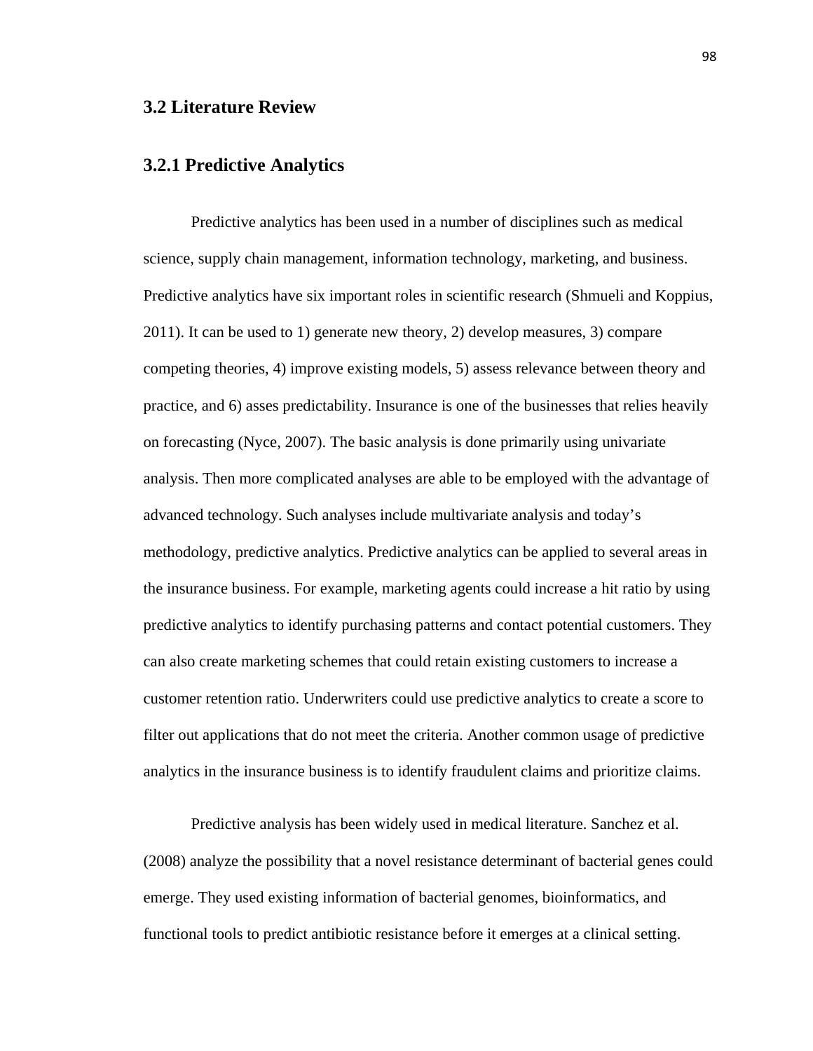## 3.2 Literature Review

### 3.2.1 Predictive Analytics

Predictive analytics has been used in a number of disciplines such as medical science, supply chain management, information technology, marketing, and business. Predictive analytics have six important roles in scientific research (Shmueli and Koppius, 2011). It can be used to 1) generate new theory, 2) develop measures, 3) compare competing theories, 4) improve existing models, 5) assess relevance between theory and practice, and 6) asses predictability. Insurance is one of the businesses that relies heavily on forecasting (Nyce, 2007). The basic analysis is done primarily using univariate analysis. Then more complicated analyses are able to be employed with the advantage of advanced technology. Such analyses include multivariate analysis and today's methodology, predictive analytics. Predictive analytics can be applied to several areas in the insurance business. For example, marketing agents could increase a hit ratio by using predictive analytics to identify purchasing patterns and contact potential customers. They can also create marketing schemes that could retain existing customers to increase a customer retention ratio. Underwriters could use predictive analytics to create a score to filter out applications that do not meet the criteria. Another common usage of predictive analytics in the insurance business is to identify fraudulent claims and prioritize claims.

Predictive analysis has been widely used in medical literature. Sanchez et al. (2008) analyze the possibility that a novel resistance determinant of bacterial genes could emerge. They used existing information of bacterial genomes, bioinformatics, and functional tools to predict antibiotic resistance before it emerges at a clinical setting.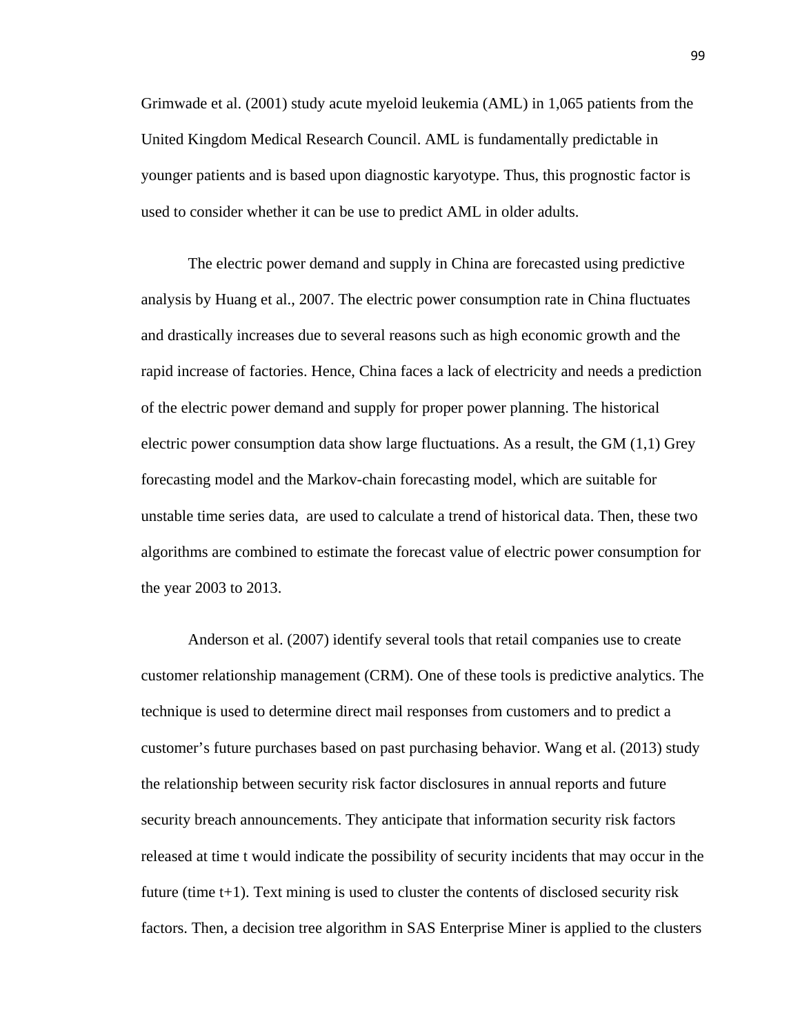Grimwade et al. (2001) study acute myeloid leukemia (AML) in 1,065 patients from the United Kingdom Medical Research Council. AML is fundamentally predictable in younger patients and is based upon diagnostic karyotype. Thus, this prognostic factor is used to consider whether it can be use to predict AML in older adults.

The electric power demand and supply in China are forecasted using predictive analysis by Huang et al., 2007. The electric power consumption rate in China fluctuates and drastically increases due to several reasons such as high economic growth and the rapid increase of factories. Hence, China faces a lack of electricity and needs a prediction of the electric power demand and supply for proper power planning. The historical electric power consumption data show large fluctuations. As a result, the GM (1,1) Grey forecasting model and the Markov-chain forecasting model, which are suitable for unstable time series data, are used to calculate a trend of historical data. Then, these two algorithms are combined to estimate the forecast value of electric power consumption for the year 2003 to 2013.

Anderson et al. (2007) identify several tools that retail companies use to create customer relationship management (CRM). One of these tools is predictive analytics. The technique is used to determine direct mail responses from customers and to predict a customer's future purchases based on past purchasing behavior. Wang et al. (2013) study the relationship between security risk factor disclosures in annual reports and future security breach announcements. They anticipate that information security risk factors released at time t would indicate the possibility of security incidents that may occur in the future (time t+1). Text mining is used to cluster the contents of disclosed security risk factors. Then, a decision tree algorithm in SAS Enterprise Miner is applied to the clusters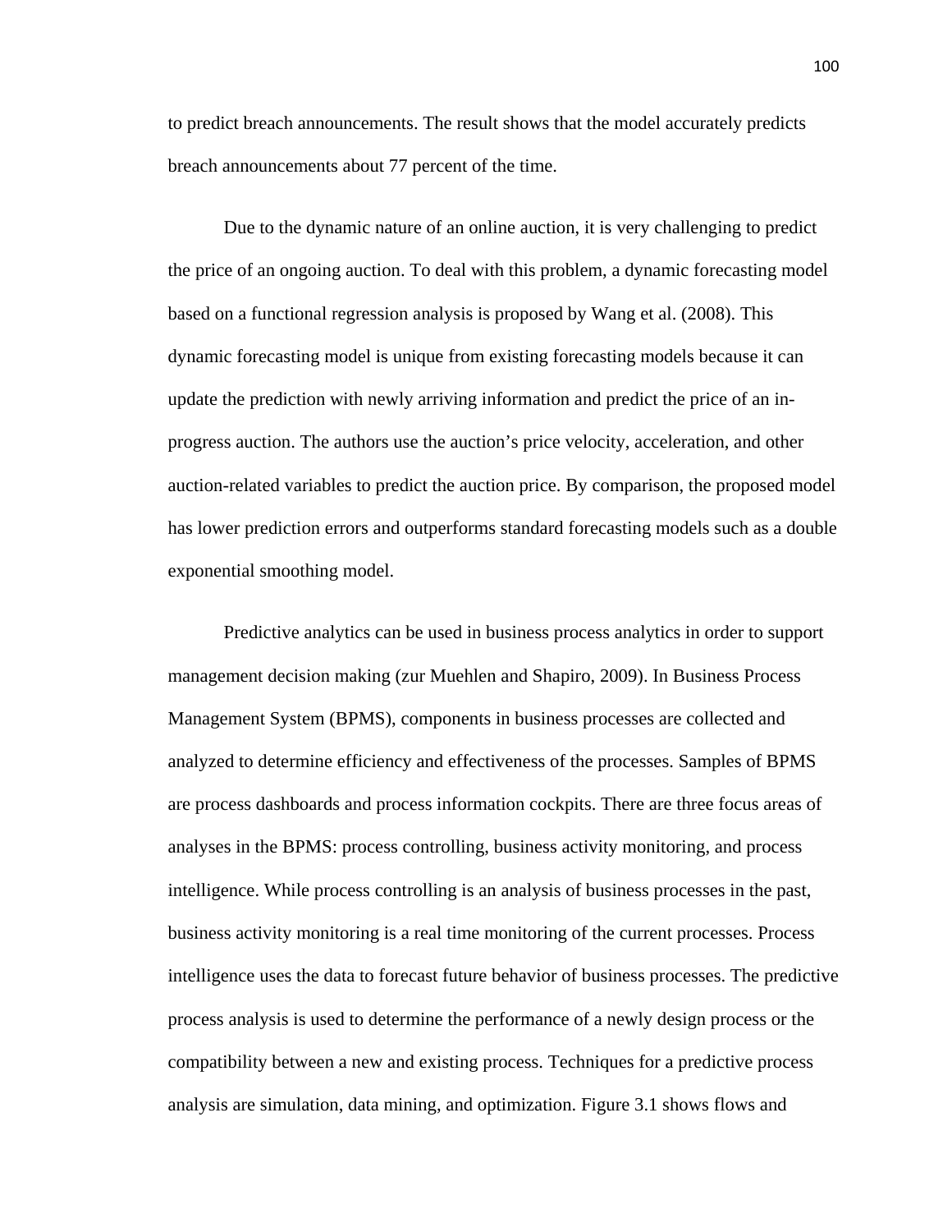to predict breach announcements. The result shows that the model accurately predicts breach announcements about 77 percent of the time.

Due to the dynamic nature of an online auction, it is very challenging to predict the price of an ongoing auction. To deal with this problem, a dynamic forecasting model based on a functional regression analysis is proposed by Wang et al. (2008). This dynamic forecasting model is unique from existing forecasting models because it can update the prediction with newly arriving information and predict the price of an in-progress auction. The authors use the auction's price velocity, acceleration, and other auction-related variables to predict the auction price. By comparison, the proposed model has lower prediction errors and outperforms standard forecasting models such as a double exponential smoothing model.

Predictive analytics can be used in business process analytics in order to support management decision making (zur Muehlen and Shapiro, 2009). In Business Process Management System (BPMS), components in business processes are collected and analyzed to determine efficiency and effectiveness of the processes. Samples of BPMS are process dashboards and process information cockpits. There are three focus areas of analyses in the BPMS: process controlling, business activity monitoring, and process intelligence. While process controlling is an analysis of business processes in the past, business activity monitoring is a real time monitoring of the current processes. Process intelligence uses the data to forecast future behavior of business processes. The predictive process analysis is used to determine the performance of a newly design process or the compatibility between a new and existing process. Techniques for a predictive process analysis are simulation, data mining, and optimization. Figure 3.1 shows flows and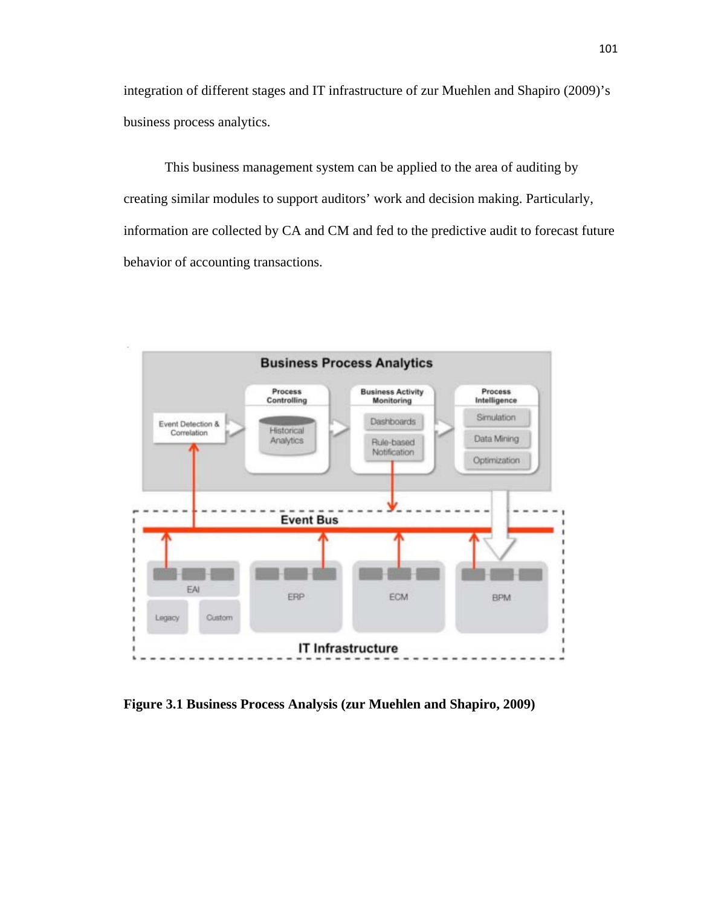integration of different stages and IT infrastructure of zur Muehlen and Shapiro (2009)'s business process analytics.

This business management system can be applied to the area of auditing by creating similar modules to support auditors' work and decision making. Particularly, information are collected by CA and CM and fed to the predictive audit to forecast future behavior of accounting transactions.

**Figure 3.1 Business Process Analysis (zur Muehlen and Shapiro, 2009)**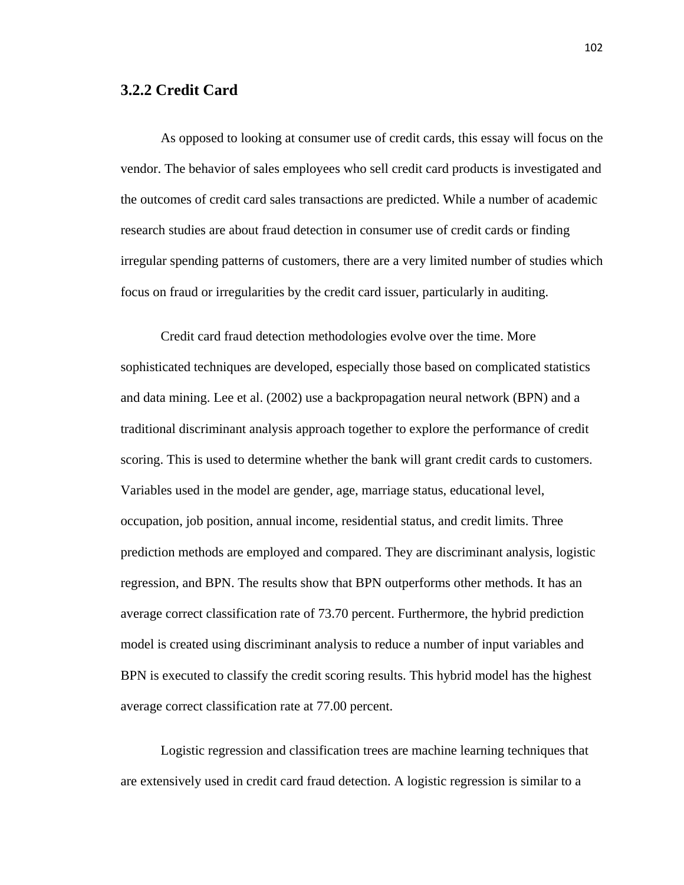### 3.2.2 Credit Card

As opposed to looking at consumer use of credit cards, this essay will focus on the vendor. The behavior of sales employees who sell credit card products is investigated and the outcomes of credit card sales transactions are predicted. While a number of academic research studies are about fraud detection in consumer use of credit cards or finding irregular spending patterns of customers, there are a very limited number of studies which focus on fraud or irregularities by the credit card issuer, particularly in auditing.

Credit card fraud detection methodologies evolve over the time. More sophisticated techniques are developed, especially those based on complicated statistics and data mining. Lee et al. (2002) use a backpropagation neural network (BPN) and a traditional discriminant analysis approach together to explore the performance of credit scoring. This is used to determine whether the bank will grant credit cards to customers. Variables used in the model are gender, age, marriage status, educational level, occupation, job position, annual income, residential status, and credit limits. Three prediction methods are employed and compared. They are discriminant analysis, logistic regression, and BPN. The results show that BPN outperforms other methods. It has an average correct classification rate of 73.70 percent. Furthermore, the hybrid prediction model is created using discriminant analysis to reduce a number of input variables and BPN is executed to classify the credit scoring results. This hybrid model has the highest average correct classification rate at 77.00 percent.

Logistic regression and classification trees are machine learning techniques that are extensively used in credit card fraud detection. A logistic regression is similar to a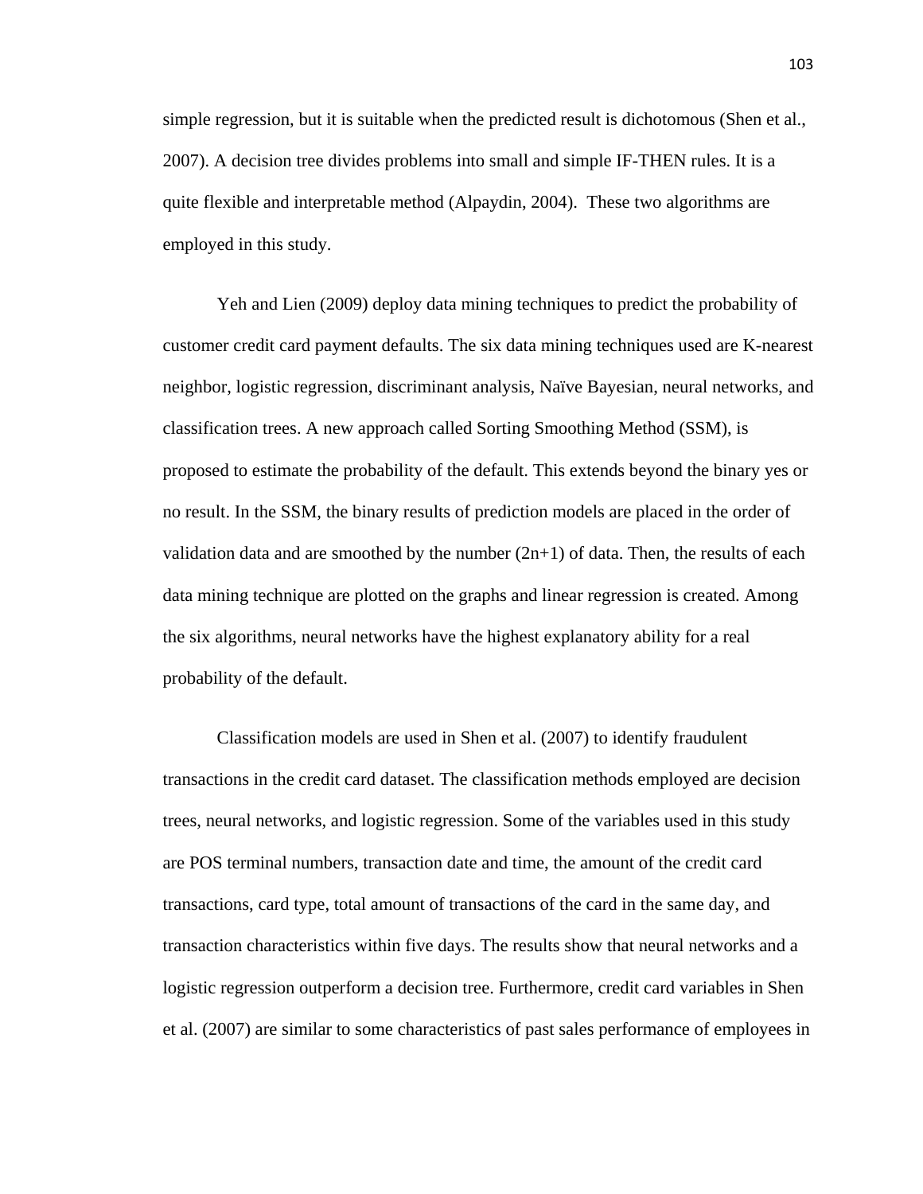simple regression, but it is suitable when the predicted result is dichotomous (Shen et al., 2007). A decision tree divides problems into small and simple IF-THEN rules. It is a quite flexible and interpretable method (Alpaydin, 2004). These two algorithms are employed in this study.

Yeh and Lien (2009) deploy data mining techniques to predict the probability of customer credit card payment defaults. The six data mining techniques used are K-nearest neighbor, logistic regression, discriminant analysis, Naïve Bayesian, neural networks, and classification trees. A new approach called Sorting Smoothing Method (SSM), is proposed to estimate the probability of the default. This extends beyond the binary yes or no result. In the SSM, the binary results of prediction models are placed in the order of validation data and are smoothed by the number $(2n+1)$ of data. Then, the results of each data mining technique are plotted on the graphs and linear regression is created. Among the six algorithms, neural networks have the highest explanatory ability for a real probability of the default.

Classification models are used in Shen et al. (2007) to identify fraudulent transactions in the credit card dataset. The classification methods employed are decision trees, neural networks, and logistic regression. Some of the variables used in this study are POS terminal numbers, transaction date and time, the amount of the credit card transactions, card type, total amount of transactions of the card in the same day, and transaction characteristics within five days. The results show that neural networks and a logistic regression outperform a decision tree. Furthermore, credit card variables in Shen et al. (2007) are similar to some characteristics of past sales performance of employees in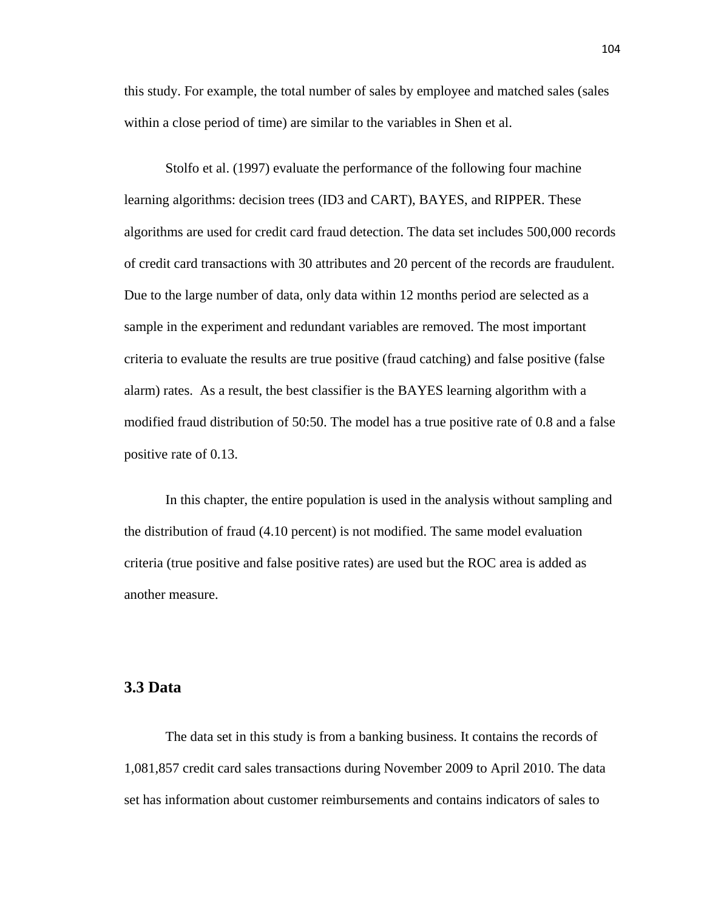this study. For example, the total number of sales by employee and matched sales (sales within a close period of time) are similar to the variables in Shen et al.

Stolfo et al. (1997) evaluate the performance of the following four machine learning algorithms: decision trees (ID3 and CART), BAYES, and RIPPER. These algorithms are used for credit card fraud detection. The data set includes 500,000 records of credit card transactions with 30 attributes and 20 percent of the records are fraudulent. Due to the large number of data, only data within 12 months period are selected as a sample in the experiment and redundant variables are removed. The most important criteria to evaluate the results are true positive (fraud catching) and false positive (false alarm) rates. As a result, the best classifier is the BAYES learning algorithm with a modified fraud distribution of 50:50. The model has a true positive rate of 0.8 and a false positive rate of 0.13.

In this chapter, the entire population is used in the analysis without sampling and the distribution of fraud (4.10 percent) is not modified. The same model evaluation criteria (true positive and false positive rates) are used but the ROC area is added as another measure.

### 3.3 Data

The data set in this study is from a banking business. It contains the records of 1,081,857 credit card sales transactions during November 2009 to April 2010. The data set has information about customer reimbursements and contains indicators of sales to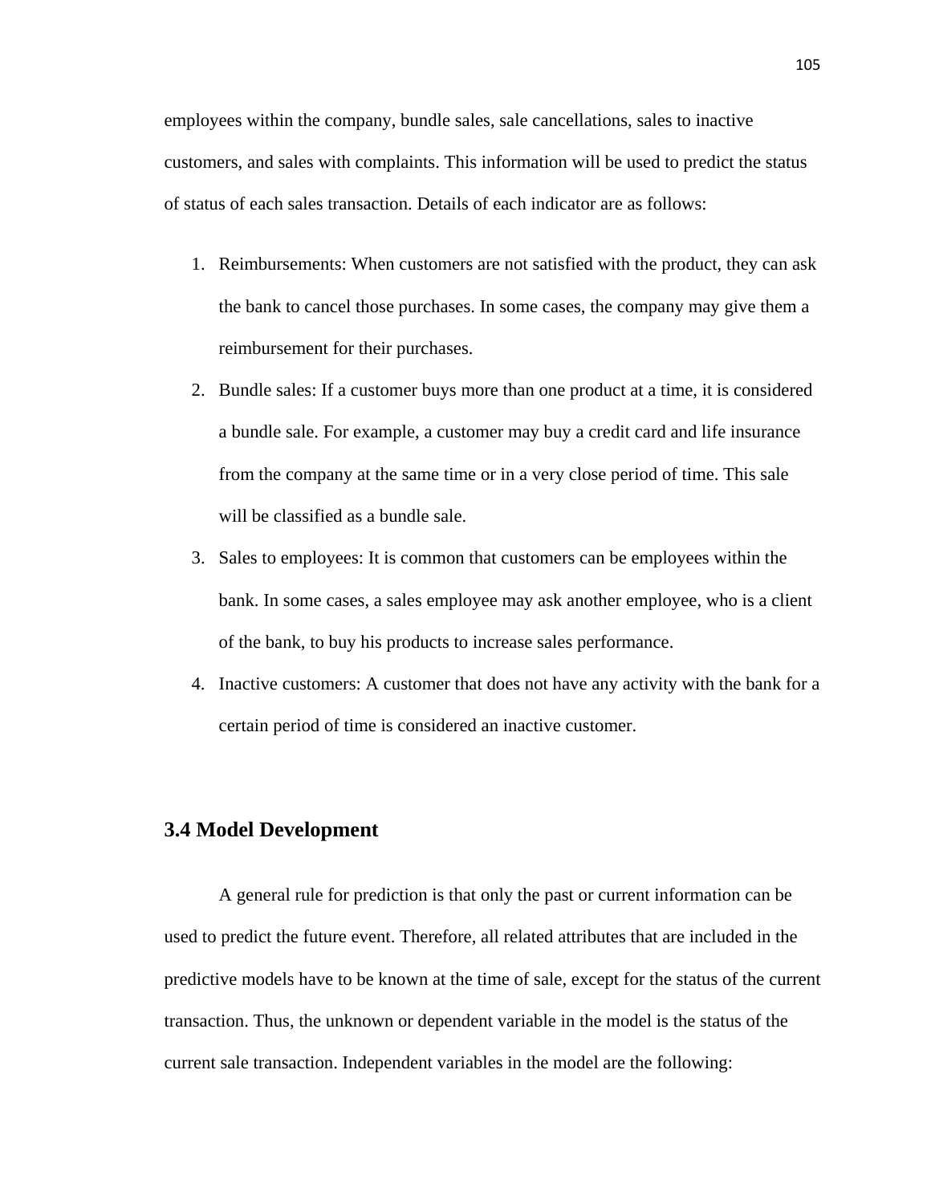employees within the company, bundle sales, sale cancellations, sales to inactive customers, and sales with complaints. This information will be used to predict the status of status of each sales transaction. Details of each indicator are as follows:

1. Reimbursements: When customers are not satisfied with the product, they can ask the bank to cancel those purchases. In some cases, the company may give them a reimbursement for their purchases.
2. Bundle sales: If a customer buys more than one product at a time, it is considered a bundle sale. For example, a customer may buy a credit card and life insurance from the company at the same time or in a very close period of time. This sale will be classified as a bundle sale.
3. Sales to employees: It is common that customers can be employees within the bank. In some cases, a sales employee may ask another employee, who is a client of the bank, to buy his products to increase sales performance.
4. Inactive customers: A customer that does not have any activity with the bank for a certain period of time is considered an inactive customer.

## 3.4 Model Development

A general rule for prediction is that only the past or current information can be used to predict the future event. Therefore, all related attributes that are included in the predictive models have to be known at the time of sale, except for the status of the current transaction. Thus, the unknown or dependent variable in the model is the status of the current sale transaction. Independent variables in the model are the following: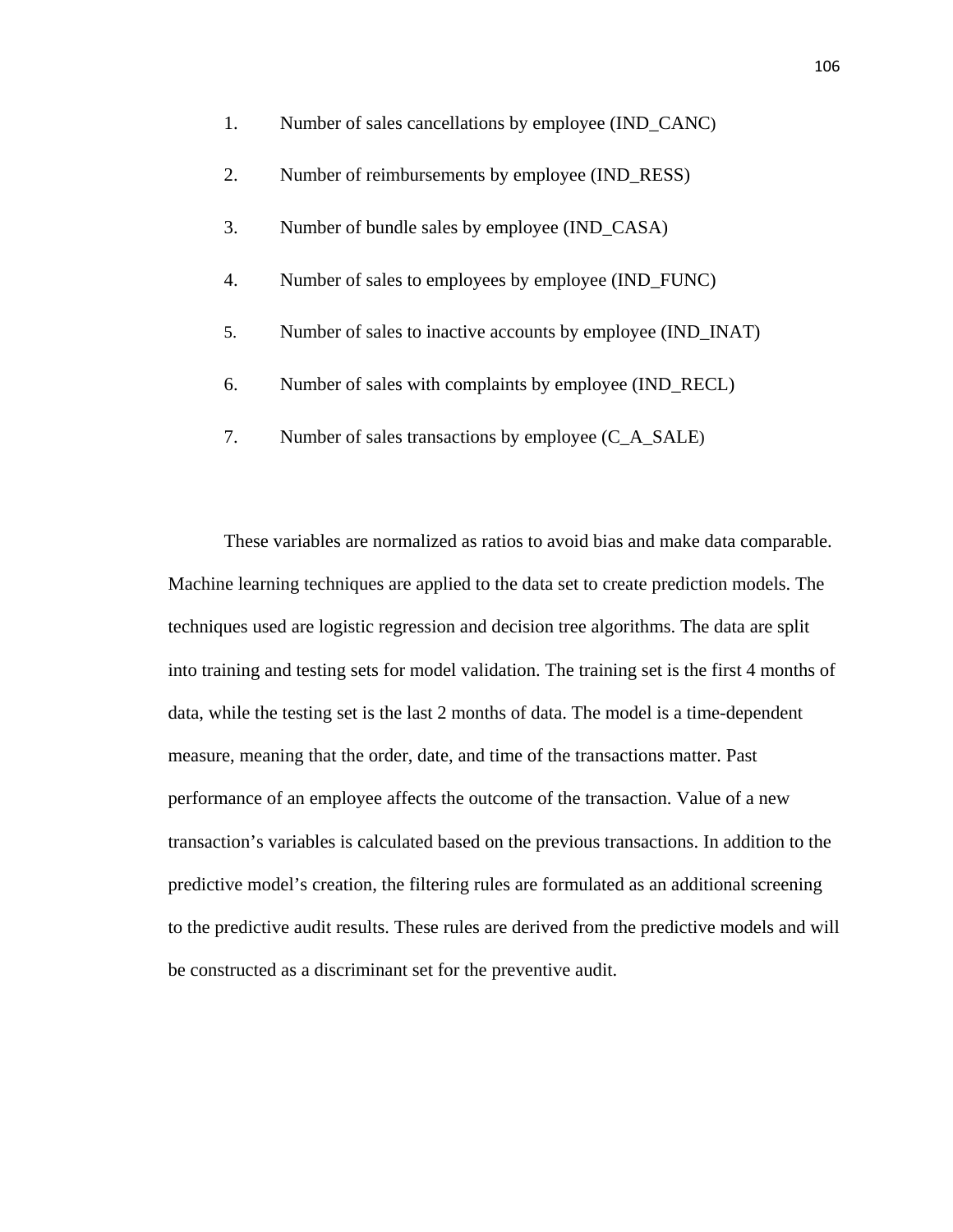1. Number of sales cancellations by employee (IND_CANC)
2. Number of reimbursements by employee (IND_RESS)
3. Number of bundle sales by employee (IND_CASA)
4. Number of sales to employees by employee (IND_FUNC)
5. Number of sales to inactive accounts by employee (IND_INAT)
6. Number of sales with complaints by employee (IND_RECL)
7. Number of sales transactions by employee (C_A_SALE)

These variables are normalized as ratios to avoid bias and make data comparable. Machine learning techniques are applied to the data set to create prediction models. The techniques used are logistic regression and decision tree algorithms. The data are split into training and testing sets for model validation. The training set is the first 4 months of data, while the testing set is the last 2 months of data. The model is a time-dependent measure, meaning that the order, date, and time of the transactions matter. Past performance of an employee affects the outcome of the transaction. Value of a new transaction's variables is calculated based on the previous transactions. In addition to the predictive model's creation, the filtering rules are formulated as an additional screening to the predictive audit results. These rules are derived from the predictive models and will be constructed as a discriminant set for the preventive audit.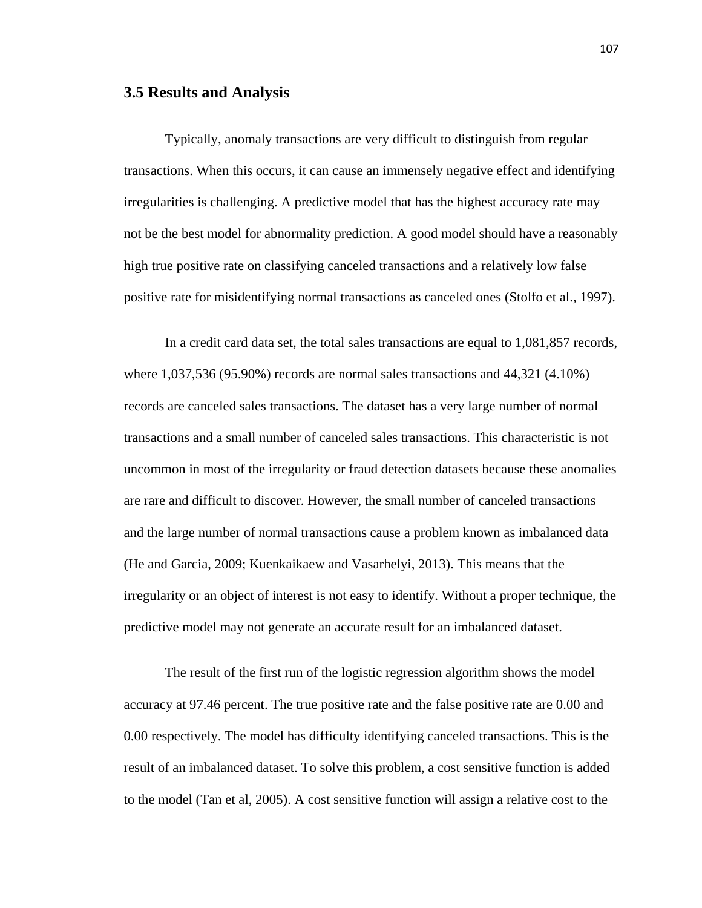## 3.5 Results and Analysis

Typically, anomaly transactions are very difficult to distinguish from regular transactions. When this occurs, it can cause an immensely negative effect and identifying irregularities is challenging. A predictive model that has the highest accuracy rate may not be the best model for abnormality prediction. A good model should have a reasonably high true positive rate on classifying canceled transactions and a relatively low false positive rate for misidentifying normal transactions as canceled ones (Stolfo et al., 1997).

In a credit card data set, the total sales transactions are equal to 1,081,857 records, where 1,037,536 (95.90%) records are normal sales transactions and 44,321 (4.10%) records are canceled sales transactions. The dataset has a very large number of normal transactions and a small number of canceled sales transactions. This characteristic is not uncommon in most of the irregularity or fraud detection datasets because these anomalies are rare and difficult to discover. However, the small number of canceled transactions and the large number of normal transactions cause a problem known as imbalanced data (He and Garcia, 2009; Kuenkaikaew and Vasarhelyi, 2013). This means that the irregularity or an object of interest is not easy to identify. Without a proper technique, the predictive model may not generate an accurate result for an imbalanced dataset.

The result of the first run of the logistic regression algorithm shows the model accuracy at 97.46 percent. The true positive rate and the false positive rate are 0.00 and 0.00 respectively. The model has difficulty identifying canceled transactions. This is the result of an imbalanced dataset. To solve this problem, a cost sensitive function is added to the model (Tan et al, 2005). A cost sensitive function will assign a relative cost to the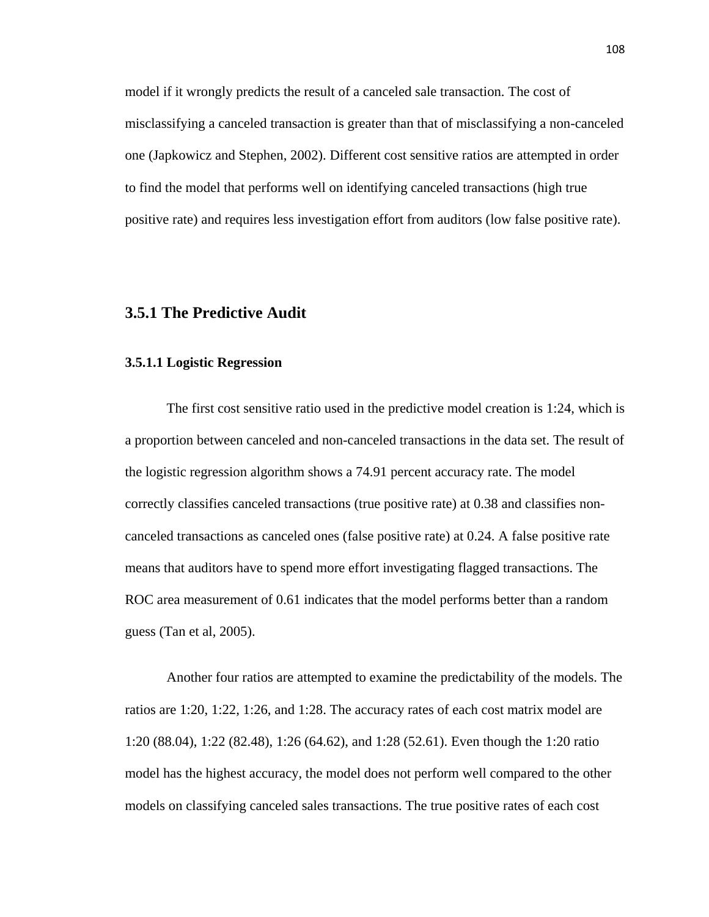model if it wrongly predicts the result of a canceled sale transaction. The cost of misclassifying a canceled transaction is greater than that of misclassifying a non-canceled one (Japkowicz and Stephen, 2002). Different cost sensitive ratios are attempted in order to find the model that performs well on identifying canceled transactions (high true positive rate) and requires less investigation effort from auditors (low false positive rate).

## 3.5.1 The Predictive Audit

### 3.5.1.1 Logistic Regression

The first cost sensitive ratio used in the predictive model creation is 1:24, which is a proportion between canceled and non-canceled transactions in the data set. The result of the logistic regression algorithm shows a 74.91 percent accuracy rate. The model correctly classifies canceled transactions (true positive rate) at 0.38 and classifies non-canceled transactions as canceled ones (false positive rate) at 0.24. A false positive rate means that auditors have to spend more effort investigating flagged transactions. The ROC area measurement of 0.61 indicates that the model performs better than a random guess (Tan et al, 2005).

Another four ratios are attempted to examine the predictability of the models. The ratios are 1:20, 1:22, 1:26, and 1:28. The accuracy rates of each cost matrix model are 1:20 (88.04), 1:22 (82.48), 1:26 (64.62), and 1:28 (52.61). Even though the 1:20 ratio model has the highest accuracy, the model does not perform well compared to the other models on classifying canceled sales transactions. The true positive rates of each cost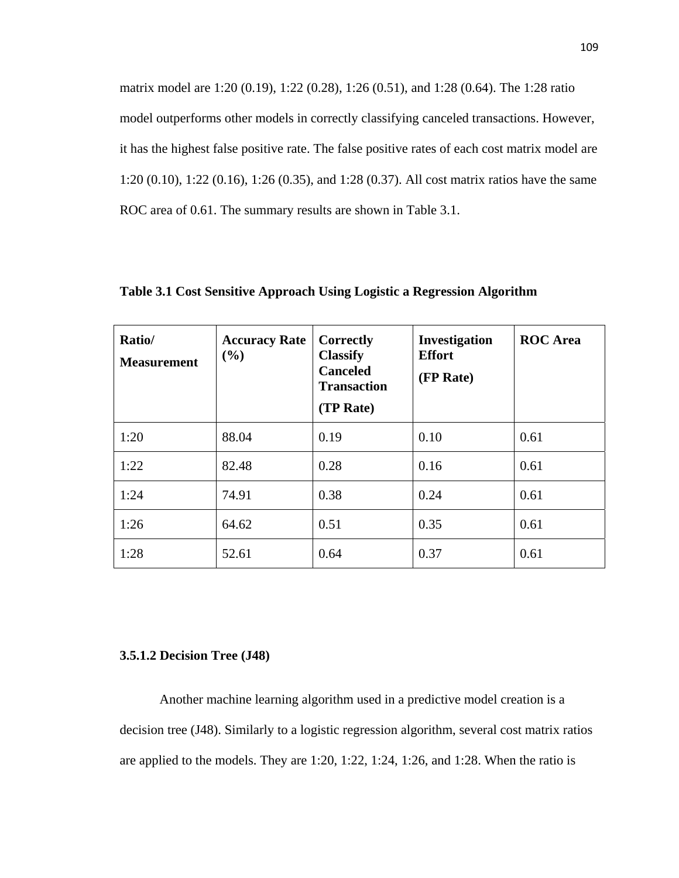matrix model are 1:20 (0.19), 1:22 (0.28), 1:26 (0.51), and 1:28 (0.64). The 1:28 ratio model outperforms other models in correctly classifying canceled transactions. However, it has the highest false positive rate. The false positive rates of each cost matrix model are 1:20 (0.10), 1:22 (0.16), 1:26 (0.35), and 1:28 (0.37). All cost matrix ratios have the same ROC area of 0.61. The summary results are shown in Table 3.1.

**Table 3.1 Cost Sensitive Approach Using Logistic a Regression Algorithm**

| **Ratio/ Measurement** | **Accuracy Rate (%)** | **Correctly Classify Canceled Transaction (TP Rate)** | **Investigation Effort (FP Rate)** | **ROC Area** |
|---|---|---|---|---|
| 1:20 | 88.04 | 0.19 | 0.10 | 0.61 |
| 1:22 | 82.48 | 0.28 | 0.16 | 0.61 |
| 1:24 | 74.91 | 0.38 | 0.24 | 0.61 |
| 1:26 | 64.62 | 0.51 | 0.35 | 0.61 |
| 1:28 | 52.61 | 0.64 | 0.37 | 0.61 |

#### 3.5.1.2 Decision Tree (J48)

Another machine learning algorithm used in a predictive model creation is a decision tree (J48). Similarly to a logistic regression algorithm, several cost matrix ratios are applied to the models. They are 1:20, 1:22, 1:24, 1:26, and 1:28. When the ratio is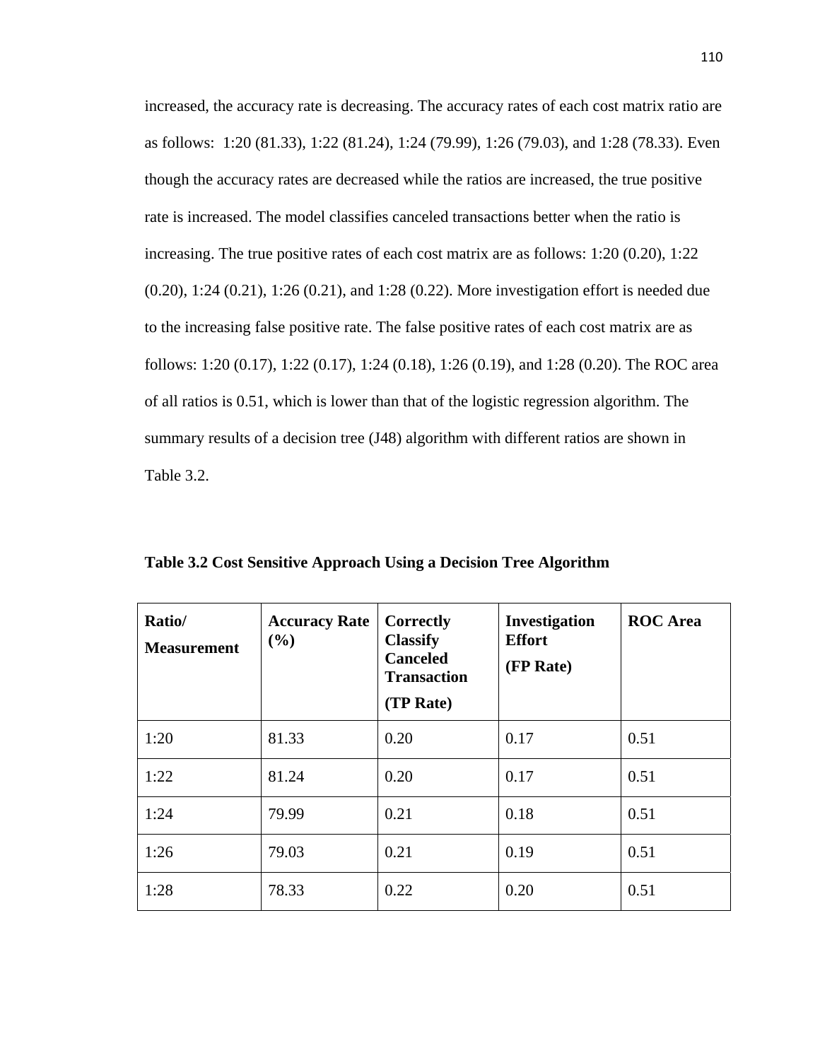increased, the accuracy rate is decreasing. The accuracy rates of each cost matrix ratio are as follows: 1:20 (81.33), 1:22 (81.24), 1:24 (79.99), 1:26 (79.03), and 1:28 (78.33). Even though the accuracy rates are decreased while the ratios are increased, the true positive rate is increased. The model classifies canceled transactions better when the ratio is increasing. The true positive rates of each cost matrix are as follows: 1:20 (0.20), 1:22 (0.20), 1:24 (0.21), 1:26 (0.21), and 1:28 (0.22). More investigation effort is needed due to the increasing false positive rate. The false positive rates of each cost matrix are as follows: 1:20 (0.17), 1:22 (0.17), 1:24 (0.18), 1:26 (0.19), and 1:28 (0.20). The ROC area of all ratios is 0.51, which is lower than that of the logistic regression algorithm. The summary results of a decision tree (J48) algorithm with different ratios are shown in Table 3.2.

**Table 3.2 Cost Sensitive Approach Using a Decision Tree Algorithm**

| **Ratio/ Measurement** | **Accuracy Rate (%)** | **Correctly Classify Canceled Transaction (TP Rate)** | **Investigation Effort (FP Rate)** | **ROC Area** |
|---|---|---|---|---|
| 1:20 | 81.33 | 0.20 | 0.17 | 0.51 |
| 1:22 | 81.24 | 0.20 | 0.17 | 0.51 |
| 1:24 | 79.99 | 0.21 | 0.18 | 0.51 |
| 1:26 | 79.03 | 0.21 | 0.19 | 0.51 |
| 1:28 | 78.33 | 0.22 | 0.20 | 0.51 |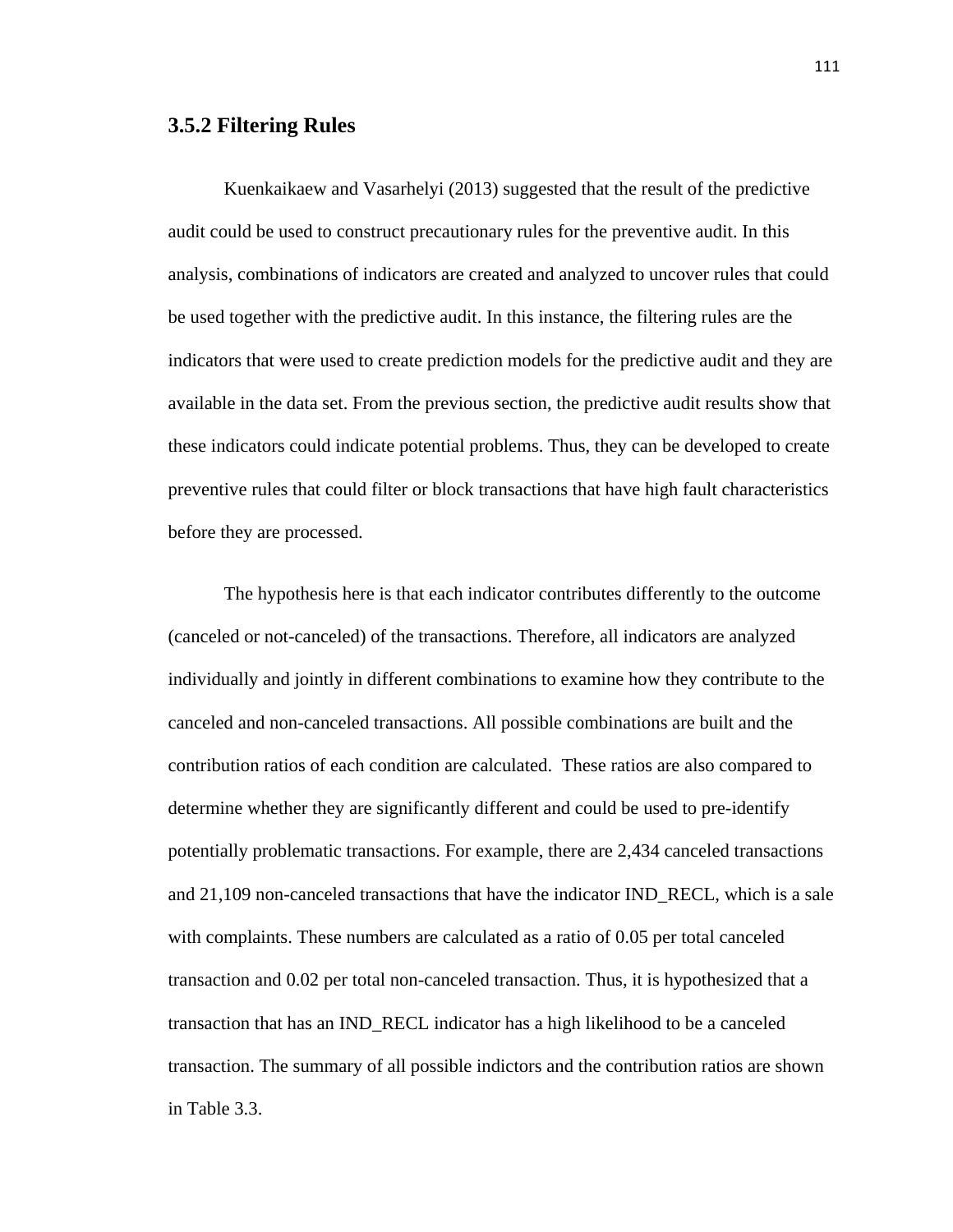### 3.5.2 Filtering Rules

Kuenkaikaew and Vasarhelyi (2013) suggested that the result of the predictive audit could be used to construct precautionary rules for the preventive audit. In this analysis, combinations of indicators are created and analyzed to uncover rules that could be used together with the predictive audit. In this instance, the filtering rules are the indicators that were used to create prediction models for the predictive audit and they are available in the data set. From the previous section, the predictive audit results show that these indicators could indicate potential problems. Thus, they can be developed to create preventive rules that could filter or block transactions that have high fault characteristics before they are processed.

The hypothesis here is that each indicator contributes differently to the outcome (canceled or not-canceled) of the transactions. Therefore, all indicators are analyzed individually and jointly in different combinations to examine how they contribute to the canceled and non-canceled transactions. All possible combinations are built and the contribution ratios of each condition are calculated. These ratios are also compared to determine whether they are significantly different and could be used to pre-identify potentially problematic transactions. For example, there are 2,434 canceled transactions and 21,109 non-canceled transactions that have the indicator IND_RECL, which is a sale with complaints. These numbers are calculated as a ratio of 0.05 per total canceled transaction and 0.02 per total non-canceled transaction. Thus, it is hypothesized that a transaction that has an IND_RECL indicator has a high likelihood to be a canceled transaction. The summary of all possible indictors and the contribution ratios are shown in Table 3.3.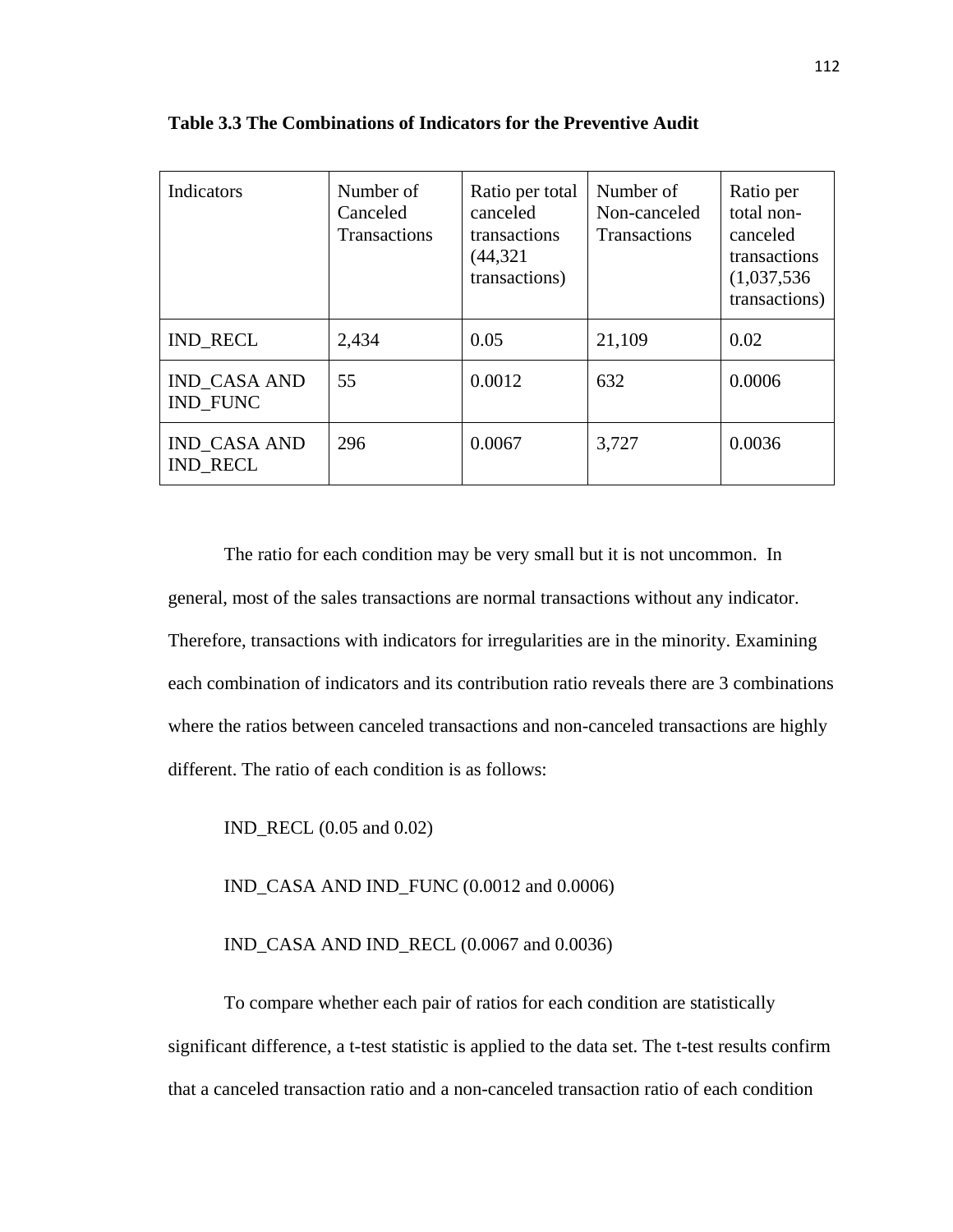**Table 3.3 The Combinations of Indicators for the Preventive Audit**

| Indicators | Number of Canceled Transactions | Ratio per total canceled transactions (44,321 transactions) | Number of Non-canceled Transactions | Ratio per total non-canceled transactions (1,037,536 transactions) |
|---|---|---|---|---|
| IND_RECL | 2,434 | 0.05 | 21,109 | 0.02 |
| IND_CASA AND IND_FUNC | 55 | 0.0012 | 632 | 0.0006 |
| IND_CASA AND IND_RECL | 296 | 0.0067 | 3,727 | 0.0036 |

The ratio for each condition may be very small but it is not uncommon. In general, most of the sales transactions are normal transactions without any indicator. Therefore, transactions with indicators for irregularities are in the minority. Examining each combination of indicators and its contribution ratio reveals there are 3 combinations where the ratios between canceled transactions and non-canceled transactions are highly different. The ratio of each condition is as follows:

IND_RECL (0.05 and 0.02)

IND_CASA AND IND_FUNC (0.0012 and 0.0006)

IND_CASA AND IND_RECL (0.0067 and 0.0036)

To compare whether each pair of ratios for each condition are statistically significant difference, a t-test statistic is applied to the data set. The t-test results confirm that a canceled transaction ratio and a non-canceled transaction ratio of each condition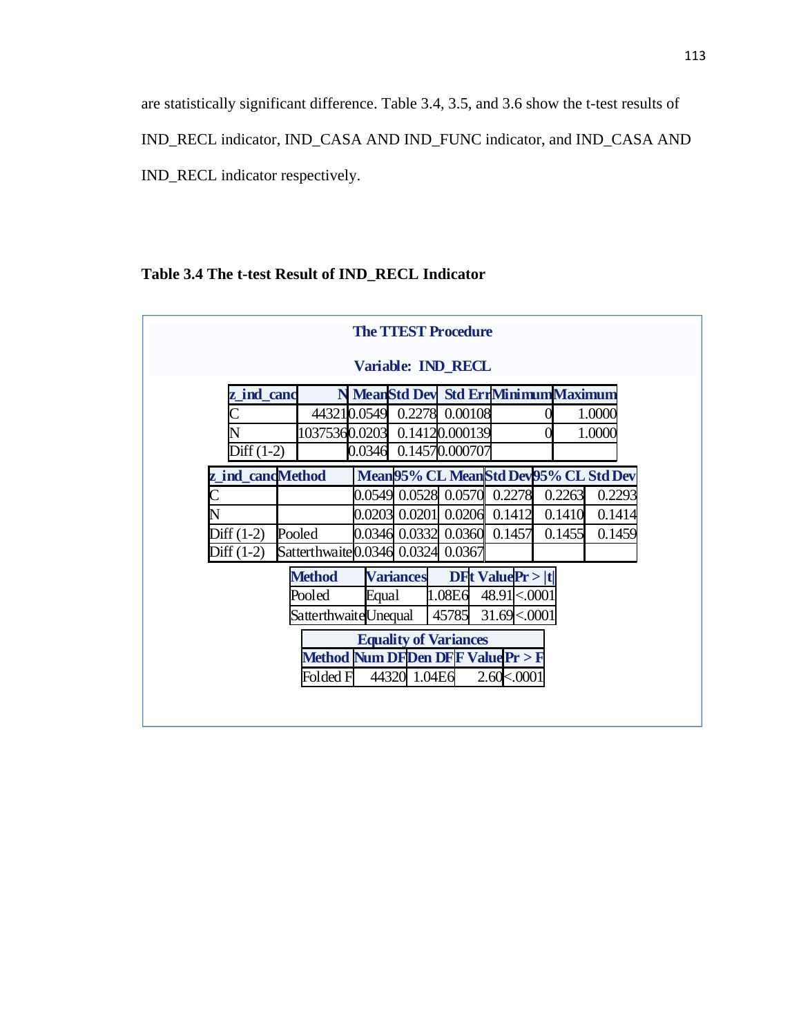are statistically significant difference. Table 3.4, 3.5, and 3.6 show the t-test results of IND_RECL indicator, IND_CASA AND IND_FUNC indicator, and IND_CASA AND IND_RECL indicator respectively.

**Table 3.4 The t-test Result of IND_RECL Indicator**

**The TTEST Procedure**

**Variable: IND_RECL**

| z_ind_cand | N | Mean | Std Dev | Std Err | Minimum | Maximum |
|---|---|---|---|---|---|---|
| C | 44321 | 0.0549 | 0.2278 | 0.00108 | 0 | 1.0000 |
| N | 1037536 | 0.0203 | 0.1412 | 0.000139 | 0 | 1.0000 |
| Diff (1-2) | | 0.0346 | 0.1457 | 0.000707 | | |

| z_ind_cand | Method | Mean | 95% CL Mean | | Std Dev | 95% CL Std Dev | |
|---|---|---|---|---|---|---|---|
| C | | 0.0549 | 0.0528 | 0.0570 | 0.2278 | 0.2263 | 0.2293 |
| N | | 0.0203 | 0.0201 | 0.0206 | 0.1412 | 0.1410 | 0.1414 |
| Diff (1-2) | Pooled | 0.0346 | 0.0332 | 0.0360 | 0.1457 | 0.1455 | 0.1459 |
| Diff (1-2) | Satterthwaite | 0.0346 | 0.0324 | 0.0367 | | | |

| Method | Variances | DF | t Value | Pr > \|t\| |
|---|---|---|---|---|
| Pooled | Equal | 1.08E6 | 48.91 | <.0001 |
| Satterthwaite | Unequal | 45785 | 31.69 | <.0001 |

**Equality of Variances**

| Method | Num DF | Den DF | F Value | Pr > F |
|---|---|---|---|---|
| Folded F | 44320 | 1.04E6 | 2.60 | <.0001 |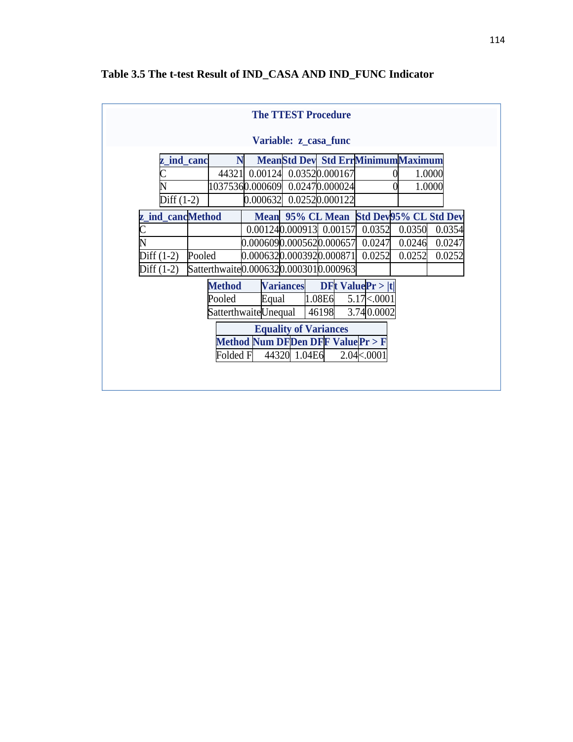**Table 3.5 The t-test Result of IND_CASA AND IND_FUNC Indicator**

**The TTEST Procedure**

**Variable: z_casa_func**

| z_ind_canc | N | Mean | Std Dev | Std Err | Minimum | Maximum |
|---|---|---|---|---|---|---|
| C | 44321 | 0.00124 | 0.0352 | 0.000167 | 0 | 1.0000 |
| N | 1037536 | 0.000609 | 0.0247 | 0.000024 | 0 | 1.0000 |
| Diff (1-2) | | 0.000632 | 0.0252 | 0.000122 | | |

| z_ind_canc | Method | Mean | 95% CL Mean | | Std Dev | 95% CL Std Dev | |
|---|---|---|---|---|---|---|---|
| C | | 0.00124 | 0.000913 | 0.00157 | 0.0352 | 0.0350 | 0.0354 |
| N | | 0.000609 | 0.000562 | 0.000657 | 0.0247 | 0.0246 | 0.0247 |
| Diff (1-2) | Pooled | 0.000632 | 0.000392 | 0.000871 | 0.0252 | 0.0252 | 0.0252 |
| Diff (1-2) | Satterthwaite | 0.000632 | 0.000301 | 0.000963 | | | |

| Method | Variances | DF | t Value | Pr > \|t\| |
|---|---|---|---|---|
| Pooled | Equal | 1.08E6 | 5.17 | <.0001 |
| Satterthwaite | Unequal | 46198 | 3.74 | 0.0002 |

| Equality of Variances | | | | |
|---|---|---|---|---|
| Method | Num DF | Den DF | F Value | Pr > F |
| Folded F | 44320 | 1.04E6 | 2.04 | <.0001 |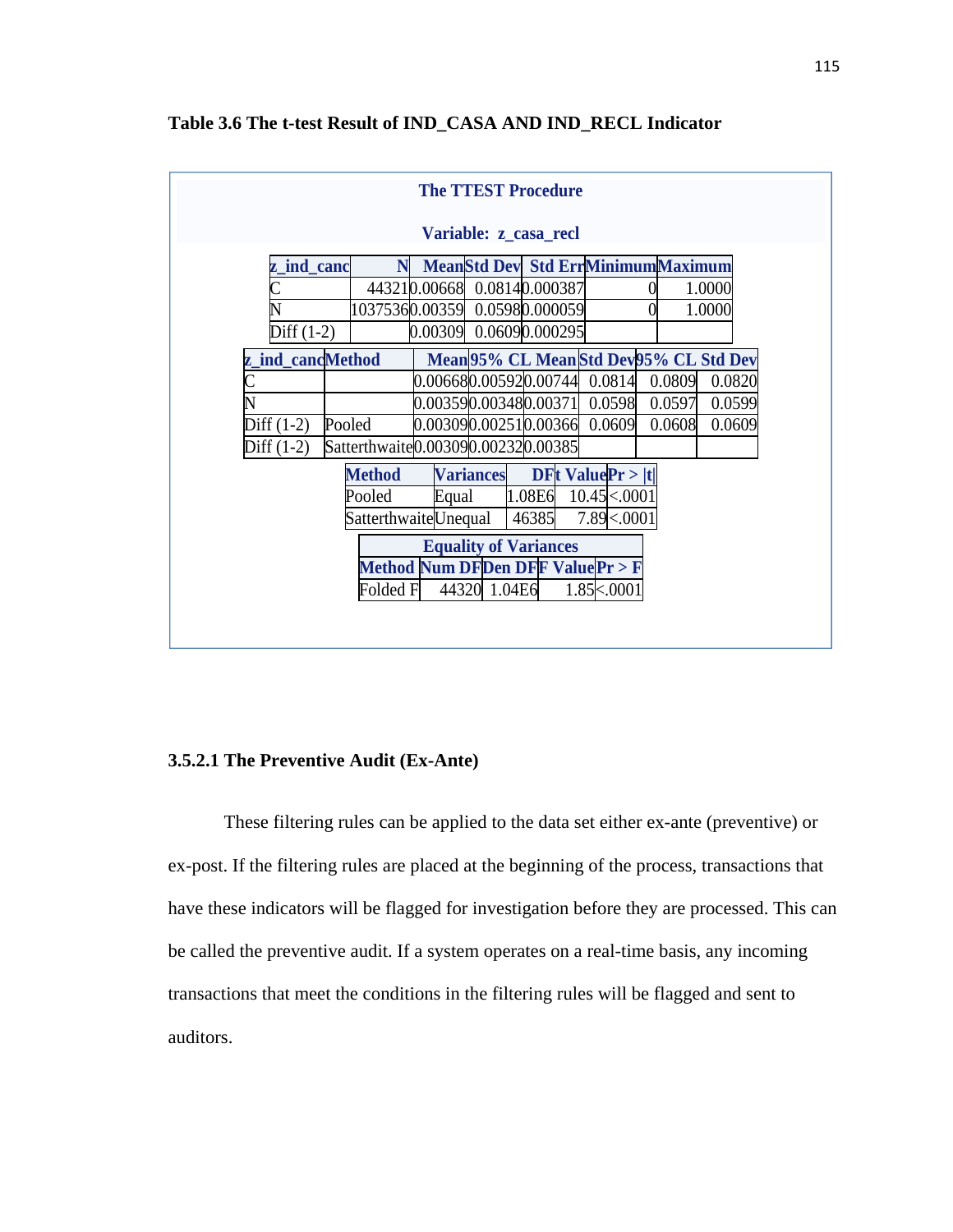**Table 3.6 The t-test Result of IND_CASA AND IND_RECL Indicator**

**The TTEST Procedure**

**Variable: z_casa_recl**

| z_ind_canc | N | Mean | Std Dev | Std Err | Minimum | Maximum |
|---|---|---|---|---|---|---|
| C | 44321 | 0.00668 | 0.0814 | 0.000387 | 0 | 1.0000 |
| N | 1037536 | 0.00359 | 0.0598 | 0.000059 | 0 | 1.0000 |
| Diff (1-2) | | 0.00309 | 0.0609 | 0.000295 | | |

| z_ind_canc | Method | Mean | 95% CL Mean | | Std Dev | 95% CL Std Dev | |
|---|---|---|---|---|---|---|---|
| C | | 0.00668 | 0.00592 | 0.00744 | 0.0814 | 0.0809 | 0.0820 |
| N | | 0.00359 | 0.00348 | 0.00371 | 0.0598 | 0.0597 | 0.0599 |
| Diff (1-2) | Pooled | 0.00309 | 0.00251 | 0.00366 | 0.0609 | 0.0608 | 0.0609 |
| Diff (1-2) | Satterthwaite | 0.00309 | 0.00232 | 0.00385 | | | |

| Method | Variances | DF | t Value | Pr > \|t\| |
|---|---|---|---|---|
| Pooled | Equal | 1.08E6 | 10.45 | <.0001 |
| Satterthwaite | Unequal | 46385 | 7.89 | <.0001 |

**Equality of Variances**

| Method | Num DF | Den DF | F Value | Pr > F |
|---|---|---|---|---|
| Folded F | 44320 | 1.04E6 | 1.85 | <.0001 |

### 3.5.2.1 The Preventive Audit (Ex-Ante)

These filtering rules can be applied to the data set either ex-ante (preventive) or ex-post. If the filtering rules are placed at the beginning of the process, transactions that have these indicators will be flagged for investigation before they are processed. This can be called the preventive audit. If a system operates on a real-time basis, any incoming transactions that meet the conditions in the filtering rules will be flagged and sent to auditors.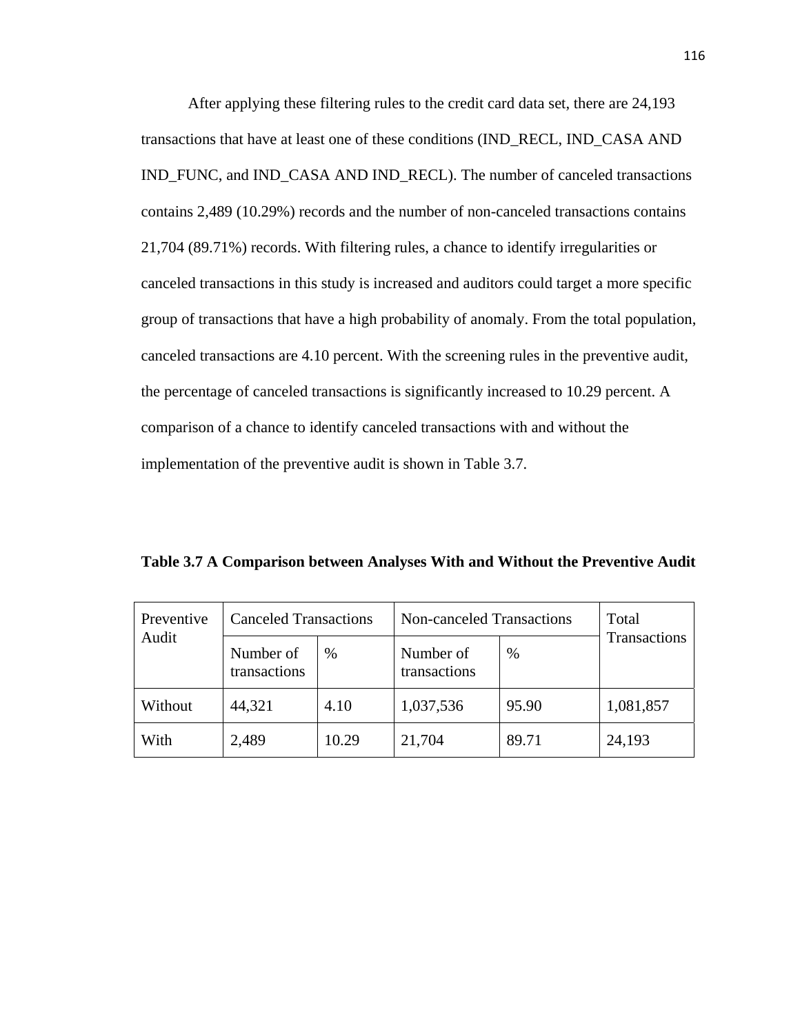After applying these filtering rules to the credit card data set, there are 24,193 transactions that have at least one of these conditions (IND_RECL, IND_CASA AND IND_FUNC, and IND_CASA AND IND_RECL). The number of canceled transactions contains 2,489 (10.29%) records and the number of non-canceled transactions contains 21,704 (89.71%) records. With filtering rules, a chance to identify irregularities or canceled transactions in this study is increased and auditors could target a more specific group of transactions that have a high probability of anomaly. From the total population, canceled transactions are 4.10 percent. With the screening rules in the preventive audit, the percentage of canceled transactions is significantly increased to 10.29 percent. A comparison of a chance to identify canceled transactions with and without the implementation of the preventive audit is shown in Table 3.7.

**Table 3.7 A Comparison between Analyses With and Without the Preventive Audit**

| Preventive Audit | Canceled Transactions | | Non-canceled Transactions | | Total Transactions |
|---|---|---|---|---|---|
| | Number of transactions | % | Number of transactions | % | |
| Without | 44,321 | 4.10 | 1,037,536 | 95.90 | 1,081,857 |
| With | 2,489 | 10.29 | 21,704 | 89.71 | 24,193 |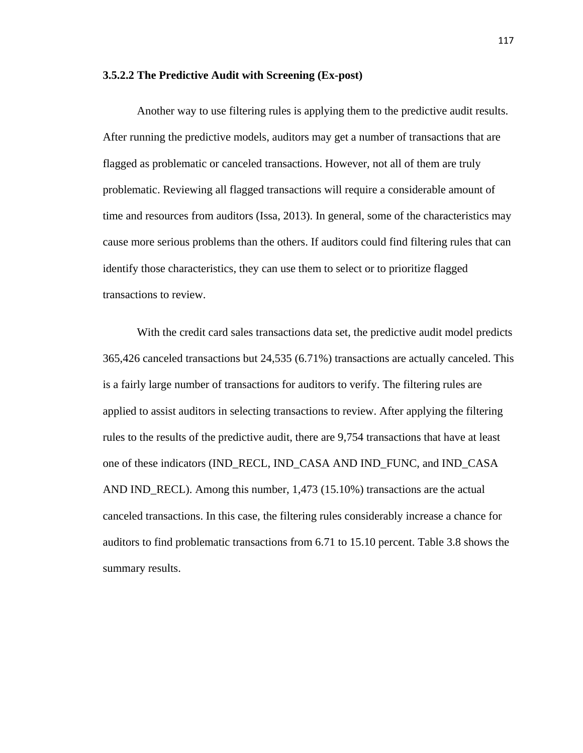#### 3.5.2.2 The Predictive Audit with Screening (Ex-post)

Another way to use filtering rules is applying them to the predictive audit results. After running the predictive models, auditors may get a number of transactions that are flagged as problematic or canceled transactions. However, not all of them are truly problematic. Reviewing all flagged transactions will require a considerable amount of time and resources from auditors (Issa, 2013). In general, some of the characteristics may cause more serious problems than the others. If auditors could find filtering rules that can identify those characteristics, they can use them to select or to prioritize flagged transactions to review.

With the credit card sales transactions data set, the predictive audit model predicts 365,426 canceled transactions but 24,535 (6.71%) transactions are actually canceled. This is a fairly large number of transactions for auditors to verify. The filtering rules are applied to assist auditors in selecting transactions to review. After applying the filtering rules to the results of the predictive audit, there are 9,754 transactions that have at least one of these indicators (IND_RECL, IND_CASA AND IND_FUNC, and IND_CASA AND IND_RECL). Among this number, 1,473 (15.10%) transactions are the actual canceled transactions. In this case, the filtering rules considerably increase a chance for auditors to find problematic transactions from 6.71 to 15.10 percent. Table 3.8 shows the summary results.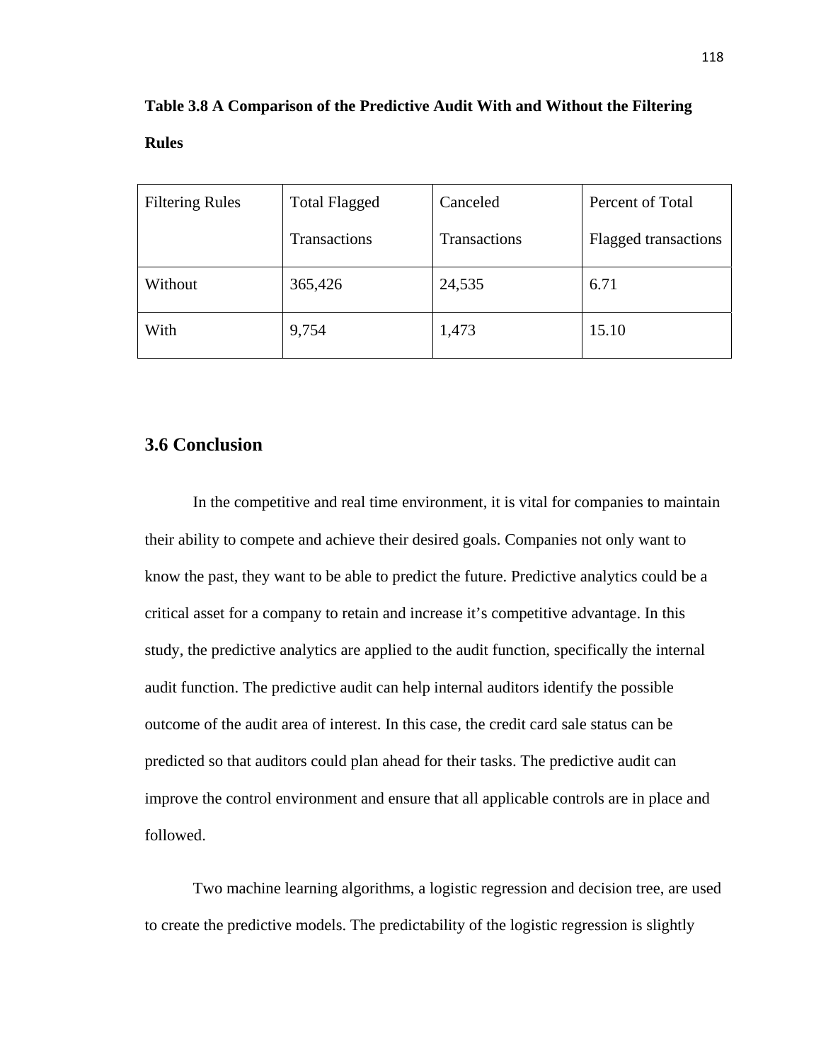**Table 3.8 A Comparison of the Predictive Audit With and Without the Filtering Rules**

| Filtering Rules | Total Flagged Transactions | Canceled Transactions | Percent of Total Flagged transactions |
|---|---|---|---|
| Without | 365,426 | 24,535 | 6.71 |
| With | 9,754 | 1,473 | 15.10 |

## 3.6 Conclusion

In the competitive and real time environment, it is vital for companies to maintain their ability to compete and achieve their desired goals. Companies not only want to know the past, they want to be able to predict the future. Predictive analytics could be a critical asset for a company to retain and increase it's competitive advantage. In this study, the predictive analytics are applied to the audit function, specifically the internal audit function. The predictive audit can help internal auditors identify the possible outcome of the audit area of interest. In this case, the credit card sale status can be predicted so that auditors could plan ahead for their tasks. The predictive audit can improve the control environment and ensure that all applicable controls are in place and followed.

Two machine learning algorithms, a logistic regression and decision tree, are used to create the predictive models. The predictability of the logistic regression is slightly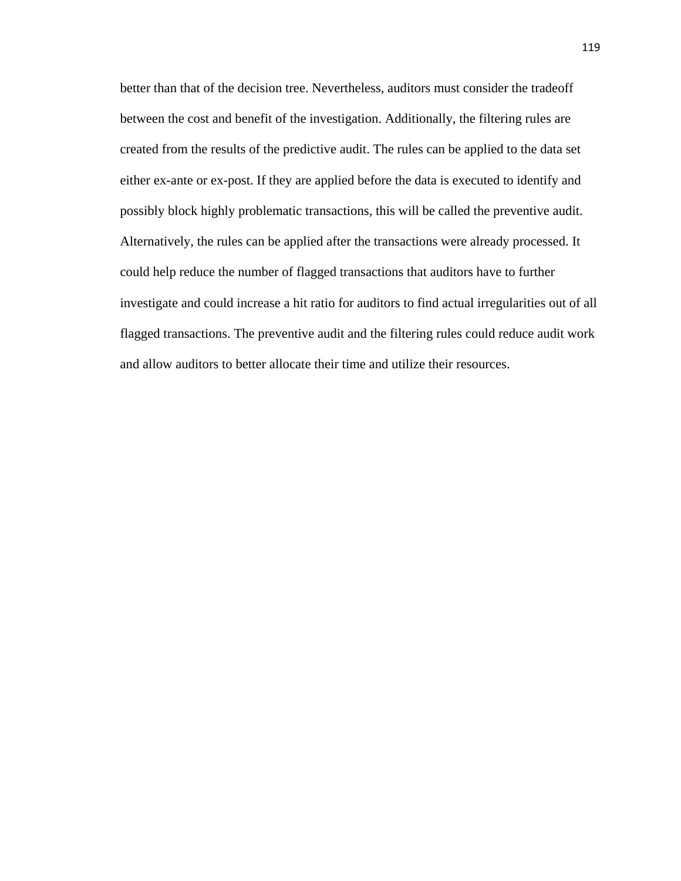better than that of the decision tree. Nevertheless, auditors must consider the tradeoff between the cost and benefit of the investigation. Additionally, the filtering rules are created from the results of the predictive audit. The rules can be applied to the data set either ex-ante or ex-post. If they are applied before the data is executed to identify and possibly block highly problematic transactions, this will be called the preventive audit. Alternatively, the rules can be applied after the transactions were already processed. It could help reduce the number of flagged transactions that auditors have to further investigate and could increase a hit ratio for auditors to find actual irregularities out of all flagged transactions. The preventive audit and the filtering rules could reduce audit work and allow auditors to better allocate their time and utilize their resources.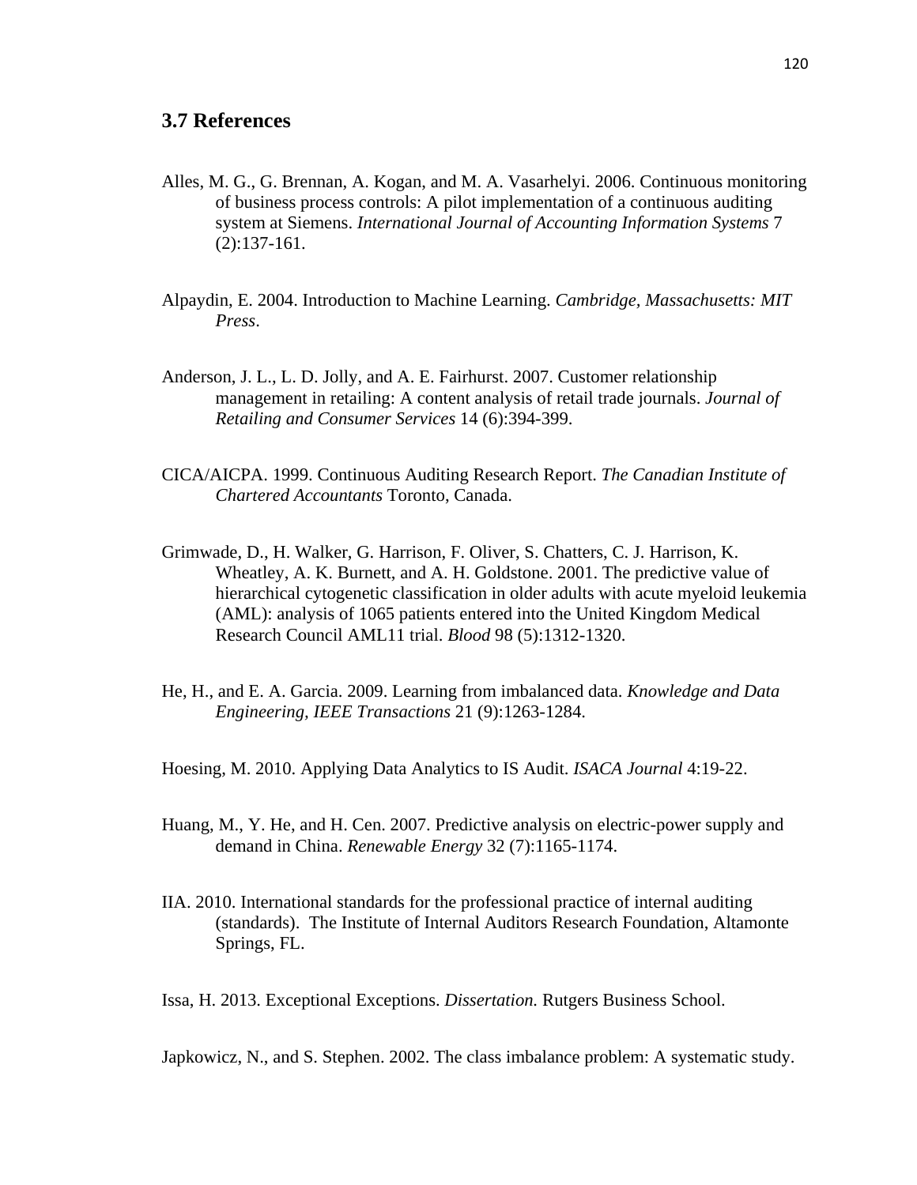### 3.7 References

Alles, M. G., G. Brennan, A. Kogan, and M. A. Vasarhelyi. 2006. Continuous monitoring of business process controls: A pilot implementation of a continuous auditing system at Siemens. *International Journal of Accounting Information Systems* 7 (2):137-161.

Alpaydin, E. 2004. Introduction to Machine Learning. *Cambridge, Massachusetts: MIT Press*.

Anderson, J. L., L. D. Jolly, and A. E. Fairhurst. 2007. Customer relationship management in retailing: A content analysis of retail trade journals. *Journal of Retailing and Consumer Services* 14 (6):394-399.

CICA/AICPA. 1999. Continuous Auditing Research Report. *The Canadian Institute of Chartered Accountants* Toronto, Canada.

Grimwade, D., H. Walker, G. Harrison, F. Oliver, S. Chatters, C. J. Harrison, K. Wheatley, A. K. Burnett, and A. H. Goldstone. 2001. The predictive value of hierarchical cytogenetic classification in older adults with acute myeloid leukemia (AML): analysis of 1065 patients entered into the United Kingdom Medical Research Council AML11 trial. *Blood* 98 (5):1312-1320.

He, H., and E. A. Garcia. 2009. Learning from imbalanced data. *Knowledge and Data Engineering, IEEE Transactions* 21 (9):1263-1284.

Hoesing, M. 2010. Applying Data Analytics to IS Audit. *ISACA Journal* 4:19-22.

Huang, M., Y. He, and H. Cen. 2007. Predictive analysis on electric-power supply and demand in China. *Renewable Energy* 32 (7):1165-1174.

IIA. 2010. International standards for the professional practice of internal auditing (standards). The Institute of Internal Auditors Research Foundation, Altamonte Springs, FL.

Issa, H. 2013. Exceptional Exceptions. *Dissertation.* Rutgers Business School.

Japkowicz, N., and S. Stephen. 2002. The class imbalance problem: A systematic study.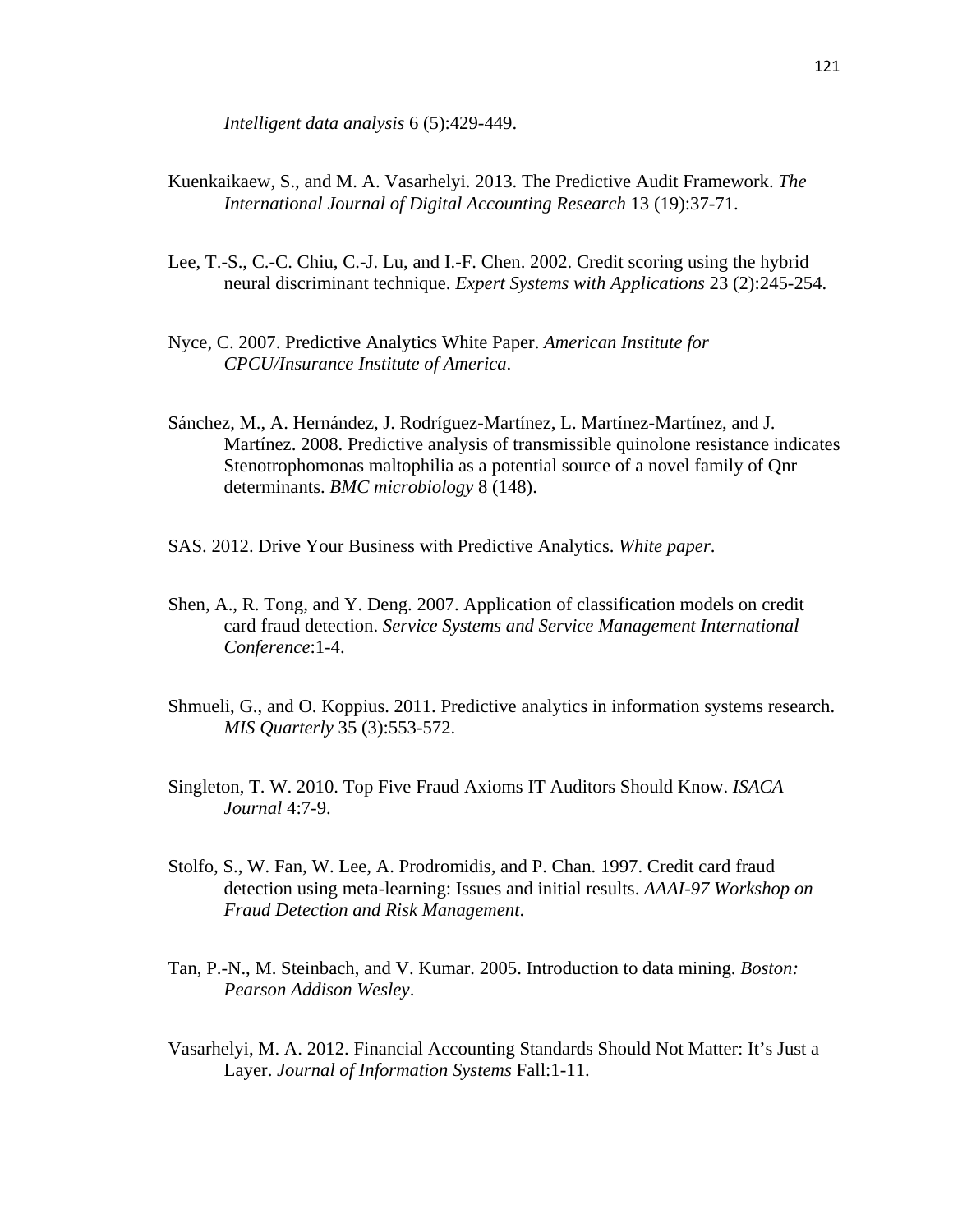*Intelligent data analysis* 6 (5):429-449.

Kuenkaikaew, S., and M. A. Vasarhelyi. 2013. The Predictive Audit Framework. *The International Journal of Digital Accounting Research* 13 (19):37-71.

Lee, T.-S., C.-C. Chiu, C.-J. Lu, and I.-F. Chen. 2002. Credit scoring using the hybrid neural discriminant technique. *Expert Systems with Applications* 23 (2):245-254.

Nyce, C. 2007. Predictive Analytics White Paper. *American Institute for CPCU/Insurance Institute of America*.

Sánchez, M., A. Hernández, J. Rodríguez-Martínez, L. Martínez-Martínez, and J. Martínez. 2008. Predictive analysis of transmissible quinolone resistance indicates Stenotrophomonas maltophilia as a potential source of a novel family of Qnr determinants. *BMC microbiology* 8 (148).

SAS. 2012. Drive Your Business with Predictive Analytics. *White paper*.

Shen, A., R. Tong, and Y. Deng. 2007. Application of classification models on credit card fraud detection. *Service Systems and Service Management International Conference*:1-4.

Shmueli, G., and O. Koppius. 2011. Predictive analytics in information systems research. *MIS Quarterly* 35 (3):553-572.

Singleton, T. W. 2010. Top Five Fraud Axioms IT Auditors Should Know. *ISACA Journal* 4:7-9.

Stolfo, S., W. Fan, W. Lee, A. Prodromidis, and P. Chan. 1997. Credit card fraud detection using meta-learning: Issues and initial results. *AAAI-97 Workshop on Fraud Detection and Risk Management*.

Tan, P.-N., M. Steinbach, and V. Kumar. 2005. Introduction to data mining. *Boston: Pearson Addison Wesley*.

Vasarhelyi, M. A. 2012. Financial Accounting Standards Should Not Matter: It's Just a Layer. *Journal of Information Systems* Fall:1-11.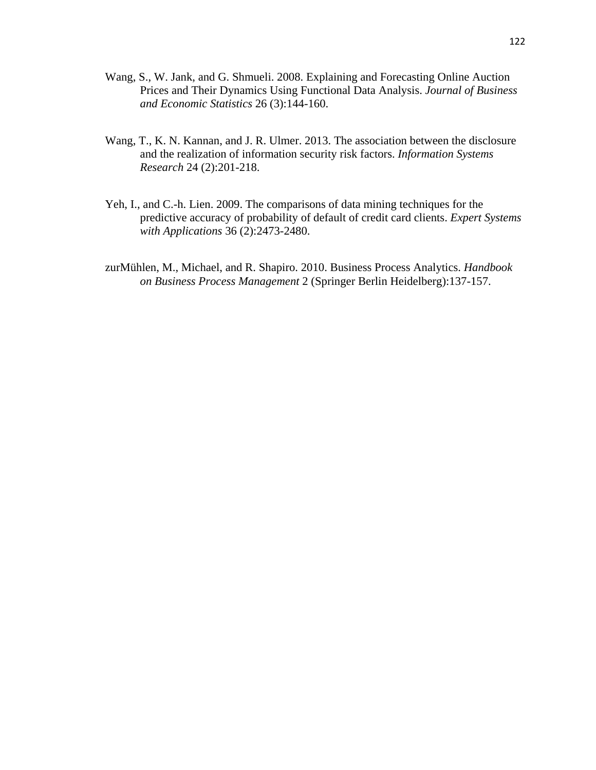Wang, S., W. Jank, and G. Shmueli. 2008. Explaining and Forecasting Online Auction Prices and Their Dynamics Using Functional Data Analysis. *Journal of Business and Economic Statistics* 26 (3):144-160.

Wang, T., K. N. Kannan, and J. R. Ulmer. 2013. The association between the disclosure and the realization of information security risk factors. *Information Systems Research* 24 (2):201-218.

Yeh, I., and C.-h. Lien. 2009. The comparisons of data mining techniques for the predictive accuracy of probability of default of credit card clients. *Expert Systems with Applications* 36 (2):2473-2480.

zurMühlen, M., Michael, and R. Shapiro. 2010. Business Process Analytics. *Handbook on Business Process Management* 2 (Springer Berlin Heidelberg):137-157.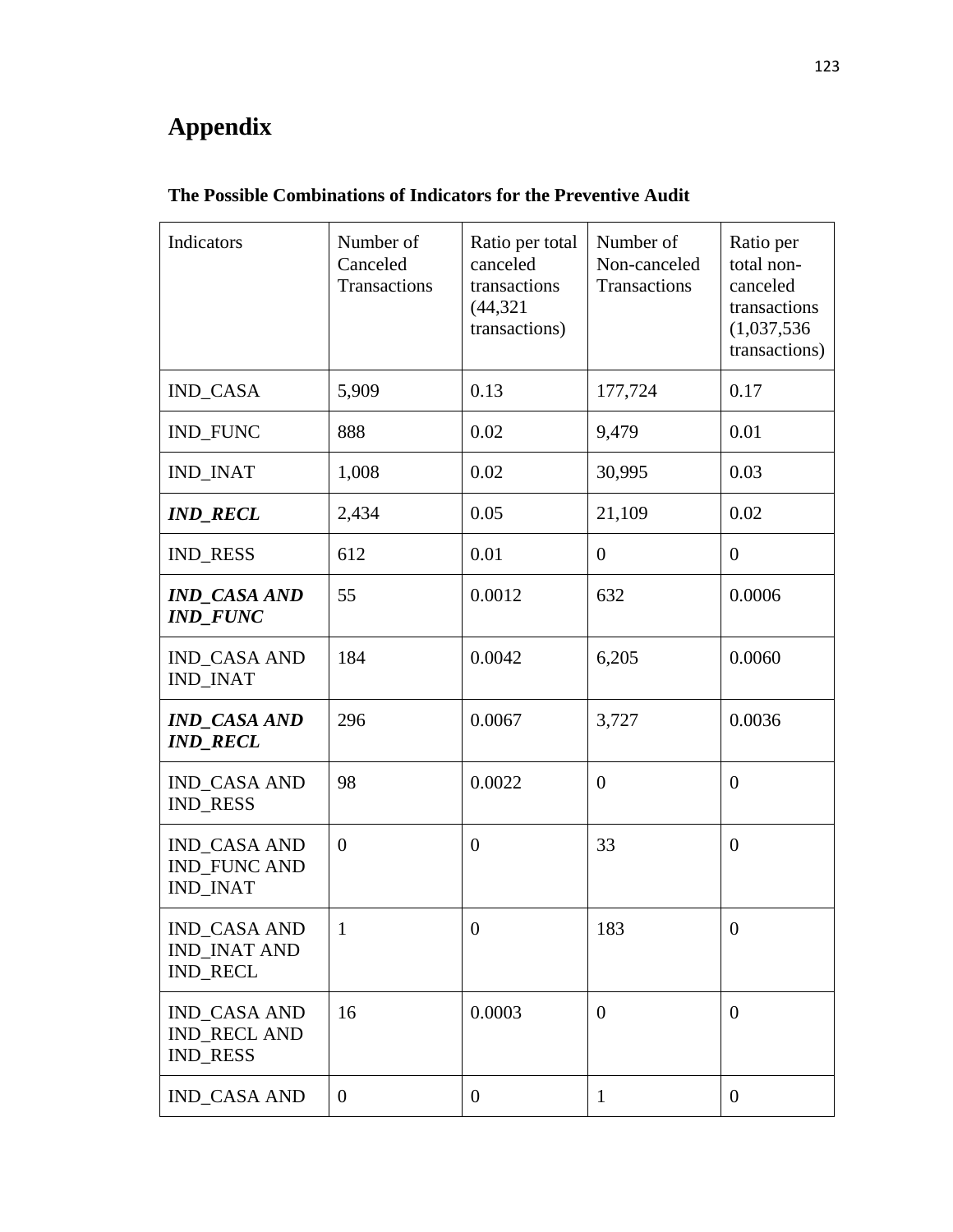# Appendix

**The Possible Combinations of Indicators for the Preventive Audit**

| Indicators | Number of Canceled Transactions | Ratio per total canceled transactions (44,321 transactions) | Number of Non-canceled Transactions | Ratio per total non-canceled transactions (1,037,536 transactions) |
|---|---|---|---|---|
| IND_CASA | 5,909 | 0.13 | 177,724 | 0.17 |
| IND_FUNC | 888 | 0.02 | 9,479 | 0.01 |
| IND_INAT | 1,008 | 0.02 | 30,995 | 0.03 |
| ***IND_RECL*** | 2,434 | 0.05 | 21,109 | 0.02 |
| IND_RESS | 612 | 0.01 | 0 | 0 |
| ***IND_CASA AND IND_FUNC*** | 55 | 0.0012 | 632 | 0.0006 |
| IND_CASA AND IND_INAT | 184 | 0.0042 | 6,205 | 0.0060 |
| ***IND_CASA AND IND_RECL*** | 296 | 0.0067 | 3,727 | 0.0036 |
| IND_CASA AND IND_RESS | 98 | 0.0022 | 0 | 0 |
| IND_CASA AND IND_FUNC AND IND_INAT | 0 | 0 | 33 | 0 |
| IND_CASA AND IND_INAT AND IND_RECL | 1 | 0 | 183 | 0 |
| IND_CASA AND IND_RECL AND IND_RESS | 16 | 0.0003 | 0 | 0 |
| IND_CASA AND | 0 | 0 | 1 | 0 |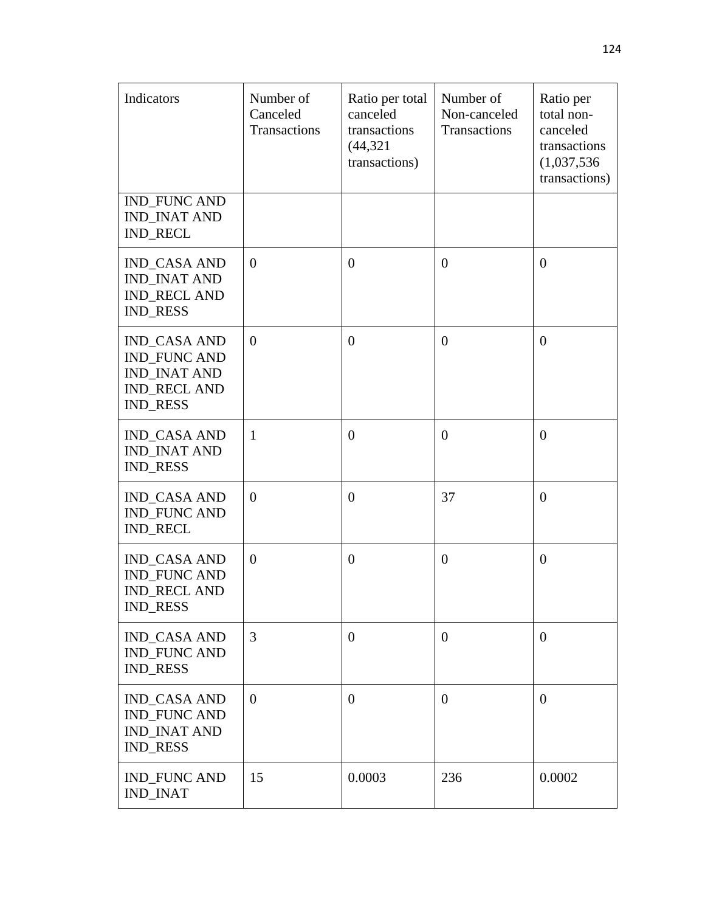| Indicators | Number of Canceled Transactions | Ratio per total canceled transactions (44,321 transactions) | Number of Non-canceled Transactions | Ratio per total non-canceled transactions (1,037,536 transactions) |
|---|---|---|---|---|
| IND_FUNC AND IND_INAT AND IND_RECL | | | | |
| IND_CASA AND IND_INAT AND IND_RECL AND IND_RESS | 0 | 0 | 0 | 0 |
| IND_CASA AND IND_FUNC AND IND_INAT AND IND_RECL AND IND_RESS | 0 | 0 | 0 | 0 |
| IND_CASA AND IND_INAT AND IND_RESS | 1 | 0 | 0 | 0 |
| IND_CASA AND IND_FUNC AND IND_RECL | 0 | 0 | 37 | 0 |
| IND_CASA AND IND_FUNC AND IND_RECL AND IND_RESS | 0 | 0 | 0 | 0 |
| IND_CASA AND IND_FUNC AND IND_RESS | 3 | 0 | 0 | 0 |
| IND_CASA AND IND_FUNC AND IND_INAT AND IND_RESS | 0 | 0 | 0 | 0 |
| IND_FUNC AND IND_INAT | 15 | 0.0003 | 236 | 0.0002 |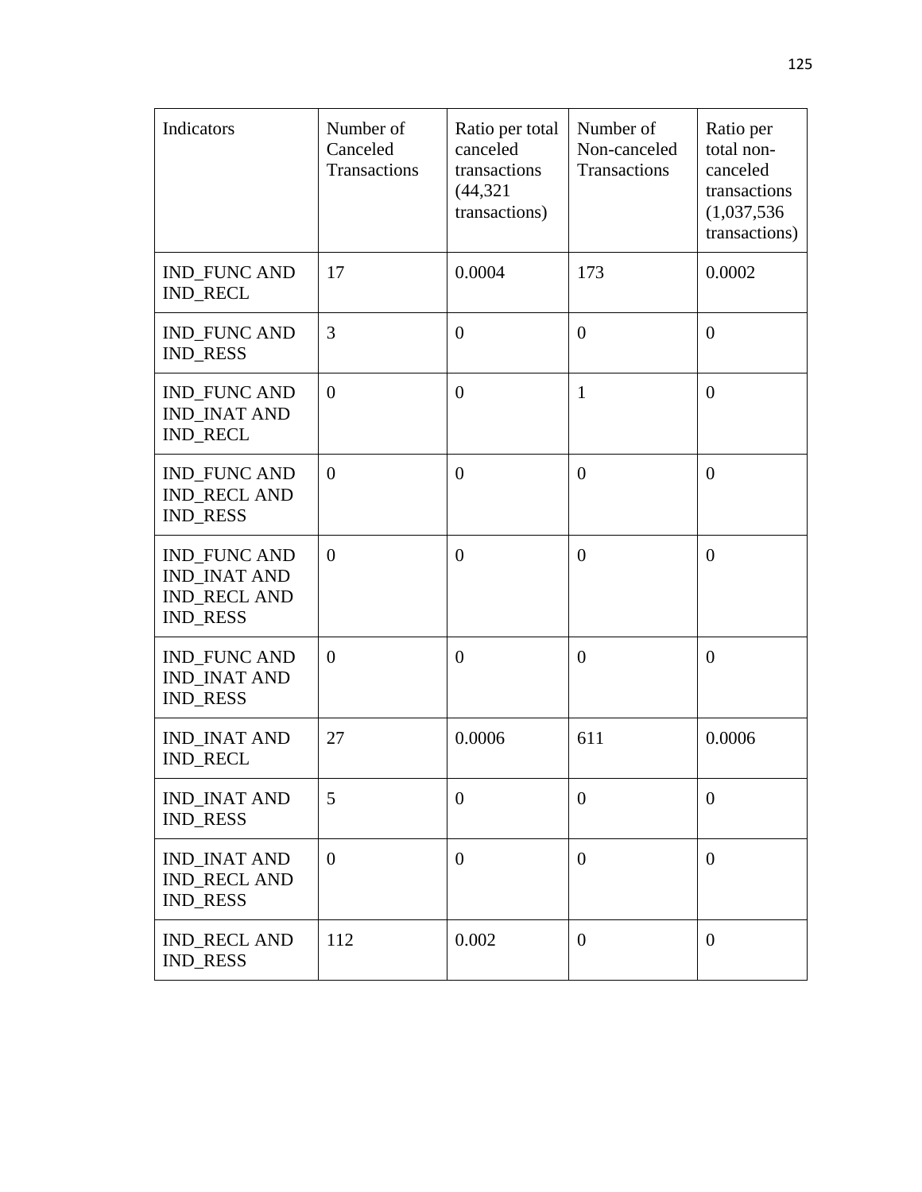| Indicators | Number of Canceled Transactions | Ratio per total canceled transactions (44,321 transactions) | Number of Non-canceled Transactions | Ratio per total non-canceled transactions (1,037,536 transactions) |
|---|---|---|---|---|
| IND_FUNC AND IND_RECL | 17 | 0.0004 | 173 | 0.0002 |
| IND_FUNC AND IND_RESS | 3 | 0 | 0 | 0 |
| IND_FUNC AND IND_INAT AND IND_RECL | 0 | 0 | 1 | 0 |
| IND_FUNC AND IND_RECL AND IND_RESS | 0 | 0 | 0 | 0 |
| IND_FUNC AND IND_INAT AND IND_RECL AND IND_RESS | 0 | 0 | 0 | 0 |
| IND_FUNC AND IND_INAT AND IND_RESS | 0 | 0 | 0 | 0 |
| IND_INAT AND IND_RECL | 27 | 0.0006 | 611 | 0.0006 |
| IND_INAT AND IND_RESS | 5 | 0 | 0 | 0 |
| IND_INAT AND IND_RECL AND IND_RESS | 0 | 0 | 0 | 0 |
| IND_RECL AND IND_RESS | 112 | 0.002 | 0 | 0 |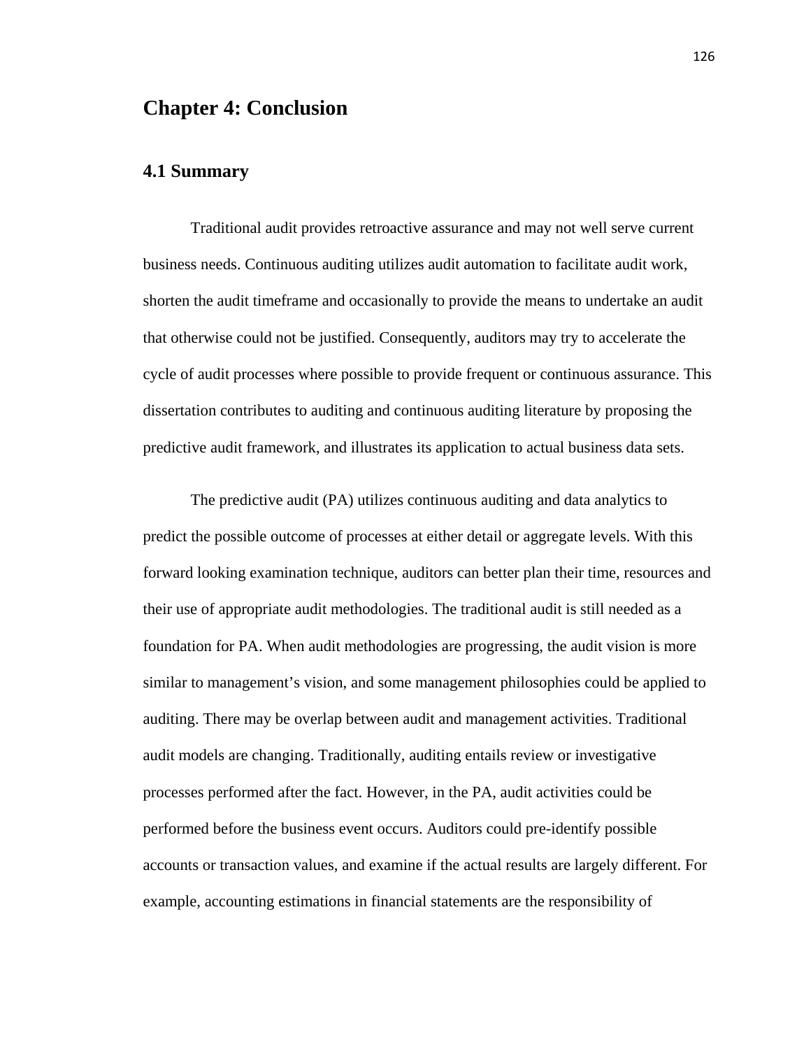# Chapter 4: Conclusion

## 4.1 Summary

Traditional audit provides retroactive assurance and may not well serve current business needs. Continuous auditing utilizes audit automation to facilitate audit work, shorten the audit timeframe and occasionally to provide the means to undertake an audit that otherwise could not be justified. Consequently, auditors may try to accelerate the cycle of audit processes where possible to provide frequent or continuous assurance. This dissertation contributes to auditing and continuous auditing literature by proposing the predictive audit framework, and illustrates its application to actual business data sets.

The predictive audit (PA) utilizes continuous auditing and data analytics to predict the possible outcome of processes at either detail or aggregate levels. With this forward looking examination technique, auditors can better plan their time, resources and their use of appropriate audit methodologies. The traditional audit is still needed as a foundation for PA. When audit methodologies are progressing, the audit vision is more similar to management's vision, and some management philosophies could be applied to auditing. There may be overlap between audit and management activities. Traditional audit models are changing. Traditionally, auditing entails review or investigative processes performed after the fact. However, in the PA, audit activities could be performed before the business event occurs. Auditors could pre-identify possible accounts or transaction values, and examine if the actual results are largely different. For example, accounting estimations in financial statements are the responsibility of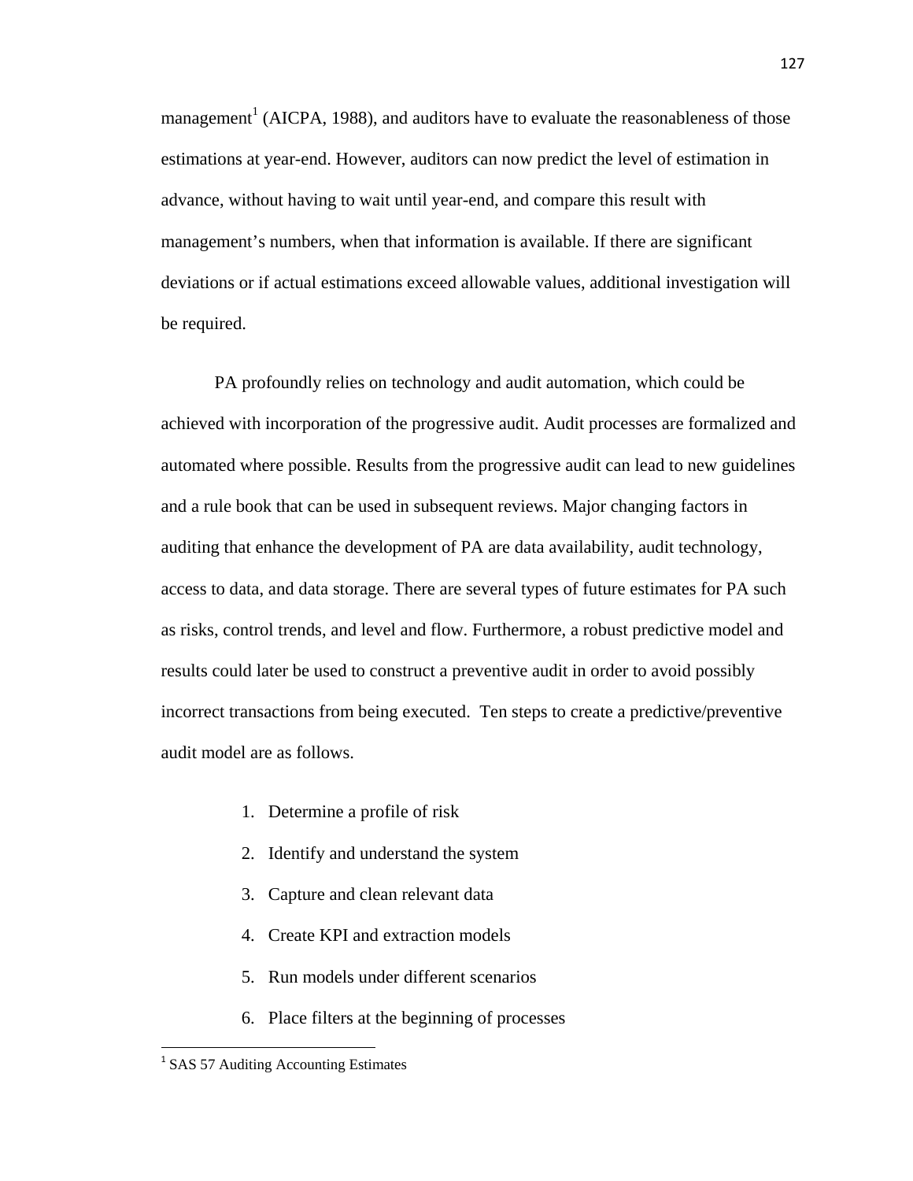management[1] (AICPA, 1988), and auditors have to evaluate the reasonableness of those estimations at year-end. However, auditors can now predict the level of estimation in advance, without having to wait until year-end, and compare this result with management's numbers, when that information is available. If there are significant deviations or if actual estimations exceed allowable values, additional investigation will be required.

PA profoundly relies on technology and audit automation, which could be achieved with incorporation of the progressive audit. Audit processes are formalized and automated where possible. Results from the progressive audit can lead to new guidelines and a rule book that can be used in subsequent reviews. Major changing factors in auditing that enhance the development of PA are data availability, audit technology, access to data, and data storage. There are several types of future estimates for PA such as risks, control trends, and level and flow. Furthermore, a robust predictive model and results could later be used to construct a preventive audit in order to avoid possibly incorrect transactions from being executed. Ten steps to create a predictive/preventive audit model are as follows.

1. Determine a profile of risk
2. Identify and understand the system
3. Capture and clean relevant data
4. Create KPI and extraction models
5. Run models under different scenarios
6. Place filters at the beginning of processes

[1] SAS 57 Auditing Accounting Estimates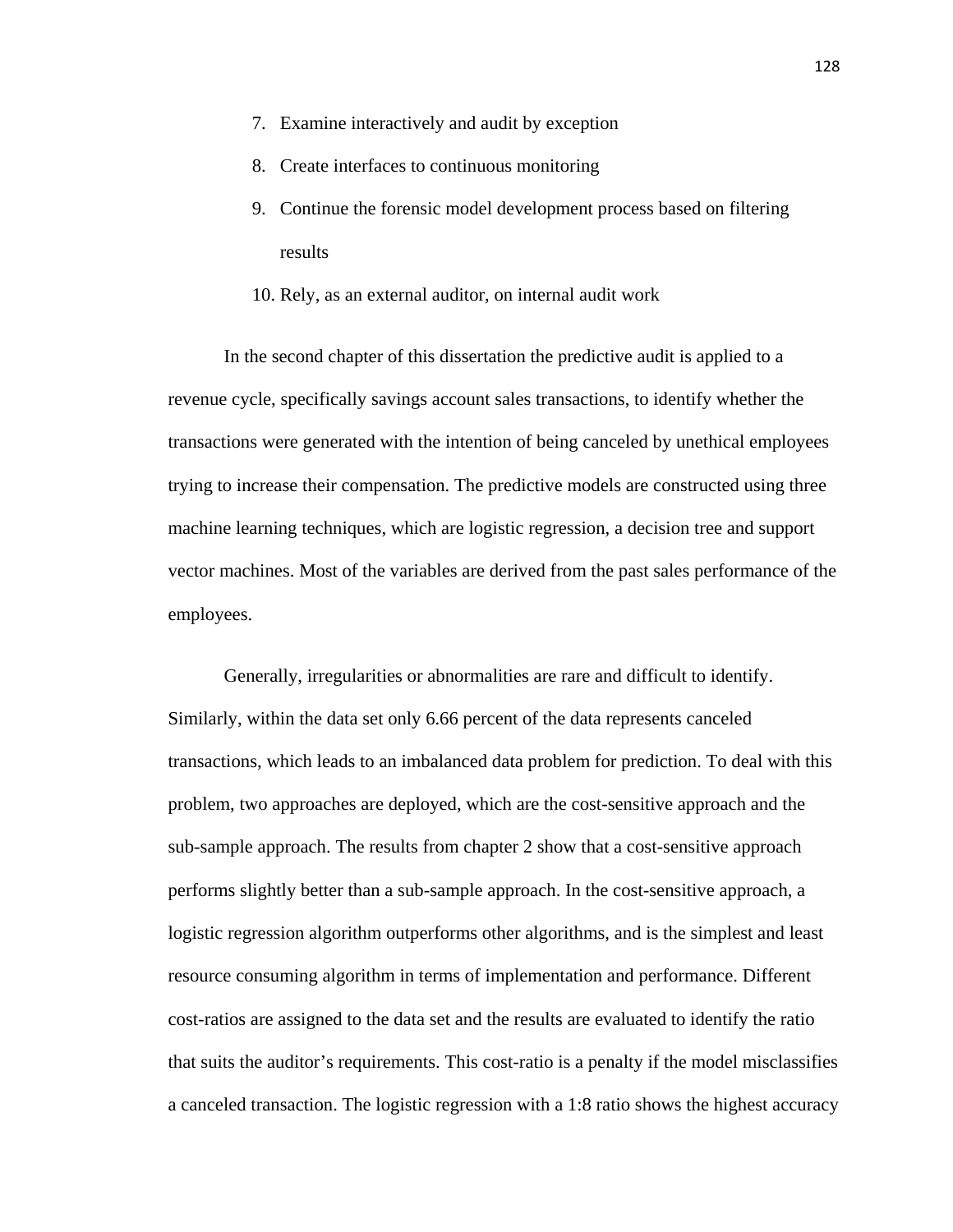7. Examine interactively and audit by exception
8. Create interfaces to continuous monitoring
9. Continue the forensic model development process based on filtering results
10. Rely, as an external auditor, on internal audit work

In the second chapter of this dissertation the predictive audit is applied to a revenue cycle, specifically savings account sales transactions, to identify whether the transactions were generated with the intention of being canceled by unethical employees trying to increase their compensation. The predictive models are constructed using three machine learning techniques, which are logistic regression, a decision tree and support vector machines. Most of the variables are derived from the past sales performance of the employees.

Generally, irregularities or abnormalities are rare and difficult to identify. Similarly, within the data set only 6.66 percent of the data represents canceled transactions, which leads to an imbalanced data problem for prediction. To deal with this problem, two approaches are deployed, which are the cost-sensitive approach and the sub-sample approach. The results from chapter 2 show that a cost-sensitive approach performs slightly better than a sub-sample approach. In the cost-sensitive approach, a logistic regression algorithm outperforms other algorithms, and is the simplest and least resource consuming algorithm in terms of implementation and performance. Different cost-ratios are assigned to the data set and the results are evaluated to identify the ratio that suits the auditor's requirements. This cost-ratio is a penalty if the model misclassifies a canceled transaction. The logistic regression with a 1:8 ratio shows the highest accuracy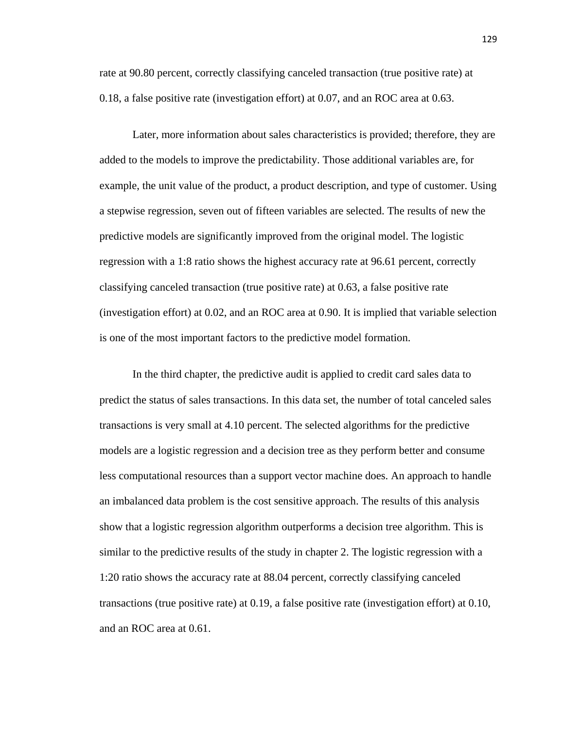rate at 90.80 percent, correctly classifying canceled transaction (true positive rate) at 0.18, a false positive rate (investigation effort) at 0.07, and an ROC area at 0.63.

Later, more information about sales characteristics is provided; therefore, they are added to the models to improve the predictability. Those additional variables are, for example, the unit value of the product, a product description, and type of customer. Using a stepwise regression, seven out of fifteen variables are selected. The results of new the predictive models are significantly improved from the original model. The logistic regression with a 1:8 ratio shows the highest accuracy rate at 96.61 percent, correctly classifying canceled transaction (true positive rate) at 0.63, a false positive rate (investigation effort) at 0.02, and an ROC area at 0.90. It is implied that variable selection is one of the most important factors to the predictive model formation.

In the third chapter, the predictive audit is applied to credit card sales data to predict the status of sales transactions. In this data set, the number of total canceled sales transactions is very small at 4.10 percent. The selected algorithms for the predictive models are a logistic regression and a decision tree as they perform better and consume less computational resources than a support vector machine does. An approach to handle an imbalanced data problem is the cost sensitive approach. The results of this analysis show that a logistic regression algorithm outperforms a decision tree algorithm. This is similar to the predictive results of the study in chapter 2. The logistic regression with a 1:20 ratio shows the accuracy rate at 88.04 percent, correctly classifying canceled transactions (true positive rate) at 0.19, a false positive rate (investigation effort) at 0.10, and an ROC area at 0.61.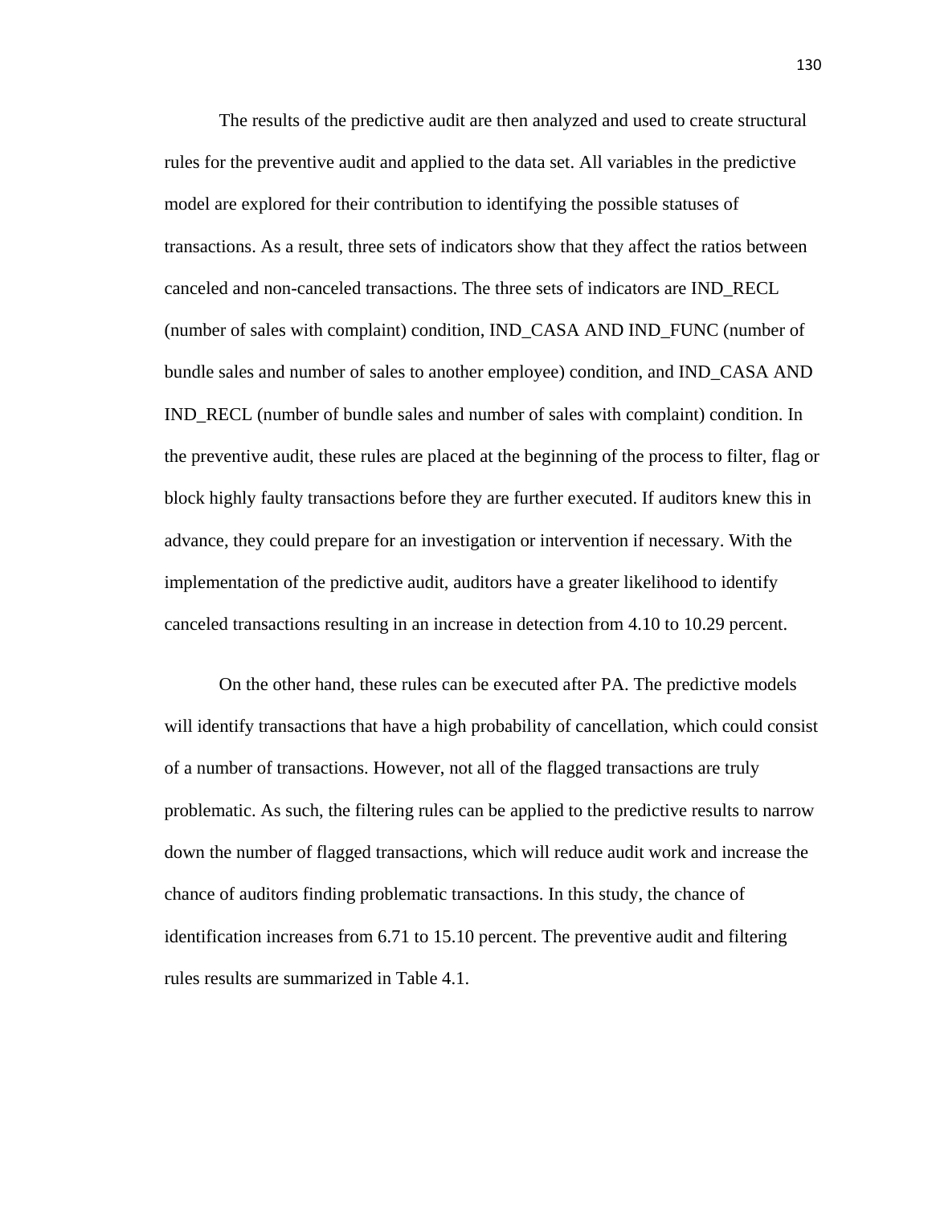The results of the predictive audit are then analyzed and used to create structural rules for the preventive audit and applied to the data set. All variables in the predictive model are explored for their contribution to identifying the possible statuses of transactions. As a result, three sets of indicators show that they affect the ratios between canceled and non-canceled transactions. The three sets of indicators are IND_RECL (number of sales with complaint) condition, IND_CASA AND IND_FUNC (number of bundle sales and number of sales to another employee) condition, and IND_CASA AND IND_RECL (number of bundle sales and number of sales with complaint) condition. In the preventive audit, these rules are placed at the beginning of the process to filter, flag or block highly faulty transactions before they are further executed. If auditors knew this in advance, they could prepare for an investigation or intervention if necessary. With the implementation of the predictive audit, auditors have a greater likelihood to identify canceled transactions resulting in an increase in detection from 4.10 to 10.29 percent.

On the other hand, these rules can be executed after PA. The predictive models will identify transactions that have a high probability of cancellation, which could consist of a number of transactions. However, not all of the flagged transactions are truly problematic. As such, the filtering rules can be applied to the predictive results to narrow down the number of flagged transactions, which will reduce audit work and increase the chance of auditors finding problematic transactions. In this study, the chance of identification increases from 6.71 to 15.10 percent. The preventive audit and filtering rules results are summarized in Table 4.1.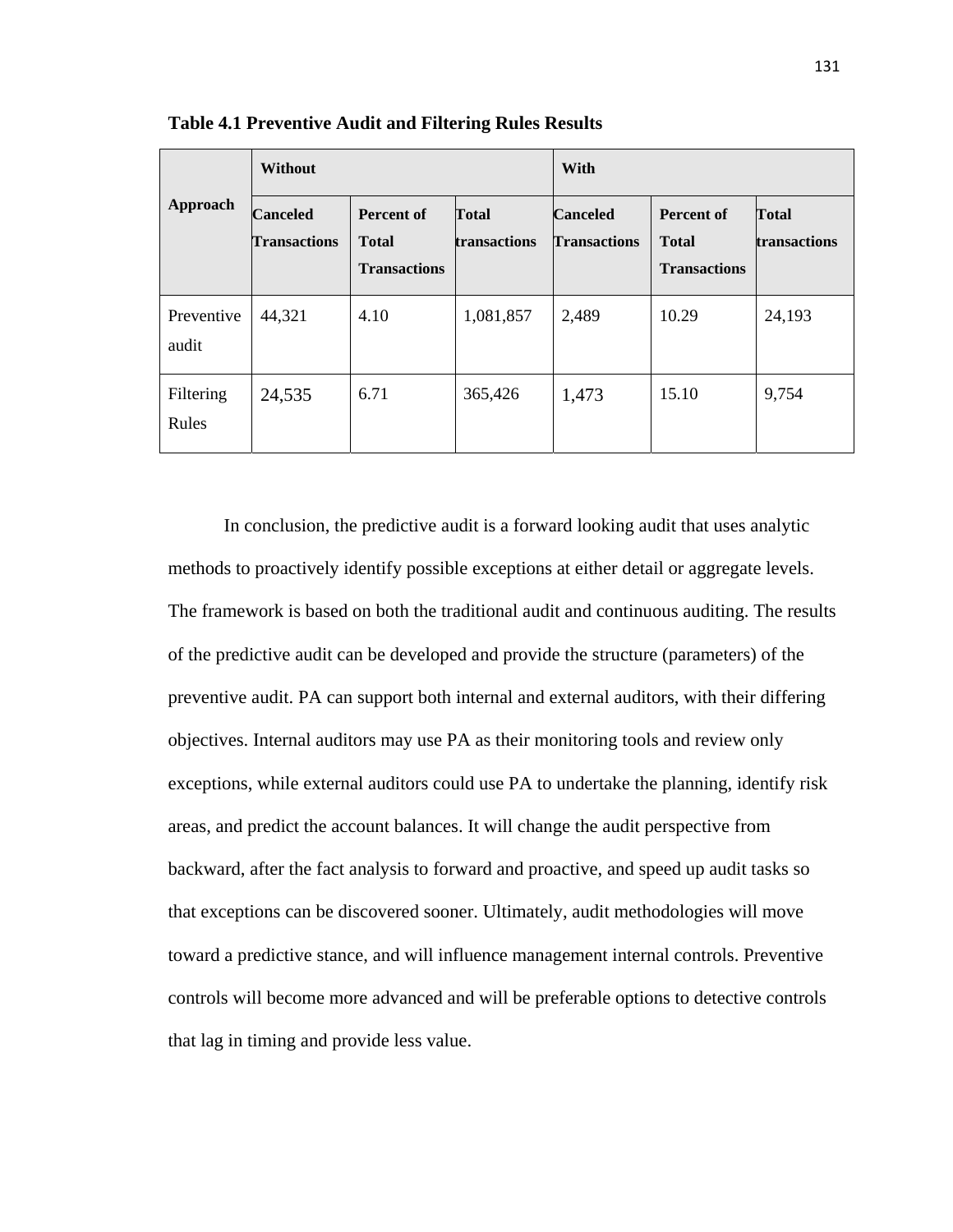**Table 4.1 Preventive Audit and Filtering Rules Results**

| Approach | Without | | | With | | |
|---|---|---|---|---|---|---|
| | Canceled Transactions | Percent of Total Transactions | Total transactions | Canceled Transactions | Percent of Total Transactions | Total transactions |
| Preventive audit | 44,321 | 4.10 | 1,081,857 | 2,489 | 10.29 | 24,193 |
| Filtering Rules | 24,535 | 6.71 | 365,426 | 1,473 | 15.10 | 9,754 |

In conclusion, the predictive audit is a forward looking audit that uses analytic methods to proactively identify possible exceptions at either detail or aggregate levels. The framework is based on both the traditional audit and continuous auditing. The results of the predictive audit can be developed and provide the structure (parameters) of the preventive audit. PA can support both internal and external auditors, with their differing objectives. Internal auditors may use PA as their monitoring tools and review only exceptions, while external auditors could use PA to undertake the planning, identify risk areas, and predict the account balances. It will change the audit perspective from backward, after the fact analysis to forward and proactive, and speed up audit tasks so that exceptions can be discovered sooner. Ultimately, audit methodologies will move toward a predictive stance, and will influence management internal controls. Preventive controls will become more advanced and will be preferable options to detective controls that lag in timing and provide less value.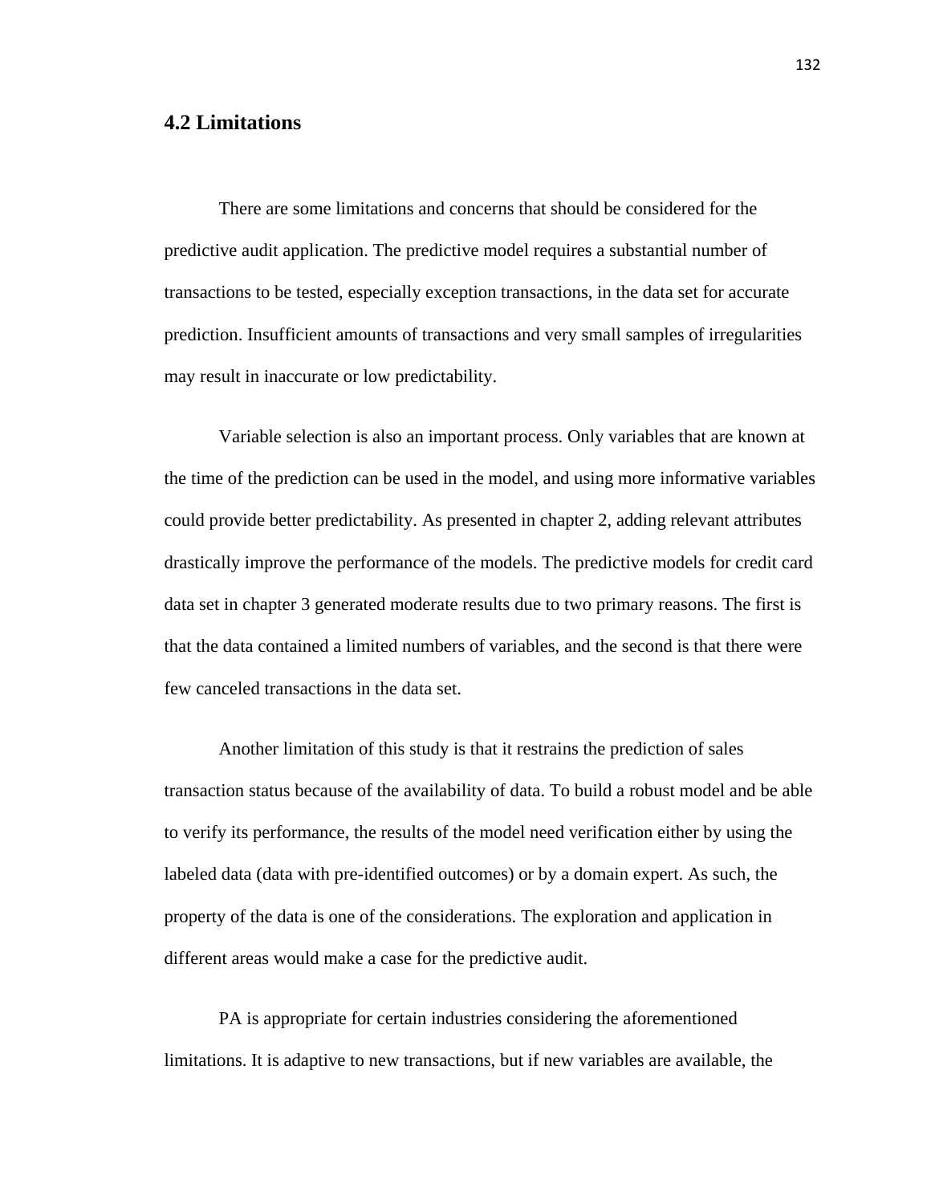## 4.2 Limitations

There are some limitations and concerns that should be considered for the predictive audit application. The predictive model requires a substantial number of transactions to be tested, especially exception transactions, in the data set for accurate prediction. Insufficient amounts of transactions and very small samples of irregularities may result in inaccurate or low predictability.

Variable selection is also an important process. Only variables that are known at the time of the prediction can be used in the model, and using more informative variables could provide better predictability. As presented in chapter 2, adding relevant attributes drastically improve the performance of the models. The predictive models for credit card data set in chapter 3 generated moderate results due to two primary reasons. The first is that the data contained a limited numbers of variables, and the second is that there were few canceled transactions in the data set.

Another limitation of this study is that it restrains the prediction of sales transaction status because of the availability of data. To build a robust model and be able to verify its performance, the results of the model need verification either by using the labeled data (data with pre-identified outcomes) or by a domain expert. As such, the property of the data is one of the considerations. The exploration and application in different areas would make a case for the predictive audit.

PA is appropriate for certain industries considering the aforementioned limitations. It is adaptive to new transactions, but if new variables are available, the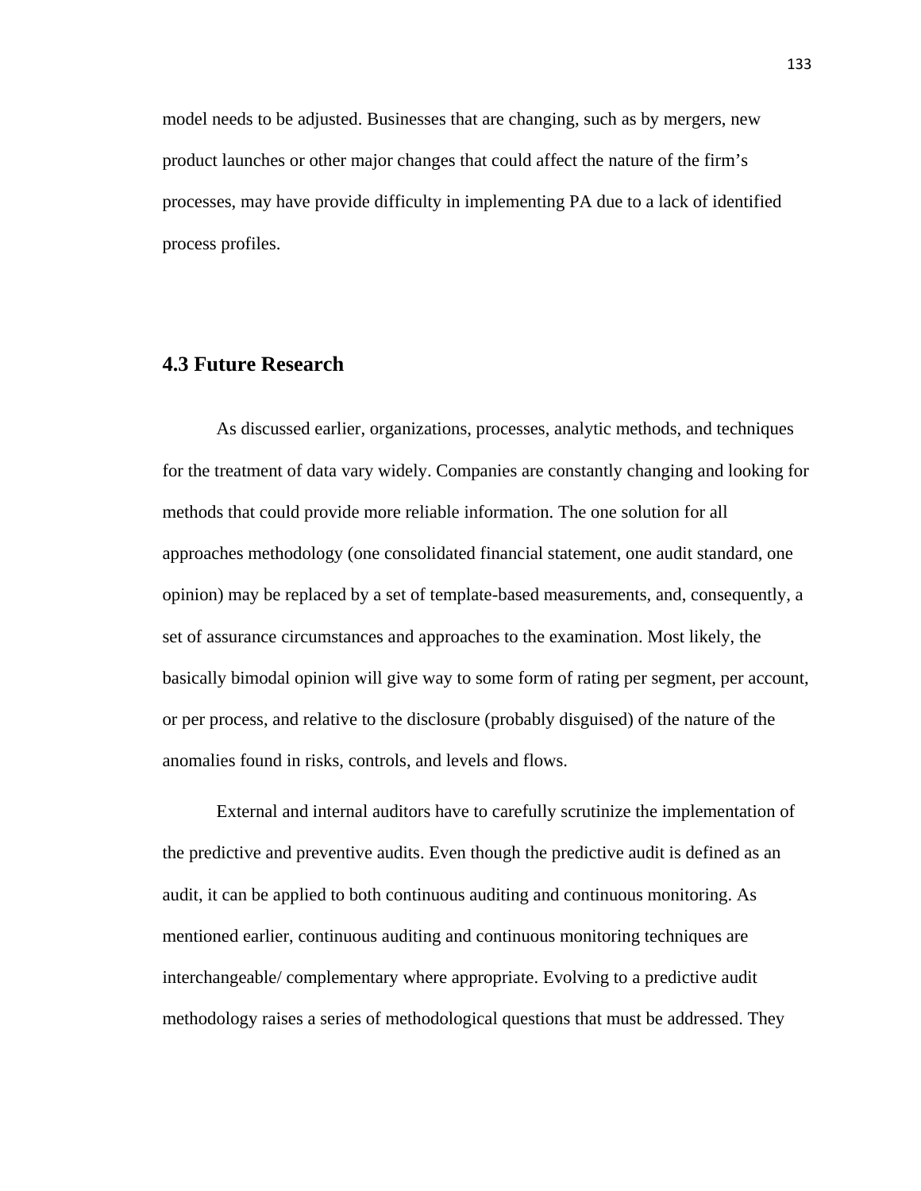model needs to be adjusted. Businesses that are changing, such as by mergers, new product launches or other major changes that could affect the nature of the firm's processes, may have provide difficulty in implementing PA due to a lack of identified process profiles.

## 4.3 Future Research

As discussed earlier, organizations, processes, analytic methods, and techniques for the treatment of data vary widely. Companies are constantly changing and looking for methods that could provide more reliable information. The one solution for all approaches methodology (one consolidated financial statement, one audit standard, one opinion) may be replaced by a set of template-based measurements, and, consequently, a set of assurance circumstances and approaches to the examination. Most likely, the basically bimodal opinion will give way to some form of rating per segment, per account, or per process, and relative to the disclosure (probably disguised) of the nature of the anomalies found in risks, controls, and levels and flows.

External and internal auditors have to carefully scrutinize the implementation of the predictive and preventive audits. Even though the predictive audit is defined as an audit, it can be applied to both continuous auditing and continuous monitoring. As mentioned earlier, continuous auditing and continuous monitoring techniques are interchangeable/ complementary where appropriate. Evolving to a predictive audit methodology raises a series of methodological questions that must be addressed. They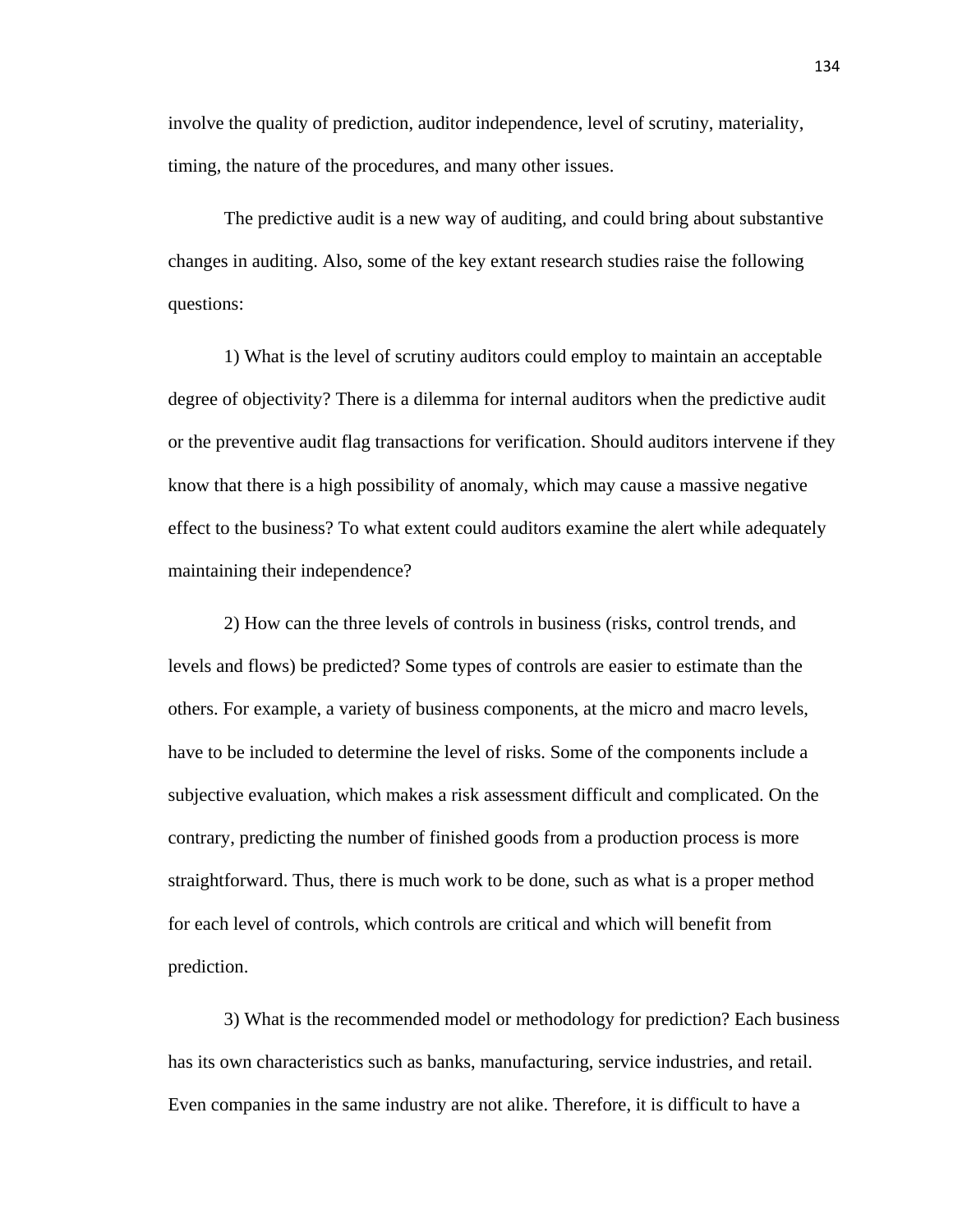involve the quality of prediction, auditor independence, level of scrutiny, materiality, timing, the nature of the procedures, and many other issues.

The predictive audit is a new way of auditing, and could bring about substantive changes in auditing. Also, some of the key extant research studies raise the following questions:

1) What is the level of scrutiny auditors could employ to maintain an acceptable degree of objectivity? There is a dilemma for internal auditors when the predictive audit or the preventive audit flag transactions for verification. Should auditors intervene if they know that there is a high possibility of anomaly, which may cause a massive negative effect to the business? To what extent could auditors examine the alert while adequately maintaining their independence?

2) How can the three levels of controls in business (risks, control trends, and levels and flows) be predicted? Some types of controls are easier to estimate than the others. For example, a variety of business components, at the micro and macro levels, have to be included to determine the level of risks. Some of the components include a subjective evaluation, which makes a risk assessment difficult and complicated. On the contrary, predicting the number of finished goods from a production process is more straightforward. Thus, there is much work to be done, such as what is a proper method for each level of controls, which controls are critical and which will benefit from prediction.

3) What is the recommended model or methodology for prediction? Each business has its own characteristics such as banks, manufacturing, service industries, and retail. Even companies in the same industry are not alike. Therefore, it is difficult to have a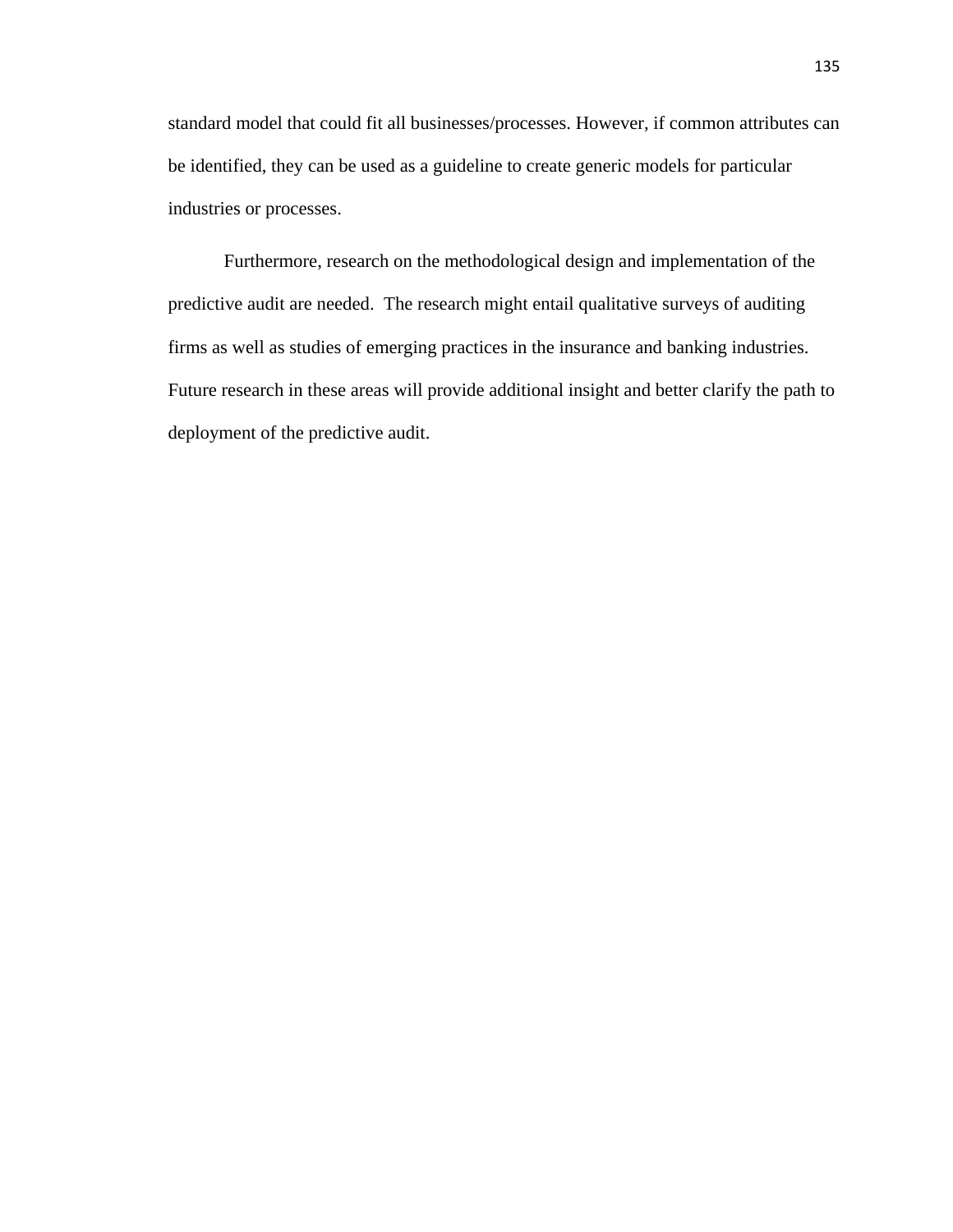standard model that could fit all businesses/processes. However, if common attributes can be identified, they can be used as a guideline to create generic models for particular industries or processes.

Furthermore, research on the methodological design and implementation of the predictive audit are needed. The research might entail qualitative surveys of auditing firms as well as studies of emerging practices in the insurance and banking industries. Future research in these areas will provide additional insight and better clarify the path to deployment of the predictive audit.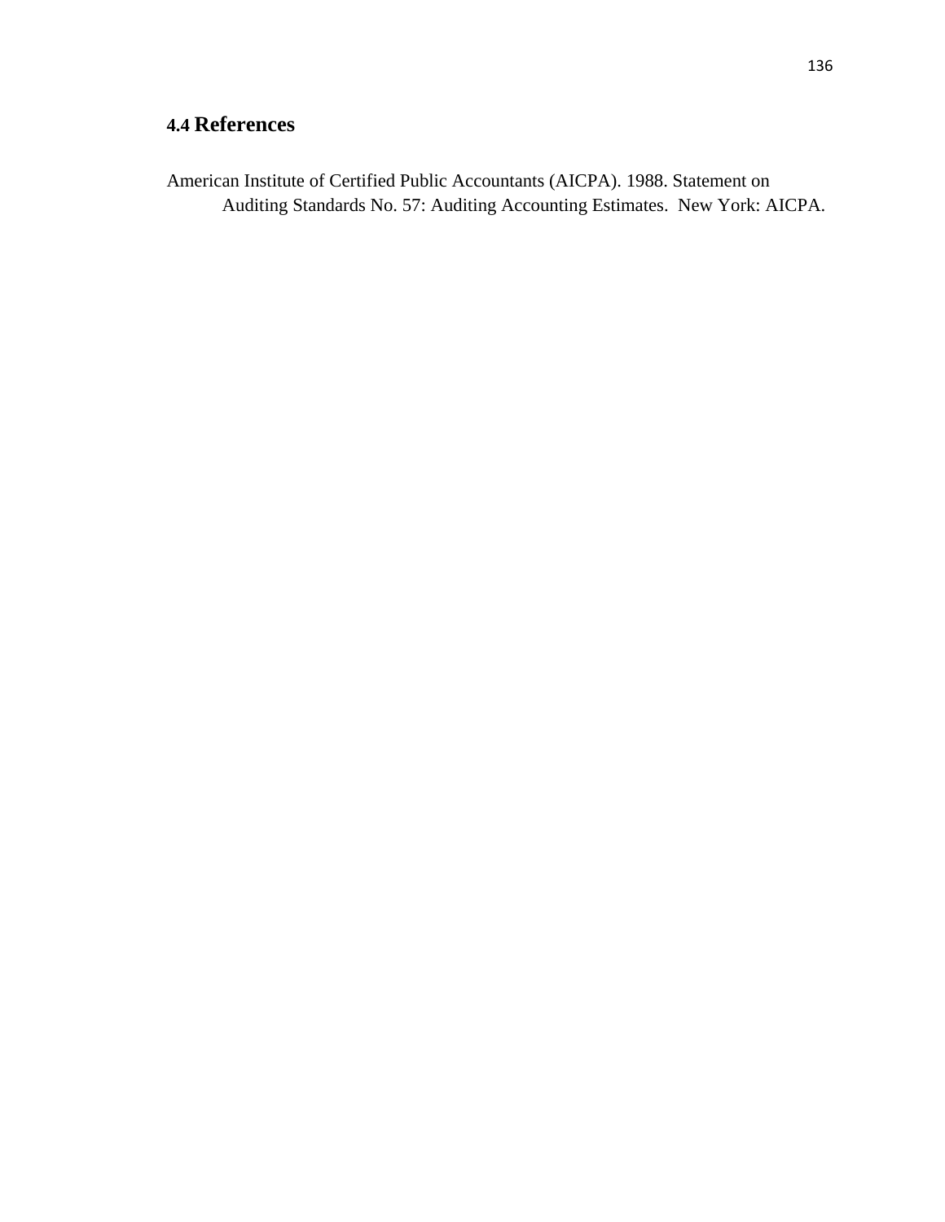## 4.4 References

American Institute of Certified Public Accountants (AICPA). 1988. Statement on Auditing Standards No. 57: Auditing Accounting Estimates. New York: AICPA.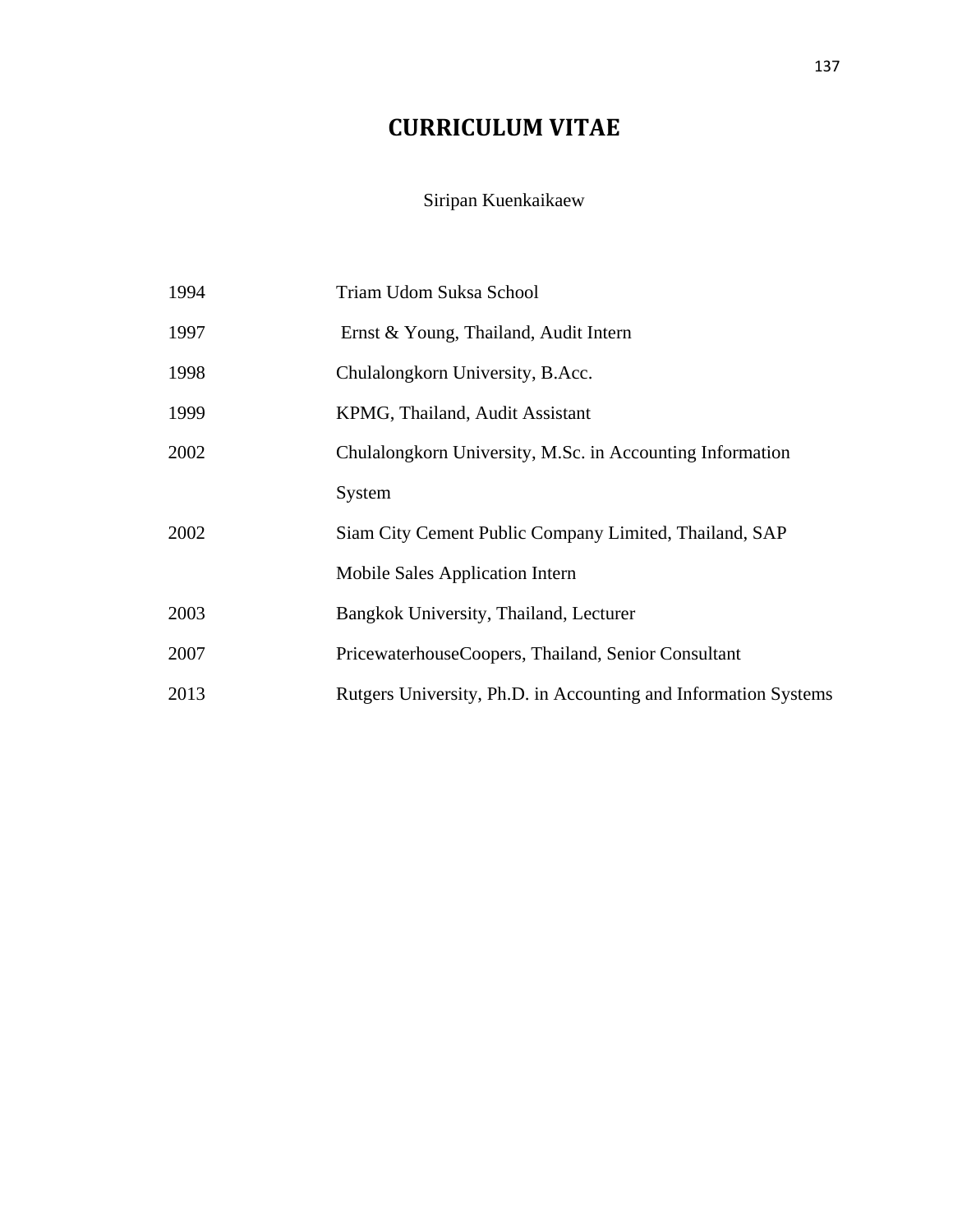# CURRICULUM VITAE

Siripan Kuenkaikaew

| | |
|---|---|
| 1994 | Triam Udom Suksa School |
| 1997 | Ernst & Young, Thailand, Audit Intern |
| 1998 | Chulalongkorn University, B.Acc. |
| 1999 | KPMG, Thailand, Audit Assistant |
| 2002 | Chulalongkorn University, M.Sc. in Accounting Information System |
| 2002 | Siam City Cement Public Company Limited, Thailand, SAP Mobile Sales Application Intern |
| 2003 | Bangkok University, Thailand, Lecturer |
| 2007 | PricewaterhouseCoopers, Thailand, Senior Consultant |
| 2013 | Rutgers University, Ph.D. in Accounting and Information Systems |